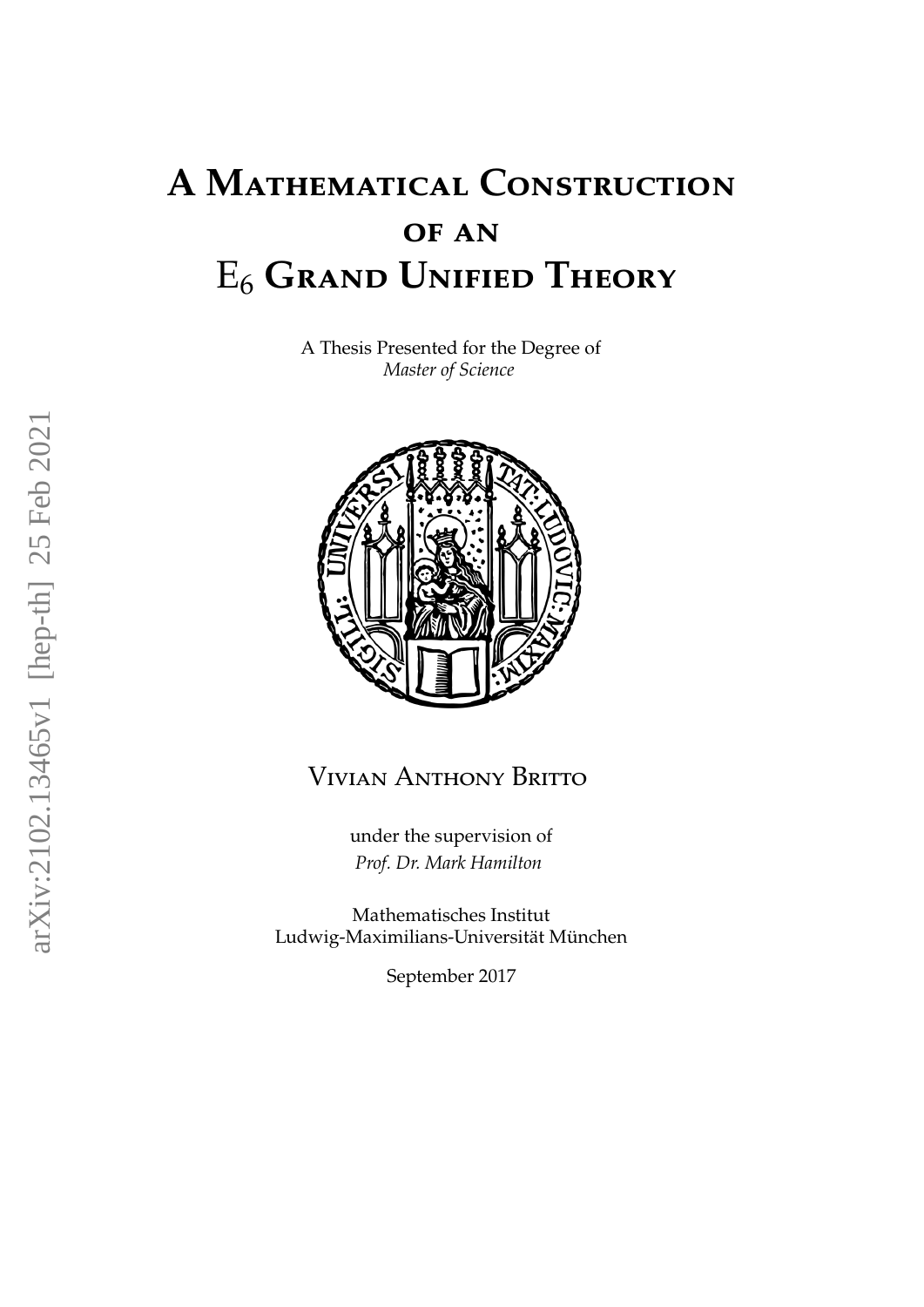# A Mathematical Construction of an $E_6$ Grand Unified Theory

A Thesis Presented for the Degree of
*Master of Science*

Vivian Anthony Britto

under the supervision of
*Prof. Dr. Mark Hamilton*

Mathematisches Institut
Ludwig-Maximilians-Universität München

September 2017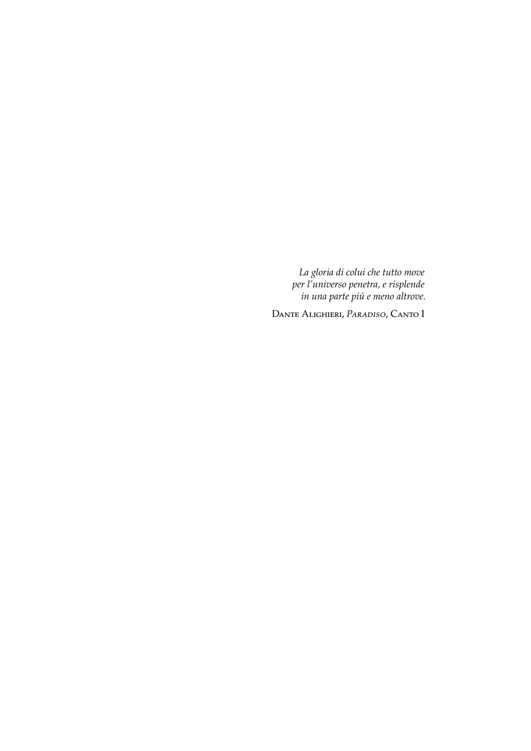*La gloria di colui che tutto move*
*per l'universo penetra, e risplende*
*in una parte piú e meno altrove.*

Dante Alighieri, *Paradiso*, Canto I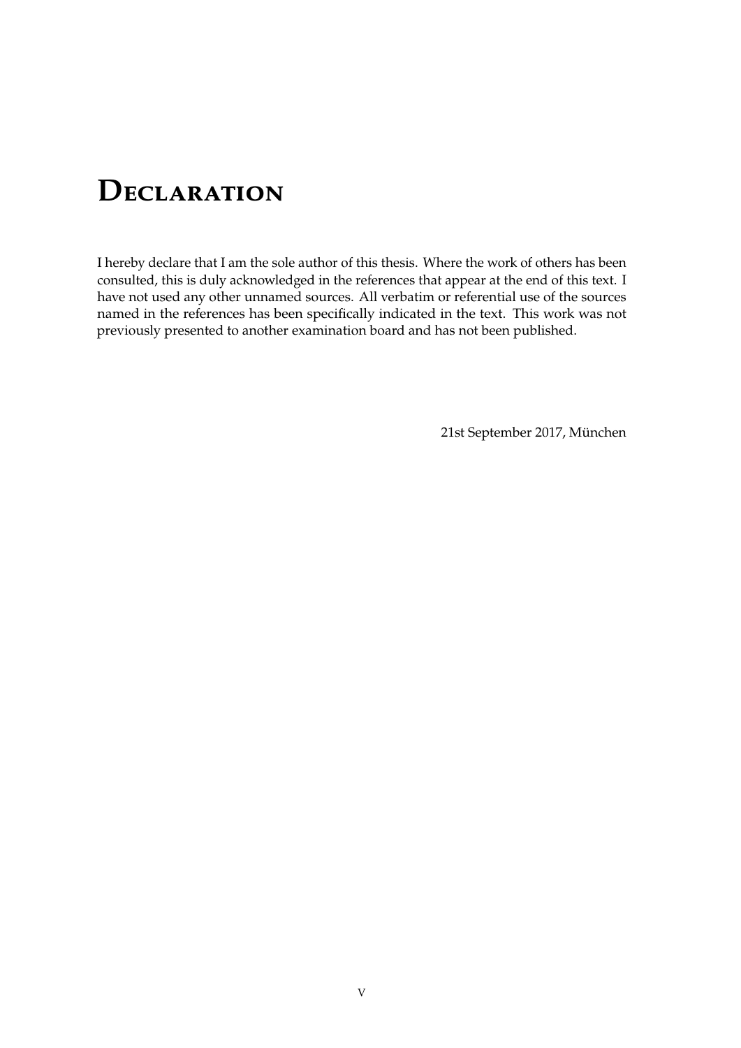# Declaration

I hereby declare that I am the sole author of this thesis. Where the work of others has been consulted, this is duly acknowledged in the references that appear at the end of this text. I have not used any other unnamed sources. All verbatim or referential use of the sources named in the references has been specifically indicated in the text. This work was not previously presented to another examination board and has not been published.

21st September 2017, München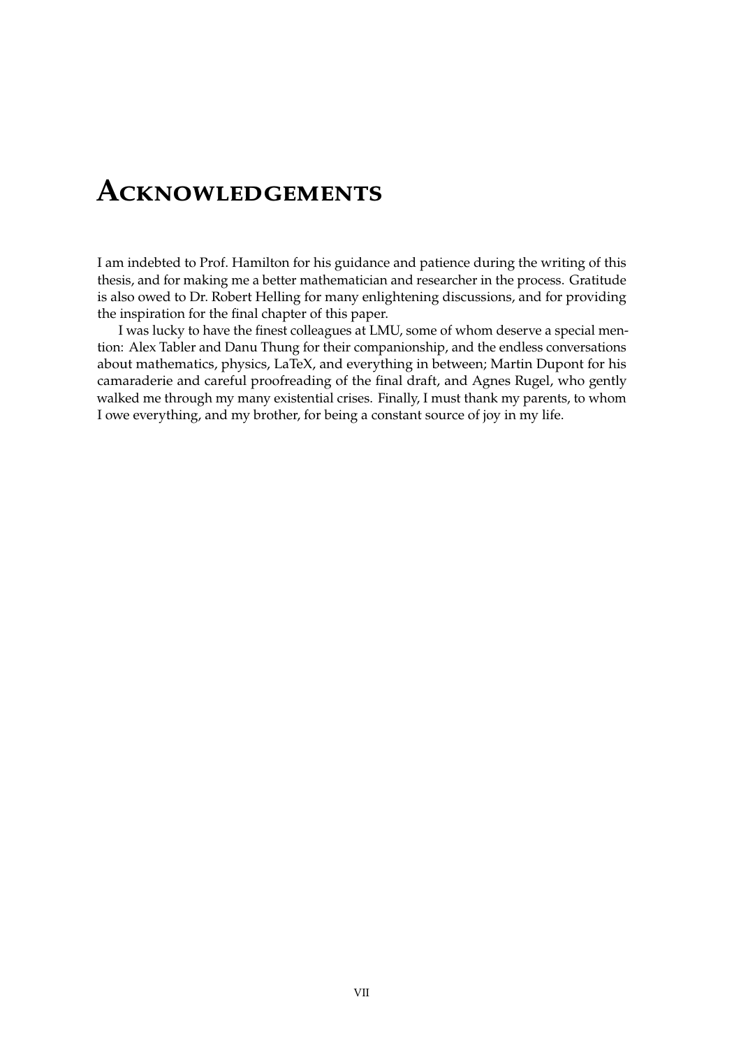# Acknowledgements

I am indebted to Prof. Hamilton for his guidance and patience during the writing of this thesis, and for making me a better mathematician and researcher in the process. Gratitude is also owed to Dr. Robert Helling for many enlightening discussions, and for providing the inspiration for the final chapter of this paper.

I was lucky to have the finest colleagues at LMU, some of whom deserve a special mention: Alex Tabler and Danu Thung for their companionship, and the endless conversations about mathematics, physics, LaTeX, and everything in between; Martin Dupont for his camaraderie and careful proofreading of the final draft, and Agnes Rugel, who gently walked me through my many existential crises. Finally, I must thank my parents, to whom I owe everything, and my brother, for being a constant source of joy in my life.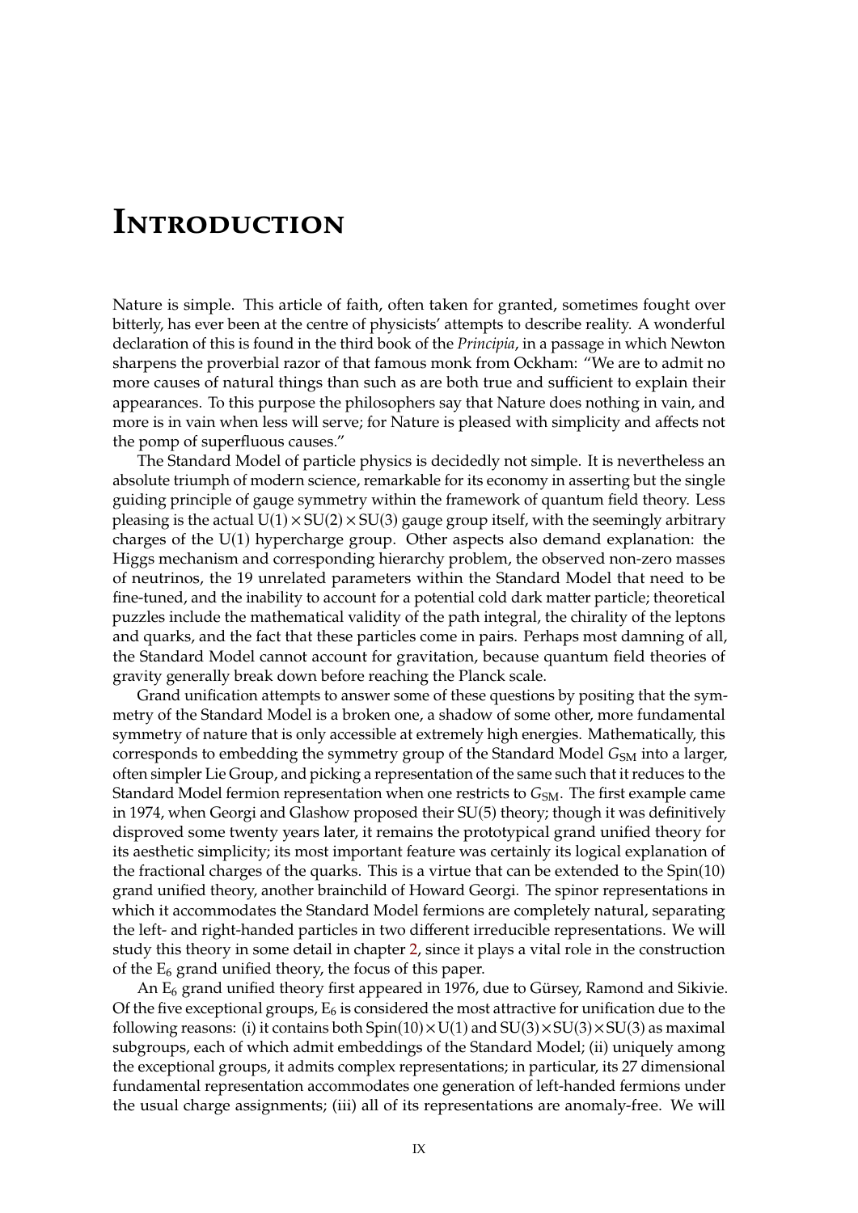# Introduction

Nature is simple. This article of faith, often taken for granted, sometimes fought over bitterly, has ever been at the centre of physicists' attempts to describe reality. A wonderful declaration of this is found in the third book of the *Principia*, in a passage in which Newton sharpens the proverbial razor of that famous monk from Ockham: "We are to admit no more causes of natural things than such as are both true and sufficient to explain their appearances. To this purpose the philosophers say that Nature does nothing in vain, and more is in vain when less will serve; for Nature is pleased with simplicity and affects not the pomp of superfluous causes."

The Standard Model of particle physics is decidedly not simple. It is nevertheless an absolute triumph of modern science, remarkable for its economy in asserting but the single guiding principle of gauge symmetry within the framework of quantum field theory. Less pleasing is the actual $\mathrm{U}(1) \times \mathrm{SU}(2) \times \mathrm{SU}(3)$ gauge group itself, with the seemingly arbitrary charges of the U(1) hypercharge group. Other aspects also demand explanation: the Higgs mechanism and corresponding hierarchy problem, the observed non-zero masses of neutrinos, the 19 unrelated parameters within the Standard Model that need to be fine-tuned, and the inability to account for a potential cold dark matter particle; theoretical puzzles include the mathematical validity of the path integral, the chirality of the leptons and quarks, and the fact that these particles come in pairs. Perhaps most damning of all, the Standard Model cannot account for gravitation, because quantum field theories of gravity generally break down before reaching the Planck scale.

Grand unification attempts to answer some of these questions by positing that the symmetry of the Standard Model is a broken one, a shadow of some other, more fundamental symmetry of nature that is only accessible at extremely high energies. Mathematically, this corresponds to embedding the symmetry group of the Standard Model $G_{\mathrm{SM}}$ into a larger, often simpler Lie Group, and picking a representation of the same such that it reduces to the Standard Model fermion representation when one restricts to $G_{\mathrm{SM}}$. The first example came in 1974, when Georgi and Glashow proposed their SU(5) theory; though it was definitively disproved some twenty years later, it remains the prototypical grand unified theory for its aesthetic simplicity; its most important feature was certainly its logical explanation of the fractional charges of the quarks. This is a virtue that can be extended to the Spin(10) grand unified theory, another brainchild of Howard Georgi. The spinor representations in which it accommodates the Standard Model fermions are completely natural, separating the left- and right-handed particles in two different irreducible representations. We will study this theory in some detail in chapter 2, since it plays a vital role in the construction of the $\mathrm{E}_6$ grand unified theory, the focus of this paper.

An $\mathrm{E}_6$ grand unified theory first appeared in 1976, due to Gürsey, Ramond and Sikivie. Of the five exceptional groups, $\mathrm{E}_6$ is considered the most attractive for unification due to the following reasons: (i) it contains both $\mathrm{Spin}(10) \times \mathrm{U}(1)$ and $\mathrm{SU}(3) \times \mathrm{SU}(3) \times \mathrm{SU}(3)$ as maximal subgroups, each of which admit embeddings of the Standard Model; (ii) uniquely among the exceptional groups, it admits complex representations; in particular, its 27 dimensional fundamental representation accommodates one generation of left-handed fermions under the usual charge assignments; (iii) all of its representations are anomaly-free. We will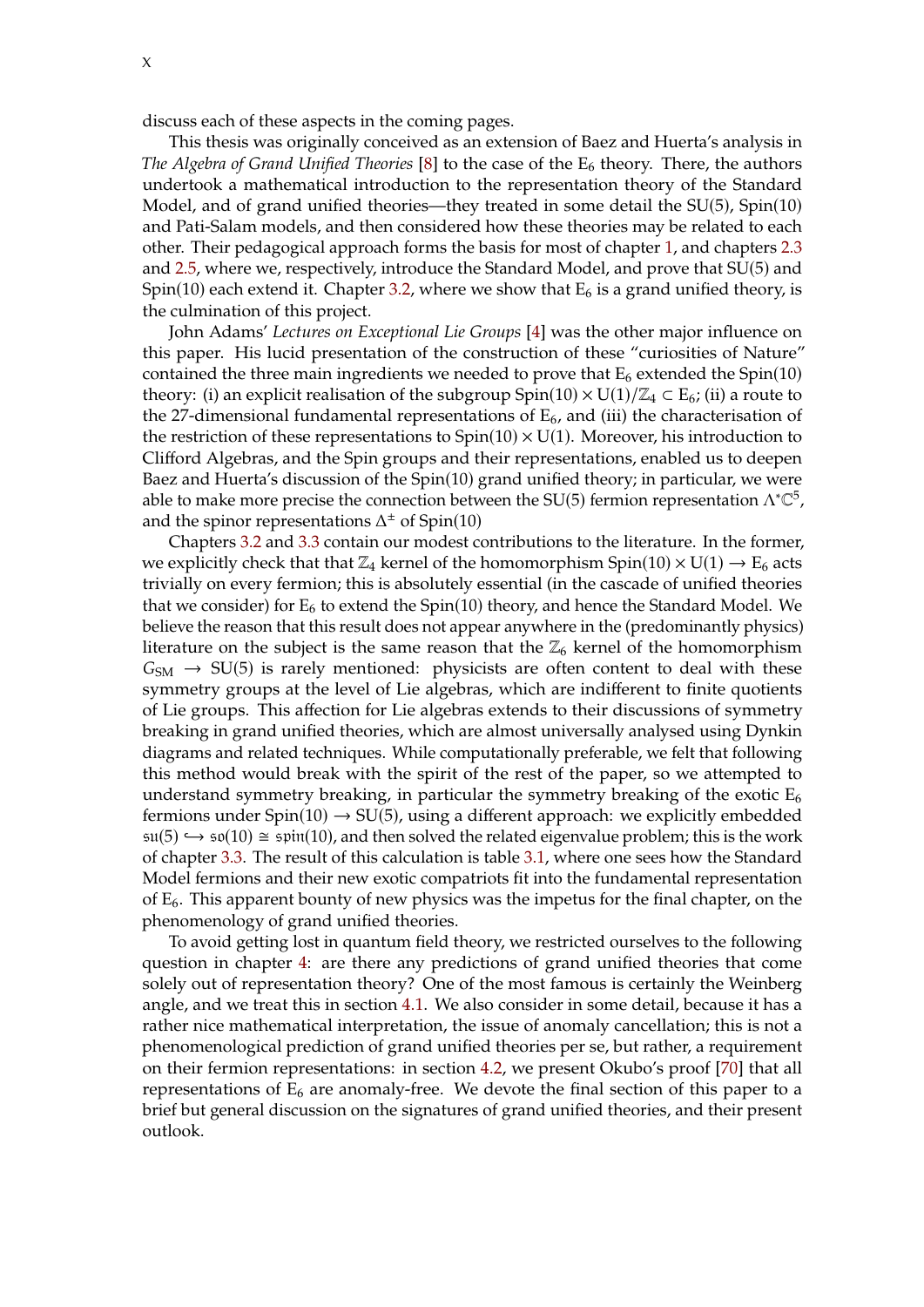discuss each of these aspects in the coming pages.

This thesis was originally conceived as an extension of Baez and Huerta's analysis in *The Algebra of Grand Unified Theories* [8] to the case of the $E_6$ theory. There, the authors undertook a mathematical introduction to the representation theory of the Standard Model, and of grand unified theories—they treated in some detail the SU(5), Spin(10) and Pati-Salam models, and then considered how these theories may be related to each other. Their pedagogical approach forms the basis for most of chapter 1, and chapters 2.3 and 2.5, where we, respectively, introduce the Standard Model, and prove that SU(5) and Spin(10) each extend it. Chapter 3.2, where we show that $E_6$ is a grand unified theory, is the culmination of this project.

John Adams' *Lectures on Exceptional Lie Groups* [4] was the other major influence on this paper. His lucid presentation of the construction of these "curiosities of Nature" contained the three main ingredients we needed to prove that $E_6$ extended the Spin(10) theory: (i) an explicit realisation of the subgroup $\mathrm{Spin}(10) \times \mathrm{U}(1)/\mathbb{Z}_4 \subset E_6$; (ii) a route to the 27-dimensional fundamental representations of $E_6$, and (iii) the characterisation of the restriction of these representations to $\mathrm{Spin}(10) \times \mathrm{U}(1)$. Moreover, his introduction to Clifford Algebras, and the Spin groups and their representations, enabled us to deepen Baez and Huerta's discussion of the Spin(10) grand unified theory; in particular, we were able to make more precise the connection between the SU(5) fermion representation $\Lambda^*\mathbb{C}^5$, and the spinor representations $\Delta^\pm$ of Spin(10)

Chapters 3.2 and 3.3 contain our modest contributions to the literature. In the former, we explicitly check that that $\mathbb{Z}_4$ kernel of the homomorphism $\mathrm{Spin}(10) \times \mathrm{U}(1) \to E_6$ acts trivially on every fermion; this is absolutely essential (in the cascade of unified theories that we consider) for $E_6$ to extend the Spin(10) theory, and hence the Standard Model. We believe the reason that this result does not appear anywhere in the (predominantly physics) literature on the subject is the same reason that the $\mathbb{Z}_6$ kernel of the homomorphism $G_{\mathrm{SM}} \to \mathrm{SU}(5)$ is rarely mentioned: physicists are often content to deal with these symmetry groups at the level of Lie algebras, which are indifferent to finite quotients of Lie groups. This affection for Lie algebras extends to their discussions of symmetry breaking in grand unified theories, which are almost universally analysed using Dynkin diagrams and related techniques. While computationally preferable, we felt that following this method would break with the spirit of the rest of the paper, so we attempted to understand symmetry breaking, in particular the symmetry breaking of the exotic $E_6$ fermions under $\mathrm{Spin}(10) \to \mathrm{SU}(5)$, using a different approach: we explicitly embedded $\mathfrak{su}(5) \hookrightarrow \mathfrak{so}(10) \cong \mathfrak{spin}(10)$, and then solved the related eigenvalue problem; this is the work of chapter 3.3. The result of this calculation is table 3.1, where one sees how the Standard Model fermions and their new exotic compatriots fit into the fundamental representation of $E_6$. This apparent bounty of new physics was the impetus for the final chapter, on the phenomenology of grand unified theories.

To avoid getting lost in quantum field theory, we restricted ourselves to the following question in chapter 4: are there any predictions of grand unified theories that come solely out of representation theory? One of the most famous is certainly the Weinberg angle, and we treat this in section 4.1. We also consider in some detail, because it has a rather nice mathematical interpretation, the issue of anomaly cancellation; this is not a phenomenological prediction of grand unified theories per se, but rather, a requirement on their fermion representations: in section 4.2, we present Okubo's proof [70] that all representations of $E_6$ are anomaly-free. We devote the final section of this paper to a brief but general discussion on the signatures of grand unified theories, and their present outlook.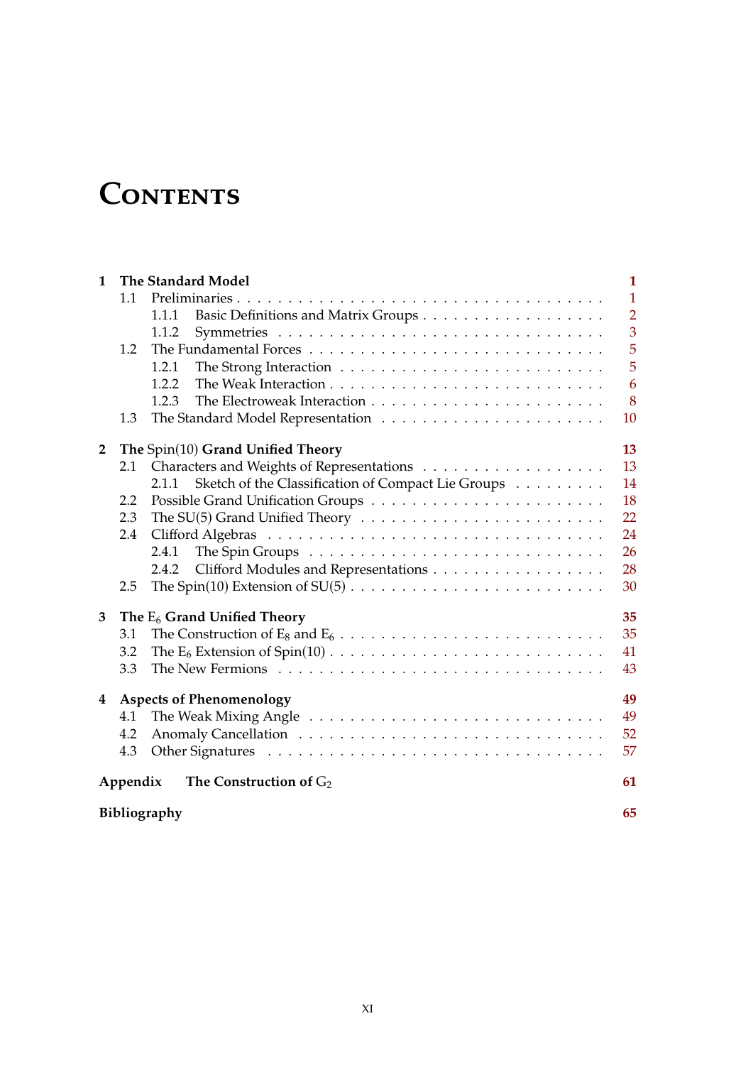# Contents

**1 The Standard Model** **1**

- 1.1 Preliminaries . . . 1
  - 1.1.1 Basic Definitions and Matrix Groups . . . 2
  - 1.1.2 Symmetries . . . 3
- 1.2 The Fundamental Forces . . . 5
  - 1.2.1 The Strong Interaction . . . 5
  - 1.2.2 The Weak Interaction . . . 6
  - 1.2.3 The Electroweak Interaction . . . 8
- 1.3 The Standard Model Representation . . . 10

**2 The Spin(10) Grand Unified Theory** **13**

- 2.1 Characters and Weights of Representations . . . 13
  - 2.1.1 Sketch of the Classification of Compact Lie Groups . . . 14
- 2.2 Possible Grand Unification Groups . . . 18
- 2.3 The SU(5) Grand Unified Theory . . . 22
- 2.4 Clifford Algebras . . . 24
  - 2.4.1 The Spin Groups . . . 26
  - 2.4.2 Clifford Modules and Representations . . . 28
- 2.5 The Spin(10) Extension of SU(5) . . . 30

**3 The $E_6$ Grand Unified Theory** **35**

- 3.1 The Construction of $E_8$ and $E_6$ . . . 35
- 3.2 The $E_6$ Extension of Spin(10) . . . 41
- 3.3 The New Fermions . . . 43

**4 Aspects of Phenomenology** **49**

- 4.1 The Weak Mixing Angle . . . 49
- 4.2 Anomaly Cancellation . . . 52
- 4.3 Other Signatures . . . 57

**Appendix The Construction of $G_2$** **61**

**Bibliography** **65**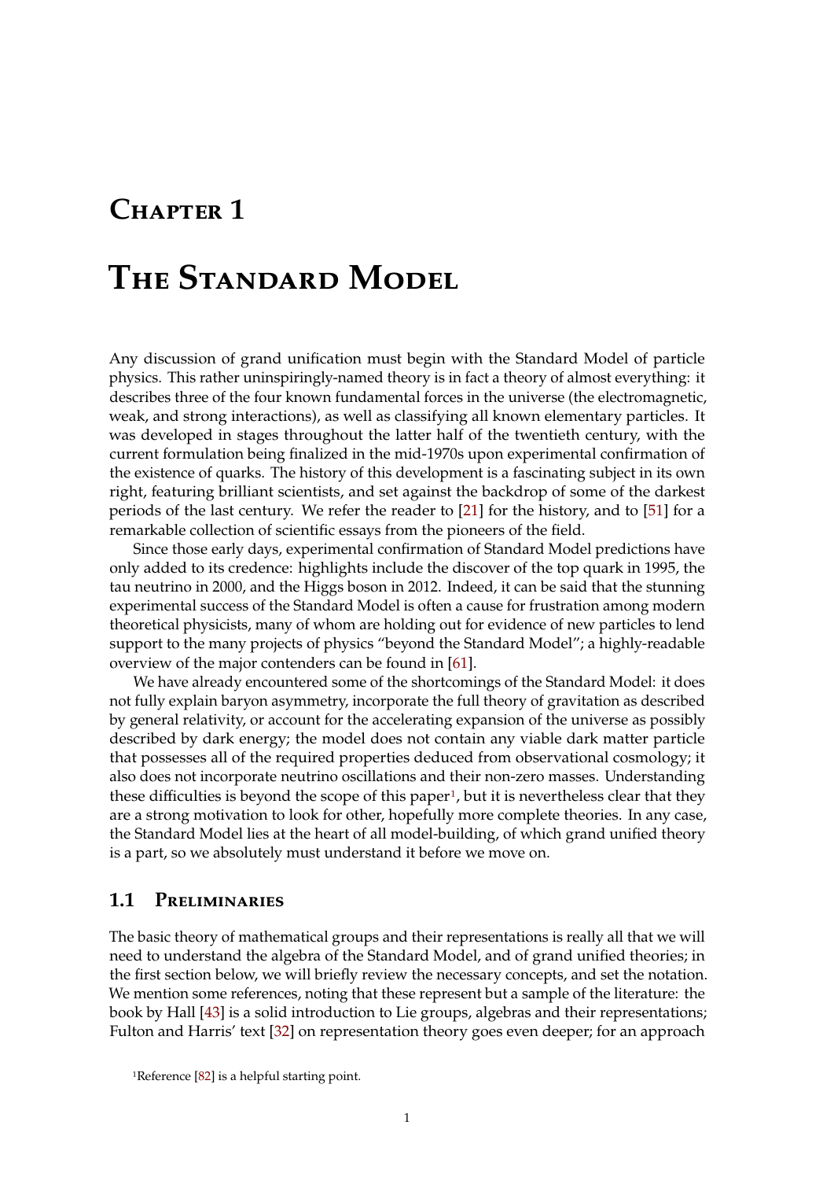# Chapter 1

# The Standard Model

Any discussion of grand unification must begin with the Standard Model of particle physics. This rather uninspiringly-named theory is in fact a theory of almost everything: it describes three of the four known fundamental forces in the universe (the electromagnetic, weak, and strong interactions), as well as classifying all known elementary particles. It was developed in stages throughout the latter half of the twentieth century, with the current formulation being finalized in the mid-1970s upon experimental confirmation of the existence of quarks. The history of this development is a fascinating subject in its own right, featuring brilliant scientists, and set against the backdrop of some of the darkest periods of the last century. We refer the reader to [21] for the history, and to [51] for a remarkable collection of scientific essays from the pioneers of the field.

Since those early days, experimental confirmation of Standard Model predictions have only added to its credence: highlights include the discover of the top quark in 1995, the tau neutrino in 2000, and the Higgs boson in 2012. Indeed, it can be said that the stunning experimental success of the Standard Model is often a cause for frustration among modern theoretical physicists, many of whom are holding out for evidence of new particles to lend support to the many projects of physics "beyond the Standard Model"; a highly-readable overview of the major contenders can be found in [61].

We have already encountered some of the shortcomings of the Standard Model: it does not fully explain baryon asymmetry, incorporate the full theory of gravitation as described by general relativity, or account for the accelerating expansion of the universe as possibly described by dark energy; the model does not contain any viable dark matter particle that possesses all of the required properties deduced from observational cosmology; it also does not incorporate neutrino oscillations and their non-zero masses. Understanding these difficulties is beyond the scope of this paper[1], but it is nevertheless clear that they are a strong motivation to look for other, hopefully more complete theories. In any case, the Standard Model lies at the heart of all model-building, of which grand unified theory is a part, so we absolutely must understand it before we move on.

## 1.1 Preliminaries

The basic theory of mathematical groups and their representations is really all that we will need to understand the algebra of the Standard Model, and of grand unified theories; in the first section below, we will briefly review the necessary concepts, and set the notation. We mention some references, noting that these represent but a sample of the literature: the book by Hall [43] is a solid introduction to Lie groups, algebras and their representations; Fulton and Harris' text [32] on representation theory goes even deeper; for an approach

[1] Reference [82] is a helpful starting point.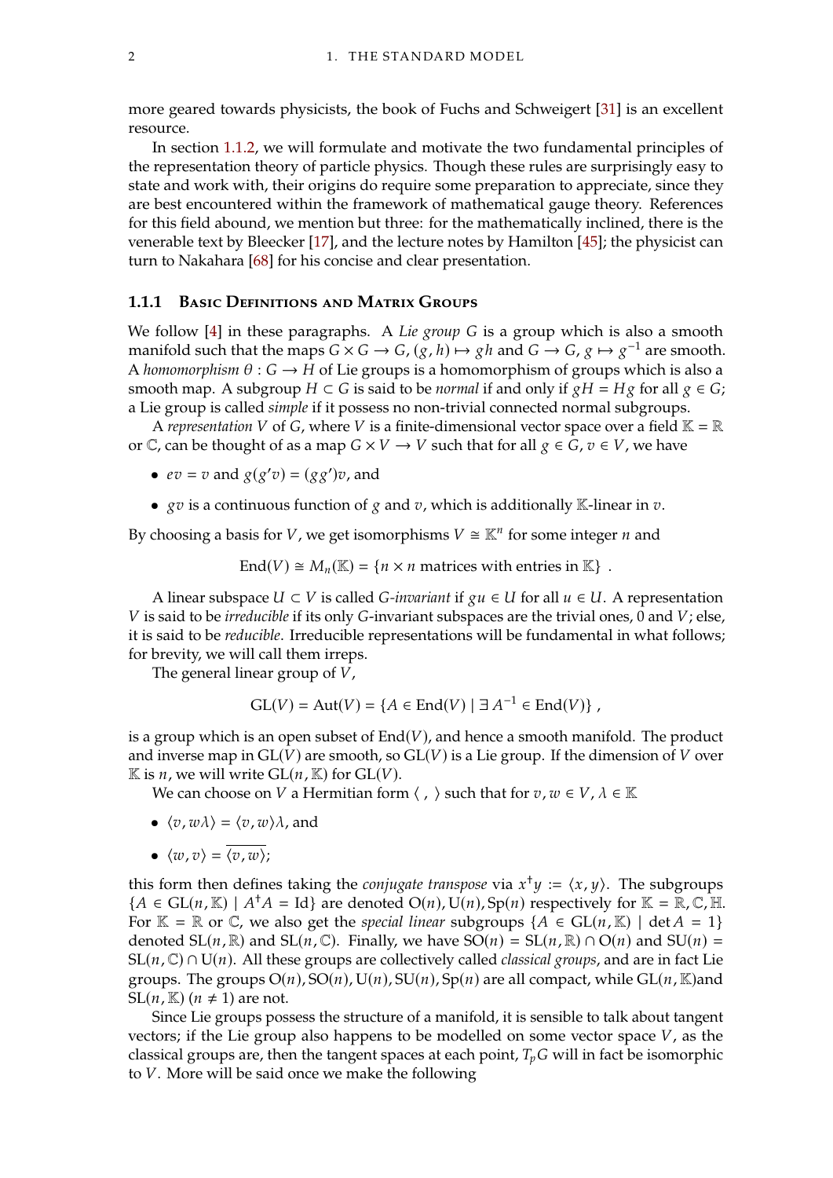more geared towards physicists, the book of Fuchs and Schweigert [31] is an excellent resource.

In section 1.1.2, we will formulate and motivate the two fundamental principles of the representation theory of particle physics. Though these rules are surprisingly easy to state and work with, their origins do require some preparation to appreciate, since they are best encountered within the framework of mathematical gauge theory. References for this field abound, we mention but three: for the mathematically inclined, there is the venerable text by Bleecker [17], and the lecture notes by Hamilton [45]; the physicist can turn to Nakahara [68] for his concise and clear presentation.

### 1.1.1 Basic Definitions and Matrix Groups

We follow [4] in these paragraphs. A *Lie group* $G$ is a group which is also a smooth manifold such that the maps $G \times G \to G$, $(g, h) \mapsto gh$ and $G \to G$, $g \mapsto g^{-1}$ are smooth. A *homomorphism* $\theta : G \to H$ of Lie groups is a homomorphism of groups which is also a smooth map. A subgroup $H \subset G$ is said to be *normal* if and only if $gH = Hg$ for all $g \in G$; a Lie group is called *simple* if it possess no non-trivial connected normal subgroups.

A *representation* $V$ of $G$, where $V$ is a finite-dimensional vector space over a field $\mathbb{K} = \mathbb{R}$ or $\mathbb{C}$, can be thought of as a map $G \times V \to V$ such that for all $g \in G$, $v \in V$, we have

- $ev = v$ and $g(g'v) = (gg')v$, and
- $gv$ is a continuous function of $g$ and $v$, which is additionally $\mathbb{K}$-linear in $v$.

By choosing a basis for $V$, we get isomorphisms $V \cong \mathbb{K}^n$ for some integer $n$ and

$$\mathrm{End}(V) \cong M_n(\mathbb{K}) = \{n \times n \text{ matrices with entries in } \mathbb{K}\} \ .$$

A linear subspace $U \subset V$ is called *G-invariant* if $gu \in U$ for all $u \in U$. A representation $V$ is said to be *irreducible* if its only $G$-invariant subspaces are the trivial ones, 0 and $V$; else, it is said to be *reducible*. Irreducible representations will be fundamental in what follows; for brevity, we will call them irreps.

The general linear group of $V$,

$$\mathrm{GL}(V) = \mathrm{Aut}(V) = \{A \in \mathrm{End}(V) \mid \exists\, A^{-1} \in \mathrm{End}(V)\} \ ,$$

is a group which is an open subset of $\mathrm{End}(V)$, and hence a smooth manifold. The product and inverse map in $\mathrm{GL}(V)$ are smooth, so $\mathrm{GL}(V)$ is a Lie group. If the dimension of $V$ over $\mathbb{K}$ is $n$, we will write $\mathrm{GL}(n, \mathbb{K})$ for $\mathrm{GL}(V)$.

We can choose on $V$ a Hermitian form $\langle\ ,\ \rangle$ such that for $v, w \in V$, $\lambda \in \mathbb{K}$

- $\langle v, w\lambda\rangle = \langle v, w\rangle\lambda$, and
- $\langle w, v\rangle = \overline{\langle v, w\rangle}$;

this form then defines taking the *conjugate transpose* via $x^\dagger y := \langle x, y\rangle$. The subgroups $\{A \in \mathrm{GL}(n, \mathbb{K}) \mid A^\dagger A = \mathrm{Id}\}$ are denoted $\mathrm{O}(n), \mathrm{U}(n), \mathrm{Sp}(n)$ respectively for $\mathbb{K} = \mathbb{R}, \mathbb{C}, \mathbb{H}$. For $\mathbb{K} = \mathbb{R}$ or $\mathbb{C}$, we also get the *special linear* subgroups $\{A \in \mathrm{GL}(n, \mathbb{K}) \mid \det A = 1\}$ denoted $\mathrm{SL}(n, \mathbb{R})$ and $\mathrm{SL}(n, \mathbb{C})$. Finally, we have $\mathrm{SO}(n) = \mathrm{SL}(n, \mathbb{R}) \cap \mathrm{O}(n)$ and $\mathrm{SU}(n) = \mathrm{SL}(n, \mathbb{C}) \cap \mathrm{U}(n)$. All these groups are collectively called *classical groups*, and are in fact Lie groups. The groups $\mathrm{O}(n), \mathrm{SO}(n), \mathrm{U}(n), \mathrm{SU}(n), \mathrm{Sp}(n)$ are all compact, while $\mathrm{GL}(n, \mathbb{K})$and $\mathrm{SL}(n, \mathbb{K})$ ($n \neq 1$) are not.

Since Lie groups possess the structure of a manifold, it is sensible to talk about tangent vectors; if the Lie group also happens to be modelled on some vector space $V$, as the classical groups are, then the tangent spaces at each point, $T_pG$ will in fact be isomorphic to $V$. More will be said once we make the following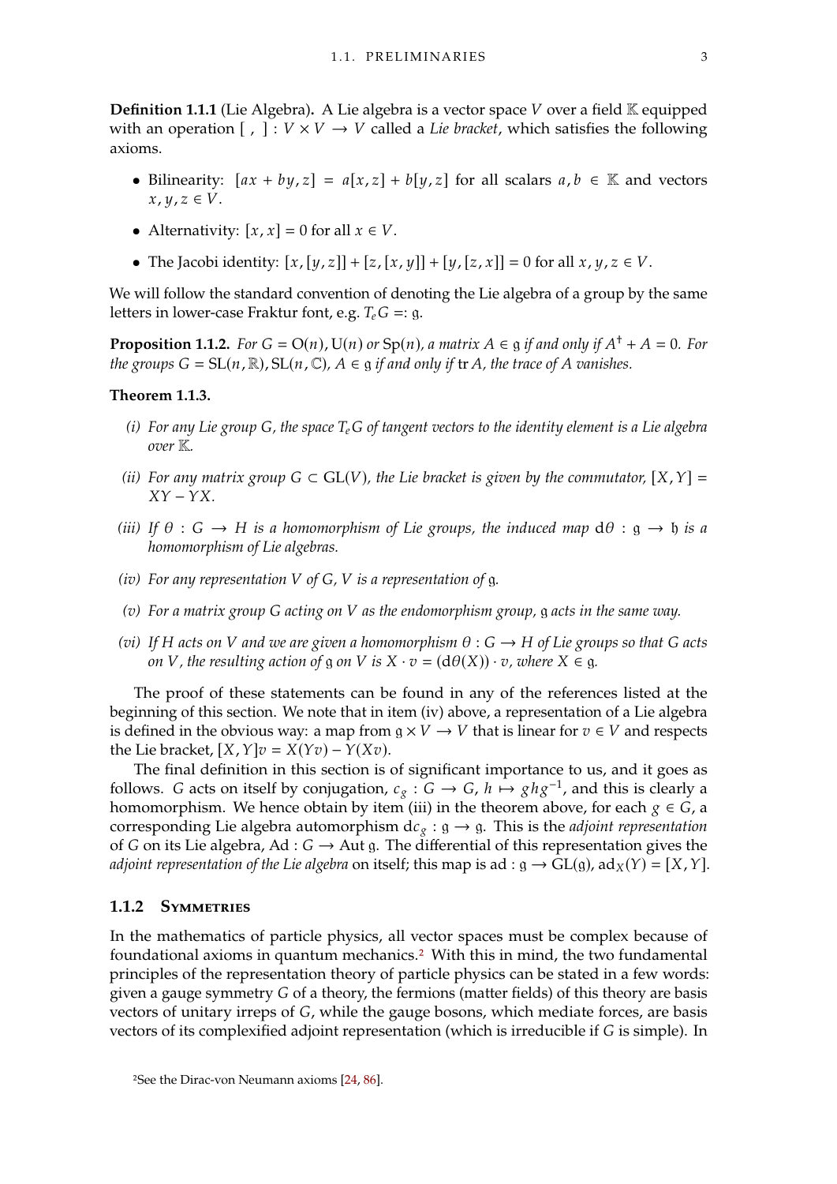**Definition 1.1.1** (Lie Algebra)**.** A Lie algebra is a vector space $V$ over a field $\mathbb{K}$ equipped with an operation $[\ ,\ ] : V \times V \to V$ called a *Lie bracket*, which satisfies the following axioms.

- Bilinearity: $[ax + by, z] = a[x, z] + b[y, z]$ for all scalars $a, b \in \mathbb{K}$ and vectors $x, y, z \in V$.
- Alternativity: $[x, x] = 0$ for all $x \in V$.
- The Jacobi identity: $[x, [y, z]] + [z, [x, y]] + [y, [z, x]] = 0$ for all $x, y, z \in V$.

We will follow the standard convention of denoting the Lie algebra of a group by the same letters in lower-case Fraktur font, e.g. $T_e G =: \mathfrak{g}$.

**Proposition 1.1.2.** *For $G = \mathrm{O}(n), \mathrm{U}(n)$ or $\mathrm{Sp}(n)$, a matrix $A \in \mathfrak{g}$ if and only if $A^\dagger + A = 0$. For the groups $G = \mathrm{SL}(n, \mathbb{R}), \mathrm{SL}(n, \mathbb{C})$, $A \in \mathfrak{g}$ if and only if $\operatorname{tr} A$, the trace of $A$ vanishes.*

**Theorem 1.1.3.**

*(i) For any Lie group $G$, the space $T_e G$ of tangent vectors to the identity element is a Lie algebra over $\mathbb{K}$.*

*(ii) For any matrix group $G \subset \mathrm{GL}(V)$, the Lie bracket is given by the commutator, $[X, Y] = XY - YX$.*

*(iii) If $\theta : G \to H$ is a homomorphism of Lie groups, the induced map $\mathrm{d}\theta : \mathfrak{g} \to \mathfrak{h}$ is a homomorphism of Lie algebras.*

*(iv) For any representation $V$ of $G$, $V$ is a representation of $\mathfrak{g}$.*

*(v) For a matrix group $G$ acting on $V$ as the endomorphism group, $\mathfrak{g}$ acts in the same way.*

*(vi) If $H$ acts on $V$ and we are given a homomorphism $\theta : G \to H$ of Lie groups so that $G$ acts on $V$, the resulting action of $\mathfrak{g}$ on $V$ is $X \cdot v = (\mathrm{d}\theta(X)) \cdot v$, where $X \in \mathfrak{g}$.*

The proof of these statements can be found in any of the references listed at the beginning of this section. We note that in item (iv) above, a representation of a Lie algebra is defined in the obvious way: a map from $\mathfrak{g} \times V \to V$ that is linear for $v \in V$ and respects the Lie bracket, $[X, Y]v = X(Yv) - Y(Xv)$.

The final definition in this section is of significant importance to us, and it goes as follows. $G$ acts on itself by conjugation, $c_g : G \to G$, $h \mapsto ghg^{-1}$, and this is clearly a homomorphism. We hence obtain by item (iii) in the theorem above, for each $g \in G$, a corresponding Lie algebra automorphism $\mathrm{d}c_g : \mathfrak{g} \to \mathfrak{g}$. This is the *adjoint representation* of $G$ on its Lie algebra, $\mathrm{Ad} : G \to \mathrm{Aut}\, \mathfrak{g}$. The differential of this representation gives the *adjoint representation of the Lie algebra* on itself; this map is $\mathrm{ad} : \mathfrak{g} \to \mathrm{GL}(\mathfrak{g})$, $\mathrm{ad}_X(Y) = [X, Y]$.

### 1.1.2 Symmetries

In the mathematics of particle physics, all vector spaces must be complex because of foundational axioms in quantum mechanics.[2] With this in mind, the two fundamental principles of the representation theory of particle physics can be stated in a few words: given a gauge symmetry $G$ of a theory, the fermions (matter fields) of this theory are basis vectors of unitary irreps of $G$, while the gauge bosons, which mediate forces, are basis vectors of its complexified adjoint representation (which is irreducible if $G$ is simple). In

[2] See the Dirac-von Neumann axioms [24, 86].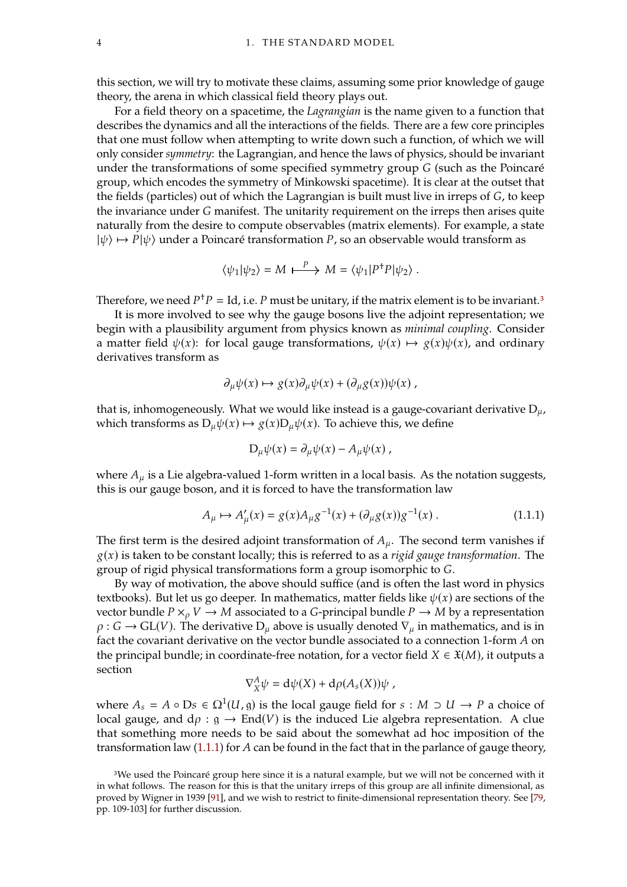this section, we will try to motivate these claims, assuming some prior knowledge of gauge theory, the arena in which classical field theory plays out.

For a field theory on a spacetime, the *Lagrangian* is the name given to a function that describes the dynamics and all the interactions of the fields. There are a few core principles that one must follow when attempting to write down such a function, of which we will only consider *symmetry*: the Lagrangian, and hence the laws of physics, should be invariant under the transformations of some specified symmetry group $G$ (such as the Poincaré group, which encodes the symmetry of Minkowski spacetime). It is clear at the outset that the fields (particles) out of which the Lagrangian is built must live in irreps of $G$, to keep the invariance under $G$ manifest. The unitarity requirement on the irreps then arises quite naturally from the desire to compute observables (matrix elements). For example, a state $|\psi\rangle \mapsto P|\psi\rangle$ under a Poincaré transformation $P$, so an observable would transform as

$$\langle \psi_1|\psi_2\rangle = M \overset{P}{\longmapsto} M = \langle \psi_1|P^\dagger P|\psi_2\rangle \ .$$

Therefore, we need $P^\dagger P = \mathrm{Id}$, i.e. $P$ must be unitary, if the matrix element is to be invariant.[3]

It is more involved to see why the gauge bosons live the adjoint representation; we begin with a plausibility argument from physics known as *minimal coupling*. Consider a matter field $\psi(x)$: for local gauge transformations, $\psi(x) \mapsto g(x)\psi(x)$, and ordinary derivatives transform as

$$\partial_\mu \psi(x) \mapsto g(x)\partial_\mu \psi(x) + (\partial_\mu g(x))\psi(x) \ ,$$

that is, inhomogeneously. What we would like instead is a gauge-covariant derivative $\mathrm{D}_\mu$, which transforms as $\mathrm{D}_\mu\psi(x) \mapsto g(x)\mathrm{D}_\mu\psi(x)$. To achieve this, we define

$$\mathrm{D}_\mu\psi(x) = \partial_\mu\psi(x) - A_\mu\psi(x) \ ,$$

where $A_\mu$ is a Lie algebra-valued 1-form written in a local basis. As the notation suggests, this is our gauge boson, and it is forced to have the transformation law

$$A_\mu \mapsto A'_\mu(x) = g(x)A_\mu g^{-1}(x) + (\partial_\mu g(x))g^{-1}(x) \ . \tag{1.1.1}$$

The first term is the desired adjoint transformation of $A_\mu$. The second term vanishes if $g(x)$ is taken to be constant locally; this is referred to as a *rigid gauge transformation*. The group of rigid physical transformations form a group isomorphic to $G$.

By way of motivation, the above should suffice (and is often the last word in physics textbooks). But let us go deeper. In mathematics, matter fields like $\psi(x)$ are sections of the vector bundle $P \times_\rho V \to M$ associated to a $G$-principal bundle $P \to M$ by a representation $\rho : G \to \mathrm{GL}(V)$. The derivative $\mathrm{D}_\mu$ above is usually denoted $\nabla_\mu$ in mathematics, and is in fact the covariant derivative on the vector bundle associated to a connection 1-form $A$ on the principal bundle; in coordinate-free notation, for a vector field $X \in \mathfrak{X}(M)$, it outputs a section

$$\nabla^A_X \psi = \mathrm{d}\psi(X) + \mathrm{d}\rho(A_s(X))\psi \ ,$$

where $A_s = A \circ \mathrm{D}s \in \Omega^1(U, \mathfrak{g})$ is the local gauge field for $s : M \supset U \to P$ a choice of local gauge, and $\mathrm{d}\rho : \mathfrak{g} \to \mathrm{End}(V)$ is the induced Lie algebra representation. A clue that something more needs to be said about the somewhat ad hoc imposition of the transformation law (1.1.1) for $A$ can be found in the fact that in the parlance of gauge theory,

[3] We used the Poincaré group here since it is a natural example, but we will not be concerned with it in what follows. The reason for this is that the unitary irreps of this group are all infinite dimensional, as proved by Wigner in 1939 [91], and we wish to restrict to finite-dimensional representation theory. See [79, pp. 109-103] for further discussion.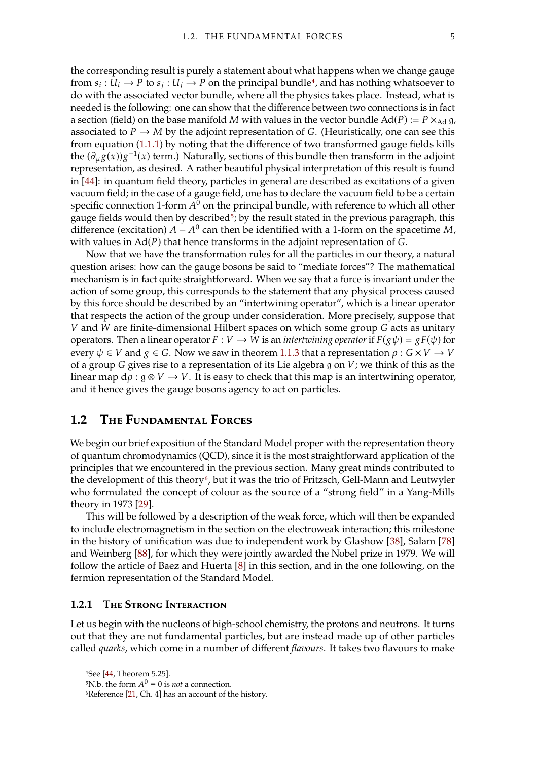the corresponding result is purely a statement about what happens when we change gauge from $s_i : U_i \to P$ to $s_j : U_j \to P$ on the principal bundle[4], and has nothing whatsoever to do with the associated vector bundle, where all the physics takes place. Instead, what is needed is the following: one can show that the difference between two connections is in fact a section (field) on the base manifold $M$ with values in the vector bundle $\mathrm{Ad}(P) := P \times_{\mathrm{Ad}} \mathfrak{g}$, associated to $P \to M$ by the adjoint representation of $G$. (Heuristically, one can see this from equation (1.1.1) by noting that the difference of two transformed gauge fields kills the $(\partial_\mu g(x))g^{-1}(x)$ term.) Naturally, sections of this bundle then transform in the adjoint representation, as desired. A rather beautiful physical interpretation of this result is found in [44]: in quantum field theory, particles in general are described as excitations of a given vacuum field; in the case of a gauge field, one has to declare the vacuum field to be a certain specific connection 1-form $A^0$ on the principal bundle, with reference to which all other gauge fields would then by described[5]; by the result stated in the previous paragraph, this difference (excitation) $A - A^0$ can then be identified with a 1-form on the spacetime $M$, with values in $\mathrm{Ad}(P)$ that hence transforms in the adjoint representation of $G$.

Now that we have the transformation rules for all the particles in our theory, a natural question arises: how can the gauge bosons be said to "mediate forces"? The mathematical mechanism is in fact quite straightforward. When we say that a force is invariant under the action of some group, this corresponds to the statement that any physical process caused by this force should be described by an "intertwining operator", which is a linear operator that respects the action of the group under consideration. More precisely, suppose that $V$ and $W$ are finite-dimensional Hilbert spaces on which some group $G$ acts as unitary operators. Then a linear operator $F : V \to W$ is an *intertwining operator* if $F(g\psi) = gF(\psi)$ for every $\psi \in V$ and $g \in G$. Now we saw in theorem 1.1.3 that a representation $\rho : G \times V \to V$ of a group $G$ gives rise to a representation of its Lie algebra $\mathfrak{g}$ on $V$; we think of this as the linear map $\mathrm{d}\rho : \mathfrak{g} \otimes V \to V$. It is easy to check that this map is an intertwining operator, and it hence gives the gauge bosons agency to act on particles.

## 1.2 The Fundamental Forces

We begin our brief exposition of the Standard Model proper with the representation theory of quantum chromodynamics (QCD), since it is the most straightforward application of the principles that we encountered in the previous section. Many great minds contributed to the development of this theory[6], but it was the trio of Fritzsch, Gell-Mann and Leutwyler who formulated the concept of colour as the source of a "strong field" in a Yang-Mills theory in 1973 [29].

This will be followed by a description of the weak force, which will then be expanded to include electromagnetism in the section on the electroweak interaction; this milestone in the history of unification was due to independent work by Glashow [38], Salam [78] and Weinberg [88], for which they were jointly awarded the Nobel prize in 1979. We will follow the article of Baez and Huerta [8] in this section, and in the one following, on the fermion representation of the Standard Model.

### 1.2.1 The Strong Interaction

Let us begin with the nucleons of high-school chemistry, the protons and neutrons. It turns out that they are not fundamental particles, but are instead made up of other particles called *quarks*, which come in a number of different *flavours*. It takes two flavours to make

[4] See [44, Theorem 5.25].

[5] N.b. the form $A^0 \equiv 0$ is *not* a connection.

[6] Reference [21, Ch. 4] has an account of the history.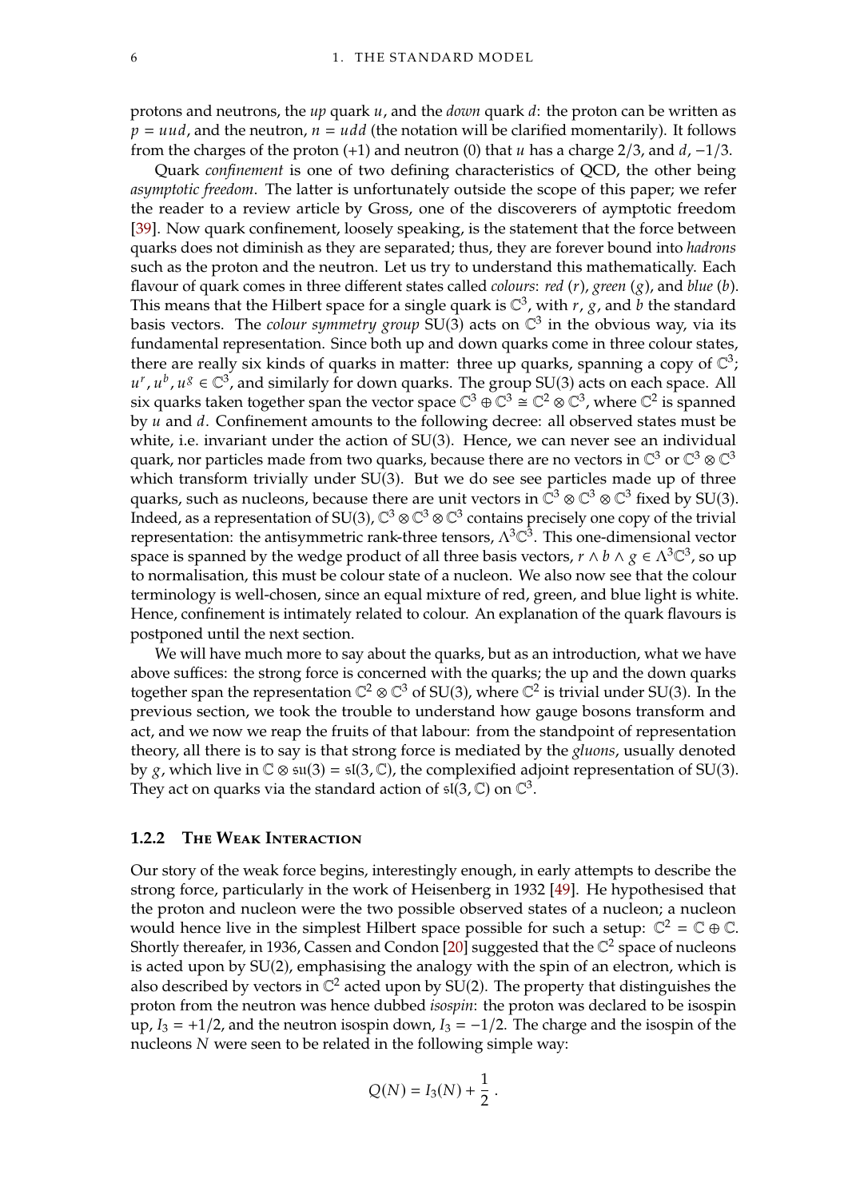protons and neutrons, the *up* quark $u$, and the *down* quark $d$: the proton can be written as $p = uud$, and the neutron, $n = udd$ (the notation will be clarified momentarily). It follows from the charges of the proton (+1) and neutron (0) that $u$ has a charge $2/3$, and $d$, $-1/3$.

Quark *confinement* is one of two defining characteristics of QCD, the other being *asymptotic freedom*. The latter is unfortunately outside the scope of this paper; we refer the reader to a review article by Gross, one of the discoverers of aymptotic freedom [39]. Now quark confinement, loosely speaking, is the statement that the force between quarks does not diminish as they are separated; thus, they are forever bound into *hadrons* such as the proton and the neutron. Let us try to understand this mathematically. Each flavour of quark comes in three different states called *colours*: *red* ($r$), *green* ($g$), and *blue* ($b$). This means that the Hilbert space for a single quark is $\mathbb{C}^3$, with $r$, $g$, and $b$ the standard basis vectors. The *colour symmetry group* SU(3) acts on $\mathbb{C}^3$ in the obvious way, via its fundamental representation. Since both up and down quarks come in three colour states, there are really six kinds of quarks in matter: three up quarks, spanning a copy of $\mathbb{C}^3$; $u^r, u^b, u^g \in \mathbb{C}^3$, and similarly for down quarks. The group SU(3) acts on each space. All six quarks taken together span the vector space $\mathbb{C}^3 \oplus \mathbb{C}^3 \cong \mathbb{C}^2 \otimes \mathbb{C}^3$, where $\mathbb{C}^2$ is spanned by $u$ and $d$. Confinement amounts to the following decree: all observed states must be white, i.e. invariant under the action of SU(3). Hence, we can never see an individual quark, nor particles made from two quarks, because there are no vectors in $\mathbb{C}^3$ or $\mathbb{C}^3 \otimes \mathbb{C}^3$ which transform trivially under SU(3). But we do see see particles made up of three quarks, such as nucleons, because there are unit vectors in $\mathbb{C}^3 \otimes \mathbb{C}^3 \otimes \mathbb{C}^3$ fixed by SU(3). Indeed, as a representation of SU(3), $\mathbb{C}^3 \otimes \mathbb{C}^3 \otimes \mathbb{C}^3$ contains precisely one copy of the trivial representation: the antisymmetric rank-three tensors, $\Lambda^3\mathbb{C}^3$. This one-dimensional vector space is spanned by the wedge product of all three basis vectors, $r \wedge b \wedge g \in \Lambda^3\mathbb{C}^3$, so up to normalisation, this must be colour state of a nucleon. We also now see that the colour terminology is well-chosen, since an equal mixture of red, green, and blue light is white. Hence, confinement is intimately related to colour. An explanation of the quark flavours is postponed until the next section.

We will have much more to say about the quarks, but as an introduction, what we have above suffices: the strong force is concerned with the quarks; the up and the down quarks together span the representation $\mathbb{C}^2 \otimes \mathbb{C}^3$ of SU(3), where $\mathbb{C}^2$ is trivial under SU(3). In the previous section, we took the trouble to understand how gauge bosons transform and act, and we now we reap the fruits of that labour: from the standpoint of representation theory, all there is to say is that strong force is mediated by the *gluons*, usually denoted by $g$, which live in $\mathbb{C} \otimes \mathfrak{su}(3) = \mathfrak{sl}(3, \mathbb{C})$, the complexified adjoint representation of SU(3). They act on quarks via the standard action of $\mathfrak{sl}(3, \mathbb{C})$ on $\mathbb{C}^3$.

### 1.2.2 The Weak Interaction

Our story of the weak force begins, interestingly enough, in early attempts to describe the strong force, particularly in the work of Heisenberg in 1932 [49]. He hypothesised that the proton and nucleon were the two possible observed states of a nucleon; a nucleon would hence live in the simplest Hilbert space possible for such a setup: $\mathbb{C}^2 = \mathbb{C} \oplus \mathbb{C}$. Shortly thereafter, in 1936, Cassen and Condon [20] suggested that the $\mathbb{C}^2$ space of nucleons is acted upon by SU(2), emphasising the analogy with the spin of an electron, which is also described by vectors in $\mathbb{C}^2$ acted upon by SU(2). The property that distinguishes the proton from the neutron was hence dubbed *isospin*: the proton was declared to be isospin up, $I_3 = +1/2$, and the neutron isospin down, $I_3 = -1/2$. The charge and the isospin of the nucleons $N$ were seen to be related in the following simple way:

$$Q(N) = I_3(N) + \frac{1}{2} \,.$$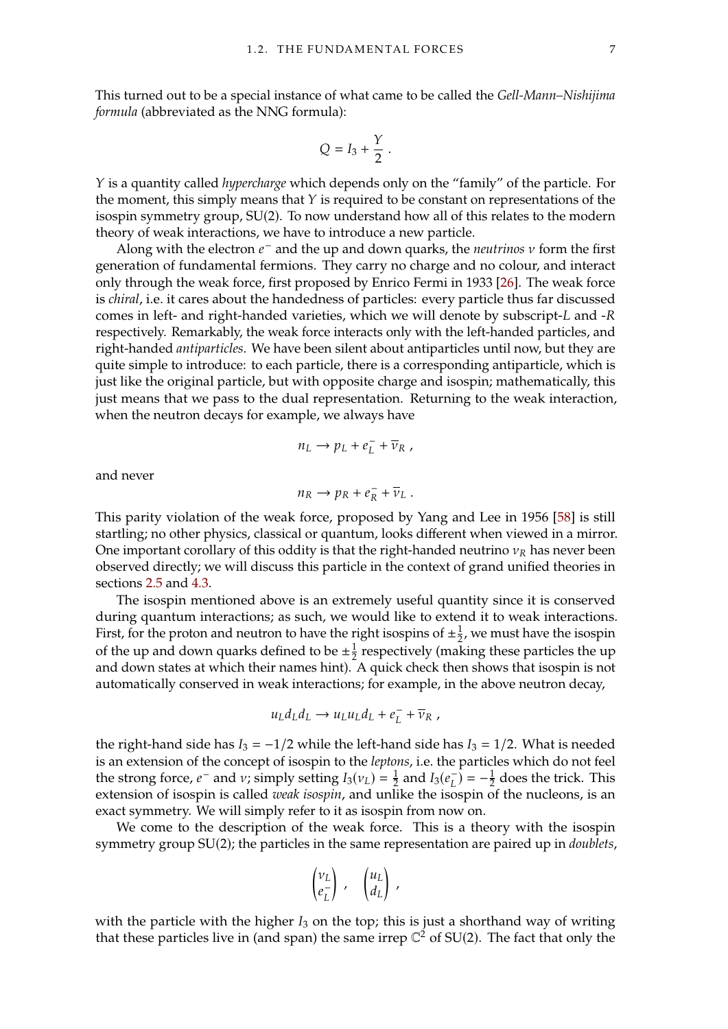This turned out to be a special instance of what came to be called the *Gell-Mann–Nishijima formula* (abbreviated as the NNG formula):

$$Q = I_3 + \frac{Y}{2} .$$

$Y$ is a quantity called *hypercharge* which depends only on the "family" of the particle. For the moment, this simply means that $Y$ is required to be constant on representations of the isospin symmetry group, SU(2). To now understand how all of this relates to the modern theory of weak interactions, we have to introduce a new particle.

Along with the electron $e^-$ and the up and down quarks, the *neutrinos* $\nu$ form the first generation of fundamental fermions. They carry no charge and no colour, and interact only through the weak force, first proposed by Enrico Fermi in 1933 [26]. The weak force is *chiral*, i.e. it cares about the handedness of particles: every particle thus far discussed comes in left- and right-handed varieties, which we will denote by subscript-$L$ and -$R$ respectively. Remarkably, the weak force interacts only with the left-handed particles, and right-handed *antiparticles*. We have been silent about antiparticles until now, but they are quite simple to introduce: to each particle, there is a corresponding antiparticle, which is just like the original particle, but with opposite charge and isospin; mathematically, this just means that we pass to the dual representation. Returning to the weak interaction, when the neutron decays for example, we always have

$$n_L \to p_L + e_L^- + \bar{\nu}_R ,$$

and never

$$n_R \to p_R + e_R^- + \bar{\nu}_L .$$

This parity violation of the weak force, proposed by Yang and Lee in 1956 [58] is still startling; no other physics, classical or quantum, looks different when viewed in a mirror. One important corollary of this oddity is that the right-handed neutrino $\nu_R$ has never been observed directly; we will discuss this particle in the context of grand unified theories in sections 2.5 and 4.3.

The isospin mentioned above is an extremely useful quantity since it is conserved during quantum interactions; as such, we would like to extend it to weak interactions. First, for the proton and neutron to have the right isospins of $\pm\frac{1}{2}$, we must have the isospin of the up and down quarks defined to be $\pm\frac{1}{2}$ respectively (making these particles the up and down states at which their names hint). A quick check then shows that isospin is not automatically conserved in weak interactions; for example, in the above neutron decay,

$$u_L d_L d_L \to u_L u_L d_L + e_L^- + \bar{\nu}_R ,$$

the right-hand side has $I_3 = -1/2$ while the left-hand side has $I_3 = 1/2$. What is needed is an extension of the concept of isospin to the *leptons*, i.e. the particles which do not feel the strong force, $e^-$ and $\nu$; simply setting $I_3(\nu_L) = \frac{1}{2}$ and $I_3(e_L^-) = -\frac{1}{2}$ does the trick. This extension of isospin is called *weak isospin*, and unlike the isospin of the nucleons, is an exact symmetry. We will simply refer to it as isospin from now on.

We come to the description of the weak force. This is a theory with the isospin symmetry group SU(2); the particles in the same representation are paired up in *doublets*,

$$\begin{pmatrix} \nu_L \\ e_L^- \end{pmatrix} , \quad \begin{pmatrix} u_L \\ d_L \end{pmatrix} ,$$

with the particle with the higher $I_3$ on the top; this is just a shorthand way of writing that these particles live in (and span) the same irrep $\mathbb{C}^2$ of SU(2). The fact that only the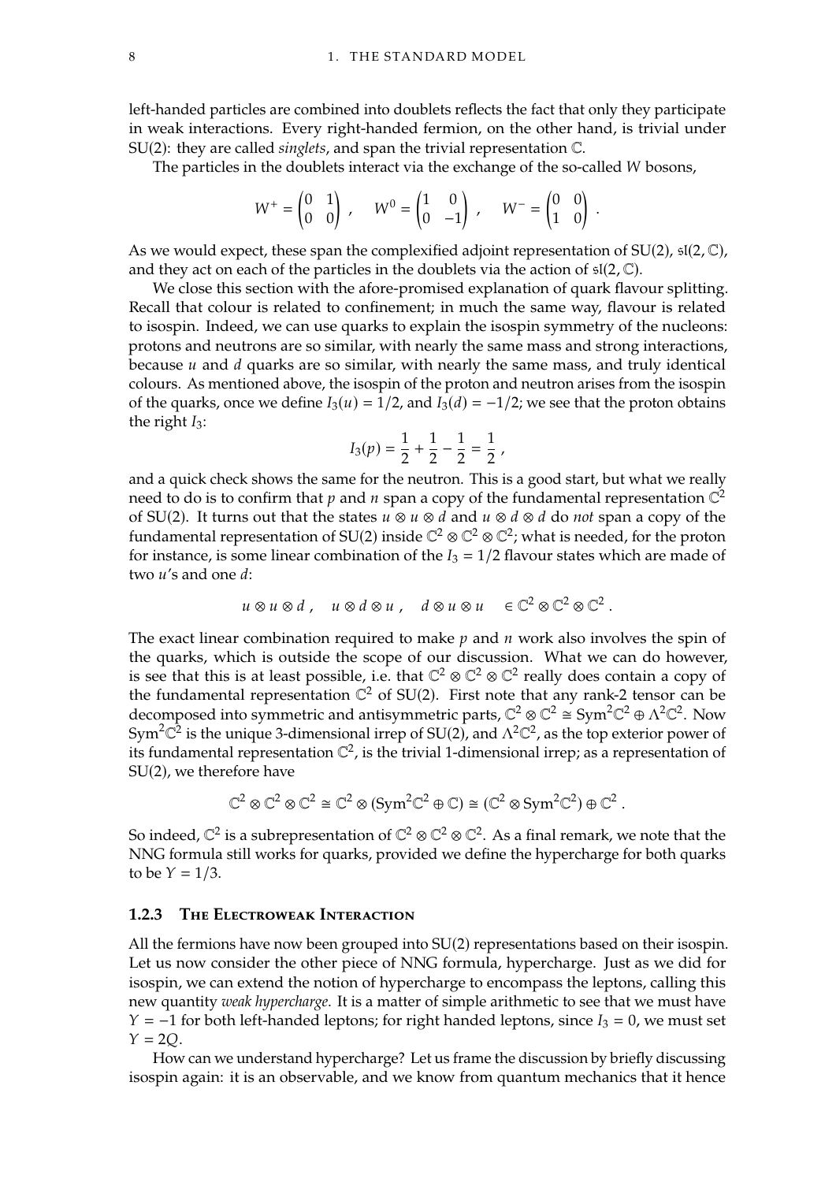left-handed particles are combined into doublets reflects the fact that only they participate in weak interactions. Every right-handed fermion, on the other hand, is trivial under SU(2): they are called *singlets*, and span the trivial representation $\mathbb{C}$.

The particles in the doublets interact via the exchange of the so-called $W$ bosons,

$$W^+ = \begin{pmatrix} 0 & 1 \\ 0 & 0 \end{pmatrix}, \quad W^0 = \begin{pmatrix} 1 & 0 \\ 0 & -1 \end{pmatrix}, \quad W^- = \begin{pmatrix} 0 & 0 \\ 1 & 0 \end{pmatrix}.$$

As we would expect, these span the complexified adjoint representation of SU(2), $\mathfrak{sl}(2, \mathbb{C})$, and they act on each of the particles in the doublets via the action of $\mathfrak{sl}(2, \mathbb{C})$.

We close this section with the afore-promised explanation of quark flavour splitting. Recall that colour is related to confinement; in much the same way, flavour is related to isospin. Indeed, we can use quarks to explain the isospin symmetry of the nucleons: protons and neutrons are so similar, with nearly the same mass and strong interactions, because $u$ and $d$ quarks are so similar, with nearly the same mass, and truly identical colours. As mentioned above, the isospin of the proton and neutron arises from the isospin of the quarks, once we define $I_3(u) = 1/2$, and $I_3(d) = -1/2$; we see that the proton obtains the right $I_3$:

$$I_3(p) = \frac{1}{2} + \frac{1}{2} - \frac{1}{2} = \frac{1}{2},$$

and a quick check shows the same for the neutron. This is a good start, but what we really need to do is to confirm that $p$ and $n$ span a copy of the fundamental representation $\mathbb{C}^2$ of SU(2). It turns out that the states $u \otimes u \otimes d$ and $u \otimes d \otimes d$ do *not* span a copy of the fundamental representation of SU(2) inside $\mathbb{C}^2 \otimes \mathbb{C}^2 \otimes \mathbb{C}^2$; what is needed, for the proton for instance, is some linear combination of the $I_3 = 1/2$ flavour states which are made of two $u$'s and one $d$:

$$u \otimes u \otimes d, \quad u \otimes d \otimes u, \quad d \otimes u \otimes u \quad \in \mathbb{C}^2 \otimes \mathbb{C}^2 \otimes \mathbb{C}^2.$$

The exact linear combination required to make $p$ and $n$ work also involves the spin of the quarks, which is outside the scope of our discussion. What we can do however, is see that this is at least possible, i.e. that $\mathbb{C}^2 \otimes \mathbb{C}^2 \otimes \mathbb{C}^2$ really does contain a copy of the fundamental representation $\mathbb{C}^2$ of SU(2). First note that any rank-2 tensor can be decomposed into symmetric and antisymmetric parts, $\mathbb{C}^2 \otimes \mathbb{C}^2 \cong \mathrm{Sym}^2\mathbb{C}^2 \oplus \Lambda^2\mathbb{C}^2$. Now $\mathrm{Sym}^2\mathbb{C}^2$ is the unique 3-dimensional irrep of SU(2), and $\Lambda^2\mathbb{C}^2$, as the top exterior power of its fundamental representation $\mathbb{C}^2$, is the trivial 1-dimensional irrep; as a representation of SU(2), we therefore have

$$\mathbb{C}^2 \otimes \mathbb{C}^2 \otimes \mathbb{C}^2 \cong \mathbb{C}^2 \otimes (\mathrm{Sym}^2\mathbb{C}^2 \oplus \mathbb{C}) \cong (\mathbb{C}^2 \otimes \mathrm{Sym}^2\mathbb{C}^2) \oplus \mathbb{C}^2.$$

So indeed, $\mathbb{C}^2$ is a subrepresentation of $\mathbb{C}^2 \otimes \mathbb{C}^2 \otimes \mathbb{C}^2$. As a final remark, we note that the NNG formula still works for quarks, provided we define the hypercharge for both quarks to be $Y = 1/3$.

### 1.2.3 The Electroweak Interaction

All the fermions have now been grouped into SU(2) representations based on their isospin. Let us now consider the other piece of NNG formula, hypercharge. Just as we did for isospin, we can extend the notion of hypercharge to encompass the leptons, calling this new quantity *weak hypercharge*. It is a matter of simple arithmetic to see that we must have $Y = -1$ for both left-handed leptons; for right handed leptons, since $I_3 = 0$, we must set $Y = 2Q$.

How can we understand hypercharge? Let us frame the discussion by briefly discussing isospin again: it is an observable, and we know from quantum mechanics that it hence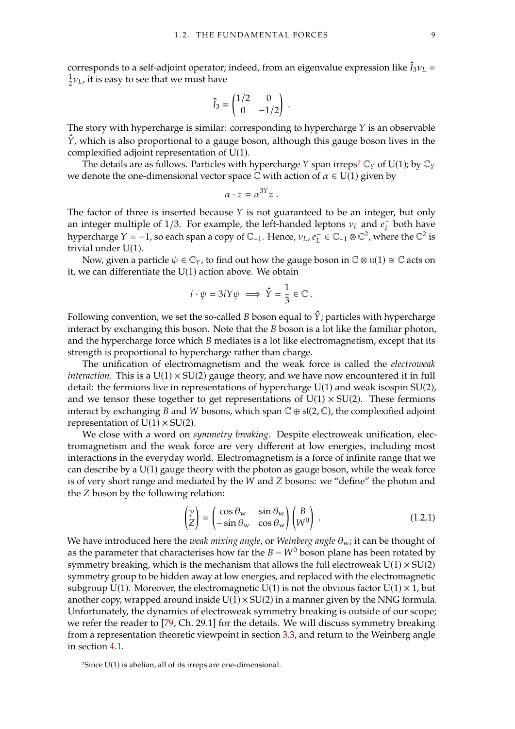corresponds to a self-adjoint operator; indeed, from an eigenvalue expression like $\hat{I}_3 \nu_L = \frac{1}{2}\nu_L$, it is easy to see that we must have

$$\hat{I}_3 = \begin{pmatrix} 1/2 & 0 \\ 0 & -1/2 \end{pmatrix} .$$

The story with hypercharge is similar: corresponding to hypercharge $Y$ is an observable $\hat{Y}$, which is also proportional to a gauge boson, although this gauge boson lives in the complexified adjoint representation of U(1).

The details are as follows. Particles with hypercharge $Y$ span irreps[7] $\mathbb{C}_Y$ of U(1); by $\mathbb{C}_Y$ we denote the one-dimensional vector space $\mathbb{C}$ with action of $\alpha \in \mathrm{U}(1)$ given by

$$\alpha \cdot z = \alpha^{3Y} z .$$

The factor of three is inserted because $Y$ is not guaranteed to be an integer, but only an integer multiple of $1/3$. For example, the left-handed leptons $\nu_L$ and $e_L^-$ both have hypercharge $Y = -1$, so each span a copy of $\mathbb{C}_{-1}$. Hence, $\nu_L, e_L^- \in \mathbb{C}_{-1} \otimes \mathbb{C}^2$, where the $\mathbb{C}^2$ is trivial under U(1).

Now, given a particle $\psi \in \mathbb{C}_Y$, to find out how the gauge boson in $\mathbb{C} \otimes \mathfrak{u}(1) \cong \mathbb{C}$ acts on it, we can differentiate the U(1) action above. We obtain

$$i \cdot \psi = 3iY\psi \implies \hat{Y} = \frac{1}{3} \in \mathbb{C} .$$

Following convention, we set the so-called $B$ boson equal to $\hat{Y}$; particles with hypercharge interact by exchanging this boson. Note that the $B$ boson is a lot like the familiar photon, and the hypercharge force which $B$ mediates is a lot like electromagnetism, except that its strength is proportional to hypercharge rather than charge.

The unification of electromagnetism and the weak force is called the *electroweak interaction*. This is a $\mathrm{U}(1) \times \mathrm{SU}(2)$ gauge theory, and we have now encountered it in full detail: the fermions live in representations of hypercharge U(1) and weak isospin SU(2), and we tensor these together to get representations of $\mathrm{U}(1) \times \mathrm{SU}(2)$. These fermions interact by exchanging $B$ and $W$ bosons, which span $\mathbb{C} \oplus \mathfrak{sl}(2, \mathbb{C})$, the complexified adjoint representation of $\mathrm{U}(1) \times \mathrm{SU}(2)$.

We close with a word on *symmetry breaking*. Despite electroweak unification, electromagnetism and the weak force are very different at low energies, including most interactions in the everyday world. Electromagnetism is a force of infinite range that we can describe by a U(1) gauge theory with the photon as gauge boson, while the weak force is of very short range and mediated by the $W$ and $Z$ bosons: we "define" the photon and the $Z$ boson by the following relation:

$$\begin{pmatrix} \gamma \\ Z \end{pmatrix} = \begin{pmatrix} \cos\theta_\mathrm{w} & \sin\theta_\mathrm{w} \\ -\sin\theta_\mathrm{w} & \cos\theta_\mathrm{w} \end{pmatrix} \begin{pmatrix} B \\ W^0 \end{pmatrix} . \tag{1.2.1}$$

We have introduced here the *weak mixing angle*, or *Weinberg angle* $\theta_\mathrm{w}$; it can be thought of as the parameter that characterises how far the $B - W^0$ boson plane has been rotated by symmetry breaking, which is the mechanism that allows the full electroweak $\mathrm{U}(1) \times \mathrm{SU}(2)$ symmetry group to be hidden away at low energies, and replaced with the electromagnetic subgroup U(1). Moreover, the electromagnetic U(1) is not the obvious factor $\mathrm{U}(1) \times 1$, but another copy, wrapped around inside $\mathrm{U}(1) \times \mathrm{SU}(2)$ in a manner given by the NNG formula. Unfortunately, the dynamics of electroweak symmetry breaking is outside of our scope; we refer the reader to [79, Ch. 29.1] for the details. We will discuss symmetry breaking from a representation theoretic viewpoint in section 3.3, and return to the Weinberg angle in section 4.1.

[7] Since U(1) is abelian, all of its irreps are one-dimensional.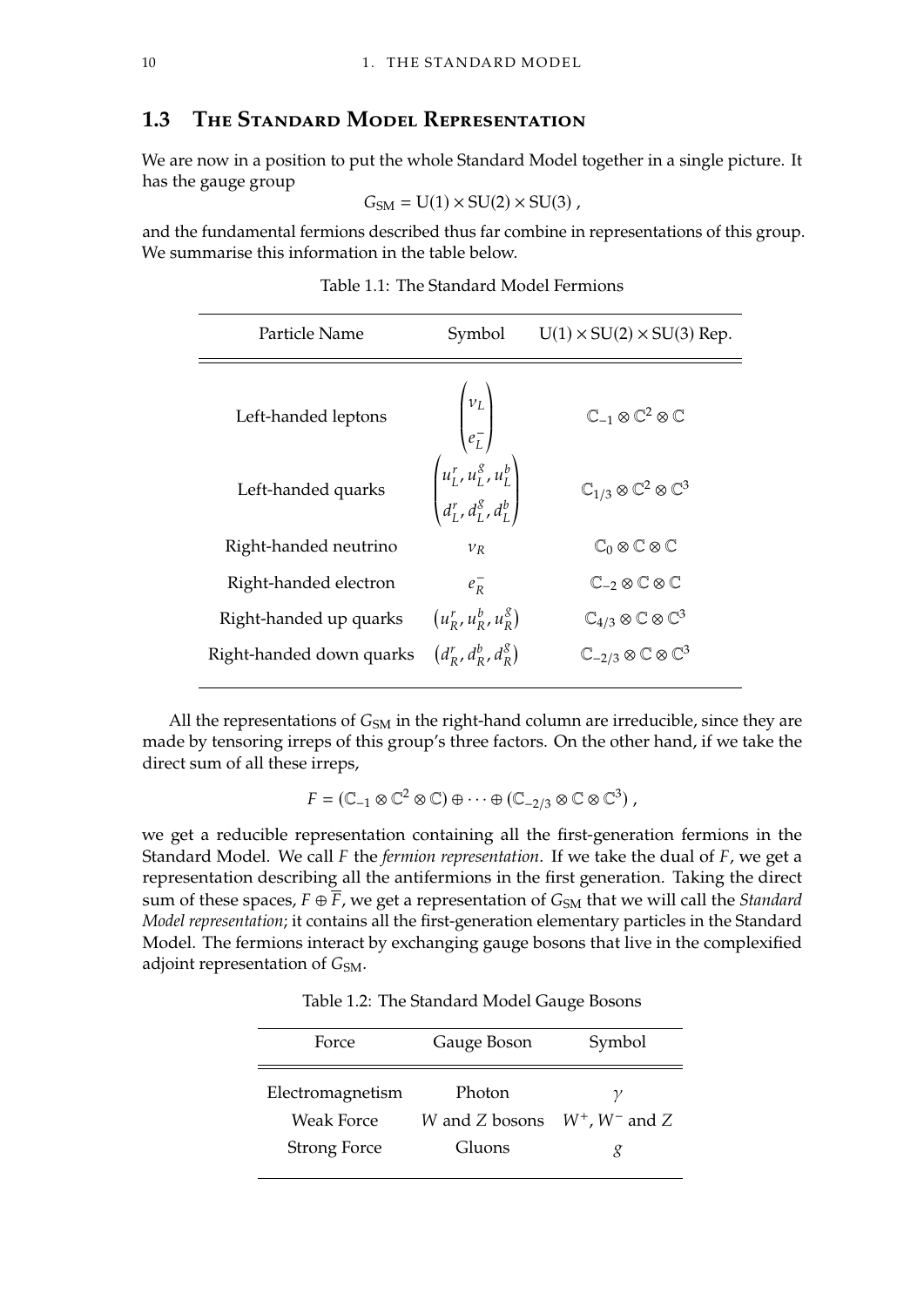## 1.3 The Standard Model Representation

We are now in a position to put the whole Standard Model together in a single picture. It has the gauge group

$$G_{\mathrm{SM}} = \mathrm{U}(1) \times \mathrm{SU}(2) \times \mathrm{SU}(3)\,,$$

and the fundamental fermions described thus far combine in representations of this group. We summarise this information in the table below.

Table 1.1: The Standard Model Fermions

| Particle Name | Symbol | $\mathrm{U}(1) \times \mathrm{SU}(2) \times \mathrm{SU}(3)$ Rep. |
|---|---|---|
| Left-handed leptons | $\begin{pmatrix} \nu_L \\ e_L^- \end{pmatrix}$ | $\mathbb{C}_{-1} \otimes \mathbb{C}^2 \otimes \mathbb{C}$ |
| Left-handed quarks | $\begin{pmatrix} u_L^r, u_L^g, u_L^b \\ d_L^r, d_L^g, d_L^b \end{pmatrix}$ | $\mathbb{C}_{1/3} \otimes \mathbb{C}^2 \otimes \mathbb{C}^3$ |
| Right-handed neutrino | $\nu_R$ | $\mathbb{C}_0 \otimes \mathbb{C} \otimes \mathbb{C}$ |
| Right-handed electron | $e_R^-$ | $\mathbb{C}_{-2} \otimes \mathbb{C} \otimes \mathbb{C}$ |
| Right-handed up quarks | $\left(u_R^r, u_R^b, u_R^g\right)$ | $\mathbb{C}_{4/3} \otimes \mathbb{C} \otimes \mathbb{C}^3$ |
| Right-handed down quarks | $\left(d_R^r, d_R^b, d_R^g\right)$ | $\mathbb{C}_{-2/3} \otimes \mathbb{C} \otimes \mathbb{C}^3$ |

All the representations of $G_{\mathrm{SM}}$ in the right-hand column are irreducible, since they are made by tensoring irreps of this group's three factors. On the other hand, if we take the direct sum of all these irreps,

$$F = (\mathbb{C}_{-1} \otimes \mathbb{C}^2 \otimes \mathbb{C}) \oplus \cdots \oplus (\mathbb{C}_{-2/3} \otimes \mathbb{C} \otimes \mathbb{C}^3)\,,$$

we get a reducible representation containing all the first-generation fermions in the Standard Model. We call $F$ the *fermion representation*. If we take the dual of $F$, we get a representation describing all the antifermions in the first generation. Taking the direct sum of these spaces, $F \oplus \overline{F}$, we get a representation of $G_{\mathrm{SM}}$ that we will call the *Standard Model representation*; it contains all the first-generation elementary particles in the Standard Model. The fermions interact by exchanging gauge bosons that live in the complexified adjoint representation of $G_{\mathrm{SM}}$.

Table 1.2: The Standard Model Gauge Bosons

| Force | Gauge Boson | Symbol |
|---|---|---|
| Electromagnetism | Photon | $\gamma$ |
| Weak Force | $W$ and $Z$ bosons | $W^+, W^-$ and $Z$ |
| Strong Force | Gluons | $g$ |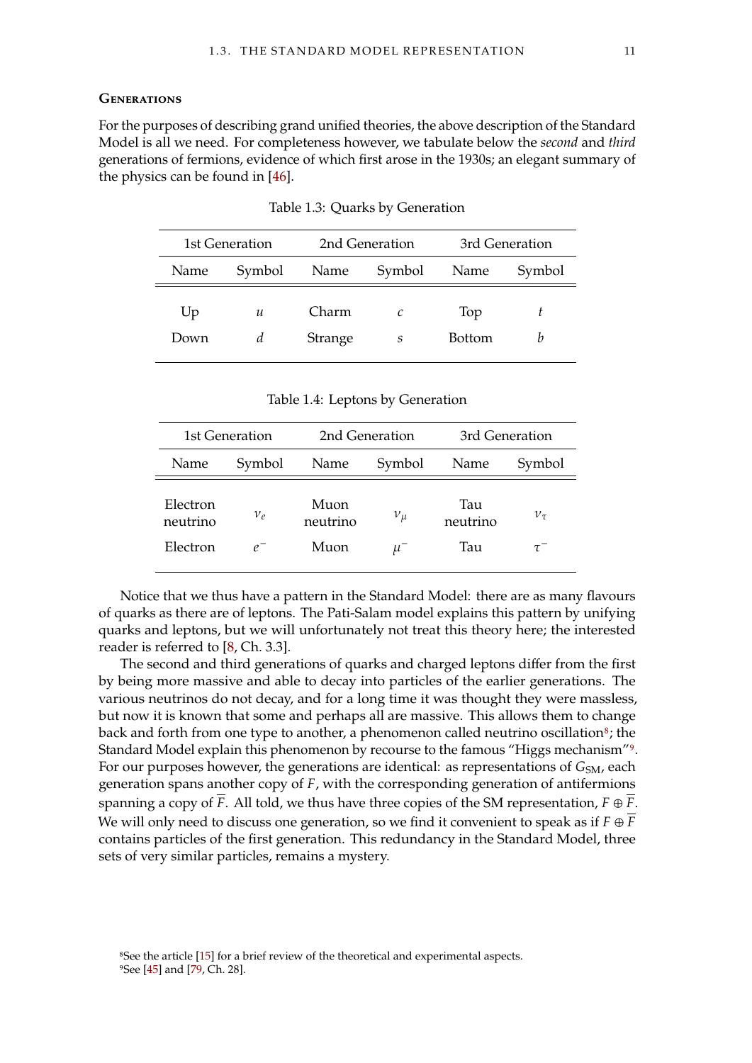### Generations

For the purposes of describing grand unified theories, the above description of the Standard Model is all we need. For completeness however, we tabulate below the *second* and *third* generations of fermions, evidence of which first arose in the 1930s; an elegant summary of the physics can be found in [46].

Table 1.3: Quarks by Generation

| 1st Generation | | 2nd Generation | | 3rd Generation | |
|---|---|---|---|---|---|
| Name | Symbol | Name | Symbol | Name | Symbol |
| Up | $u$ | Charm | $c$ | Top | $t$ |
| Down | $d$ | Strange | $s$ | Bottom | $b$ |

Table 1.4: Leptons by Generation

| 1st Generation | | 2nd Generation | | 3rd Generation | |
|---|---|---|---|---|---|
| Name | Symbol | Name | Symbol | Name | Symbol |
| Electron neutrino | $\nu_e$ | Muon neutrino | $\nu_\mu$ | Tau neutrino | $\nu_\tau$ |
| Electron | $e^-$ | Muon | $\mu^-$ | Tau | $\tau^-$ |

Notice that we thus have a pattern in the Standard Model: there are as many flavours of quarks as there are of leptons. The Pati-Salam model explains this pattern by unifying quarks and leptons, but we will unfortunately not treat this theory here; the interested reader is referred to [8, Ch. 3.3].

The second and third generations of quarks and charged leptons differ from the first by being more massive and able to decay into particles of the earlier generations. The various neutrinos do not decay, and for a long time it was thought they were massless, but now it is known that some and perhaps all are massive. This allows them to change back and forth from one type to another, a phenomenon called neutrino oscillation[8]; the Standard Model explain this phenomenon by recourse to the famous "Higgs mechanism"[9]. For our purposes however, the generations are identical: as representations of $G_{\text{SM}}$, each generation spans another copy of $F$, with the corresponding generation of antifermions spanning a copy of $\overline{F}$. All told, we thus have three copies of the SM representation, $F \oplus \overline{F}$. We will only need to discuss one generation, so we find it convenient to speak as if $F \oplus \overline{F}$ contains particles of the first generation. This redundancy in the Standard Model, three sets of very similar particles, remains a mystery.

[8]See the article [15] for a brief review of the theoretical and experimental aspects.

[9]See [45] and [79, Ch. 28].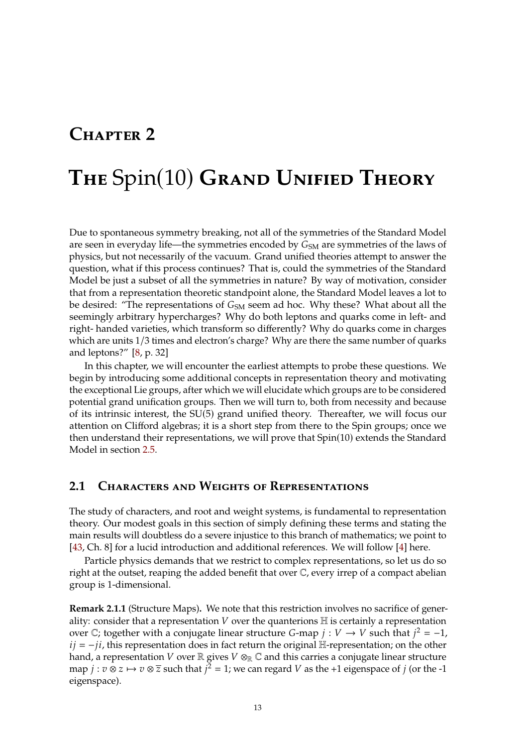# Chapter 2

# The Spin(10) Grand Unified Theory

Due to spontaneous symmetry breaking, not all of the symmetries of the Standard Model are seen in everyday life—the symmetries encoded by $G_{\text{SM}}$ are symmetries of the laws of physics, but not necessarily of the vacuum. Grand unified theories attempt to answer the question, what if this process continues? That is, could the symmetries of the Standard Model be just a subset of all the symmetries in nature? By way of motivation, consider that from a representation theoretic standpoint alone, the Standard Model leaves a lot to be desired: "The representations of $G_{\text{SM}}$ seem ad hoc. Why these? What about all the seemingly arbitrary hypercharges? Why do both leptons and quarks come in left- and right- handed varieties, which transform so differently? Why do quarks come in charges which are units 1/3 times and electron's charge? Why are there the same number of quarks and leptons?" [8, p. 32]

In this chapter, we will encounter the earliest attempts to probe these questions. We begin by introducing some additional concepts in representation theory and motivating the exceptional Lie groups, after which we will elucidate which groups are to be considered potential grand unification groups. Then we will turn to, both from necessity and because of its intrinsic interest, the SU(5) grand unified theory. Thereafter, we will focus our attention on Clifford algebras; it is a short step from there to the Spin groups; once we then understand their representations, we will prove that Spin(10) extends the Standard Model in section 2.5.

## 2.1 Characters and Weights of Representations

The study of characters, and root and weight systems, is fundamental to representation theory. Our modest goals in this section of simply defining these terms and stating the main results will doubtless do a severe injustice to this branch of mathematics; we point to [43, Ch. 8] for a lucid introduction and additional references. We will follow [4] here.

Particle physics demands that we restrict to complex representations, so let us do so right at the outset, reaping the added benefit that over $\mathbb{C}$, every irrep of a compact abelian group is 1-dimensional.

**Remark 2.1.1** (Structure Maps)**.** We note that this restriction involves no sacrifice of generality: consider that a representation $V$ over the quanterions $\mathbb{H}$ is certainly a representation over $\mathbb{C}$; together with a conjugate linear structure $G$-map $j : V \to V$ such that $j^2 = -1$, $ij = -ji$, this representation does in fact return the original $\mathbb{H}$-representation; on the other hand, a representation $V$ over $\mathbb{R}$ gives $V \otimes_{\mathbb{R}} \mathbb{C}$ and this carries a conjugate linear structure map $j : v \otimes z \mapsto v \otimes \overline{z}$ such that $j^2 = 1$; we can regard $V$ as the +1 eigenspace of $j$ (or the -1 eigenspace).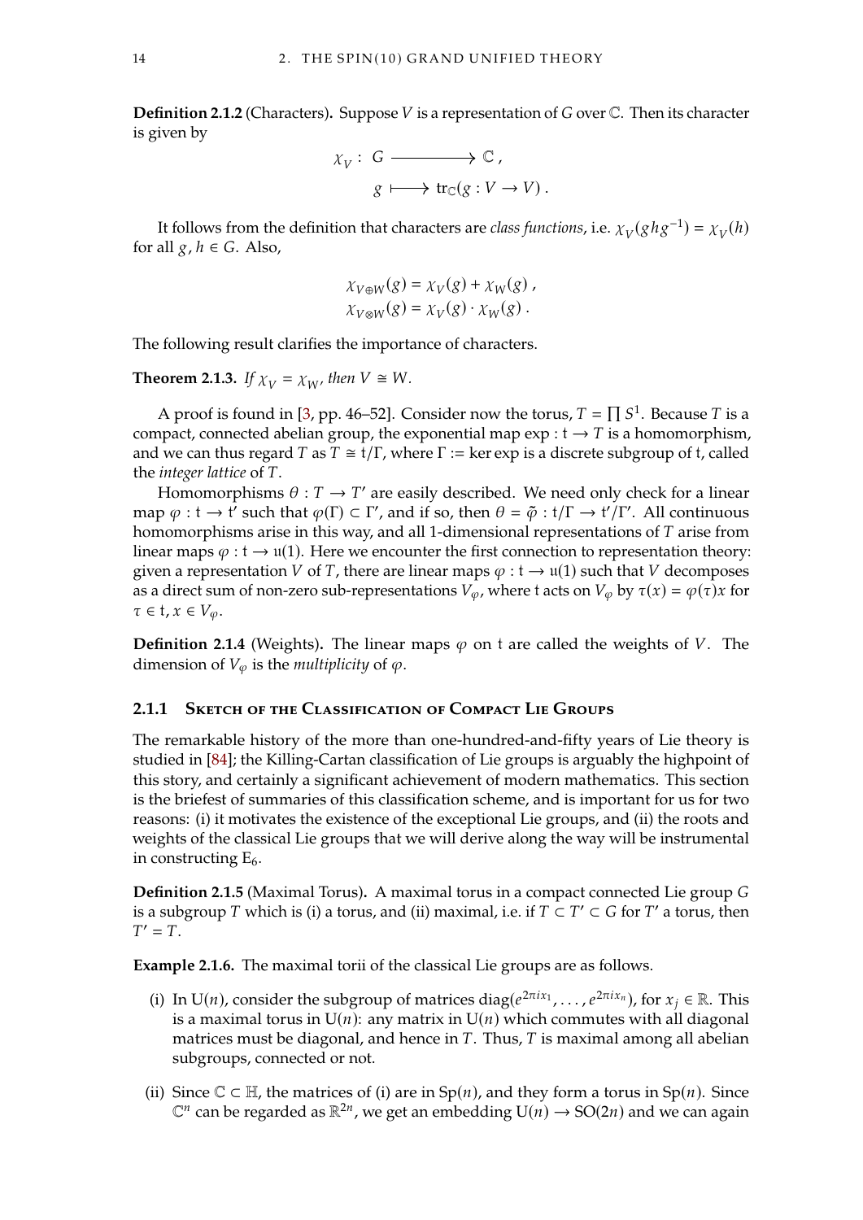**Definition 2.1.2** (Characters)**.** Suppose $V$ is a representation of $G$ over $\mathbb{C}$. Then its character is given by

$$\chi_V : G \longrightarrow \mathbb{C}\,,$$
$$g \longmapsto \mathrm{tr}_{\mathbb{C}}(g : V \to V)\,.$$

It follows from the definition that characters are *class functions*, i.e. $\chi_V(ghg^{-1}) = \chi_V(h)$ for all $g, h \in G$. Also,

$$\chi_{V\oplus W}(g) = \chi_V(g) + \chi_W(g)\,,$$
$$\chi_{V\otimes W}(g) = \chi_V(g) \cdot \chi_W(g)\,.$$

The following result clarifies the importance of characters.

**Theorem 2.1.3.** *If $\chi_V = \chi_W$, then $V \cong W$.*

A proof is found in [3, pp. 46–52]. Consider now the torus, $T = \prod S^1$. Because $T$ is a compact, connected abelian group, the exponential map $\exp : \mathfrak{t} \to T$ is a homomorphism, and we can thus regard $T$ as $T \cong \mathfrak{t}/\Gamma$, where $\Gamma := \ker \exp$ is a discrete subgroup of $\mathfrak{t}$, called the *integer lattice* of $T$.

Homomorphisms $\theta : T \to T'$ are easily described. We need only check for a linear map $\varphi : \mathfrak{t} \to \mathfrak{t}'$ such that $\varphi(\Gamma) \subset \Gamma'$, and if so, then $\theta = \tilde{\varphi} : \mathfrak{t}/\Gamma \to \mathfrak{t}'/\Gamma'$. All continuous homomorphisms arise in this way, and all 1-dimensional representations of $T$ arise from linear maps $\varphi : \mathfrak{t} \to \mathfrak{u}(1)$. Here we encounter the first connection to representation theory: given a representation $V$ of $T$, there are linear maps $\varphi : \mathfrak{t} \to \mathfrak{u}(1)$ such that $V$ decomposes as a direct sum of non-zero sub-representations $V_\varphi$, where $\mathfrak{t}$ acts on $V_\varphi$ by $\tau(x) = \varphi(\tau)x$ for $\tau \in \mathfrak{t}$, $x \in V_\varphi$.

**Definition 2.1.4** (Weights)**.** The linear maps $\varphi$ on $\mathfrak{t}$ are called the weights of $V$. The dimension of $V_\varphi$ is the *multiplicity* of $\varphi$.

### 2.1.1 Sketch of the Classification of Compact Lie Groups

The remarkable history of the more than one-hundred-and-fifty years of Lie theory is studied in [84]; the Killing-Cartan classification of Lie groups is arguably the highpoint of this story, and certainly a significant achievement of modern mathematics. This section is the briefest of summaries of this classification scheme, and is important for us for two reasons: (i) it motivates the existence of the exceptional Lie groups, and (ii) the roots and weights of the classical Lie groups that we will derive along the way will be instrumental in constructing $\mathrm{E}_6$.

**Definition 2.1.5** (Maximal Torus)**.** A maximal torus in a compact connected Lie group $G$ is a subgroup $T$ which is (i) a torus, and (ii) maximal, i.e. if $T \subset T' \subset G$ for $T'$ a torus, then $T' = T$.

**Example 2.1.6.** The maximal torii of the classical Lie groups are as follows.

(i) In $\mathrm{U}(n)$, consider the subgroup of matrices $\mathrm{diag}(e^{2\pi i x_1}, \ldots, e^{2\pi i x_n})$, for $x_j \in \mathbb{R}$. This is a maximal torus in $\mathrm{U}(n)$: any matrix in $\mathrm{U}(n)$ which commutes with all diagonal matrices must be diagonal, and hence in $T$. Thus, $T$ is maximal among all abelian subgroups, connected or not.

(ii) Since $\mathbb{C} \subset \mathbb{H}$, the matrices of (i) are in $\mathrm{Sp}(n)$, and they form a torus in $\mathrm{Sp}(n)$. Since $\mathbb{C}^n$ can be regarded as $\mathbb{R}^{2n}$, we get an embedding $\mathrm{U}(n) \to \mathrm{SO}(2n)$ and we can again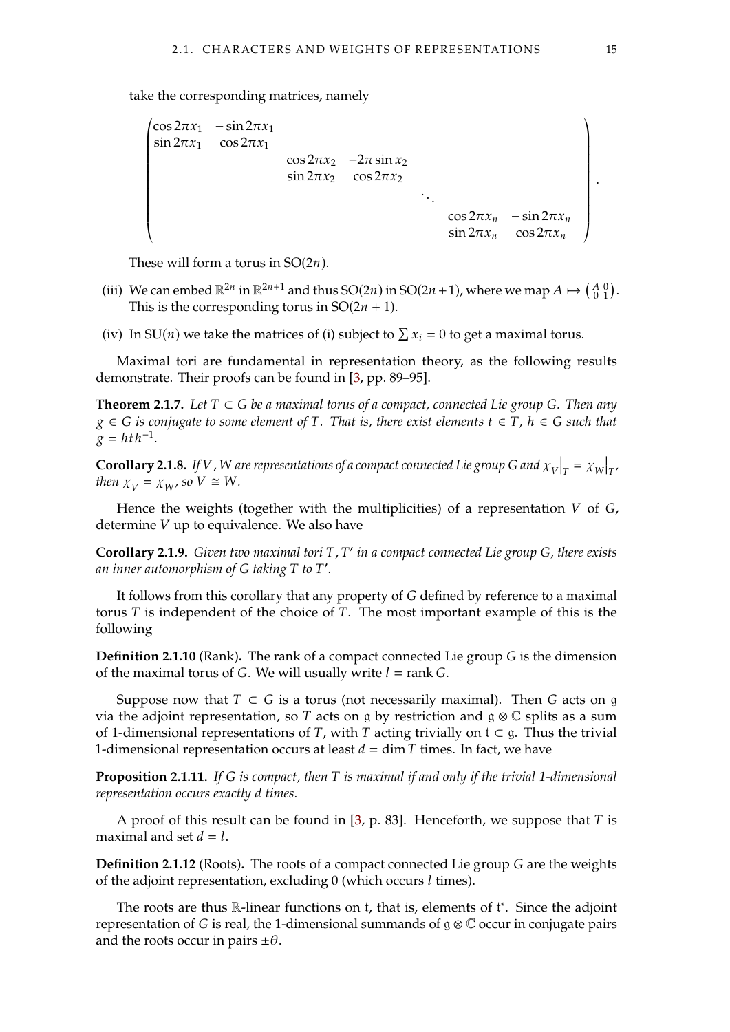take the corresponding matrices, namely

$$\begin{pmatrix} \cos 2\pi x_1 & -\sin 2\pi x_1 & & & & & \\ \sin 2\pi x_1 & \cos 2\pi x_1 & & & & & \\ & & \cos 2\pi x_2 & -2\pi \sin x_2 & & & \\ & & \sin 2\pi x_2 & \cos 2\pi x_2 & & & \\ & & & & \ddots & & \\ & & & & & \cos 2\pi x_n & -\sin 2\pi x_n \\ & & & & & \sin 2\pi x_n & \cos 2\pi x_n \end{pmatrix}.$$

These will form a torus in $\mathrm{SO}(2n)$.

(iii) We can embed $\mathbb{R}^{2n}$ in $\mathbb{R}^{2n+1}$ and thus $\mathrm{SO}(2n)$ in $\mathrm{SO}(2n+1)$, where we map $A \mapsto \left(\begin{smallmatrix} A & 0 \\ 0 & 1 \end{smallmatrix}\right)$. This is the corresponding torus in $\mathrm{SO}(2n+1)$.

(iv) In $\mathrm{SU}(n)$ we take the matrices of (i) subject to $\sum x_i = 0$ to get a maximal torus.

Maximal tori are fundamental in representation theory, as the following results demonstrate. Their proofs can be found in [3, pp. 89–95].

**Theorem 2.1.7.** *Let $T \subset G$ be a maximal torus of a compact, connected Lie group $G$. Then any $g \in G$ is conjugate to some element of $T$. That is, there exist elements $t \in T$, $h \in G$ such that $g = hth^{-1}$.*

**Corollary 2.1.8.** *If $V, W$ are representations of a compact connected Lie group $G$ and $\chi_V\big|_T = \chi_W\big|_T$, then $\chi_V = \chi_W$, so $V \cong W$.*

Hence the weights (together with the multiplicities) of a representation $V$ of $G$, determine $V$ up to equivalence. We also have

**Corollary 2.1.9.** *Given two maximal tori $T, T'$ in a compact connected Lie group $G$, there exists an inner automorphism of $G$ taking $T$ to $T'$.*

It follows from this corollary that any property of $G$ defined by reference to a maximal torus $T$ is independent of the choice of $T$. The most important example of this is the following

**Definition 2.1.10** (Rank)**.** The rank of a compact connected Lie group $G$ is the dimension of the maximal torus of $G$. We will usually write $l = \operatorname{rank} G$.

Suppose now that $T \subset G$ is a torus (not necessarily maximal). Then $G$ acts on $\mathfrak{g}$ via the adjoint representation, so $T$ acts on $\mathfrak{g}$ by restriction and $\mathfrak{g} \otimes \mathbb{C}$ splits as a sum of 1-dimensional representations of $T$, with $T$ acting trivially on $\mathfrak{t} \subset \mathfrak{g}$. Thus the trivial 1-dimensional representation occurs at least $d = \dim T$ times. In fact, we have

**Proposition 2.1.11.** *If $G$ is compact, then $T$ is maximal if and only if the trivial 1-dimensional representation occurs exactly $d$ times.*

A proof of this result can be found in [3, p. 83]. Henceforth, we suppose that $T$ is maximal and set $d = l$.

**Definition 2.1.12** (Roots)**.** The roots of a compact connected Lie group $G$ are the weights of the adjoint representation, excluding 0 (which occurs $l$ times).

The roots are thus $\mathbb{R}$-linear functions on $\mathfrak{t}$, that is, elements of $\mathfrak{t}^*$. Since the adjoint representation of $G$ is real, the 1-dimensional summands of $\mathfrak{g} \otimes \mathbb{C}$ occur in conjugate pairs and the roots occur in pairs $\pm\theta$.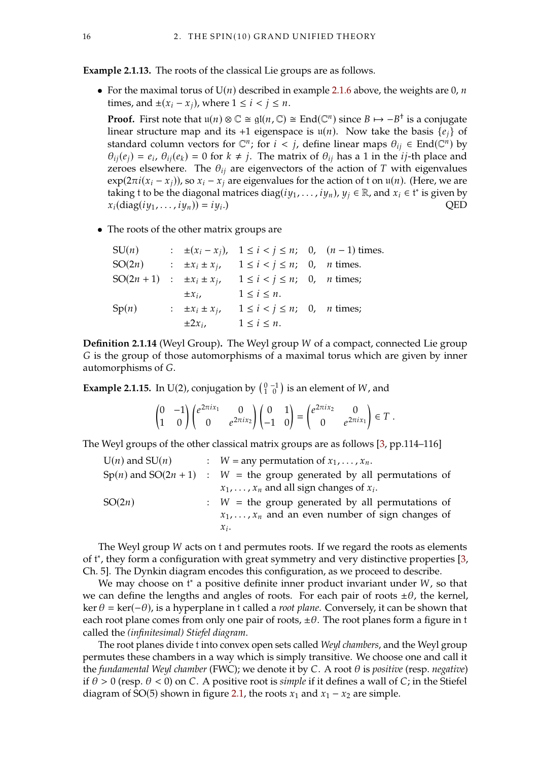**Example 2.1.13.** The roots of the classical Lie groups are as follows.

- For the maximal torus of $\mathrm{U}(n)$ described in example 2.1.6 above, the weights are $0$, $n$ times, and $\pm(x_i - x_j)$, where $1 \le i < j \le n$.

  **Proof.** First note that $\mathfrak{u}(n) \otimes \mathbb{C} \cong \mathfrak{gl}(n, \mathbb{C}) \cong \mathrm{End}(\mathbb{C}^n)$ since $B \mapsto -B^\dagger$ is a conjugate linear structure map and its $+1$ eigenspace is $\mathfrak{u}(n)$. Now take the basis $\{e_j\}$ of standard column vectors for $\mathbb{C}^n$; for $i < j$, define linear maps $\theta_{ij} \in \mathrm{End}(\mathbb{C}^n)$ by $\theta_{ij}(e_j) = e_i$, $\theta_{ij}(e_k) = 0$ for $k \ne j$. The matrix of $\theta_{ij}$ has a 1 in the $ij$-th place and zeroes elsewhere. The $\theta_{ij}$ are eigenvectors of the action of $T$ with eigenvalues $\exp(2\pi i(x_i - x_j))$, so $x_i - x_j$ are eigenvalues for the action of $\mathfrak{t}$ on $\mathfrak{u}(n)$. (Here, we are taking $\mathfrak{t}$ to be the diagonal matrices $\mathrm{diag}(iy_1, \ldots, iy_n)$, $y_j \in \mathbb{R}$, and $x_i \in \mathfrak{t}^*$ is given by $x_i(\mathrm{diag}(iy_1, \ldots, iy_n)) = iy_i$.) QED

- The roots of the other matrix groups are

| | | | | |
|---|---|---|---|---|
| $\mathrm{SU}(n)$ | : $\pm(x_i - x_j)$, | $1 \le i < j \le n$; | $0$, | $(n-1)$ times. |
| $\mathrm{SO}(2n)$ | : $\pm x_i \pm x_j$, | $1 \le i < j \le n$; | $0$, | $n$ times. |
| $\mathrm{SO}(2n+1)$ | : $\pm x_i \pm x_j$, | $1 \le i < j \le n$; | $0$, | $n$ times; |
| | $\pm x_i$, | $1 \le i \le n$. | | |
| $\mathrm{Sp}(n)$ | : $\pm x_i \pm x_j$, | $1 \le i < j \le n$; | $0$, | $n$ times; |
| | $\pm 2x_i$, | $1 \le i \le n$. | | |

**Definition 2.1.14** (Weyl Group)**.** The Weyl group $W$ of a compact, connected Lie group $G$ is the group of those automorphisms of a maximal torus which are given by inner automorphisms of $G$.

**Example 2.1.15.** In $\mathrm{U}(2)$, conjugation by $\begin{pmatrix} 0 & -1 \\ 1 & 0 \end{pmatrix}$ is an element of $W$, and

$$\begin{pmatrix} 0 & -1 \\ 1 & 0 \end{pmatrix} \begin{pmatrix} e^{2\pi i x_1} & 0 \\ 0 & e^{2\pi i x_2} \end{pmatrix} \begin{pmatrix} 0 & 1 \\ -1 & 0 \end{pmatrix} = \begin{pmatrix} e^{2\pi i x_2} & 0 \\ 0 & e^{2\pi i x_1} \end{pmatrix} \in T\,.$$

The Weyl groups of the other classical matrix groups are as follows [3, pp.114–116]

| | |
|---|---|
| $\mathrm{U}(n)$ and $\mathrm{SU}(n)$ | : $W$ = any permutation of $x_1, \ldots, x_n$. |
| $\mathrm{Sp}(n)$ and $\mathrm{SO}(2n+1)$ | : $W$ = the group generated by all permutations of $x_1, \ldots, x_n$ and all sign changes of $x_i$. |
| $\mathrm{SO}(2n)$ | : $W$ = the group generated by all permutations of $x_1, \ldots, x_n$ and an even number of sign changes of $x_i$. |

The Weyl group $W$ acts on $\mathfrak{t}$ and permutes roots. If we regard the roots as elements of $\mathfrak{t}^*$, they form a configuration with great symmetry and very distinctive properties [3, Ch. 5]. The Dynkin diagram encodes this configuration, as we proceed to describe.

We may choose on $\mathfrak{t}^*$ a positive definite inner product invariant under $W$, so that we can define the lengths and angles of roots. For each pair of roots $\pm\theta$, the kernel, $\ker\theta = \ker(-\theta)$, is a hyperplane in $\mathfrak{t}$ called a *root plane*. Conversely, it can be shown that each root plane comes from only one pair of roots, $\pm\theta$. The root planes form a figure in $\mathfrak{t}$ called the *(infinitesimal) Stiefel diagram*.

The root planes divide $\mathfrak{t}$ into convex open sets called *Weyl chambers*, and the Weyl group permutes these chambers in a way which is simply transitive. We choose one and call it the *fundamental Weyl chamber* (FWC); we denote it by $C$. A root $\theta$ is *positive* (resp. *negative*) if $\theta > 0$ (resp. $\theta < 0$) on $C$. A positive root is *simple* if it defines a wall of $C$; in the Stiefel diagram of $\mathrm{SO}(5)$ shown in figure 2.1, the roots $x_1$ and $x_1 - x_2$ are simple.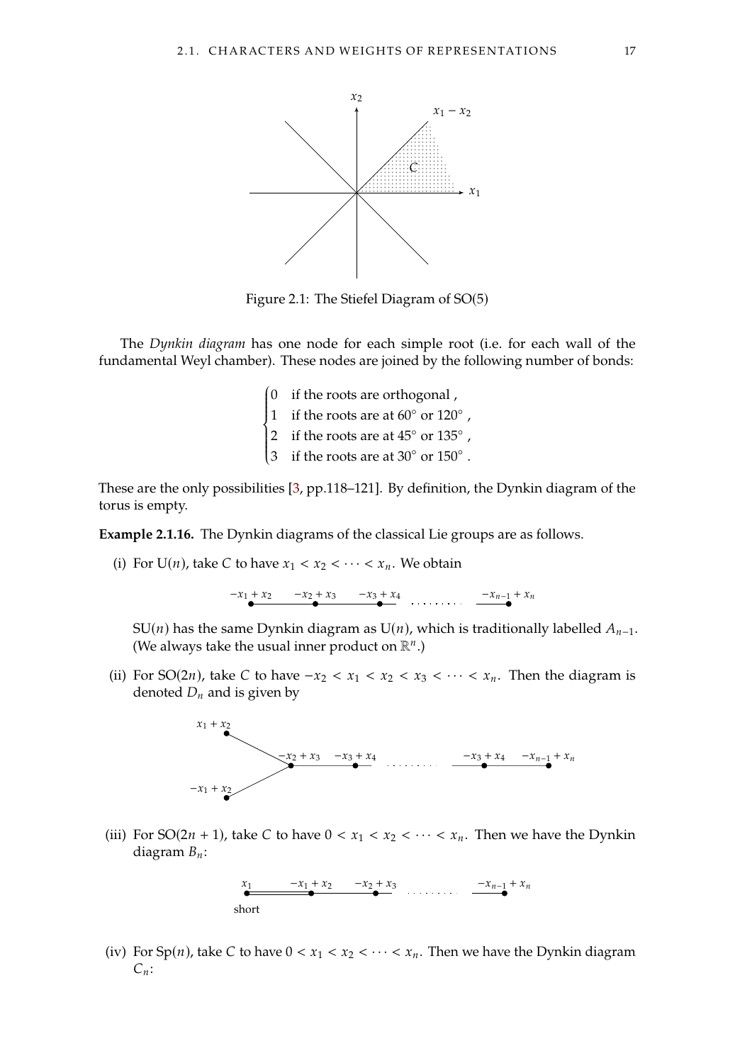$x_2$

$x_1 - x_2$

$C$

$x_1$

Figure 2.1: The Stiefel Diagram of SO(5)

The *Dynkin diagram* has one node for each simple root (i.e. for each wall of the fundamental Weyl chamber). These nodes are joined by the following number of bonds:

$$\begin{cases} 0 & \text{if the roots are orthogonal ,} \\ 1 & \text{if the roots are at } 60^\circ \text{ or } 120^\circ \text{ ,} \\ 2 & \text{if the roots are at } 45^\circ \text{ or } 135^\circ \text{ ,} \\ 3 & \text{if the roots are at } 30^\circ \text{ or } 150^\circ \text{ .} \end{cases}$$

These are the only possibilities [3, pp.118–121]. By definition, the Dynkin diagram of the torus is empty.

**Example 2.1.16.** The Dynkin diagrams of the classical Lie groups are as follows.

(i) For $U(n)$, take $C$ to have $x_1 < x_2 < \cdots < x_n$. We obtain

$-x_1 + x_2$ $\quad -x_2 + x_3$ $\quad -x_3 + x_4$ $\quad \cdots\cdots$ $\quad -x_{n-1} + x_n$

$SU(n)$ has the same Dynkin diagram as $U(n)$, which is traditionally labelled $A_{n-1}$. (We always take the usual inner product on $\mathbb{R}^n$.)

(ii) For $SO(2n)$, take $C$ to have $-x_2 < x_1 < x_2 < x_3 < \cdots < x_n$. Then the diagram is denoted $D_n$ and is given by

$x_1 + x_2$

$-x_2 + x_3$ $\quad -x_3 + x_4$ $\quad \cdots\cdots$ $\quad -x_3 + x_4$ $\quad -x_{n-1} + x_n$

$-x_1 + x_2$

(iii) For $SO(2n + 1)$, take $C$ to have $0 < x_1 < x_2 < \cdots < x_n$. Then we have the Dynkin diagram $B_n$:

$x_1$ $\quad -x_1 + x_2$ $\quad -x_2 + x_3$ $\quad \cdots\cdots$ $\quad -x_{n-1} + x_n$

short

(iv) For $Sp(n)$, take $C$ to have $0 < x_1 < x_2 < \cdots < x_n$. Then we have the Dynkin diagram $C_n$: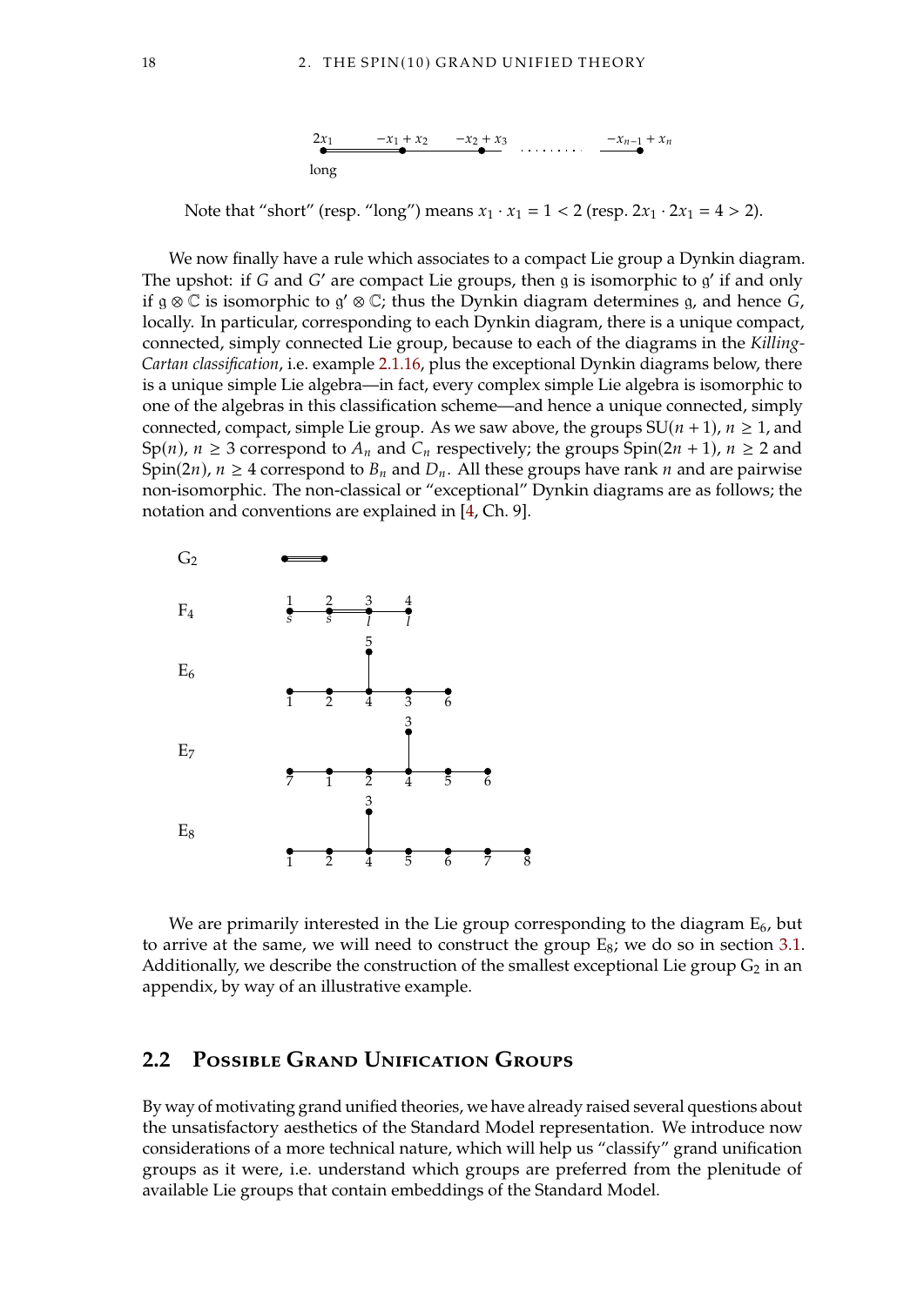$2x_1$ — $-x_1 + x_2$ — $-x_2 + x_3$ ········ $-x_{n-1} + x_n$

long

Note that "short" (resp. "long") means $x_1 \cdot x_1 = 1 < 2$ (resp. $2x_1 \cdot 2x_1 = 4 > 2$).

We now finally have a rule which associates to a compact Lie group a Dynkin diagram. The upshot: if $G$ and $G'$ are compact Lie groups, then $\mathfrak{g}$ is isomorphic to $\mathfrak{g}'$ if and only if $\mathfrak{g} \otimes \mathbb{C}$ is isomorphic to $\mathfrak{g}' \otimes \mathbb{C}$; thus the Dynkin diagram determines $\mathfrak{g}$, and hence $G$, locally. In particular, corresponding to each Dynkin diagram, there is a unique compact, connected, simply connected Lie group, because to each of the diagrams in the *Killing-Cartan classification*, i.e. example 2.1.16, plus the exceptional Dynkin diagrams below, there is a unique simple Lie algebra—in fact, every complex simple Lie algebra is isomorphic to one of the algebras in this classification scheme—and hence a unique connected, simply connected, compact, simple Lie group. As we saw above, the groups $\mathrm{SU}(n+1)$, $n \geq 1$, and $\mathrm{Sp}(n)$, $n \geq 3$ correspond to $A_n$ and $C_n$ respectively; the groups $\mathrm{Spin}(2n+1)$, $n \geq 2$ and $\mathrm{Spin}(2n)$, $n \geq 4$ correspond to $B_n$ and $D_n$. All these groups have rank $n$ and are pairwise non-isomorphic. The non-classical or "exceptional" Dynkin diagrams are as follows; the notation and conventions are explained in [4, Ch. 9].

$\mathrm{G}_2$

$\mathrm{F}_4$

1 2 3 4

s s l l

$\mathrm{E}_6$

5

1 2 4 3 6

$\mathrm{E}_7$

3

7 1 2 4 5 6

$\mathrm{E}_8$

3

1 2 4 5 6 7 8

We are primarily interested in the Lie group corresponding to the diagram $\mathrm{E}_6$, but to arrive at the same, we will need to construct the group $\mathrm{E}_8$; we do so in section 3.1. Additionally, we describe the construction of the smallest exceptional Lie group $\mathrm{G}_2$ in an appendix, by way of an illustrative example.

## 2.2 Possible Grand Unification Groups

By way of motivating grand unified theories, we have already raised several questions about the unsatisfactory aesthetics of the Standard Model representation. We introduce now considerations of a more technical nature, which will help us "classify" grand unification groups as it were, i.e. understand which groups are preferred from the plenitude of available Lie groups that contain embeddings of the Standard Model.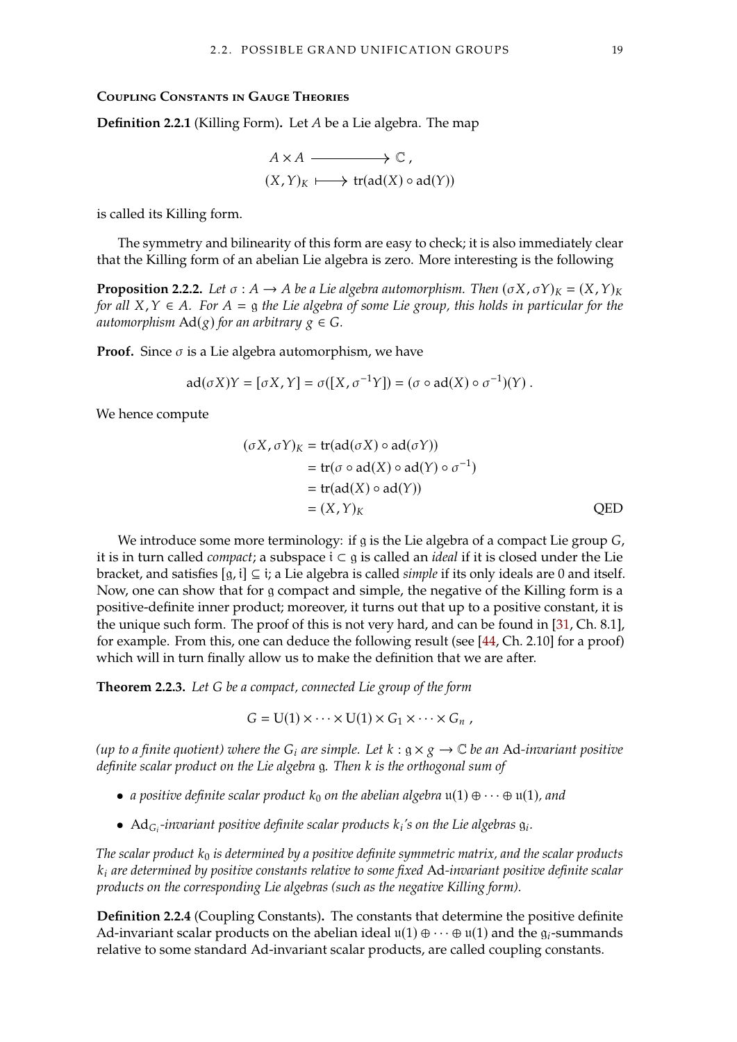### Coupling Constants in Gauge Theories

**Definition 2.2.1** (Killing Form)**.** Let $A$ be a Lie algebra. The map

$$
\begin{aligned}
A \times A &\longrightarrow \mathbb{C}\,, \\
(X, Y)_K &\longmapsto \operatorname{tr}(\operatorname{ad}(X) \circ \operatorname{ad}(Y))
\end{aligned}
$$

is called its Killing form.

The symmetry and bilinearity of this form are easy to check; it is also immediately clear that the Killing form of an abelian Lie algebra is zero. More interesting is the following

**Proposition 2.2.2.** *Let $\sigma : A \to A$ be a Lie algebra automorphism. Then $(\sigma X, \sigma Y)_K = (X, Y)_K$ for all $X, Y \in A$. For $A = \mathfrak{g}$ the Lie algebra of some Lie group, this holds in particular for the automorphism $\operatorname{Ad}(g)$ for an arbitrary $g \in G$.*

**Proof.** Since $\sigma$ is a Lie algebra automorphism, we have

$$
\operatorname{ad}(\sigma X)Y = [\sigma X, Y] = \sigma([X, \sigma^{-1}Y]) = (\sigma \circ \operatorname{ad}(X) \circ \sigma^{-1})(Y)\,.
$$

We hence compute

$$
\begin{aligned}
(\sigma X, \sigma Y)_K &= \operatorname{tr}(\operatorname{ad}(\sigma X) \circ \operatorname{ad}(\sigma Y)) \\
&= \operatorname{tr}(\sigma \circ \operatorname{ad}(X) \circ \operatorname{ad}(Y) \circ \sigma^{-1}) \\
&= \operatorname{tr}(\operatorname{ad}(X) \circ \operatorname{ad}(Y)) \\
&= (X, Y)_K
\end{aligned}
$$

QED

We introduce some more terminology: if $\mathfrak{g}$ is the Lie algebra of a compact Lie group $G$, it is in turn called *compact*; a subspace $\mathfrak{i} \subset \mathfrak{g}$ is called an *ideal* if it is closed under the Lie bracket, and satisfies $[\mathfrak{g}, \mathfrak{i}] \subseteq \mathfrak{i}$; a Lie algebra is called *simple* if its only ideals are 0 and itself. Now, one can show that for $\mathfrak{g}$ compact and simple, the negative of the Killing form is a positive-definite inner product; moreover, it turns out that up to a positive constant, it is the unique such form. The proof of this is not very hard, and can be found in [31, Ch. 8.1], for example. From this, one can deduce the following result (see [44, Ch. 2.10] for a proof) which will in turn finally allow us to make the definition that we are after.

**Theorem 2.2.3.** *Let $G$ be a compact, connected Lie group of the form*

$$
G = \mathrm{U}(1) \times \cdots \times \mathrm{U}(1) \times G_1 \times \cdots \times G_n\,,
$$

*(up to a finite quotient) where the $G_i$ are simple. Let $k : \mathfrak{g} \times g \to \mathbb{C}$ be an $\operatorname{Ad}$-invariant positive definite scalar product on the Lie algebra $\mathfrak{g}$. Then $k$ is the orthogonal sum of*

- *a positive definite scalar product $k_0$ on the abelian algebra $\mathfrak{u}(1) \oplus \cdots \oplus \mathfrak{u}(1)$, and*
- *$\operatorname{Ad}_{G_i}$-invariant positive definite scalar products $k_i$'s on the Lie algebras $\mathfrak{g}_i$.*

*The scalar product $k_0$ is determined by a positive definite symmetric matrix, and the scalar products $k_i$ are determined by positive constants relative to some fixed $\operatorname{Ad}$-invariant positive definite scalar products on the corresponding Lie algebras (such as the negative Killing form).*

**Definition 2.2.4** (Coupling Constants)**.** The constants that determine the positive definite Ad-invariant scalar products on the abelian ideal $\mathfrak{u}(1) \oplus \cdots \oplus \mathfrak{u}(1)$ and the $\mathfrak{g}_i$-summands relative to some standard Ad-invariant scalar products, are called coupling constants.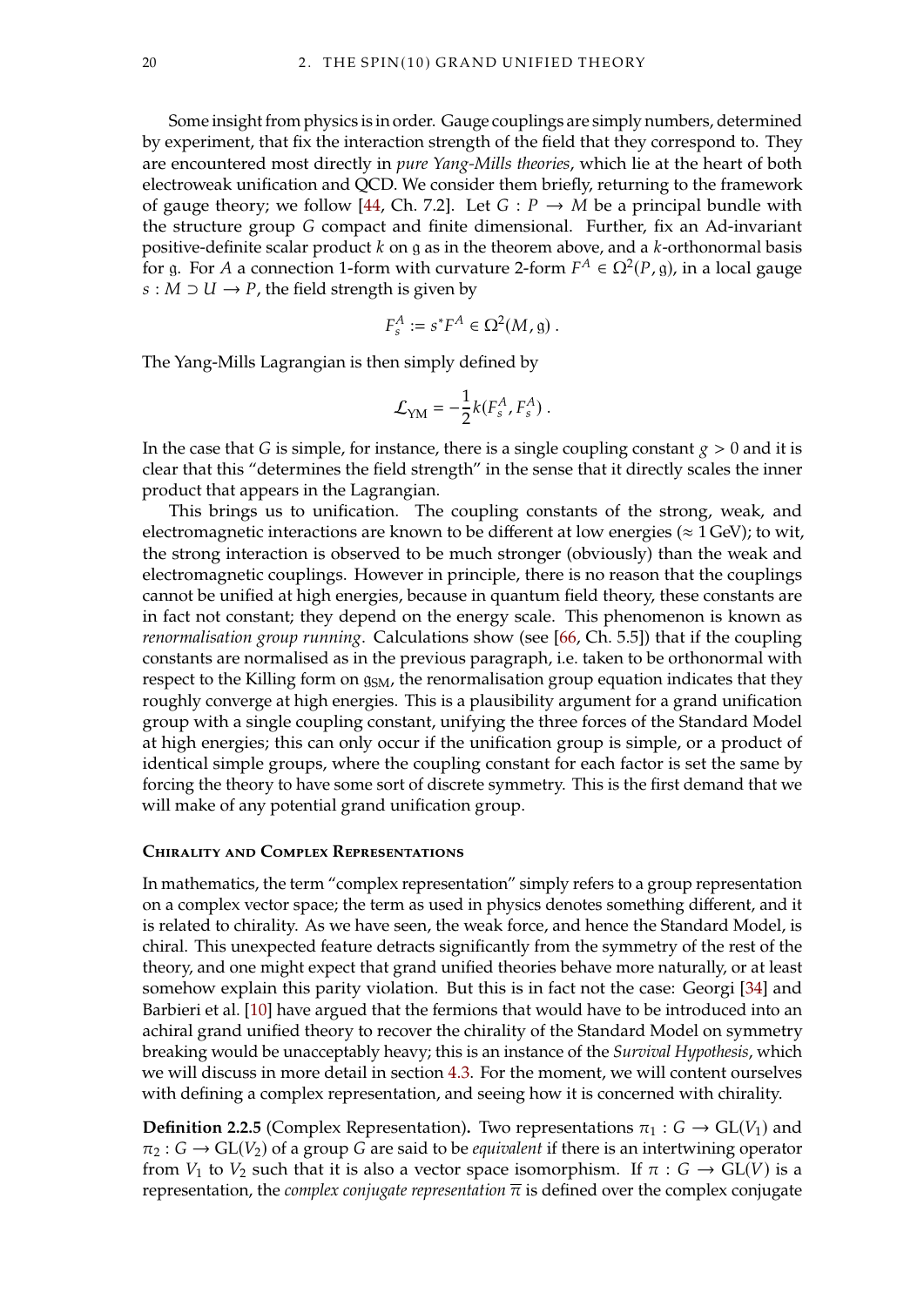Some insight from physics is in order. Gauge couplings are simply numbers, determined by experiment, that fix the interaction strength of the field that they correspond to. They are encountered most directly in *pure Yang-Mills theories*, which lie at the heart of both electroweak unification and QCD. We consider them briefly, returning to the framework of gauge theory; we follow [44, Ch. 7.2]. Let $G : P \to M$ be a principal bundle with the structure group $G$ compact and finite dimensional. Further, fix an Ad-invariant positive-definite scalar product $k$ on $\mathfrak{g}$ as in the theorem above, and a $k$-orthonormal basis for $\mathfrak{g}$. For $A$ a connection 1-form with curvature 2-form $F^A \in \Omega^2(P, \mathfrak{g})$, in a local gauge $s : M \supset U \to P$, the field strength is given by

$$F_s^A := s^* F^A \in \Omega^2(M, \mathfrak{g}) .$$

The Yang-Mills Lagrangian is then simply defined by

$$\mathcal{L}_{\text{YM}} = -\frac{1}{2} k(F_s^A, F_s^A) .$$

In the case that $G$ is simple, for instance, there is a single coupling constant $g > 0$ and it is clear that this "determines the field strength" in the sense that it directly scales the inner product that appears in the Lagrangian.

This brings us to unification. The coupling constants of the strong, weak, and electromagnetic interactions are known to be different at low energies ($\approx 1\,\text{GeV}$); to wit, the strong interaction is observed to be much stronger (obviously) than the weak and electromagnetic couplings. However in principle, there is no reason that the couplings cannot be unified at high energies, because in quantum field theory, these constants are in fact not constant; they depend on the energy scale. This phenomenon is known as *renormalisation group running*. Calculations show (see [66, Ch. 5.5]) that if the coupling constants are normalised as in the previous paragraph, i.e. taken to be orthonormal with respect to the Killing form on $\mathfrak{g}_{\text{SM}}$, the renormalisation group equation indicates that they roughly converge at high energies. This is a plausibility argument for a grand unification group with a single coupling constant, unifying the three forces of the Standard Model at high energies; this can only occur if the unification group is simple, or a product of identical simple groups, where the coupling constant for each factor is set the same by forcing the theory to have some sort of discrete symmetry. This is the first demand that we will make of any potential grand unification group.

#### Chirality and Complex Representations

In mathematics, the term "complex representation" simply refers to a group representation on a complex vector space; the term as used in physics denotes something different, and it is related to chirality. As we have seen, the weak force, and hence the Standard Model, is chiral. This unexpected feature detracts significantly from the symmetry of the rest of the theory, and one might expect that grand unified theories behave more naturally, or at least somehow explain this parity violation. But this is in fact not the case: Georgi [34] and Barbieri et al. [10] have argued that the fermions that would have to be introduced into an achiral grand unified theory to recover the chirality of the Standard Model on symmetry breaking would be unacceptably heavy; this is an instance of the *Survival Hypothesis*, which we will discuss in more detail in section 4.3. For the moment, we will content ourselves with defining a complex representation, and seeing how it is concerned with chirality.

**Definition 2.2.5** (Complex Representation)**.** Two representations $\pi_1 : G \to \text{GL}(V_1)$ and $\pi_2 : G \to \text{GL}(V_2)$ of a group $G$ are said to be *equivalent* if there is an intertwining operator from $V_1$ to $V_2$ such that it is also a vector space isomorphism. If $\pi : G \to \text{GL}(V)$ is a representation, the *complex conjugate representation* $\overline{\pi}$ is defined over the complex conjugate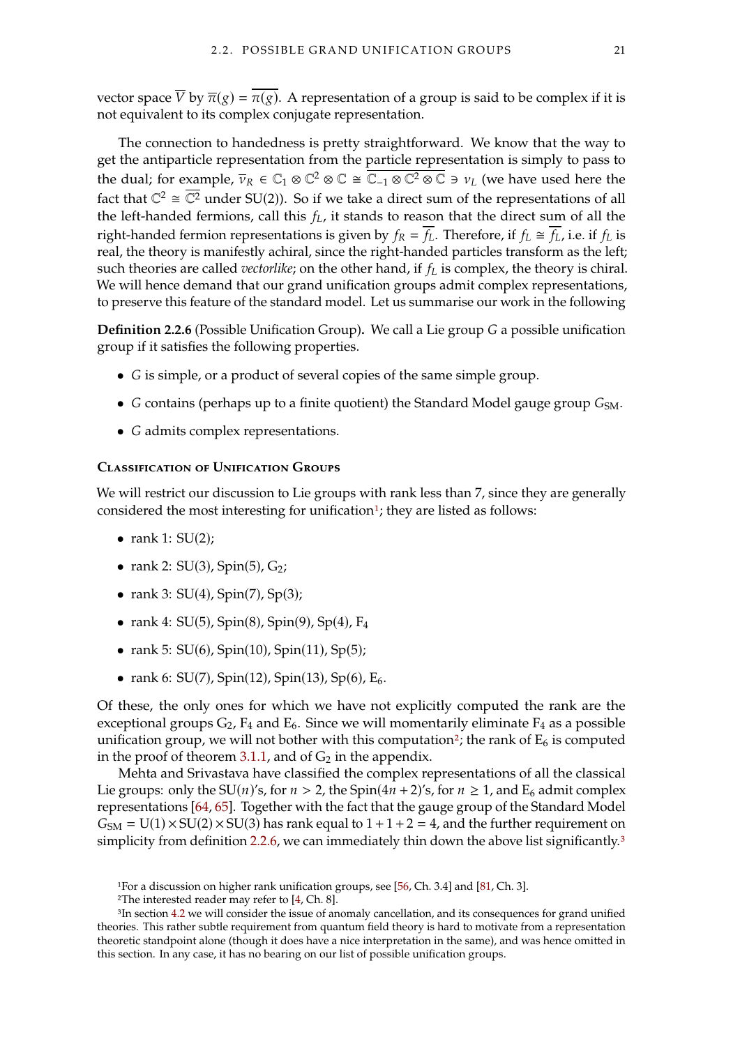vector space $\overline{V}$ by $\overline{\pi}(g) = \overline{\pi(g)}$. A representation of a group is said to be complex if it is not equivalent to its complex conjugate representation.

The connection to handedness is pretty straightforward. We know that the way to get the antiparticle representation from the particle representation is simply to pass to the dual; for example, $\overline{\nu}_R \in \mathbb{C}_1 \otimes \mathbb{C}^2 \otimes \mathbb{C} \cong \overline{\mathbb{C}_{-1} \otimes \mathbb{C}^2 \otimes \mathbb{C}} \ni \nu_L$ (we have used here the fact that $\mathbb{C}^2 \cong \overline{\mathbb{C}^2}$ under SU(2)). So if we take a direct sum of the representations of all the left-handed fermions, call this $f_L$, it stands to reason that the direct sum of all the right-handed fermion representations is given by $f_R = \overline{f_L}$. Therefore, if $f_L \cong \overline{f_L}$, i.e. if $f_L$ is real, the theory is manifestly achiral, since the right-handed particles transform as the left; such theories are called *vectorlike*; on the other hand, if $f_L$ is complex, the theory is chiral. We will hence demand that our grand unification groups admit complex representations, to preserve this feature of the standard model. Let us summarise our work in the following

**Definition 2.2.6** (Possible Unification Group)**.** We call a Lie group $G$ a possible unification group if it satisfies the following properties.

- $G$ is simple, or a product of several copies of the same simple group.
- $G$ contains (perhaps up to a finite quotient) the Standard Model gauge group $G_{\text{SM}}$.
- $G$ admits complex representations.

### Classification of Unification Groups

We will restrict our discussion to Lie groups with rank less than 7, since they are generally considered the most interesting for unification[1]; they are listed as follows:

- rank 1: SU(2);
- rank 2: SU(3), Spin(5), $G_2$;
- rank 3: SU(4), Spin(7), Sp(3);
- rank 4: SU(5), Spin(8), Spin(9), Sp(4), $F_4$
- rank 5: SU(6), Spin(10), Spin(11), Sp(5);
- rank 6: SU(7), Spin(12), Spin(13), Sp(6), $E_6$.

Of these, the only ones for which we have not explicitly computed the rank are the exceptional groups $G_2$, $F_4$ and $E_6$. Since we will momentarily eliminate $F_4$ as a possible unification group, we will not bother with this computation[2]; the rank of $E_6$ is computed in the proof of theorem 3.1.1, and of $G_2$ in the appendix.

Mehta and Srivastava have classified the complex representations of all the classical Lie groups: only the SU($n$)'s, for $n > 2$, the Spin($4n+2$)'s, for $n \geq 1$, and $E_6$ admit complex representations [64, 65]. Together with the fact that the gauge group of the Standard Model $G_{\text{SM}} = \text{U}(1) \times \text{SU}(2) \times \text{SU}(3)$ has rank equal to $1+1+2 = 4$, and the further requirement on simplicity from definition 2.2.6, we can immediately thin down the above list significantly.[3]

[1] For a discussion on higher rank unification groups, see [56, Ch. 3.4] and [81, Ch. 3].

[2] The interested reader may refer to [4, Ch. 8].

[3] In section 4.2 we will consider the issue of anomaly cancellation, and its consequences for grand unified theories. This rather subtle requirement from quantum field theory is hard to motivate from a representation theoretic standpoint alone (though it does have a nice interpretation in the same), and was hence omitted in this section. In any case, it has no bearing on our list of possible unification groups.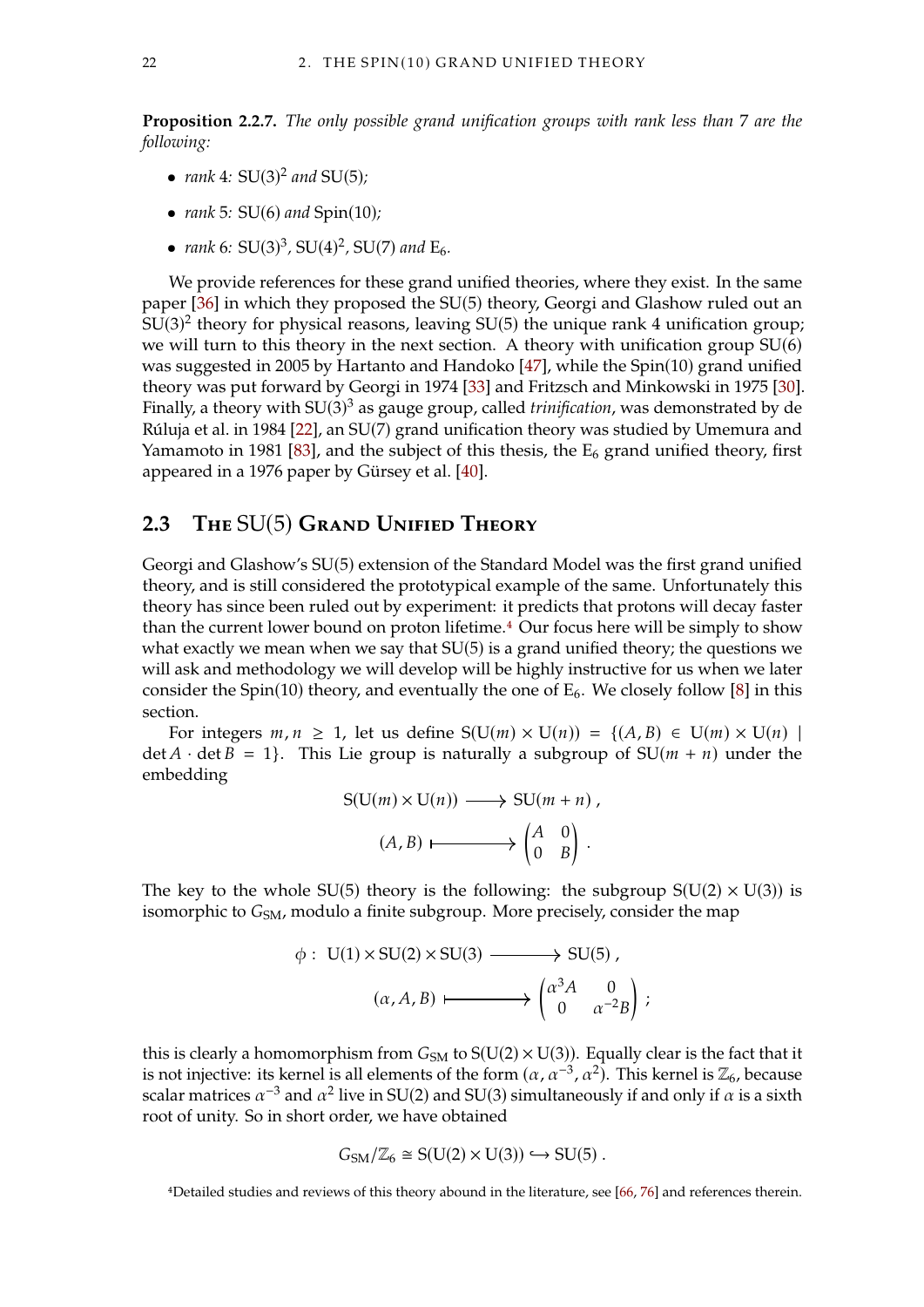**Proposition 2.2.7.** *The only possible grand unification groups with rank less than 7 are the following:*

- *rank* 4*:* $\mathrm{SU}(3)^2$ *and* $\mathrm{SU}(5)$*;*
- *rank* 5*:* $\mathrm{SU}(6)$ *and* $\mathrm{Spin}(10)$*;*
- *rank* 6*:* $\mathrm{SU}(3)^3$, $\mathrm{SU}(4)^2$, $\mathrm{SU}(7)$ *and* $\mathrm{E}_6$.

We provide references for these grand unified theories, where they exist. In the same paper [36] in which they proposed the SU(5) theory, Georgi and Glashow ruled out an $\mathrm{SU}(3)^2$ theory for physical reasons, leaving SU(5) the unique rank 4 unification group; we will turn to this theory in the next section. A theory with unification group SU(6) was suggested in 2005 by Hartanto and Handoko [47], while the Spin(10) grand unified theory was put forward by Georgi in 1974 [33] and Fritzsch and Minkowski in 1975 [30]. Finally, a theory with $\mathrm{SU}(3)^3$ as gauge group, called *trinification*, was demonstrated by de Rújula et al. in 1984 [22], an SU(7) grand unification theory was studied by Umemura and Yamamoto in 1981 [83], and the subject of this thesis, the $\mathrm{E}_6$ grand unified theory, first appeared in a 1976 paper by Gürsey et al. [40].

## 2.3 The SU(5) Grand Unified Theory

Georgi and Glashow's SU(5) extension of the Standard Model was the first grand unified theory, and is still considered the prototypical example of the same. Unfortunately this theory has since been ruled out by experiment: it predicts that protons will decay faster than the current lower bound on proton lifetime.[4] Our focus here will be simply to show what exactly we mean when we say that SU(5) is a grand unified theory; the questions we will ask and methodology we will develop will be highly instructive for us when we later consider the Spin(10) theory, and eventually the one of $\mathrm{E}_6$. We closely follow [8] in this section.

For integers $m, n \geq 1$, let us define $\mathrm{S}(\mathrm{U}(m) \times \mathrm{U}(n)) = \{(A, B) \in \mathrm{U}(m) \times \mathrm{U}(n) \mid \det A \cdot \det B = 1\}$. This Lie group is naturally a subgroup of $\mathrm{SU}(m+n)$ under the embedding

$$\begin{aligned} \mathrm{S}(\mathrm{U}(m) \times \mathrm{U}(n)) &\longrightarrow \mathrm{SU}(m+n)\,, \\ (A, B) &\longmapsto \begin{pmatrix} A & 0 \\ 0 & B \end{pmatrix}\,. \end{aligned}$$

The key to the whole SU(5) theory is the following: the subgroup $\mathrm{S}(\mathrm{U}(2) \times \mathrm{U}(3))$ is isomorphic to $G_{\mathrm{SM}}$, modulo a finite subgroup. More precisely, consider the map

$$\begin{aligned} \phi : \ \mathrm{U}(1) \times \mathrm{SU}(2) \times \mathrm{SU}(3) &\longrightarrow \mathrm{SU}(5)\,, \\ (\alpha, A, B) &\longmapsto \begin{pmatrix} \alpha^3 A & 0 \\ 0 & \alpha^{-2} B \end{pmatrix}\,; \end{aligned}$$

this is clearly a homomorphism from $G_{\mathrm{SM}}$ to $\mathrm{S}(\mathrm{U}(2) \times \mathrm{U}(3))$. Equally clear is the fact that it is not injective: its kernel is all elements of the form $(\alpha, \alpha^{-3}, \alpha^2)$. This kernel is $\mathbb{Z}_6$, because scalar matrices $\alpha^{-3}$ and $\alpha^2$ live in SU(2) and SU(3) simultaneously if and only if $\alpha$ is a sixth root of unity. So in short order, we have obtained

$$G_{\mathrm{SM}}/\mathbb{Z}_6 \cong \mathrm{S}(\mathrm{U}(2) \times \mathrm{U}(3)) \hookrightarrow \mathrm{SU}(5)\,.$$

[4] Detailed studies and reviews of this theory abound in the literature, see [66, 76] and references therein.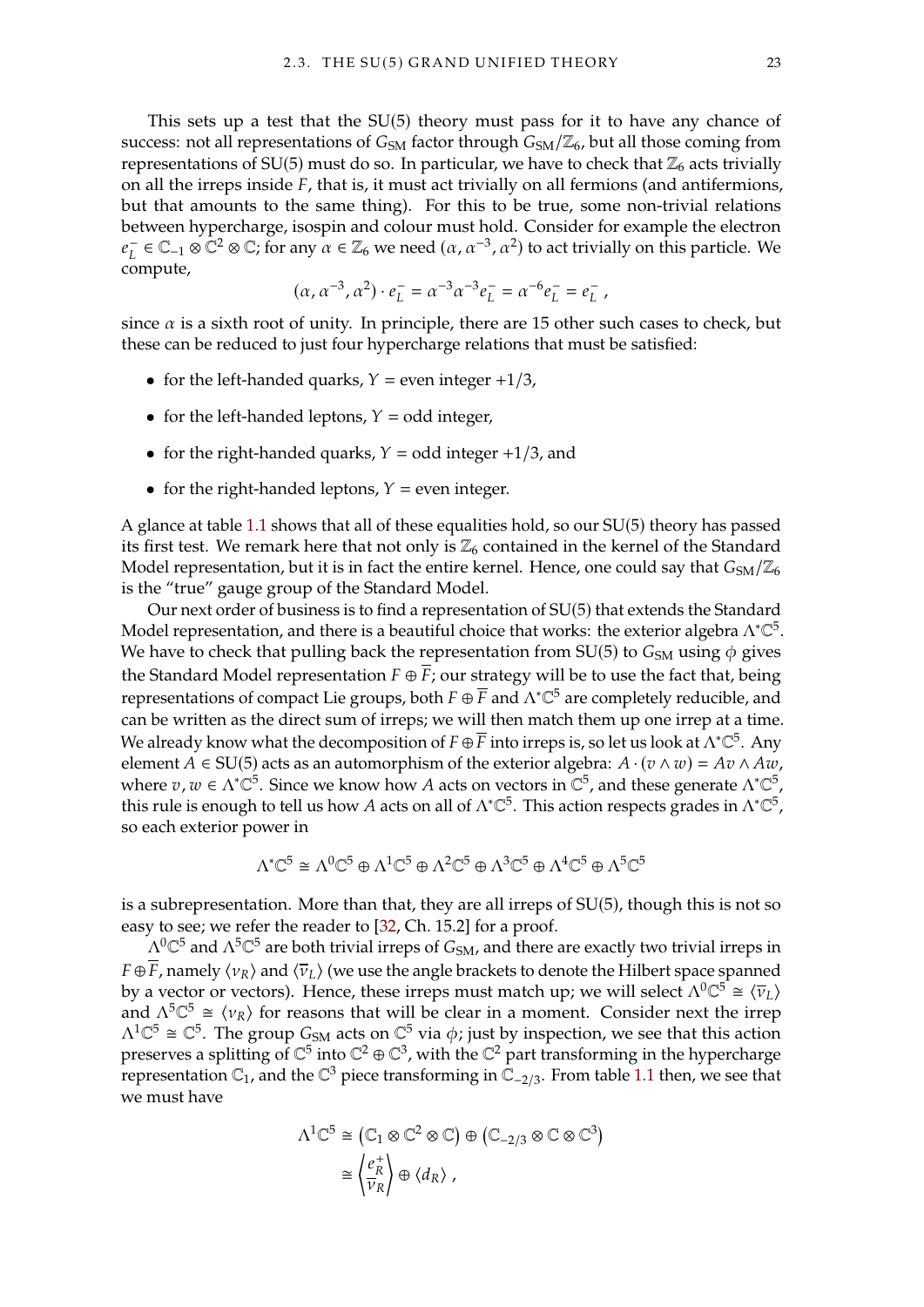This sets up a test that the SU(5) theory must pass for it to have any chance of success: not all representations of $G_{\mathrm{SM}}$ factor through $G_{\mathrm{SM}}/\mathbb{Z}_6$, but all those coming from representations of SU(5) must do so. In particular, we have to check that $\mathbb{Z}_6$ acts trivially on all the irreps inside $F$, that is, it must act trivially on all fermions (and antifermions, but that amounts to the same thing). For this to be true, some non-trivial relations between hypercharge, isospin and colour must hold. Consider for example the electron $e_L^- \in \mathbb{C}_{-1} \otimes \mathbb{C}^2 \otimes \mathbb{C}$; for any $\alpha \in \mathbb{Z}_6$ we need $(\alpha, \alpha^{-3}, \alpha^2)$ to act trivially on this particle. We compute,

$$(\alpha, \alpha^{-3}, \alpha^2) \cdot e_L^- = \alpha^{-3}\alpha^{-3} e_L^- = \alpha^{-6} e_L^- = e_L^- \ ,$$

since $\alpha$ is a sixth root of unity. In principle, there are 15 other such cases to check, but these can be reduced to just four hypercharge relations that must be satisfied:

- for the left-handed quarks, $Y$ = even integer $+1/3$,
- for the left-handed leptons, $Y$ = odd integer,
- for the right-handed quarks, $Y$ = odd integer $+1/3$, and
- for the right-handed leptons, $Y$ = even integer.

A glance at table 1.1 shows that all of these equalities hold, so our SU(5) theory has passed its first test. We remark here that not only is $\mathbb{Z}_6$ contained in the kernel of the Standard Model representation, but it is in fact the entire kernel. Hence, one could say that $G_{\mathrm{SM}}/\mathbb{Z}_6$ is the "true" gauge group of the Standard Model.

Our next order of business is to find a representation of SU(5) that extends the Standard Model representation, and there is a beautiful choice that works: the exterior algebra $\Lambda^*\mathbb{C}^5$. We have to check that pulling back the representation from SU(5) to $G_{\mathrm{SM}}$ using $\phi$ gives the Standard Model representation $F \oplus \overline{F}$; our strategy will be to use the fact that, being representations of compact Lie groups, both $F \oplus \overline{F}$ and $\Lambda^*\mathbb{C}^5$ are completely reducible, and can be written as the direct sum of irreps; we will then match them up one irrep at a time. We already know what the decomposition of $F \oplus \overline{F}$ into irreps is, so let us look at $\Lambda^*\mathbb{C}^5$. Any element $A \in \mathrm{SU}(5)$ acts as an automorphism of the exterior algebra: $A \cdot (v \wedge w) = Av \wedge Aw$, where $v, w \in \Lambda^*\mathbb{C}^5$. Since we know how $A$ acts on vectors in $\mathbb{C}^5$, and these generate $\Lambda^*\mathbb{C}^5$, this rule is enough to tell us how $A$ acts on all of $\Lambda^*\mathbb{C}^5$. This action respects grades in $\Lambda^*\mathbb{C}^5$, so each exterior power in

$$\Lambda^*\mathbb{C}^5 \cong \Lambda^0\mathbb{C}^5 \oplus \Lambda^1\mathbb{C}^5 \oplus \Lambda^2\mathbb{C}^5 \oplus \Lambda^3\mathbb{C}^5 \oplus \Lambda^4\mathbb{C}^5 \oplus \Lambda^5\mathbb{C}^5$$

is a subrepresentation. More than that, they are all irreps of SU(5), though this is not so easy to see; we refer the reader to [32, Ch. 15.2] for a proof.

$\Lambda^0\mathbb{C}^5$ and $\Lambda^5\mathbb{C}^5$ are both trivial irreps of $G_{\mathrm{SM}}$, and there are exactly two trivial irreps in $F \oplus \overline{F}$, namely $\langle \nu_R \rangle$ and $\langle \overline{\nu}_L \rangle$ (we use the angle brackets to denote the Hilbert space spanned by a vector or vectors). Hence, these irreps must match up; we will select $\Lambda^0\mathbb{C}^5 \cong \langle \overline{\nu}_L \rangle$ and $\Lambda^5\mathbb{C}^5 \cong \langle \nu_R \rangle$ for reasons that will be clear in a moment. Consider next the irrep $\Lambda^1\mathbb{C}^5 \cong \mathbb{C}^5$. The group $G_{\mathrm{SM}}$ acts on $\mathbb{C}^5$ via $\phi$; just by inspection, we see that this action preserves a splitting of $\mathbb{C}^5$ into $\mathbb{C}^2 \oplus \mathbb{C}^3$, with the $\mathbb{C}^2$ part transforming in the hypercharge representation $\mathbb{C}_1$, and the $\mathbb{C}^3$ piece transforming in $\mathbb{C}_{-2/3}$. From table 1.1 then, we see that we must have

$$\begin{aligned}
\Lambda^1\mathbb{C}^5 &\cong \left(\mathbb{C}_1 \otimes \mathbb{C}^2 \otimes \mathbb{C}\right) \oplus \left(\mathbb{C}_{-2/3} \otimes \mathbb{C} \otimes \mathbb{C}^3\right) \\
&\cong \left\langle \begin{matrix} e_R^+ \\ \overline{\nu}_R \end{matrix} \right\rangle \oplus \langle d_R \rangle \ ,
\end{aligned}$$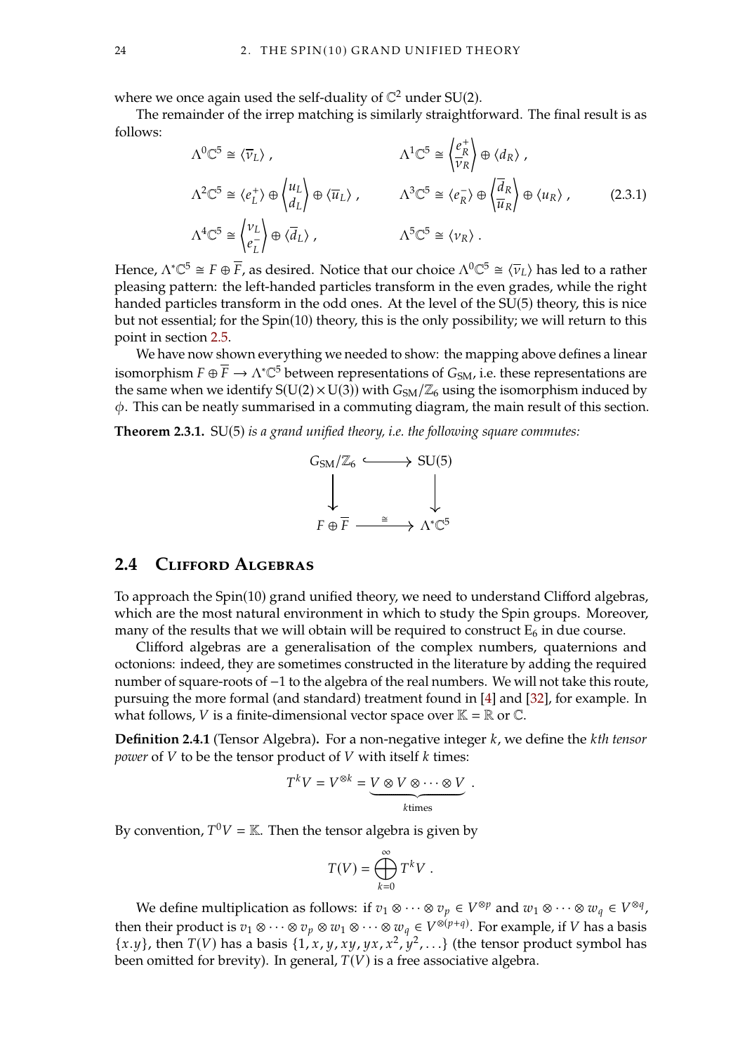where we once again used the self-duality of $\mathbb{C}^2$ under SU(2).

The remainder of the irrep matching is similarly straightforward. The final result is as follows:

$$
\begin{aligned}
\Lambda^0\mathbb{C}^5 &\cong \langle \overline{\nu}_L \rangle\ , & \Lambda^1\mathbb{C}^5 &\cong \left\langle \begin{matrix} e_R^+ \\ \overline{\nu}_R \end{matrix} \right\rangle \oplus \langle d_R \rangle\ , \\
\Lambda^2\mathbb{C}^5 &\cong \langle e_L^+ \rangle \oplus \left\langle \begin{matrix} u_L \\ d_L \end{matrix} \right\rangle \oplus \langle \overline{u}_L \rangle\ , & \Lambda^3\mathbb{C}^5 &\cong \langle e_R^- \rangle \oplus \left\langle \begin{matrix} \overline{d}_R \\ \overline{u}_R \end{matrix} \right\rangle \oplus \langle u_R \rangle\ , \\
\Lambda^4\mathbb{C}^5 &\cong \left\langle \begin{matrix} \nu_L \\ e_L^- \end{matrix} \right\rangle \oplus \langle \overline{d}_L \rangle\ , & \Lambda^5\mathbb{C}^5 &\cong \langle \nu_R \rangle\ .
\end{aligned}
\tag{2.3.1}
$$

Hence, $\Lambda^*\mathbb{C}^5 \cong F \oplus \overline{F}$, as desired. Notice that our choice $\Lambda^0\mathbb{C}^5 \cong \langle \overline{\nu}_L \rangle$ has led to a rather pleasing pattern: the left-handed particles transform in the even grades, while the right handed particles transform in the odd ones. At the level of the SU(5) theory, this is nice but not essential; for the Spin(10) theory, this is the only possibility; we will return to this point in section 2.5.

We have now shown everything we needed to show: the mapping above defines a linear isomorphism $F \oplus \overline{F} \to \Lambda^*\mathbb{C}^5$ between representations of $G_{\mathrm{SM}}$, i.e. these representations are the same when we identify $\mathrm{S}(\mathrm{U}(2)\times\mathrm{U}(3))$ with $G_{\mathrm{SM}}/\mathbb{Z}_6$ using the isomorphism induced by $\phi$. This can be neatly summarised in a commuting diagram, the main result of this section.

**Theorem 2.3.1.** SU(5) *is a grand unified theory, i.e. the following square commutes:*

$$
\begin{array}{ccc}
G_{\mathrm{SM}}/\mathbb{Z}_6 & \hookrightarrow & \mathrm{SU}(5) \\
\downarrow & & \downarrow \\
F \oplus \overline{F} & \xrightarrow{\ \cong\ } & \Lambda^*\mathbb{C}^5
\end{array}
$$

## 2.4 Clifford Algebras

To approach the Spin(10) grand unified theory, we need to understand Clifford algebras, which are the most natural environment in which to study the Spin groups. Moreover, many of the results that we will obtain will be required to construct $\mathrm{E}_6$ in due course.

Clifford algebras are a generalisation of the complex numbers, quaternions and octonions: indeed, they are sometimes constructed in the literature by adding the required number of square-roots of $-1$ to the algebra of the real numbers. We will not take this route, pursuing the more formal (and standard) treatment found in [4] and [32], for example. In what follows, $V$ is a finite-dimensional vector space over $\mathbb{K} = \mathbb{R}$ or $\mathbb{C}$.

**Definition 2.4.1** (Tensor Algebra)**.** For a non-negative integer $k$, we define the *kth tensor power* of $V$ to be the tensor product of $V$ with itself $k$ times:

$$
T^kV = V^{\otimes k} = \underbrace{V \otimes V \otimes \cdots \otimes V}_{k\text{times}}\ .
$$

By convention, $T^0V = \mathbb{K}$. Then the tensor algebra is given by

$$
T(V) = \bigoplus_{k=0}^{\infty} T^kV\ .
$$

We define multiplication as follows: if $v_1 \otimes \cdots \otimes v_p \in V^{\otimes p}$ and $w_1 \otimes \cdots \otimes w_q \in V^{\otimes q}$, then their product is $v_1 \otimes \cdots \otimes v_p \otimes w_1 \otimes \cdots \otimes w_q \in V^{\otimes(p+q)}$. For example, if $V$ has a basis $\{x.y\}$, then $T(V)$ has a basis $\{1, x, y, xy, yx, x^2, y^2, \ldots\}$ (the tensor product symbol has been omitted for brevity). In general, $T(V)$ is a free associative algebra.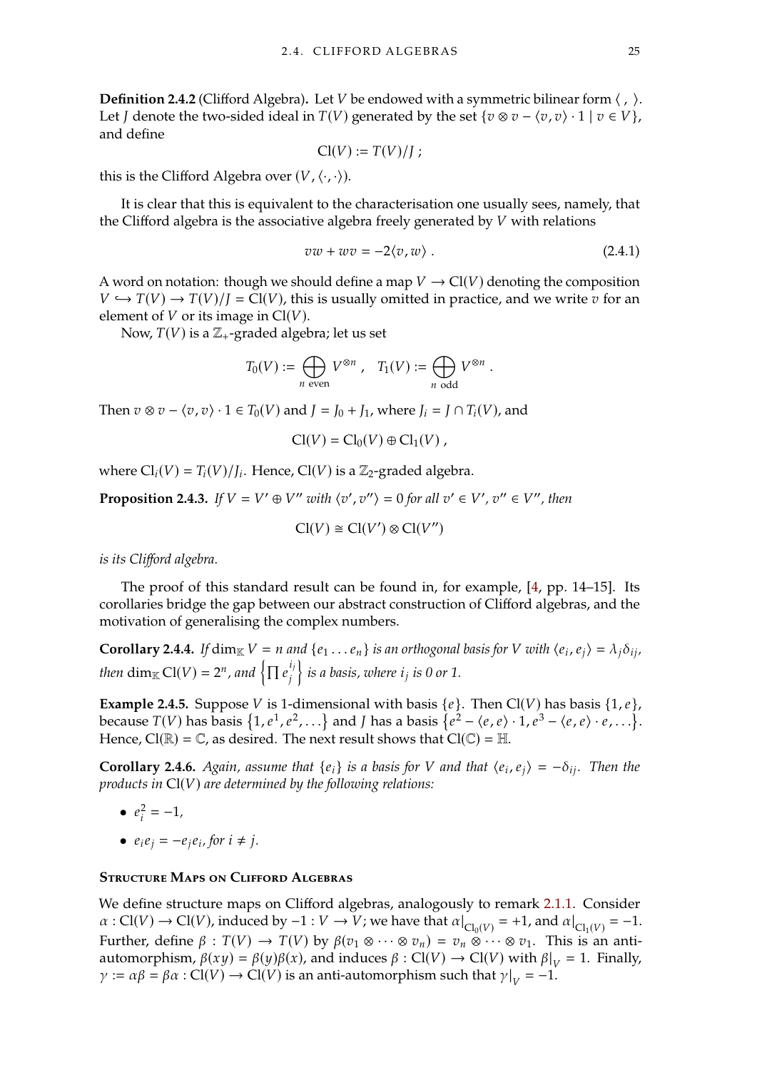**Definition 2.4.2** (Clifford Algebra)**.** Let $V$ be endowed with a symmetric bilinear form $\langle\ ,\ \rangle$. Let $J$ denote the two-sided ideal in $T(V)$ generated by the set $\{v \otimes v - \langle v, v\rangle \cdot 1 \mid v \in V\}$, and define

$$\mathrm{Cl}(V) := T(V)/J\ ;$$

this is the Clifford Algebra over $(V, \langle\cdot,\cdot\rangle)$.

It is clear that this is equivalent to the characterisation one usually sees, namely, that the Clifford algebra is the associative algebra freely generated by $V$ with relations

$$vw + wv = -2\langle v, w\rangle\ . \tag{2.4.1}$$

A word on notation: though we should define a map $V \to \mathrm{Cl}(V)$ denoting the composition $V \hookrightarrow T(V) \to T(V)/J = \mathrm{Cl}(V)$, this is usually omitted in practice, and we write $v$ for an element of $V$ or its image in $\mathrm{Cl}(V)$.

Now, $T(V)$ is a $\mathbb{Z}_+$-graded algebra; let us set

$$T_0(V) := \bigoplus_{n \text{ even}} V^{\otimes n}\ , \quad T_1(V) := \bigoplus_{n \text{ odd}} V^{\otimes n}\ .$$

Then $v \otimes v - \langle v, v\rangle \cdot 1 \in T_0(V)$ and $J = J_0 + J_1$, where $J_i = J \cap T_i(V)$, and

$$\mathrm{Cl}(V) = \mathrm{Cl}_0(V) \oplus \mathrm{Cl}_1(V)\ ,$$

where $\mathrm{Cl}_i(V) = T_i(V)/J_i$. Hence, $\mathrm{Cl}(V)$ is a $\mathbb{Z}_2$-graded algebra.

**Proposition 2.4.3.** *If $V = V' \oplus V''$ with $\langle v', v''\rangle = 0$ for all $v' \in V'$, $v'' \in V''$, then*

$$\mathrm{Cl}(V) \cong \mathrm{Cl}(V') \otimes \mathrm{Cl}(V'')$$

*is its Clifford algebra.*

The proof of this standard result can be found in, for example, [4, pp. 14–15]. Its corollaries bridge the gap between our abstract construction of Clifford algebras, and the motivation of generalising the complex numbers.

**Corollary 2.4.4.** *If $\dim_{\mathbb{K}} V = n$ and $\{e_1 \dots e_n\}$ is an orthogonal basis for $V$ with $\langle e_i, e_j\rangle = \lambda_j \delta_{ij}$, then $\dim_{\mathbb{K}} \mathrm{Cl}(V) = 2^n$, and $\left\{\prod e_j^{i_j}\right\}$ is a basis, where $i_j$ is 0 or 1.*

**Example 2.4.5.** Suppose $V$ is 1-dimensional with basis $\{e\}$. Then $\mathrm{Cl}(V)$ has basis $\{1, e\}$, because $T(V)$ has basis $\{1, e^1, e^2, \dots\}$ and $J$ has a basis $\{e^2 - \langle e, e\rangle \cdot 1, e^3 - \langle e, e\rangle \cdot e, \dots\}$. Hence, $\mathrm{Cl}(\mathbb{R}) = \mathbb{C}$, as desired. The next result shows that $\mathrm{Cl}(\mathbb{C}) = \mathbb{H}$.

**Corollary 2.4.6.** *Again, assume that $\{e_i\}$ is a basis for $V$ and that $\langle e_i, e_j\rangle = -\delta_{ij}$. Then the products in $\mathrm{Cl}(V)$ are determined by the following relations:*

- $e_i^2 = -1$,
- $e_i e_j = -e_j e_i$, *for $i \neq j$.*

### Structure Maps on Clifford Algebras

We define structure maps on Clifford algebras, analogously to remark 2.1.1. Consider $\alpha : \mathrm{Cl}(V) \to \mathrm{Cl}(V)$, induced by $-1 : V \to V$; we have that $\alpha|_{\mathrm{Cl}_0(V)} = +1$, and $\alpha|_{\mathrm{Cl}_1(V)} = -1$. Further, define $\beta : T(V) \to T(V)$ by $\beta(v_1 \otimes \cdots \otimes v_n) = v_n \otimes \cdots \otimes v_1$. This is an anti-automorphism, $\beta(xy) = \beta(y)\beta(x)$, and induces $\beta : \mathrm{Cl}(V) \to \mathrm{Cl}(V)$ with $\beta|_V = 1$. Finally, $\gamma := \alpha\beta = \beta\alpha : \mathrm{Cl}(V) \to \mathrm{Cl}(V)$ is an anti-automorphism such that $\gamma|_V = -1$.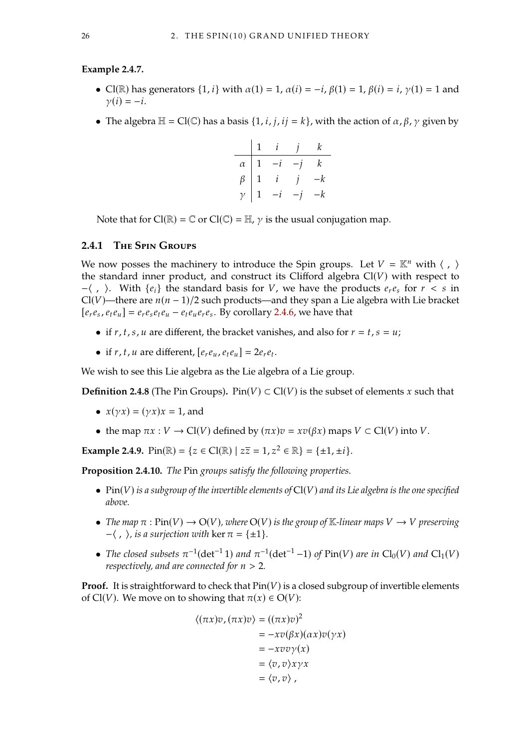**Example 2.4.7.**

- $\mathrm{Cl}(\mathbb{R})$ has generators $\{1, i\}$ with $\alpha(1) = 1$, $\alpha(i) = -i$, $\beta(1) = 1$, $\beta(i) = i$, $\gamma(1) = 1$ and $\gamma(i) = -i$.
- The algebra $\mathbb{H} = \mathrm{Cl}(\mathbb{C})$ has a basis $\{1, i, j, ij = k\}$, with the action of $\alpha, \beta, \gamma$ given by

| | $1$ | $i$ | $j$ | $k$ |
|---|---|---|---|---|
| $\alpha$ | $1$ | $-i$ | $-j$ | $k$ |
| $\beta$ | $1$ | $i$ | $j$ | $-k$ |
| $\gamma$ | $1$ | $-i$ | $-j$ | $-k$ |

Note that for $\mathrm{Cl}(\mathbb{R}) = \mathbb{C}$ or $\mathrm{Cl}(\mathbb{C}) = \mathbb{H}$, $\gamma$ is the usual conjugation map.

### 2.4.1 The Spin Groups

We now posses the machinery to introduce the Spin groups. Let $V = \mathbb{K}^n$ with $\langle\ ,\ \rangle$ the standard inner product, and construct its Clifford algebra $\mathrm{Cl}(V)$ with respect to $-\langle\ ,\ \rangle$. With $\{e_i\}$ the standard basis for $V$, we have the products $e_r e_s$ for $r < s$ in $\mathrm{Cl}(V)$—there are $n(n-1)/2$ such products—and they span a Lie algebra with Lie bracket $[e_r e_s, e_t e_u] = e_r e_s e_t e_u - e_t e_u e_r e_s$. By corollary 2.4.6, we have that

- if $r, t, s, u$ are different, the bracket vanishes, and also for $r = t, s = u$;
- if $r, t, u$ are different, $[e_r e_u, e_t e_u] = 2e_r e_t$.

We wish to see this Lie algebra as the Lie algebra of a Lie group.

**Definition 2.4.8** (The Pin Groups)**.** $\mathrm{Pin}(V) \subset \mathrm{Cl}(V)$ is the subset of elements $x$ such that

- $x(\gamma x) = (\gamma x)x = 1$, and
- the map $\pi x : V \to \mathrm{Cl}(V)$ defined by $(\pi x)v = xv(\beta x)$ maps $V \subset \mathrm{Cl}(V)$ into $V$.

**Example 2.4.9.** $\mathrm{Pin}(\mathbb{R}) = \{z \in \mathrm{Cl}(\mathbb{R}) \mid z\bar{z} = 1, z^2 \in \mathbb{R}\} = \{\pm 1, \pm i\}$.

**Proposition 2.4.10.** *The* Pin *groups satisfy the following properties.*

- *$\mathrm{Pin}(V)$ is a subgroup of the invertible elements of $\mathrm{Cl}(V)$ and its Lie algebra is the one specified above.*
- *The map $\pi : \mathrm{Pin}(V) \to \mathrm{O}(V)$, where $\mathrm{O}(V)$ is the group of $\mathbb{K}$-linear maps $V \to V$ preserving $-\langle\ ,\ \rangle$, is a surjection with $\ker \pi = \{\pm 1\}$.*
- *The closed subsets $\pi^{-1}(\det^{-1} 1)$ and $\pi^{-1}(\det^{-1} -1)$ of $\mathrm{Pin}(V)$ are in $\mathrm{Cl}_0(V)$ and $\mathrm{Cl}_1(V)$ respectively, and are connected for $n > 2$.*

**Proof.** It is straightforward to check that $\mathrm{Pin}(V)$ is a closed subgroup of invertible elements of $\mathrm{Cl}(V)$. We move on to showing that $\pi(x) \in \mathrm{O}(V)$:

$$
\begin{aligned}
\langle (\pi x)v, (\pi x)v \rangle &= ((\pi x)v)^2 \\
&= -xv(\beta x)(\alpha x)v(\gamma x) \\
&= -xvv\gamma(x) \\
&= \langle v, v \rangle x\gamma x \\
&= \langle v, v \rangle,
\end{aligned}
$$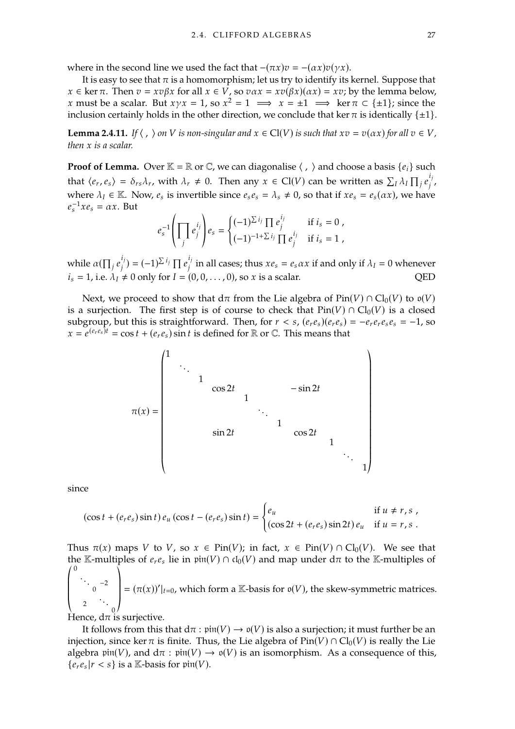where in the second line we used the fact that $-(\pi x)v = -(\alpha x)v(\gamma x)$.

It is easy to see that $\pi$ is a homomorphism; let us try to identify its kernel. Suppose that $x \in \ker \pi$. Then $v = xv\beta x$ for all $x \in V$, so $v\alpha x = xv(\beta x)(\alpha x) = xv$; by the lemma below, $x$ must be a scalar. But $x\gamma x = 1$, so $x^2 = 1 \implies x = \pm 1 \implies \ker \pi \subset \{\pm 1\}$; since the inclusion certainly holds in the other direction, we conclude that $\ker \pi$ is identically $\{\pm 1\}$.

**Lemma 2.4.11.** *If $\langle\, ,\, \rangle$ on $V$ is non-singular and $x \in \mathrm{Cl}(V)$ is such that $xv = v(\alpha x)$ for all $v \in V$, then $x$ is a scalar.*

**Proof of Lemma.** Over $\mathbb{K} = \mathbb{R}$ or $\mathbb{C}$, we can diagonalise $\langle\, ,\, \rangle$ and choose a basis $\{e_i\}$ such that $\langle e_r, e_s \rangle = \delta_{rs}\lambda_r$, with $\lambda_r \neq 0$. Then any $x \in \mathrm{Cl}(V)$ can be written as $\sum_I \lambda_I \prod_j e_j^{i_j}$, where $\lambda_I \in \mathbb{K}$. Now, $e_s$ is invertible since $e_s e_s = \lambda_s \neq 0$, so that if $xe_s = e_s(\alpha x)$, we have $e_s^{-1} x e_s = \alpha x$. But

$$e_s^{-1}\left(\prod_j e_j^{i_j}\right) e_s = \begin{cases} (-1)^{\sum i_j} \prod e_j^{i_j} & \text{if } i_s = 0\,, \\ (-1)^{-1+\sum i_j} \prod e_j^{i_j} & \text{if } i_s = 1\,, \end{cases}$$

while $\alpha(\prod_j e_j^{i_j}) = (-1)^{\sum i_j} \prod e_j^{i_j}$ in all cases; thus $xe_s = e_s \alpha x$ if and only if $\lambda_I = 0$ whenever $i_s = 1$, i.e. $\lambda_I \neq 0$ only for $I = (0, 0, \ldots, 0)$, so $x$ is a scalar. QED

Next, we proceed to show that $d\pi$ from the Lie algebra of $\mathrm{Pin}(V) \cap \mathrm{Cl}_0(V)$ to $\mathfrak{o}(V)$ is a surjection. The first step is of course to check that $\mathrm{Pin}(V) \cap \mathrm{Cl}_0(V)$ is a closed subgroup, but this is straightforward. Then, for $r < s$, $(e_r e_s)(e_r e_s) = -e_r e_r e_s e_s = -1$, so $x = e^{(e_r e_s)t} = \cos t + (e_r e_s)\sin t$ is defined for $\mathbb{R}$ or $\mathbb{C}$. This means that

$$\pi(x) = \begin{pmatrix} 1 & & & & & & & & & \\ & \ddots & & & & & & & & \\ & & 1 & & & & & & & \\ & & & \cos 2t & & & & -\sin 2t & & \\ & & & & 1 & & & & & \\ & & & & & \ddots & & & & \\ & & & & & & 1 & & & \\ & & & \sin 2t & & & & \cos 2t & & \\ & & & & & & & & 1 & \\ & & & & & & & & & \ddots \\ & & & & & & & & & & 1 \end{pmatrix}$$

since

$$(\cos t + (e_r e_s)\sin t)\, e_u\, (\cos t - (e_r e_s)\sin t) = \begin{cases} e_u & \text{if } u \neq r, s\,, \\ (\cos 2t + (e_r e_s)\sin 2t)\, e_u & \text{if } u = r, s\,. \end{cases}$$

Thus $\pi(x)$ maps $V$ to $V$, so $x \in \mathrm{Pin}(V)$; in fact, $x \in \mathrm{Pin}(V) \cap \mathrm{Cl}_0(V)$. We see that the $\mathbb{K}$-multiples of $e_r e_s$ lie in $\mathfrak{pin}(V) \cap \mathfrak{cl}_0(V)$ and map under $d\pi$ to the $\mathbb{K}$-multiples of $\begin{pmatrix} 0 & & & \\ & \ddots & & -2 \\ & & 0 & \\ & 2 & & \ddots \\ & & & & 0 \end{pmatrix} = (\pi(x))'|_{t=0}$, which form a $\mathbb{K}$-basis for $\mathfrak{o}(V)$, the skew-symmetric matrices. Hence, $d\pi$ is surjective.

It follows from this that $d\pi : \mathfrak{pin}(V) \to \mathfrak{o}(V)$ is also a surjection; it must further be an injection, since $\ker \pi$ is finite. Thus, the Lie algebra of $\mathrm{Pin}(V) \cap \mathrm{Cl}_0(V)$ is really the Lie algebra $\mathfrak{pin}(V)$, and $d\pi : \mathfrak{pin}(V) \to \mathfrak{o}(V)$ is an isomorphism. As a consequence of this, $\{e_r e_s | r < s\}$ is a $\mathbb{K}$-basis for $\mathfrak{pin}(V)$.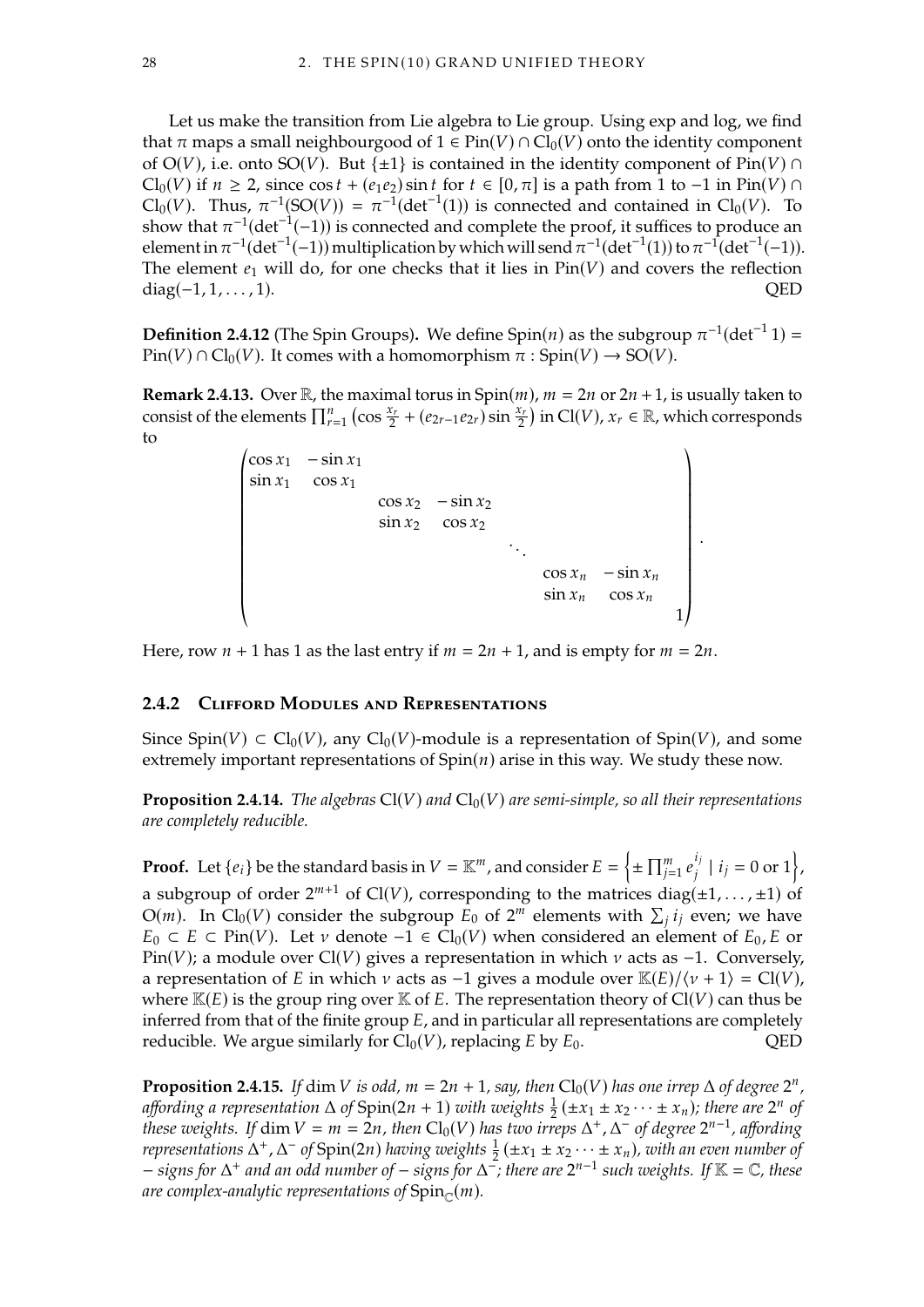Let us make the transition from Lie algebra to Lie group. Using exp and log, we find that $\pi$ maps a small neighbourgood of $1 \in \mathrm{Pin}(V) \cap \mathrm{Cl}_0(V)$ onto the identity component of $\mathrm{O}(V)$, i.e. onto $\mathrm{SO}(V)$. But $\{\pm 1\}$ is contained in the identity component of $\mathrm{Pin}(V) \cap \mathrm{Cl}_0(V)$ if $n \geq 2$, since $\cos t + (e_1 e_2)\sin t$ for $t \in [0, \pi]$ is a path from 1 to $-1$ in $\mathrm{Pin}(V) \cap \mathrm{Cl}_0(V)$. Thus, $\pi^{-1}(\mathrm{SO}(V)) = \pi^{-1}(\det^{-1}(1))$ is connected and contained in $\mathrm{Cl}_0(V)$. To show that $\pi^{-1}(\det^{-1}(-1))$ is connected and complete the proof, it suffices to produce an element in $\pi^{-1}(\det^{-1}(-1))$ multiplication by which will send $\pi^{-1}(\det^{-1}(1))$ to $\pi^{-1}(\det^{-1}(-1))$. The element $e_1$ will do, for one checks that it lies in $\mathrm{Pin}(V)$ and covers the reflection $\mathrm{diag}(-1, 1, \ldots, 1)$. QED

**Definition 2.4.12** (The Spin Groups)**.** We define $\mathrm{Spin}(n)$ as the subgroup $\pi^{-1}(\det^{-1} 1) = \mathrm{Pin}(V) \cap \mathrm{Cl}_0(V)$. It comes with a homomorphism $\pi : \mathrm{Spin}(V) \to \mathrm{SO}(V)$.

**Remark 2.4.13.** Over $\mathbb{R}$, the maximal torus in $\mathrm{Spin}(m)$, $m = 2n$ or $2n+1$, is usually taken to consist of the elements $\prod_{r=1}^{n} \left(\cos \frac{x_r}{2} + (e_{2r-1}e_{2r}) \sin \frac{x_r}{2}\right)$ in $\mathrm{Cl}(V)$, $x_r \in \mathbb{R}$, which corresponds to

$$
\begin{pmatrix}
\cos x_1 & -\sin x_1 & & & & & & \\
\sin x_1 & \cos x_1 & & & & & & \\
& & \cos x_2 & -\sin x_2 & & & & \\
& & \sin x_2 & \cos x_2 & & & & \\
& & & & \ddots & & & \\
& & & & & \cos x_n & -\sin x_n & \\
& & & & & \sin x_n & \cos x_n & \\
& & & & & & & 1
\end{pmatrix}.
$$

Here, row $n+1$ has 1 as the last entry if $m = 2n+1$, and is empty for $m = 2n$.

### 2.4.2 Clifford Modules and Representations

Since $\mathrm{Spin}(V) \subset \mathrm{Cl}_0(V)$, any $\mathrm{Cl}_0(V)$-module is a representation of $\mathrm{Spin}(V)$, and some extremely important representations of $\mathrm{Spin}(n)$ arise in this way. We study these now.

**Proposition 2.4.14.** *The algebras $\mathrm{Cl}(V)$ and $\mathrm{Cl}_0(V)$ are semi-simple, so all their representations are completely reducible.*

**Proof.** Let $\{e_i\}$ be the standard basis in $V = \mathbb{K}^m$, and consider $E = \left\{\pm \prod_{j=1}^{m} e_j^{i_j} \mid i_j = 0 \text{ or } 1\right\}$, a subgroup of order $2^{m+1}$ of $\mathrm{Cl}(V)$, corresponding to the matrices $\mathrm{diag}(\pm 1, \ldots, \pm 1)$ of $\mathrm{O}(m)$. In $\mathrm{Cl}_0(V)$ consider the subgroup $E_0$ of $2^m$ elements with $\sum_j i_j$ even; we have $E_0 \subset E \subset \mathrm{Pin}(V)$. Let $\nu$ denote $-1 \in \mathrm{Cl}_0(V)$ when considered an element of $E_0, E$ or $\mathrm{Pin}(V)$; a module over $\mathrm{Cl}(V)$ gives a representation in which $\nu$ acts as $-1$. Conversely, a representation of $E$ in which $\nu$ acts as $-1$ gives a module over $\mathbb{K}(E)/\langle \nu + 1 \rangle = \mathrm{Cl}(V)$, where $\mathbb{K}(E)$ is the group ring over $\mathbb{K}$ of $E$. The representation theory of $\mathrm{Cl}(V)$ can thus be inferred from that of the finite group $E$, and in particular all representations are completely reducible. We argue similarly for $\mathrm{Cl}_0(V)$, replacing $E$ by $E_0$. QED

**Proposition 2.4.15.** *If $\dim V$ is odd, $m = 2n+1$, say, then $\mathrm{Cl}_0(V)$ has one irrep $\Delta$ of degree $2^n$, affording a representation $\Delta$ of $\mathrm{Spin}(2n+1)$ with weights $\frac{1}{2}(\pm x_1 \pm x_2 \cdots \pm x_n)$; there are $2^n$ of these weights. If $\dim V = m = 2n$, then $\mathrm{Cl}_0(V)$ has two irreps $\Delta^+, \Delta^-$ of degree $2^{n-1}$, affording representations $\Delta^+, \Delta^-$ of $\mathrm{Spin}(2n)$ having weights $\frac{1}{2}(\pm x_1 \pm x_2 \cdots \pm x_n)$, with an even number of $-$ signs for $\Delta^+$ and an odd number of $-$ signs for $\Delta^-$; there are $2^{n-1}$ such weights. If $\mathbb{K} = \mathbb{C}$, these are complex-analytic representations of $\mathrm{Spin}_{\mathbb{C}}(m)$.*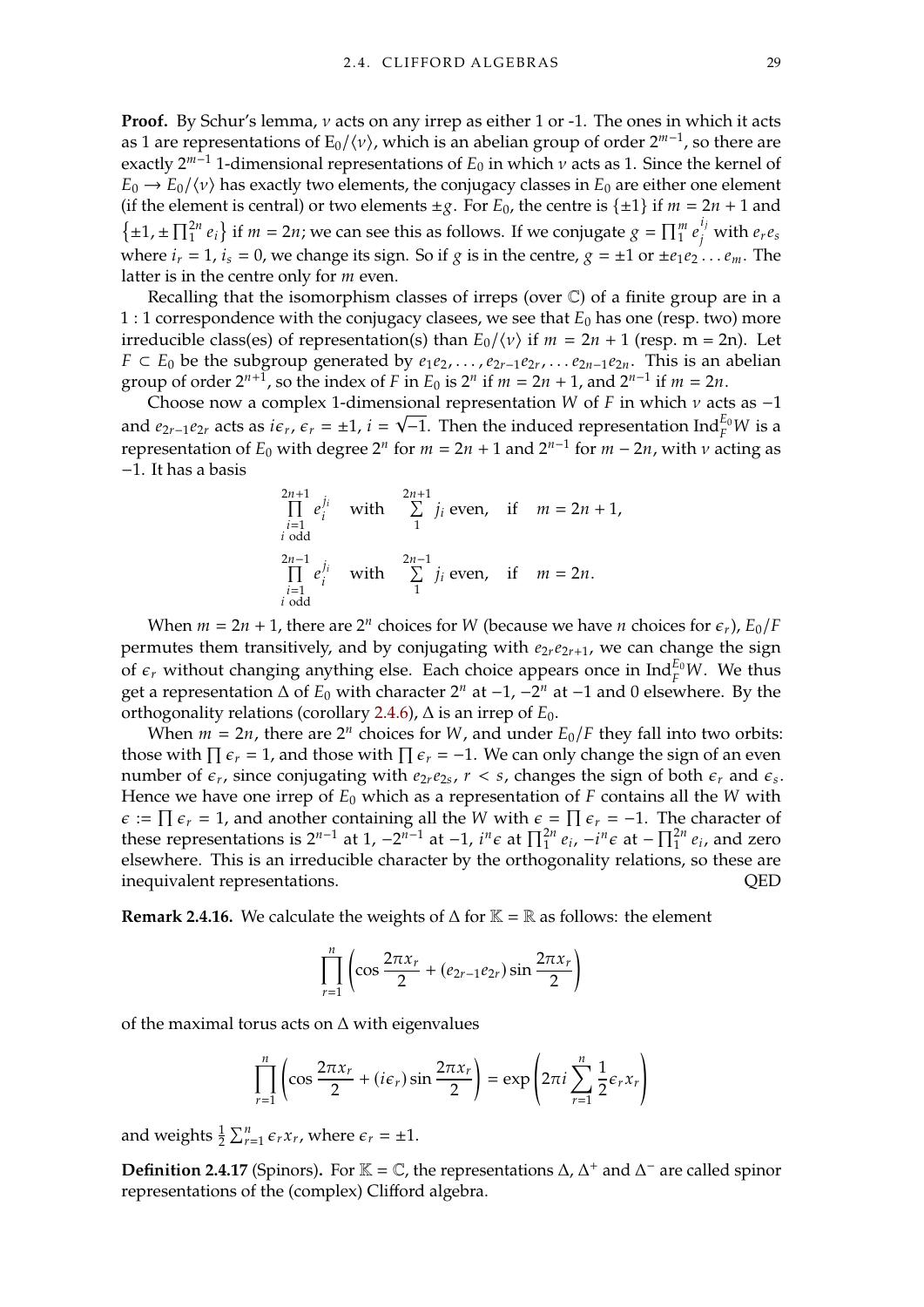**Proof.** By Schur's lemma, $\nu$ acts on any irrep as either 1 or -1. The ones in which it acts as 1 are representations of $E_0/\langle\nu\rangle$, which is an abelian group of order $2^{m-1}$, so there are exactly $2^{m-1}$ 1-dimensional representations of $E_0$ in which $\nu$ acts as 1. Since the kernel of $E_0 \to E_0/\langle\nu\rangle$ has exactly two elements, the conjugacy classes in $E_0$ are either one element (if the element is central) or two elements $\pm g$. For $E_0$, the centre is $\{\pm 1\}$ if $m = 2n+1$ and $\left\{\pm 1, \pm \prod_1^{2n} e_i\right\}$ if $m = 2n$; we can see this as follows. If we conjugate $g = \prod_1^m e_j^{i_j}$ with $e_r e_s$ where $i_r = 1$, $i_s = 0$, we change its sign. So if $g$ is in the centre, $g = \pm 1$ or $\pm e_1 e_2 \ldots e_m$. The latter is in the centre only for $m$ even.

Recalling that the isomorphism classes of irreps (over $\mathbb{C}$) of a finite group are in a $1:1$ correspondence with the conjugacy clasees, we see that $E_0$ has one (resp. two) more irreducible class(es) of representation(s) than $E_0/\langle\nu\rangle$ if $m = 2n+1$ (resp. m = 2n). Let $F \subset E_0$ be the subgroup generated by $e_1e_2, \ldots, e_{2r-1}e_{2r}, \ldots e_{2n-1}e_{2n}$. This is an abelian group of order $2^{n+1}$, so the index of $F$ in $E_0$ is $2^n$ if $m = 2n+1$, and $2^{n-1}$ if $m = 2n$.

Choose now a complex 1-dimensional representation $W$ of $F$ in which $\nu$ acts as $-1$ and $e_{2r-1}e_{2r}$ acts as $i\epsilon_r$, $\epsilon_r = \pm 1$, $i = \sqrt{-1}$. Then the induced representation $\mathrm{Ind}_F^{E_0} W$ is a representation of $E_0$ with degree $2^n$ for $m = 2n+1$ and $2^{n-1}$ for $m - 2n$, with $\nu$ acting as $-1$. It has a basis

$$\prod_{\substack{i=1 \\ i \text{ odd}}}^{2n+1} e_i^{j_i} \quad \text{with} \quad \sum_1^{2n+1} j_i \text{ even}, \quad \text{if} \quad m = 2n+1,$$

$$\prod_{\substack{i=1 \\ i \text{ odd}}}^{2n-1} e_i^{j_i} \quad \text{with} \quad \sum_1^{2n-1} j_i \text{ even}, \quad \text{if} \quad m = 2n.$$

When $m = 2n+1$, there are $2^n$ choices for $W$ (because we have $n$ choices for $\epsilon_r$), $E_0/F$ permutes them transitively, and by conjugating with $e_{2r}e_{2r+1}$, we can change the sign of $\epsilon_r$ without changing anything else. Each choice appears once in $\mathrm{Ind}_F^{E_0} W$. We thus get a representation $\Delta$ of $E_0$ with character $2^n$ at $-1$, $-2^n$ at $-1$ and 0 elsewhere. By the orthogonality relations (corollary 2.4.6), $\Delta$ is an irrep of $E_0$.

When $m = 2n$, there are $2^n$ choices for $W$, and under $E_0/F$ they fall into two orbits: those with $\prod \epsilon_r = 1$, and those with $\prod \epsilon_r = -1$. We can only change the sign of an even number of $\epsilon_r$, since conjugating with $e_{2r}e_{2s}$, $r < s$, changes the sign of both $\epsilon_r$ and $\epsilon_s$. Hence we have one irrep of $E_0$ which as a representation of $F$ contains all the $W$ with $\epsilon := \prod \epsilon_r = 1$, and another containing all the $W$ with $\epsilon = \prod \epsilon_r = -1$. The character of these representations is $2^{n-1}$ at 1, $-2^{n-1}$ at $-1$, $i^n\epsilon$ at $\prod_1^{2n} e_i$, $-i^n\epsilon$ at $-\prod_1^{2n} e_i$, and zero elsewhere. This is an irreducible character by the orthogonality relations, so these are inequivalent representations. QED

**Remark 2.4.16.** We calculate the weights of $\Delta$ for $\mathbb{K} = \mathbb{R}$ as follows: the element

$$\prod_{r=1}^{n} \left( \cos \frac{2\pi x_r}{2} + (e_{2r-1}e_{2r}) \sin \frac{2\pi x_r}{2} \right)$$

of the maximal torus acts on $\Delta$ with eigenvalues

$$\prod_{r=1}^{n} \left( \cos \frac{2\pi x_r}{2} + (i\epsilon_r) \sin \frac{2\pi x_r}{2} \right) = \exp\left( 2\pi i \sum_{r=1}^{n} \frac{1}{2} \epsilon_r x_r \right)$$

and weights $\frac{1}{2}\sum_{r=1}^n \epsilon_r x_r$, where $\epsilon_r = \pm 1$.

**Definition 2.4.17** (Spinors)**.** For $\mathbb{K} = \mathbb{C}$, the representations $\Delta$, $\Delta^+$ and $\Delta^-$ are called spinor representations of the (complex) Clifford algebra.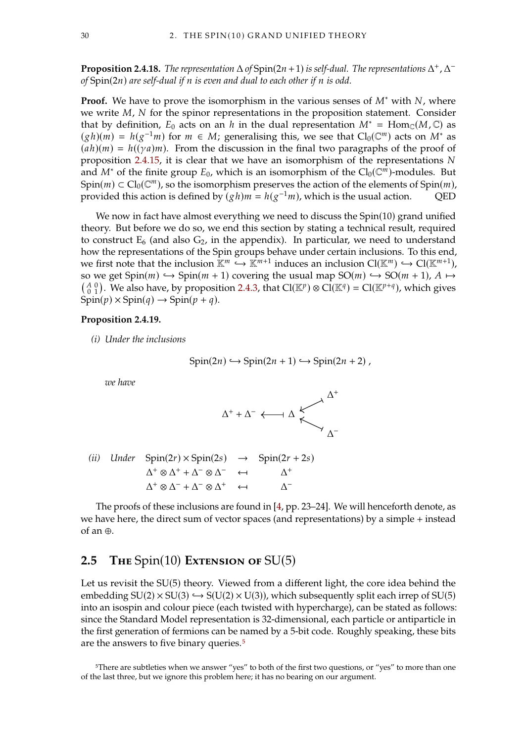**Proposition 2.4.18.** *The representation* $\Delta$ *of* $\mathrm{Spin}(2n+1)$ *is self-dual. The representations* $\Delta^+, \Delta^-$ *of* $\mathrm{Spin}(2n)$ *are self-dual if* $n$ *is even and dual to each other if* $n$ *is odd.*

**Proof.** We have to prove the isomorphism in the various senses of $M^*$ with $N$, where we write $M$, $N$ for the spinor representations in the proposition statement. Consider that by definition, $E_0$ acts on an $h$ in the dual representation $M^* = \mathrm{Hom}_{\mathbb{C}}(M, \mathbb{C})$ as $(gh)(m) = h(g^{-1}m)$ for $m \in M$; generalising this, we see that $\mathrm{Cl}_0(\mathbb{C}^m)$ acts on $M^*$ as $(ah)(m) = h((\gamma a)m)$. From the discussion in the final two paragraphs of the proof of proposition 2.4.15, it is clear that we have an isomorphism of the representations $N$ and $M^*$ of the finite group $E_0$, which is an isomorphism of the $\mathrm{Cl}_0(\mathbb{C}^m)$-modules. But $\mathrm{Spin}(m) \subset \mathrm{Cl}_0(\mathbb{C}^m)$, so the isomorphism preserves the action of the elements of $\mathrm{Spin}(m)$, provided this action is defined by $(gh)m = h(g^{-1}m)$, which is the usual action. QED

We now in fact have almost everything we need to discuss the Spin(10) grand unified theory. But before we do so, we end this section by stating a technical result, required to construct $\mathrm{E}_6$ (and also $\mathrm{G}_2$, in the appendix). In particular, we need to understand how the representations of the Spin groups behave under certain inclusions. To this end, we first note that the inclusion $\mathbb{K}^m \hookrightarrow \mathbb{K}^{m+1}$ induces an inclusion $\mathrm{Cl}(\mathbb{K}^m) \hookrightarrow \mathrm{Cl}(\mathbb{K}^{m+1})$, so we get $\mathrm{Spin}(m) \hookrightarrow \mathrm{Spin}(m+1)$ covering the usual map $\mathrm{SO}(m) \hookrightarrow \mathrm{SO}(m+1)$, $A \mapsto \left(\begin{smallmatrix} A & 0 \\ 0 & 1 \end{smallmatrix}\right)$. We also have, by proposition 2.4.3, that $\mathrm{Cl}(\mathbb{K}^p) \otimes \mathrm{Cl}(\mathbb{K}^q) = \mathrm{Cl}(\mathbb{K}^{p+q})$, which gives $\mathrm{Spin}(p) \times \mathrm{Spin}(q) \to \mathrm{Spin}(p+q)$.

**Proposition 2.4.19.**

*(i) Under the inclusions*

$$\mathrm{Spin}(2n) \hookrightarrow \mathrm{Spin}(2n+1) \hookrightarrow \mathrm{Spin}(2n+2)\,,$$

*we have*

$$\Delta^+ + \Delta^- \longleftarrow\!\shortmid\; \Delta \;\; \begin{matrix} \swarrow\!\!\shortmid \; \Delta^+ \\ \nwarrow\!\!\shortmid \; \Delta^- \end{matrix}$$

*(ii) Under*

$$\begin{array}{ccc} \mathrm{Spin}(2r) \times \mathrm{Spin}(2s) & \to & \mathrm{Spin}(2r+2s) \\ \Delta^+ \otimes \Delta^+ + \Delta^- \otimes \Delta^- & \leftarrow\!\shortmid & \Delta^+ \\ \Delta^+ \otimes \Delta^- + \Delta^- \otimes \Delta^+ & \leftarrow\!\shortmid & \Delta^- \end{array}$$

The proofs of these inclusions are found in [4, pp. 23–24]. We will henceforth denote, as we have here, the direct sum of vector spaces (and representations) by a simple + instead of an $\oplus$.

## 2.5 The Spin(10) Extension of SU(5)

Let us revisit the SU(5) theory. Viewed from a different light, the core idea behind the embedding $\mathrm{SU}(2) \times \mathrm{SU}(3) \hookrightarrow \mathrm{S}(\mathrm{U}(2) \times \mathrm{U}(3))$, which subsequently split each irrep of SU(5) into an isospin and colour piece (each twisted with hypercharge), can be stated as follows: since the Standard Model representation is 32-dimensional, each particle or antiparticle in the first generation of fermions can be named by a 5-bit code. Roughly speaking, these bits are the answers to five binary queries.[5]

[5] There are subtleties when we answer "yes" to both of the first two questions, or "yes" to more than one of the last three, but we ignore this problem here; it has no bearing on our argument.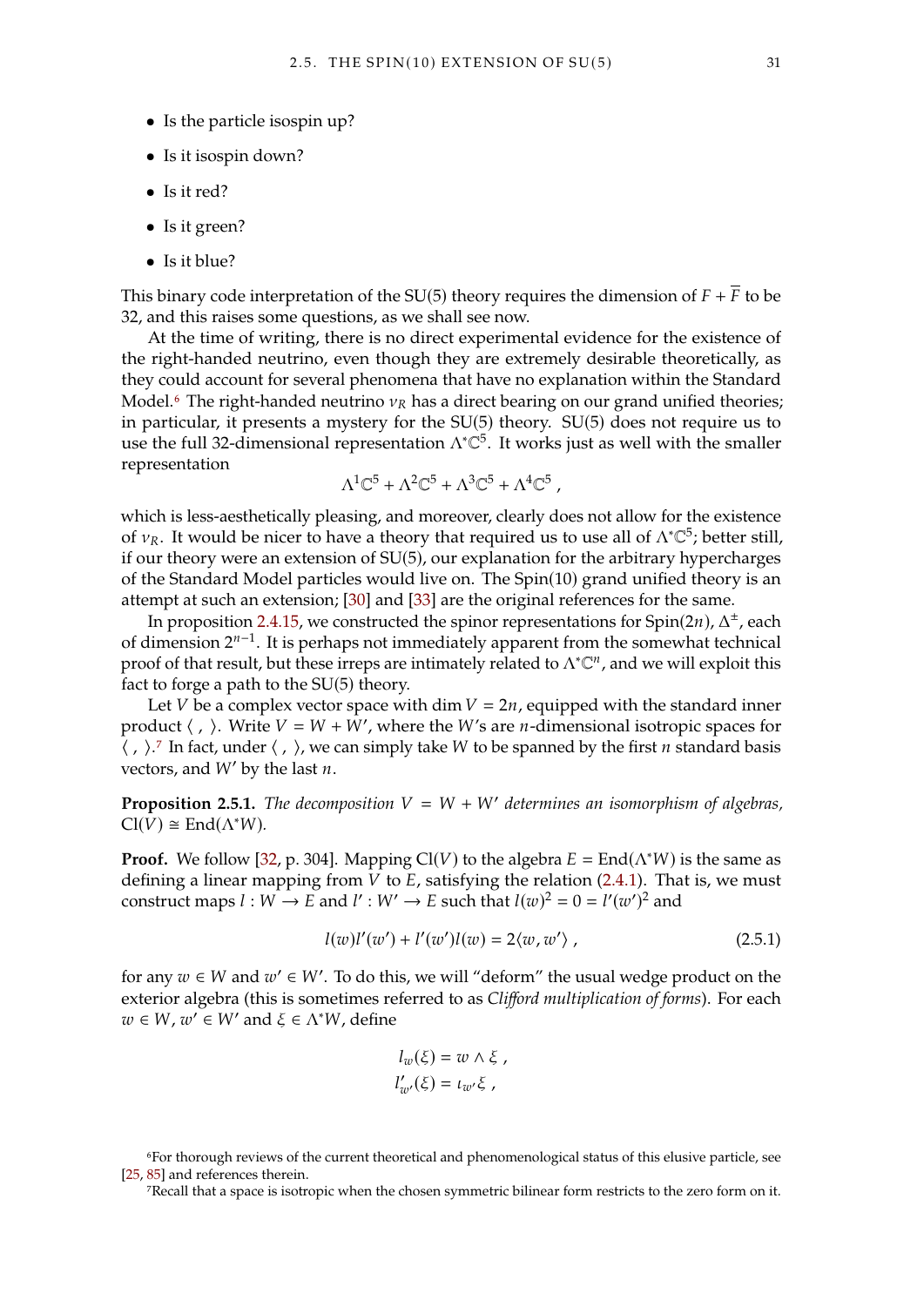- Is the particle isospin up?
- Is it isospin down?
- Is it red?
- Is it green?
- Is it blue?

This binary code interpretation of the SU(5) theory requires the dimension of $F + \overline{F}$ to be 32, and this raises some questions, as we shall see now.

At the time of writing, there is no direct experimental evidence for the existence of the right-handed neutrino, even though they are extremely desirable theoretically, as they could account for several phenomena that have no explanation within the Standard Model.[6] The right-handed neutrino $\nu_R$ has a direct bearing on our grand unified theories; in particular, it presents a mystery for the SU(5) theory. SU(5) does not require us to use the full 32-dimensional representation $\Lambda^*\mathbb{C}^5$. It works just as well with the smaller representation

$$\Lambda^1\mathbb{C}^5 + \Lambda^2\mathbb{C}^5 + \Lambda^3\mathbb{C}^5 + \Lambda^4\mathbb{C}^5 ,$$

which is less-aesthetically pleasing, and moreover, clearly does not allow for the existence of $\nu_R$. It would be nicer to have a theory that required us to use all of $\Lambda^*\mathbb{C}^5$; better still, if our theory were an extension of SU(5), our explanation for the arbitrary hypercharges of the Standard Model particles would live on. The Spin(10) grand unified theory is an attempt at such an extension; [30] and [33] are the original references for the same.

In proposition 2.4.15, we constructed the spinor representations for Spin($2n$), $\Delta^\pm$, each of dimension $2^{n-1}$. It is perhaps not immediately apparent from the somewhat technical proof of that result, but these irreps are intimately related to $\Lambda^*\mathbb{C}^n$, and we will exploit this fact to forge a path to the SU(5) theory.

Let $V$ be a complex vector space with $\dim V = 2n$, equipped with the standard inner product $\langle\ ,\ \rangle$. Write $V = W + W'$, where the $W$'s are $n$-dimensional isotropic spaces for $\langle\ ,\ \rangle$.[7] In fact, under $\langle\ ,\ \rangle$, we can simply take $W$ to be spanned by the first $n$ standard basis vectors, and $W'$ by the last $n$.

**Proposition 2.5.1.** *The decomposition $V = W + W'$ determines an isomorphism of algebras,* $\mathrm{Cl}(V) \cong \mathrm{End}(\Lambda^*W)$.

**Proof.** We follow [32, p. 304]. Mapping $\mathrm{Cl}(V)$ to the algebra $E = \mathrm{End}(\Lambda^*W)$ is the same as defining a linear mapping from $V$ to $E$, satisfying the relation (2.4.1). That is, we must construct maps $l : W \to E$ and $l' : W' \to E$ such that $l(w)^2 = 0 = l'(w')^2$ and

$$l(w)l'(w') + l'(w')l(w) = 2\langle w, w'\rangle , \tag{2.5.1}$$

for any $w \in W$ and $w' \in W'$. To do this, we will "deform" the usual wedge product on the exterior algebra (this is sometimes referred to as *Clifford multiplication of forms*). For each $w \in W$, $w' \in W'$ and $\xi \in \Lambda^*W$, define

$$l_w(\xi) = w \wedge \xi ,$$
$$l'_{w'}(\xi) = \iota_{w'}\xi ,$$

[6] For thorough reviews of the current theoretical and phenomenological status of this elusive particle, see [25, 85] and references therein.

[7] Recall that a space is isotropic when the chosen symmetric bilinear form restricts to the zero form on it.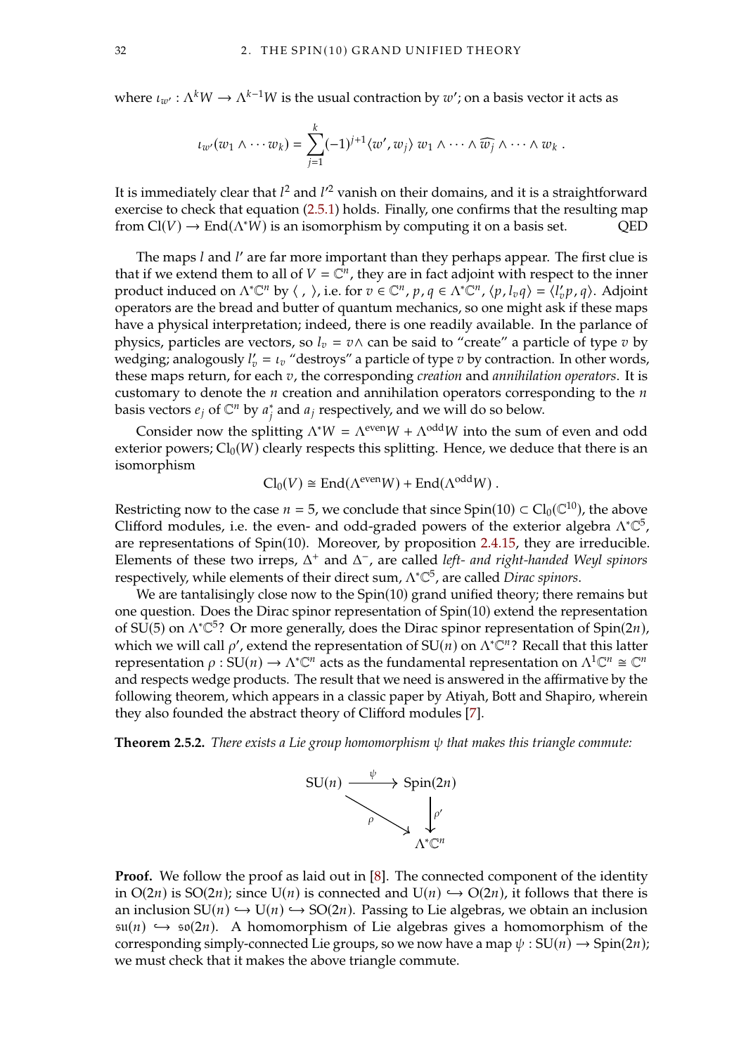where $\iota_{w'} : \Lambda^k W \to \Lambda^{k-1} W$ is the usual contraction by $w'$; on a basis vector it acts as

$$\iota_{w'}(w_1 \wedge \cdots w_k) = \sum_{j=1}^{k} (-1)^{j+1} \langle w', w_j \rangle \, w_1 \wedge \cdots \wedge \widehat{w_j} \wedge \cdots \wedge w_k \, .$$

It is immediately clear that $l^2$ and $l'^2$ vanish on their domains, and it is a straightforward exercise to check that equation (2.5.1) holds. Finally, one confirms that the resulting map from $\mathrm{Cl}(V) \to \mathrm{End}(\Lambda^* W)$ is an isomorphism by computing it on a basis set. QED

The maps $l$ and $l'$ are far more important than they perhaps appear. The first clue is that if we extend them to all of $V = \mathbb{C}^n$, they are in fact adjoint with respect to the inner product induced on $\Lambda^* \mathbb{C}^n$ by $\langle \, , \, \rangle$, i.e. for $v \in \mathbb{C}^n$, $p, q \in \Lambda^* \mathbb{C}^n$, $\langle p, l_v q \rangle = \langle l'_v p, q \rangle$. Adjoint operators are the bread and butter of quantum mechanics, so one might ask if these maps have a physical interpretation; indeed, there is one readily available. In the parlance of physics, particles are vectors, so $l_v = v \wedge$ can be said to "create" a particle of type $v$ by wedging; analogously $l'_v = \iota_v$ "destroys" a particle of type $v$ by contraction. In other words, these maps return, for each $v$, the corresponding *creation* and *annihilation operators*. It is customary to denote the $n$ creation and annihilation operators corresponding to the $n$ basis vectors $e_j$ of $\mathbb{C}^n$ by $a_j^*$ and $a_j$ respectively, and we will do so below.

Consider now the splitting $\Lambda^* W = \Lambda^{\text{even}} W + \Lambda^{\text{odd}} W$ into the sum of even and odd exterior powers; $\mathrm{Cl}_0(W)$ clearly respects this splitting. Hence, we deduce that there is an isomorphism

$$\mathrm{Cl}_0(V) \cong \mathrm{End}(\Lambda^{\text{even}} W) + \mathrm{End}(\Lambda^{\text{odd}} W) \, .$$

Restricting now to the case $n = 5$, we conclude that since $\mathrm{Spin}(10) \subset \mathrm{Cl}_0(\mathbb{C}^{10})$, the above Clifford modules, i.e. the even- and odd-graded powers of the exterior algebra $\Lambda^* \mathbb{C}^5$, are representations of $\mathrm{Spin}(10)$. Moreover, by proposition 2.4.15, they are irreducible. Elements of these two irreps, $\Delta^+$ and $\Delta^-$, are called *left- and right-handed Weyl spinors* respectively, while elements of their direct sum, $\Lambda^* \mathbb{C}^5$, are called *Dirac spinors*.

We are tantalisingly close now to the $\mathrm{Spin}(10)$ grand unified theory; there remains but one question. Does the Dirac spinor representation of $\mathrm{Spin}(10)$ extend the representation of $\mathrm{SU}(5)$ on $\Lambda^* \mathbb{C}^5$? Or more generally, does the Dirac spinor representation of $\mathrm{Spin}(2n)$, which we will call $\rho'$, extend the representation of $\mathrm{SU}(n)$ on $\Lambda^* \mathbb{C}^n$? Recall that this latter representation $\rho : \mathrm{SU}(n) \to \Lambda^* \mathbb{C}^n$ acts as the fundamental representation on $\Lambda^1 \mathbb{C}^n \cong \mathbb{C}^n$ and respects wedge products. The result that we need is answered in the affirmative by the following theorem, which appears in a classic paper by Atiyah, Bott and Shapiro, wherein they also founded the abstract theory of Clifford modules [7].

**Theorem 2.5.2.** *There exists a Lie group homomorphism $\psi$ that makes this triangle commute:*

$$\begin{array}{ccc} \mathrm{SU}(n) & \xrightarrow{\psi} & \mathrm{Spin}(2n) \\ & \searrow^{\rho} & \downarrow^{\rho'} \\ & & \Lambda^* \mathbb{C}^n \end{array}$$

**Proof.** We follow the proof as laid out in [8]. The connected component of the identity in $\mathrm{O}(2n)$ is $\mathrm{SO}(2n)$; since $\mathrm{U}(n)$ is connected and $\mathrm{U}(n) \hookrightarrow \mathrm{O}(2n)$, it follows that there is an inclusion $\mathrm{SU}(n) \hookrightarrow \mathrm{U}(n) \hookrightarrow \mathrm{SO}(2n)$. Passing to Lie algebras, we obtain an inclusion $\mathfrak{su}(n) \hookrightarrow \mathfrak{so}(2n)$. A homomorphism of Lie algebras gives a homomorphism of the corresponding simply-connected Lie groups, so we now have a map $\psi : \mathrm{SU}(n) \to \mathrm{Spin}(2n)$; we must check that it makes the above triangle commute.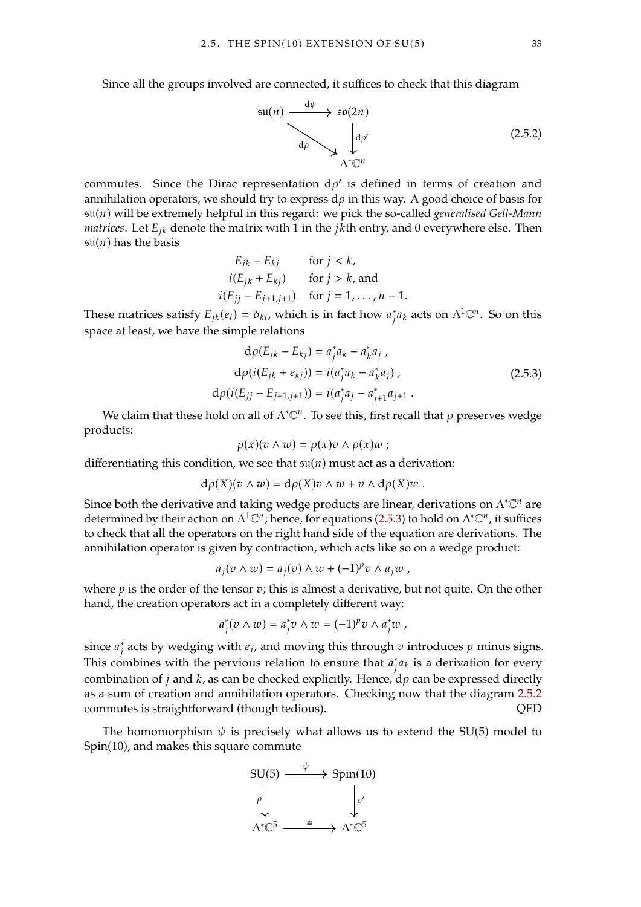Since all the groups involved are connected, it suffices to check that this diagram

$$\begin{array}{ccc} \mathfrak{su}(n) & \xrightarrow{\mathrm{d}\psi} & \mathfrak{so}(2n) \\ & \searrow^{\mathrm{d}\rho} & \downarrow{\mathrm{d}\rho'} \\ & & \Lambda^*\mathbb{C}^n \end{array} \tag{2.5.2}$$

commutes. Since the Dirac representation $\mathrm{d}\rho'$ is defined in terms of creation and annihilation operators, we should try to express $\mathrm{d}\rho$ in this way. A good choice of basis for $\mathfrak{su}(n)$ will be extremely helpful in this regard: we pick the so-called *generalised Gell-Mann matrices*. Let $E_{jk}$ denote the matrix with 1 in the $jk$th entry, and 0 everywhere else. Then $\mathfrak{su}(n)$ has the basis

$$\begin{aligned} E_{jk} - E_{kj} &\quad \text{for } j < k, \\ i(E_{jk} + E_{kj}) &\quad \text{for } j > k, \text{ and} \\ i(E_{jj} - E_{j+1,j+1}) &\quad \text{for } j = 1, \dots, n-1. \end{aligned}$$

These matrices satisfy $E_{jk}(e_l) = \delta_{kl}$, which is in fact how $a_j^* a_k$ acts on $\Lambda^1\mathbb{C}^n$. So on this space at least, we have the simple relations

$$\begin{aligned} \mathrm{d}\rho(E_{jk} - E_{kj}) &= a_j^* a_k - a_k^* a_j \,, \\ \mathrm{d}\rho(i(E_{jk} + e_{kj})) &= i(a_j^* a_k - a_k^* a_j) \,, \\ \mathrm{d}\rho(i(E_{jj} - E_{j+1,j+1})) &= i(a_j^* a_j - a_{j+1}^* a_{j+1} \,. \end{aligned} \tag{2.5.3}$$

We claim that these hold on all of $\Lambda^*\mathbb{C}^n$. To see this, first recall that $\rho$ preserves wedge products:

$$\rho(x)(v \wedge w) = \rho(x)v \wedge \rho(x)w \,;$$

differentiating this condition, we see that $\mathfrak{su}(n)$ must act as a derivation:

$$\mathrm{d}\rho(X)(v \wedge w) = \mathrm{d}\rho(X)v \wedge w + v \wedge \mathrm{d}\rho(X)w \,.$$

Since both the derivative and taking wedge products are linear, derivations on $\Lambda^*\mathbb{C}^n$ are determined by their action on $\Lambda^1\mathbb{C}^n$; hence, for equations (2.5.3) to hold on $\Lambda^*\mathbb{C}^n$, it suffices to check that all the operators on the right hand side of the equation are derivations. The annihilation operator is given by contraction, which acts like so on a wedge product:

$$a_j(v \wedge w) = a_j(v) \wedge w + (-1)^p v \wedge a_j w \,,$$

where $p$ is the order of the tensor $v$; this is almost a derivative, but not quite. On the other hand, the creation operators act in a completely different way:

$$a_j^*(v \wedge w) = a_j^* v \wedge w = (-1)^p v \wedge a_j^* w \,,$$

since $a_j^*$ acts by wedging with $e_j$, and moving this through $v$ introduces $p$ minus signs. This combines with the pervious relation to ensure that $a_j^* a_k$ is a derivation for every combination of $j$ and $k$, as can be checked explicitly. Hence, $\mathrm{d}\rho$ can be expressed directly as a sum of creation and annihilation operators. Checking now that the diagram 2.5.2 commutes is straightforward (though tedious). QED

The homomorphism $\psi$ is precisely what allows us to extend the SU(5) model to Spin(10), and makes this square commute

$$\begin{array}{ccc} \mathrm{SU}(5) & \xrightarrow{\psi} & \mathrm{Spin}(10) \\ \downarrow{\rho} & & \downarrow{\rho'} \\ \Lambda^*\mathbb{C}^5 & \xrightarrow{\cong} & \Lambda^*\mathbb{C}^5 \end{array}$$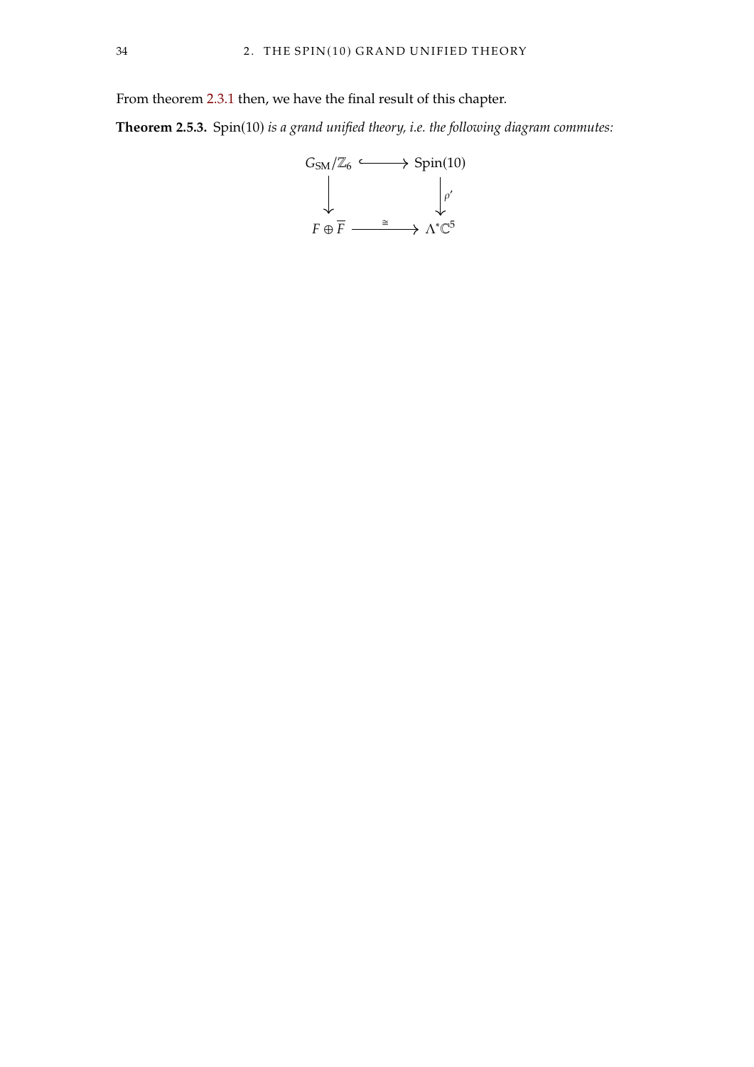From theorem 2.3.1 then, we have the final result of this chapter.

**Theorem 2.5.3.** Spin(10) *is a grand unified theory, i.e. the following diagram commutes:*

$$\begin{array}{ccc} G_{\mathrm{SM}}/\mathbb{Z}_6 & \hookrightarrow & \mathrm{Spin}(10) \\ \downarrow & & \downarrow \rho' \\ F \oplus \overline{F} & \xrightarrow{\cong} & \Lambda^* \mathbb{C}^5 \end{array}$$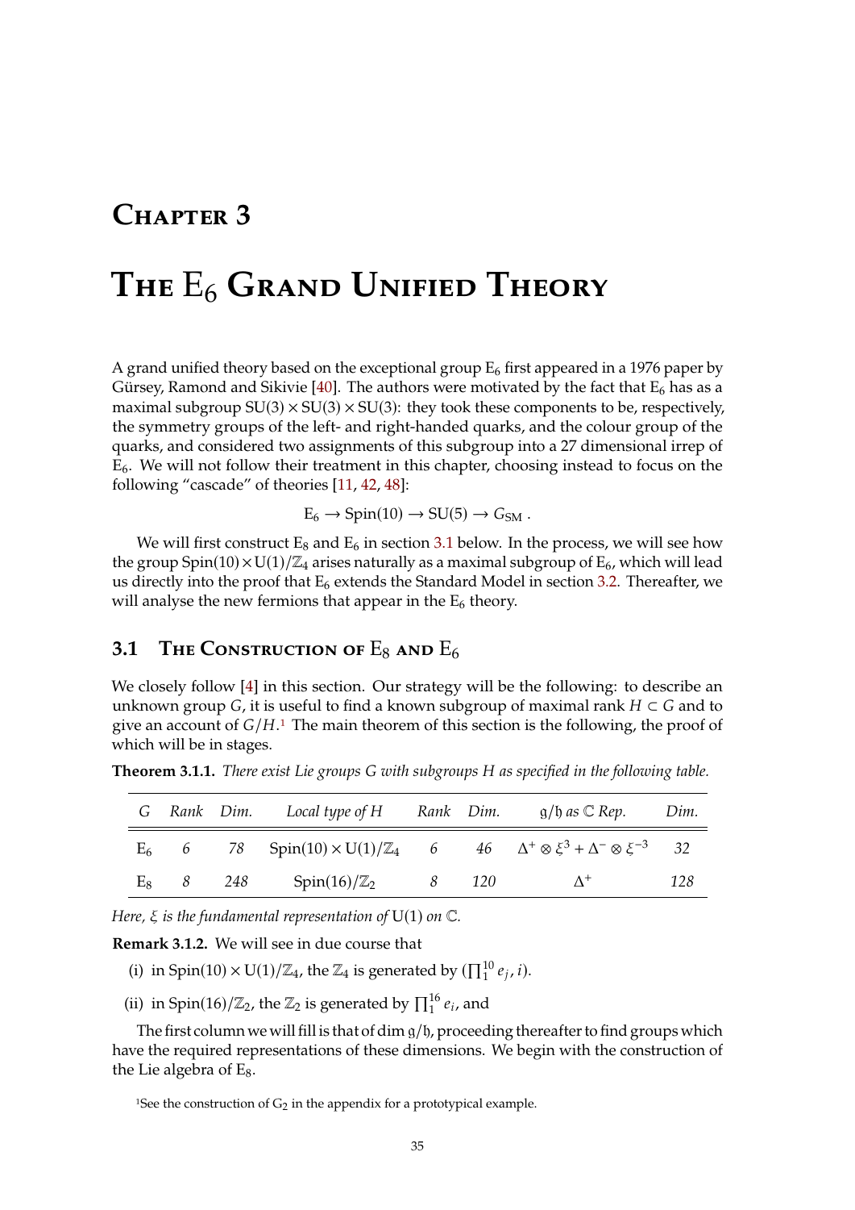# Chapter 3

# The $E_6$ Grand Unified Theory

A grand unified theory based on the exceptional group $E_6$ first appeared in a 1976 paper by Gürsey, Ramond and Sikivie [40]. The authors were motivated by the fact that $E_6$ has as a maximal subgroup $SU(3) \times SU(3) \times SU(3)$: they took these components to be, respectively, the symmetry groups of the left- and right-handed quarks, and the colour group of the quarks, and considered two assignments of this subgroup into a 27 dimensional irrep of $E_6$. We will not follow their treatment in this chapter, choosing instead to focus on the following "cascade" of theories [11, 42, 48]:

$$E_6 \to \mathrm{Spin}(10) \to SU(5) \to G_{SM} .$$

We will first construct $E_8$ and $E_6$ in section 3.1 below. In the process, we will see how the group $\mathrm{Spin}(10) \times U(1)/\mathbb{Z}_4$ arises naturally as a maximal subgroup of $E_6$, which will lead us directly into the proof that $E_6$ extends the Standard Model in section 3.2. Thereafter, we will analyse the new fermions that appear in the $E_6$ theory.

## 3.1 The Construction of $E_8$ and $E_6$

We closely follow [4] in this section. Our strategy will be the following: to describe an unknown group $G$, it is useful to find a known subgroup of maximal rank $H \subset G$ and to give an account of $G/H$.[1] The main theorem of this section is the following, the proof of which will be in stages.

**Theorem 3.1.1.** *There exist Lie groups $G$ with subgroups $H$ as specified in the following table.*

| $G$ | Rank | Dim. | Local type of $H$ | Rank | Dim. | $\mathfrak{g}/\mathfrak{h}$ as $\mathbb{C}$ Rep. | Dim. |
|---|---|---|---|---|---|---|---|
| $E_6$ | 6 | 78 | $\mathrm{Spin}(10) \times U(1)/\mathbb{Z}_4$ | 6 | 46 | $\Delta^+ \otimes \xi^3 + \Delta^- \otimes \xi^{-3}$ | 32 |
| $E_8$ | 8 | 248 | $\mathrm{Spin}(16)/\mathbb{Z}_2$ | 8 | 120 | $\Delta^+$ | 128 |

*Here, $\xi$ is the fundamental representation of* $U(1)$ *on* $\mathbb{C}$.

**Remark 3.1.2.** We will see in due course that

(i) in $\mathrm{Spin}(10) \times U(1)/\mathbb{Z}_4$, the $\mathbb{Z}_4$ is generated by $(\prod_1^{10} e_j, i)$.

(ii) in $\mathrm{Spin}(16)/\mathbb{Z}_2$, the $\mathbb{Z}_2$ is generated by $\prod_1^{16} e_i$, and

The first column we will fill is that of $\dim \mathfrak{g}/\mathfrak{h}$, proceeding thereafter to find groups which have the required representations of these dimensions. We begin with the construction of the Lie algebra of $E_8$.

[1] See the construction of $G_2$ in the appendix for a prototypical example.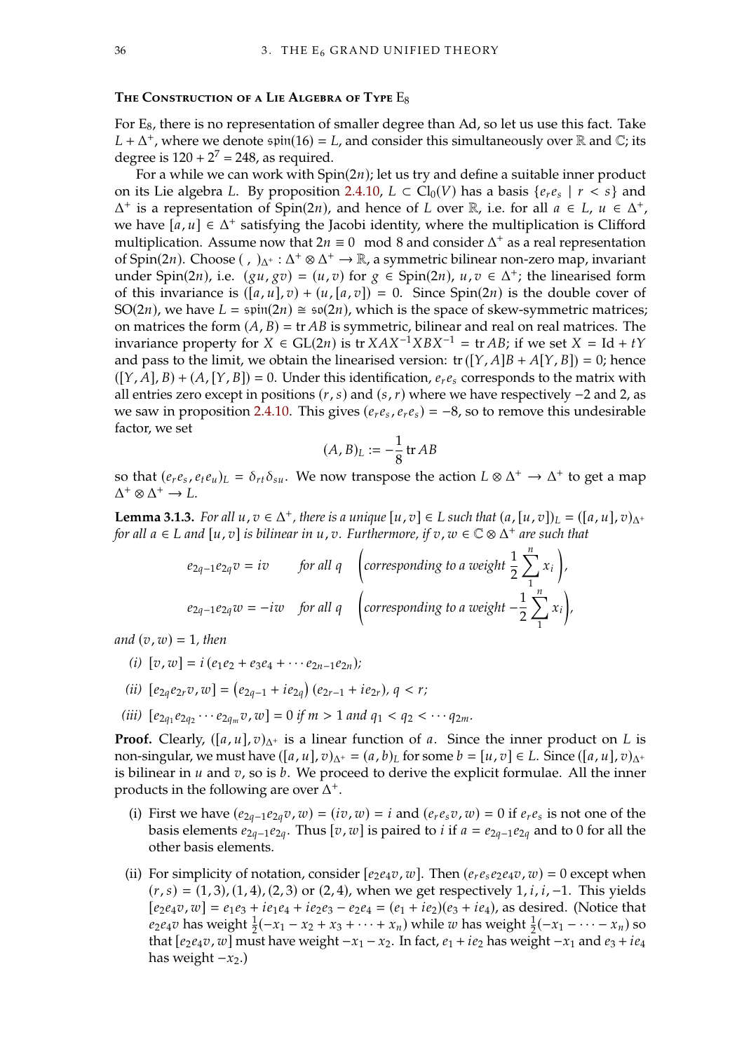### The Construction of a Lie Algebra of Type $E_8$

For $E_8$, there is no representation of smaller degree than Ad, so let us use this fact. Take $L + \Delta^+$, where we denote $\mathfrak{spin}(16) = L$, and consider this simultaneously over $\mathbb{R}$ and $\mathbb{C}$; its degree is $120 + 2^7 = 248$, as required.

For a while we can work with $\mathrm{Spin}(2n)$; let us try and define a suitable inner product on its Lie algebra $L$. By proposition 2.4.10, $L \subset \mathrm{Cl}_0(V)$ has a basis $\{e_r e_s \mid r < s\}$ and $\Delta^+$ is a representation of $\mathrm{Spin}(2n)$, and hence of $L$ over $\mathbb{R}$, i.e. for all $a \in L$, $u \in \Delta^+$, we have $[a, u] \in \Delta^+$ satisfying the Jacobi identity, where the multiplication is Clifford multiplication. Assume now that $2n \equiv 0 \mod 8$ and consider $\Delta^+$ as a real representation of $\mathrm{Spin}(2n)$. Choose $(\ ,\ )_{\Delta^+} : \Delta^+ \otimes \Delta^+ \to \mathbb{R}$, a symmetric bilinear non-zero map, invariant under $\mathrm{Spin}(2n)$, i.e. $(gu, gv) = (u, v)$ for $g \in \mathrm{Spin}(2n)$, $u, v \in \Delta^+$; the linearised form of this invariance is $([a, u], v) + (u, [a, v]) = 0$. Since $\mathrm{Spin}(2n)$ is the double cover of $\mathrm{SO}(2n)$, we have $L = \mathfrak{spin}(2n) \cong \mathfrak{so}(2n)$, which is the space of skew-symmetric matrices; on matrices the form $(A, B) = \operatorname{tr} AB$ is symmetric, bilinear and real on real matrices. The invariance property for $X \in \mathrm{GL}(2n)$ is $\operatorname{tr} XAX^{-1}XBX^{-1} = \operatorname{tr} AB$; if we set $X = \mathrm{Id} + tY$ and pass to the limit, we obtain the linearised version: $\operatorname{tr}([Y, A]B + A[Y, B]) = 0$; hence $([Y, A], B) + (A, [Y, B]) = 0$. Under this identification, $e_r e_s$ corresponds to the matrix with all entries zero except in positions $(r, s)$ and $(s, r)$ where we have respectively $-2$ and $2$, as we saw in proposition 2.4.10. This gives $(e_r e_s, e_r e_s) = -8$, so to remove this undesirable factor, we set

$$(A, B)_L := -\frac{1}{8} \operatorname{tr} AB$$

so that $(e_r e_s, e_t e_u)_L = \delta_{rt}\delta_{su}$. We now transpose the action $L \otimes \Delta^+ \to \Delta^+$ to get a map $\Delta^+ \otimes \Delta^+ \to L$.

**Lemma 3.1.3.** *For all $u, v \in \Delta^+$, there is a unique $[u, v] \in L$ such that $(a, [u, v])_L = ([a, u], v)_{\Delta^+}$ for all $a \in L$ and $[u, v]$ is bilinear in $u, v$. Furthermore, if $v, w \in \mathbb{C} \otimes \Delta^+$ are such that*

$$e_{2q-1}e_{2q}v = iv \qquad \text{for all } q \quad \left(\text{corresponding to a weight } \frac{1}{2}\sum_1^n x_i\right),$$

$$e_{2q-1}e_{2q}w = -iw \quad \text{for all } q \quad \left(\text{corresponding to a weight } -\frac{1}{2}\sum_1^n x_i\right),$$

*and $(v, w) = 1$, then*

*(i)* $[v, w] = i\,(e_1e_2 + e_3e_4 + \cdots e_{2n-1}e_{2n})$;

*(ii)* $[e_{2q}e_{2r}v, w] = (e_{2q-1} + ie_{2q})(e_{2r-1} + ie_{2r})$, $q < r$;

*(iii)* $[e_{2q_1}e_{2q_2}\cdots e_{2q_m}v, w] = 0$ *if $m > 1$ and $q_1 < q_2 < \cdots q_{2m}$.*

**Proof.** Clearly, $([a, u], v)_{\Delta^+}$ is a linear function of $a$. Since the inner product on $L$ is non-singular, we must have $([a, u], v)_{\Delta^+} = (a, b)_L$ for some $b = [u, v] \in L$. Since $([a, u], v)_{\Delta^+}$ is bilinear in $u$ and $v$, so is $b$. We proceed to derive the explicit formulae. All the inner products in the following are over $\Delta^+$.

(i) First we have $(e_{2q-1}e_{2q}v, w) = (iv, w) = i$ and $(e_r e_s v, w) = 0$ if $e_r e_s$ is not one of the basis elements $e_{2q-1}e_{2q}$. Thus $[v, w]$ is paired to $i$ if $a = e_{2q-1}e_{2q}$ and to $0$ for all the other basis elements.

(ii) For simplicity of notation, consider $[e_2e_4v, w]$. Then $(e_r e_s e_2 e_4 v, w) = 0$ except when $(r, s) = (1, 3), (1, 4), (2, 3)$ or $(2, 4)$, when we get respectively $1, i, i, -1$. This yields $[e_2e_4v, w] = e_1e_3 + ie_1e_4 + ie_2e_3 - e_2e_4 = (e_1 + ie_2)(e_3 + ie_4)$, as desired. (Notice that $e_2e_4v$ has weight $\frac{1}{2}(-x_1 - x_2 + x_3 + \cdots + x_n)$ while $w$ has weight $\frac{1}{2}(-x_1 - \cdots - x_n)$ so that $[e_2e_4v, w]$ must have weight $-x_1 - x_2$. In fact, $e_1 + ie_2$ has weight $-x_1$ and $e_3 + ie_4$ has weight $-x_2$.)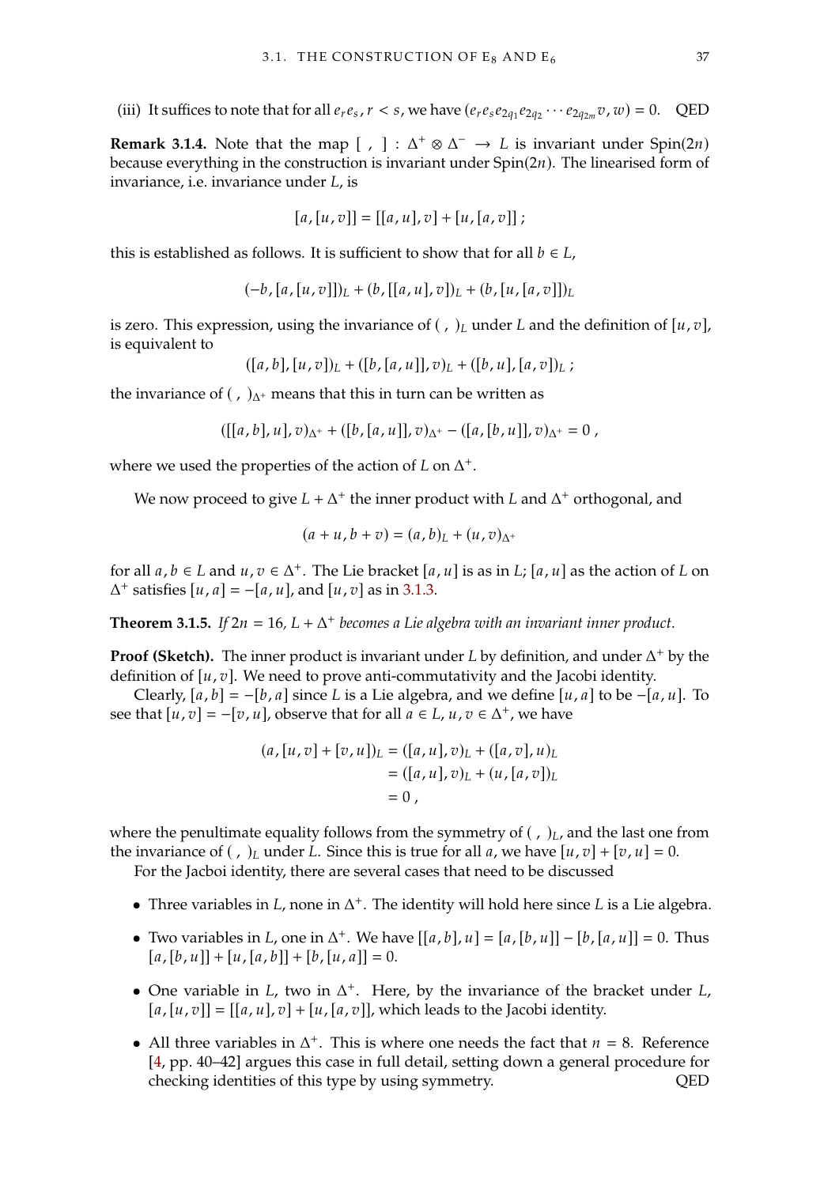(iii) It suffices to note that for all $e_r e_s$, $r < s$, we have $(e_r e_s e_{2q_1} e_{2q_2} \cdots e_{2q_{2m}} v, w) = 0$. QED

**Remark 3.1.4.** Note that the map $[\ ,\ ] : \Delta^+ \otimes \Delta^- \to L$ is invariant under $\mathrm{Spin}(2n)$ because everything in the construction is invariant under $\mathrm{Spin}(2n)$. The linearised form of invariance, i.e. invariance under $L$, is

$$[a, [u, v]] = [[a, u], v] + [u, [a, v]] ;$$

this is established as follows. It is sufficient to show that for all $b \in L$,

$$(-b, [a, [u, v]])_L + (b, [[a, u], v])_L + (b, [u, [a, v]])_L$$

is zero. This expression, using the invariance of $(\ ,\ )_L$ under $L$ and the definition of $[u, v]$, is equivalent to

$$([a, b], [u, v])_L + ([b, [a, u]], v)_L + ([b, u], [a, v])_L ;$$

the invariance of $(\ ,\ )_{\Delta^+}$ means that this in turn can be written as

$$([[a, b], u], v)_{\Delta^+} + ([b, [a, u]], v)_{\Delta^+} - ([a, [b, u]], v)_{\Delta^+} = 0 ,$$

where we used the properties of the action of $L$ on $\Delta^+$.

We now proceed to give $L + \Delta^+$ the inner product with $L$ and $\Delta^+$ orthogonal, and

$$(a + u, b + v) = (a, b)_L + (u, v)_{\Delta^+}$$

for all $a, b \in L$ and $u, v \in \Delta^+$. The Lie bracket $[a, u]$ is as in $L$; $[a, u]$ as the action of $L$ on $\Delta^+$ satisfies $[u, a] = -[a, u]$, and $[u, v]$ as in 3.1.3.

**Theorem 3.1.5.** *If $2n = 16$, $L + \Delta^+$ becomes a Lie algebra with an invariant inner product.*

**Proof (Sketch).** The inner product is invariant under $L$ by definition, and under $\Delta^+$ by the definition of $[u, v]$. We need to prove anti-commutativity and the Jacobi identity.

Clearly, $[a, b] = -[b, a]$ since $L$ is a Lie algebra, and we define $[u, a]$ to be $-[a, u]$. To see that $[u, v] = -[v, u]$, observe that for all $a \in L$, $u, v \in \Delta^+$, we have

$$\begin{aligned}(a, [u, v] + [v, u])_L &= ([a, u], v)_L + ([a, v], u)_L \\ &= ([a, u], v)_L + (u, [a, v])_L \\ &= 0 ,\end{aligned}$$

where the penultimate equality follows from the symmetry of $(\ ,\ )_L$, and the last one from the invariance of $(\ ,\ )_L$ under $L$. Since this is true for all $a$, we have $[u, v] + [v, u] = 0$.

For the Jacboi identity, there are several cases that need to be discussed

- Three variables in $L$, none in $\Delta^+$. The identity will hold here since $L$ is a Lie algebra.
- Two variables in $L$, one in $\Delta^+$. We have $[[a, b], u] = [a, [b, u]] - [b, [a, u]] = 0$. Thus $[a, [b, u]] + [u, [a, b]] + [b, [u, a]] = 0$.
- One variable in $L$, two in $\Delta^+$. Here, by the invariance of the bracket under $L$, $[a, [u, v]] = [[a, u], v] + [u, [a, v]]$, which leads to the Jacobi identity.
- All three variables in $\Delta^+$. This is where one needs the fact that $n = 8$. Reference [4, pp. 40–42] argues this case in full detail, setting down a general procedure for checking identities of this type by using symmetry. QED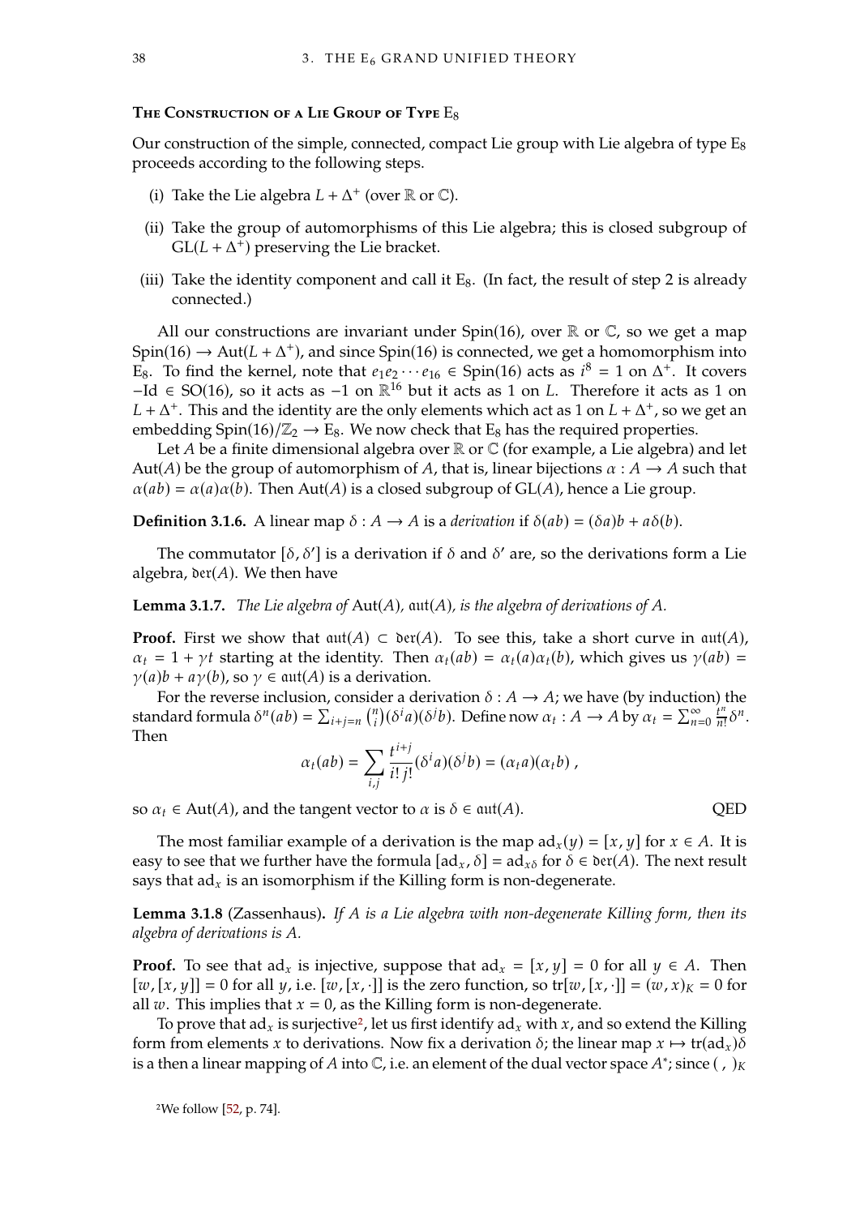### The Construction of a Lie Group of Type $E_8$

Our construction of the simple, connected, compact Lie group with Lie algebra of type $E_8$ proceeds according to the following steps.

(i) Take the Lie algebra $L + \Delta^+$ (over $\mathbb{R}$ or $\mathbb{C}$).

(ii) Take the group of automorphisms of this Lie algebra; this is closed subgroup of $GL(L + \Delta^+)$ preserving the Lie bracket.

(iii) Take the identity component and call it $E_8$. (In fact, the result of step 2 is already connected.)

All our constructions are invariant under Spin(16), over $\mathbb{R}$ or $\mathbb{C}$, so we get a map $\mathrm{Spin}(16) \to \mathrm{Aut}(L + \Delta^+)$, and since Spin(16) is connected, we get a homomorphism into $E_8$. To find the kernel, note that $e_1 e_2 \cdots e_{16} \in \mathrm{Spin}(16)$ acts as $i^8 = 1$ on $\Delta^+$. It covers $-\mathrm{Id} \in SO(16)$, so it acts as $-1$ on $\mathbb{R}^{16}$ but it acts as 1 on $L$. Therefore it acts as 1 on $L + \Delta^+$. This and the identity are the only elements which act as 1 on $L + \Delta^+$, so we get an embedding $\mathrm{Spin}(16)/\mathbb{Z}_2 \to E_8$. We now check that $E_8$ has the required properties.

Let $A$ be a finite dimensional algebra over $\mathbb{R}$ or $\mathbb{C}$ (for example, a Lie algebra) and let $\mathrm{Aut}(A)$ be the group of automorphism of $A$, that is, linear bijections $\alpha : A \to A$ such that $\alpha(ab) = \alpha(a)\alpha(b)$. Then $\mathrm{Aut}(A)$ is a closed subgroup of $GL(A)$, hence a Lie group.

**Definition 3.1.6.** A linear map $\delta : A \to A$ is a *derivation* if $\delta(ab) = (\delta a)b + a\delta(b)$.

The commutator $[\delta, \delta']$ is a derivation if $\delta$ and $\delta'$ are, so the derivations form a Lie algebra, $\mathfrak{der}(A)$. We then have

**Lemma 3.1.7.** *The Lie algebra of* $\mathrm{Aut}(A)$*,* $\mathfrak{aut}(A)$*, is the algebra of derivations of* $A$*.*

**Proof.** First we show that $\mathfrak{aut}(A) \subset \mathfrak{der}(A)$. To see this, take a short curve in $\mathfrak{aut}(A)$, $\alpha_t = 1 + \gamma t$ starting at the identity. Then $\alpha_t(ab) = \alpha_t(a)\alpha_t(b)$, which gives us $\gamma(ab) = \gamma(a)b + a\gamma(b)$, so $\gamma \in \mathfrak{aut}(A)$ is a derivation.

For the reverse inclusion, consider a derivation $\delta : A \to A$; we have (by induction) the standard formula $\delta^n(ab) = \sum_{i+j=n} \binom{n}{i}(\delta^i a)(\delta^j b)$. Define now $\alpha_t : A \to A$ by $\alpha_t = \sum_{n=0}^{\infty} \frac{t^n}{n!}\delta^n$. Then

$$\alpha_t(ab) = \sum_{i,j} \frac{t^{i+j}}{i!\,j!}(\delta^i a)(\delta^j b) = (\alpha_t a)(\alpha_t b)\,,$$

so $\alpha_t \in \mathrm{Aut}(A)$, and the tangent vector to $\alpha$ is $\delta \in \mathfrak{aut}(A)$. QED

The most familiar example of a derivation is the map $\mathrm{ad}_x(y) = [x, y]$ for $x \in A$. It is easy to see that we further have the formula $[\mathrm{ad}_x, \delta] = \mathrm{ad}_{x\delta}$ for $\delta \in \mathfrak{der}(A)$. The next result says that $\mathrm{ad}_x$ is an isomorphism if the Killing form is non-degenerate.

**Lemma 3.1.8** (Zassenhaus)**.** *If $A$ is a Lie algebra with non-degenerate Killing form, then its algebra of derivations is $A$.*

**Proof.** To see that $\mathrm{ad}_x$ is injective, suppose that $\mathrm{ad}_x = [x, y] = 0$ for all $y \in A$. Then $[w, [x, y]] = 0$ for all $y$, i.e. $[w, [x, \cdot]]$ is the zero function, so $\mathrm{tr}[w, [x, \cdot]] = (w, x)_K = 0$ for all $w$. This implies that $x = 0$, as the Killing form is non-degenerate.

To prove that $\mathrm{ad}_x$ is surjective[2], let us first identify $\mathrm{ad}_x$ with $x$, and so extend the Killing form from elements $x$ to derivations. Now fix a derivation $\delta$; the linear map $x \mapsto \mathrm{tr}(\mathrm{ad}_x)\delta$ is a then a linear mapping of $A$ into $\mathbb{C}$, i.e. an element of the dual vector space $A^*$; since $(\ ,\ )_K$

[2]We follow [52, p. 74].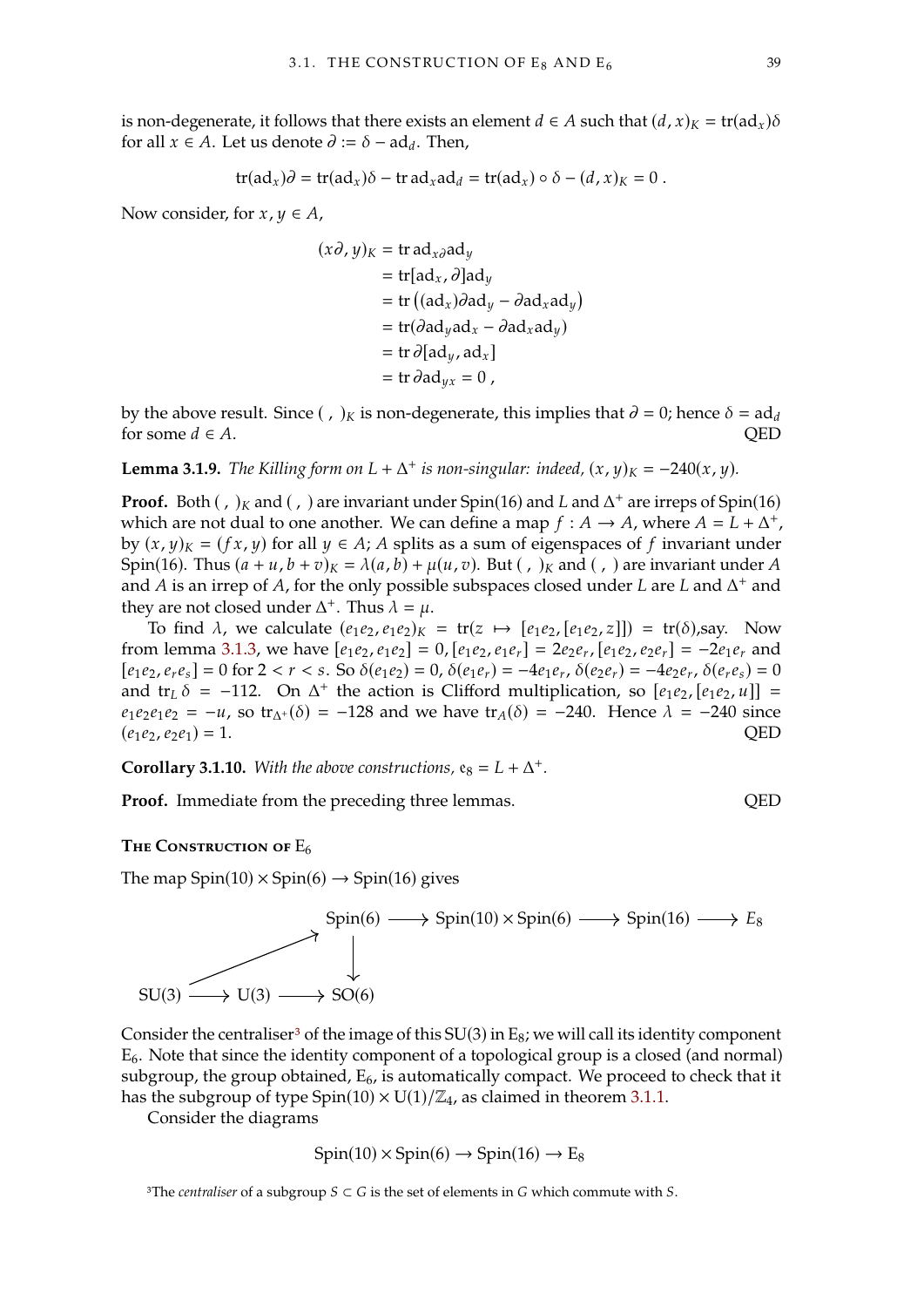is non-degenerate, it follows that there exists an element $d \in A$ such that $(d, x)_K = \mathrm{tr}(\mathrm{ad}_x)\delta$ for all $x \in A$. Let us denote $\partial := \delta - \mathrm{ad}_d$. Then,

$$\mathrm{tr}(\mathrm{ad}_x)\partial = \mathrm{tr}(\mathrm{ad}_x)\delta - \mathrm{tr}\,\mathrm{ad}_x\mathrm{ad}_d = \mathrm{tr}(\mathrm{ad}_x) \circ \delta - (d, x)_K = 0\,.$$

Now consider, for $x, y \in A$,

$$\begin{aligned}
(x\partial, y)_K &= \mathrm{tr}\,\mathrm{ad}_{x\partial}\mathrm{ad}_y \\
&= \mathrm{tr}[\mathrm{ad}_x, \partial]\mathrm{ad}_y \\
&= \mathrm{tr}\left((\mathrm{ad}_x)\partial\mathrm{ad}_y - \partial\mathrm{ad}_x\mathrm{ad}_y\right) \\
&= \mathrm{tr}(\partial\mathrm{ad}_y\mathrm{ad}_x - \partial\mathrm{ad}_x\mathrm{ad}_y) \\
&= \mathrm{tr}\,\partial[\mathrm{ad}_y, \mathrm{ad}_x] \\
&= \mathrm{tr}\,\partial\mathrm{ad}_{yx} = 0\,,
\end{aligned}$$

by the above result. Since $(\ ,\ )_K$ is non-degenerate, this implies that $\partial = 0$; hence $\delta = \mathrm{ad}_d$ for some $d \in A$. QED

**Lemma 3.1.9.** *The Killing form on $L + \Delta^+$ is non-singular: indeed, $(x, y)_K = -240(x, y)$.*

**Proof.** Both $(\ ,\ )_K$ and $(\ ,\ )$ are invariant under Spin(16) and $L$ and $\Delta^+$ are irreps of Spin(16) which are not dual to one another. We can define a map $f : A \to A$, where $A = L + \Delta^+$, by $(x, y)_K = (fx, y)$ for all $y \in A$; $A$ splits as a sum of eigenspaces of $f$ invariant under Spin(16). Thus $(a + u, b + v)_K = \lambda(a, b) + \mu(u, v)$. But $(\ ,\ )_K$ and $(\ ,\ )$ are invariant under $A$ and $A$ is an irrep of $A$, for the only possible subspaces closed under $L$ are $L$ and $\Delta^+$ and they are not closed under $\Delta^+$. Thus $\lambda = \mu$.

To find $\lambda$, we calculate $(e_1e_2, e_1e_2)_K = \mathrm{tr}(z \mapsto [e_1e_2, [e_1e_2, z]]) = \mathrm{tr}(\delta)$,say. Now from lemma 3.1.3, we have $[e_1e_2, e_1e_2] = 0, [e_1e_2, e_1e_r] = 2e_2e_r, [e_1e_2, e_2e_r] = -2e_1e_r$ and $[e_1e_2, e_re_s] = 0$ for $2 < r < s$. So $\delta(e_1e_2) = 0$, $\delta(e_1e_r) = -4e_1e_r$, $\delta(e_2e_r) = -4e_2e_r$, $\delta(e_re_s) = 0$ and $\mathrm{tr}_L\,\delta = -112$. On $\Delta^+$ the action is Clifford multiplication, so $[e_1e_2, [e_1e_2, u]] = e_1e_2e_1e_2 = -u$, so $\mathrm{tr}_{\Delta^+}(\delta) = -128$ and we have $\mathrm{tr}_A(\delta) = -240$. Hence $\lambda = -240$ since $(e_1e_2, e_2e_1) = 1$. QED

**Corollary 3.1.10.** *With the above constructions, $\mathfrak{e}_8 = L + \Delta^+$.*

**Proof.** Immediate from the preceding three lemmas. QED

#### The Construction of $E_6$

The map Spin(10) × Spin(6) → Spin(16) gives

$$\begin{array}{ccccccc}
 & & \mathrm{Spin}(6) & \longrightarrow & \mathrm{Spin}(10)\times\mathrm{Spin}(6) & \longrightarrow \mathrm{Spin}(16) \longrightarrow & E_8 \\
 & \nearrow & \downarrow & & & & \\
\mathrm{SU}(3) \longrightarrow & \mathrm{U}(3) \longrightarrow & \mathrm{SO}(6) & & & &
\end{array}$$

Consider the centraliser[3] of the image of this SU(3) in $E_8$; we will call its identity component $E_6$. Note that since the identity component of a topological group is a closed (and normal) subgroup, the group obtained, $E_6$, is automatically compact. We proceed to check that it has the subgroup of type $\mathrm{Spin}(10) \times \mathrm{U}(1)/\mathbb{Z}_4$, as claimed in theorem 3.1.1.

Consider the diagrams

$$\mathrm{Spin}(10) \times \mathrm{Spin}(6) \to \mathrm{Spin}(16) \to E_8$$

[3]The *centraliser* of a subgroup $S \subset G$ is the set of elements in $G$ which commute with $S$.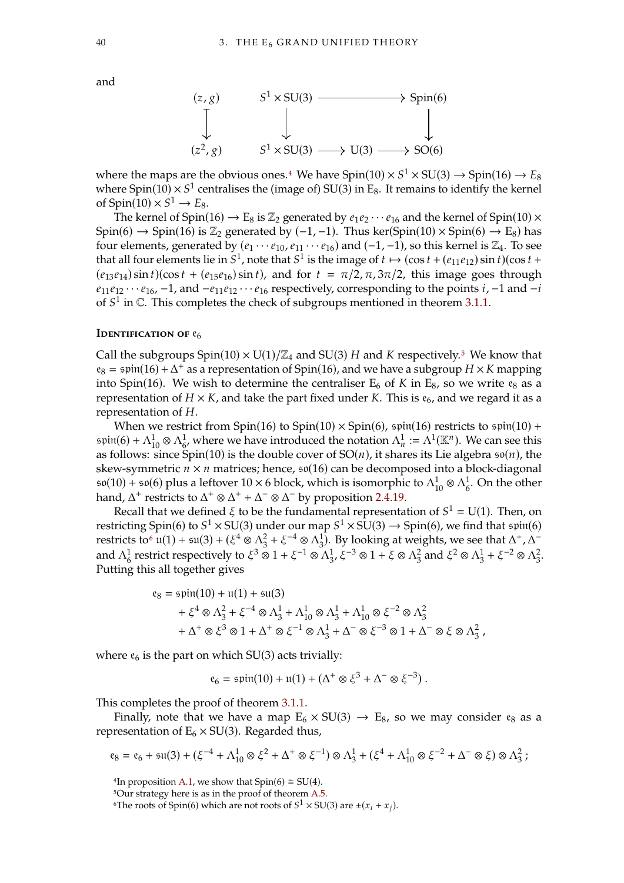and

$$
\begin{array}{ccccc}
(z,g) & & S^1\times \mathrm{SU}(3) & \longrightarrow & \mathrm{Spin}(6) \\
\downarrow & & \downarrow & & \downarrow \\
(z^2,g) & & S^1\times \mathrm{SU}(3) \longrightarrow \mathrm{U}(3) & \longrightarrow & \mathrm{SO}(6)
\end{array}
$$

where the maps are the obvious ones.[4] We have $\mathrm{Spin}(10)\times S^1\times \mathrm{SU}(3)\to \mathrm{Spin}(16)\to E_8$ where $\mathrm{Spin}(10)\times S^1$ centralises the (image of) SU(3) in $\mathrm{E}_8$. It remains to identify the kernel of $\mathrm{Spin}(10)\times S^1\to E_8$.

The kernel of $\mathrm{Spin}(16)\to \mathrm{E}_8$ is $\mathbb{Z}_2$ generated by $e_1e_2\cdots e_{16}$ and the kernel of $\mathrm{Spin}(10)\times \mathrm{Spin}(6)\to \mathrm{Spin}(16)$ is $\mathbb{Z}_2$ generated by $(-1,-1)$. Thus $\ker(\mathrm{Spin}(10)\times\mathrm{Spin}(6)\to \mathrm{E}_8)$ has four elements, generated by $(e_1\cdots e_{10}, e_{11}\cdots e_{16})$ and $(-1,-1)$, so this kernel is $\mathbb{Z}_4$. To see that all four elements lie in $S^1$, note that $S^1$ is the image of $t\mapsto(\cos t+(e_{11}e_{12})\sin t)(\cos t+(e_{13}e_{14})\sin t)(\cos t+(e_{15}e_{16})\sin t)$, and for $t=\pi/2,\pi,3\pi/2$, this image goes through $e_{11}e_{12}\cdots e_{16}$, $-1$, and $-e_{11}e_{12}\cdots e_{16}$ respectively, corresponding to the points $i$, $-1$ and $-i$ of $S^1$ in $\mathbb{C}$. This completes the check of subgroups mentioned in theorem 3.1.1.

#### Identification of $\mathfrak{e}_6$

Call the subgroups $\mathrm{Spin}(10)\times \mathrm{U}(1)/\mathbb{Z}_4$ and SU(3) $H$ and $K$ respectively.[5] We know that $\mathfrak{e}_8=\mathfrak{spin}(16)+\Delta^+$ as a representation of Spin(16), and we have a subgroup $H\times K$ mapping into Spin(16). We wish to determine the centraliser $\mathrm{E}_6$ of $K$ in $\mathrm{E}_8$, so we write $\mathfrak{e}_8$ as a representation of $H\times K$, and take the part fixed under $K$. This is $\mathfrak{e}_6$, and we regard it as a representation of $H$.

When we restrict from Spin(16) to $\mathrm{Spin}(10)\times\mathrm{Spin}(6)$, $\mathfrak{spin}(16)$ restricts to $\mathfrak{spin}(10)+\mathfrak{spin}(6)+\Lambda^1_{10}\otimes\Lambda^1_6$, where we have introduced the notation $\Lambda^1_n:=\Lambda^1(\mathbb{K}^n)$. We can see this as follows: since Spin(10) is the double cover of SO($n$), it shares its Lie algebra $\mathfrak{so}(n)$, the skew-symmetric $n\times n$ matrices; hence, $\mathfrak{so}(16)$ can be decomposed into a block-diagonal $\mathfrak{so}(10)+\mathfrak{so}(6)$ plus a leftover $10\times 6$ block, which is isomorphic to $\Lambda^1_{10}\otimes\Lambda^1_6$. On the other hand, $\Delta^+$ restricts to $\Delta^+\otimes\Delta^+ +\Delta^-\otimes\Delta^-$ by proposition 2.4.19.

Recall that we defined $\xi$ to be the fundamental representation of $S^1=\mathrm{U}(1)$. Then, on restricting Spin(6) to $S^1\times\mathrm{SU}(3)$ under our map $S^1\times\mathrm{SU}(3)\to\mathrm{Spin}(6)$, we find that $\mathfrak{spin}(6)$ restricts to[6] $\mathfrak{u}(1)+\mathfrak{su}(3)+(\xi^4\otimes\Lambda^2_3+\xi^{-4}\otimes\Lambda^1_3)$. By looking at weights, we see that $\Delta^+,\Delta^-$ and $\Lambda^1_6$ restrict respectively to $\xi^3\otimes 1+\xi^{-1}\otimes\Lambda^1_3$, $\xi^{-3}\otimes 1+\xi\otimes\Lambda^2_3$ and $\xi^2\otimes\Lambda^1_3+\xi^{-2}\otimes\Lambda^2_3$. Putting this all together gives

$$
\begin{aligned}
\mathfrak{e}_8 &= \mathfrak{spin}(10)+\mathfrak{u}(1)+\mathfrak{su}(3)\\
&\quad+\xi^4\otimes\Lambda^2_3+\xi^{-4}\otimes\Lambda^1_3+\Lambda^1_{10}\otimes\Lambda^1_3+\Lambda^1_{10}\otimes\xi^{-2}\otimes\Lambda^2_3\\
&\quad+\Delta^+\otimes\xi^3\otimes 1+\Delta^+\otimes\xi^{-1}\otimes\Lambda^1_3+\Delta^-\otimes\xi^{-3}\otimes 1+\Delta^-\otimes\xi\otimes\Lambda^2_3\,,
\end{aligned}
$$

where $\mathfrak{e}_6$ is the part on which SU(3) acts trivially:

$$
\mathfrak{e}_6=\mathfrak{spin}(10)+\mathfrak{u}(1)+(\Delta^+\otimes\xi^3+\Delta^-\otimes\xi^{-3})\,.
$$

This completes the proof of theorem 3.1.1.

Finally, note that we have a map $\mathrm{E}_6\times\mathrm{SU}(3)\to\mathrm{E}_8$, so we may consider $\mathfrak{e}_8$ as a representation of $\mathrm{E}_6\times\mathrm{SU}(3)$. Regarded thus,

$$
\mathfrak{e}_8=\mathfrak{e}_6+\mathfrak{su}(3)+(\xi^{-4}+\Lambda^1_{10}\otimes\xi^2+\Delta^+\otimes\xi^{-1})\otimes\Lambda^1_3+(\xi^4+\Lambda^1_{10}\otimes\xi^{-2}+\Delta^-\otimes\xi)\otimes\Lambda^2_3\,;
$$

[4] In proposition A.1, we show that $\mathrm{Spin}(6)\cong\mathrm{SU}(4)$.

[5] Our strategy here is as in the proof of theorem A.5.

[6] The roots of Spin(6) which are not roots of $S^1\times\mathrm{SU}(3)$ are $\pm(x_i+x_j)$.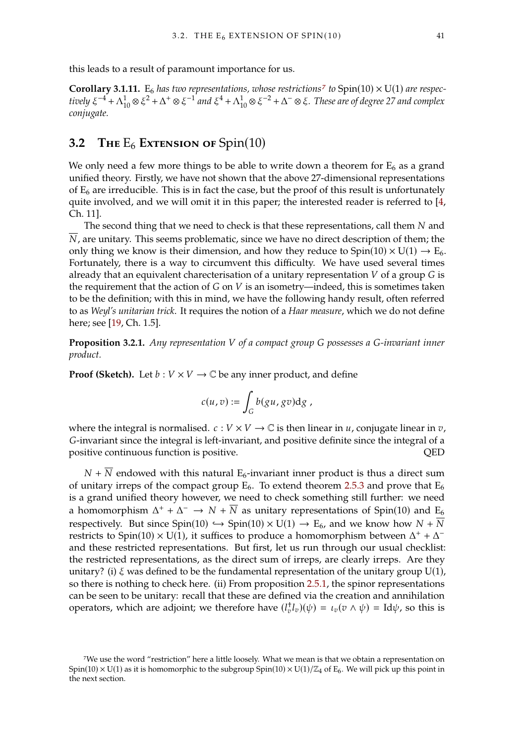this leads to a result of paramount importance for us.

**Corollary 3.1.11.** $E_6$ *has two representations, whose restrictions*[7] *to* $\mathrm{Spin}(10) \times \mathrm{U}(1)$ *are respectively* $\xi^{-4} + \Lambda^1_{10} \otimes \xi^2 + \Delta^+ \otimes \xi^{-1}$ *and* $\xi^4 + \Lambda^1_{10} \otimes \xi^{-2} + \Delta^- \otimes \xi$*. These are of degree 27 and complex conjugate.*

## 3.2 The $E_6$ Extension of $\mathrm{Spin}(10)$

We only need a few more things to be able to write down a theorem for $E_6$ as a grand unified theory. Firstly, we have not shown that the above 27-dimensional representations of $E_6$ are irreducible. This is in fact the case, but the proof of this result is unfortunately quite involved, and we will omit it in this paper; the interested reader is referred to [4, Ch. 11].

The second thing that we need to check is that these representations, call them $N$ and $\overline{N}$, are unitary. This seems problematic, since we have no direct description of them; the only thing we know is their dimension, and how they reduce to $\mathrm{Spin}(10) \times \mathrm{U}(1) \to E_6$. Fortunately, there is a way to circumvent this difficulty. We have used several times already that an equivalent charecterisation of a unitary representation $V$ of a group $G$ is the requirement that the action of $G$ on $V$ is an isometry—indeed, this is sometimes taken to be the definition; with this in mind, we have the following handy result, often referred to as *Weyl's unitarian trick*. It requires the notion of a *Haar measure*, which we do not define here; see [19, Ch. 1.5].

**Proposition 3.2.1.** *Any representation $V$ of a compact group $G$ possesses a $G$-invariant inner product.*

**Proof (Sketch).** Let $b : V \times V \to \mathbb{C}$ be any inner product, and define

$$c(u, v) := \int_G b(gu, gv)\mathrm{d}g \ ,$$

where the integral is normalised. $c : V \times V \to \mathbb{C}$ is then linear in $u$, conjugate linear in $v$, $G$-invariant since the integral is left-invariant, and positive definite since the integral of a positive continuous function is positive. QED

$N + \overline{N}$ endowed with this natural $E_6$-invariant inner product is thus a direct sum of unitary irreps of the compact group $E_6$. To extend theorem 2.5.3 and prove that $E_6$ is a grand unified theory however, we need to check something still further: we need a homomorphism $\Delta^+ + \Delta^- \to N + \overline{N}$ as unitary representations of $\mathrm{Spin}(10)$ and $E_6$ respectively. But since $\mathrm{Spin}(10) \hookrightarrow \mathrm{Spin}(10) \times \mathrm{U}(1) \to E_6$, and we know how $N + \overline{N}$ restricts to $\mathrm{Spin}(10) \times \mathrm{U}(1)$, it suffices to produce a homomorphism between $\Delta^+ + \Delta^-$ and these restricted representations. But first, let us run through our usual checklist: the restricted representations, as the direct sum of irreps, are clearly irreps. Are they unitary? (i) $\xi$ was defined to be the fundamental representation of the unitary group $\mathrm{U}(1)$, so there is nothing to check here. (ii) From proposition 2.5.1, the spinor representations can be seen to be unitary: recall that these are defined via the creation and annihilation operators, which are adjoint; we therefore have $(l_v^\dagger l_v)(\psi) = \iota_v(v \wedge \psi) = \mathrm{Id}\psi$, so this is

[7] We use the word "restriction" here a little loosely. What we mean is that we obtain a representation on $\mathrm{Spin}(10) \times \mathrm{U}(1)$ as it is homomorphic to the subgroup $\mathrm{Spin}(10) \times \mathrm{U}(1)/\mathbb{Z}_4$ of $E_6$. We will pick up this point in the next section.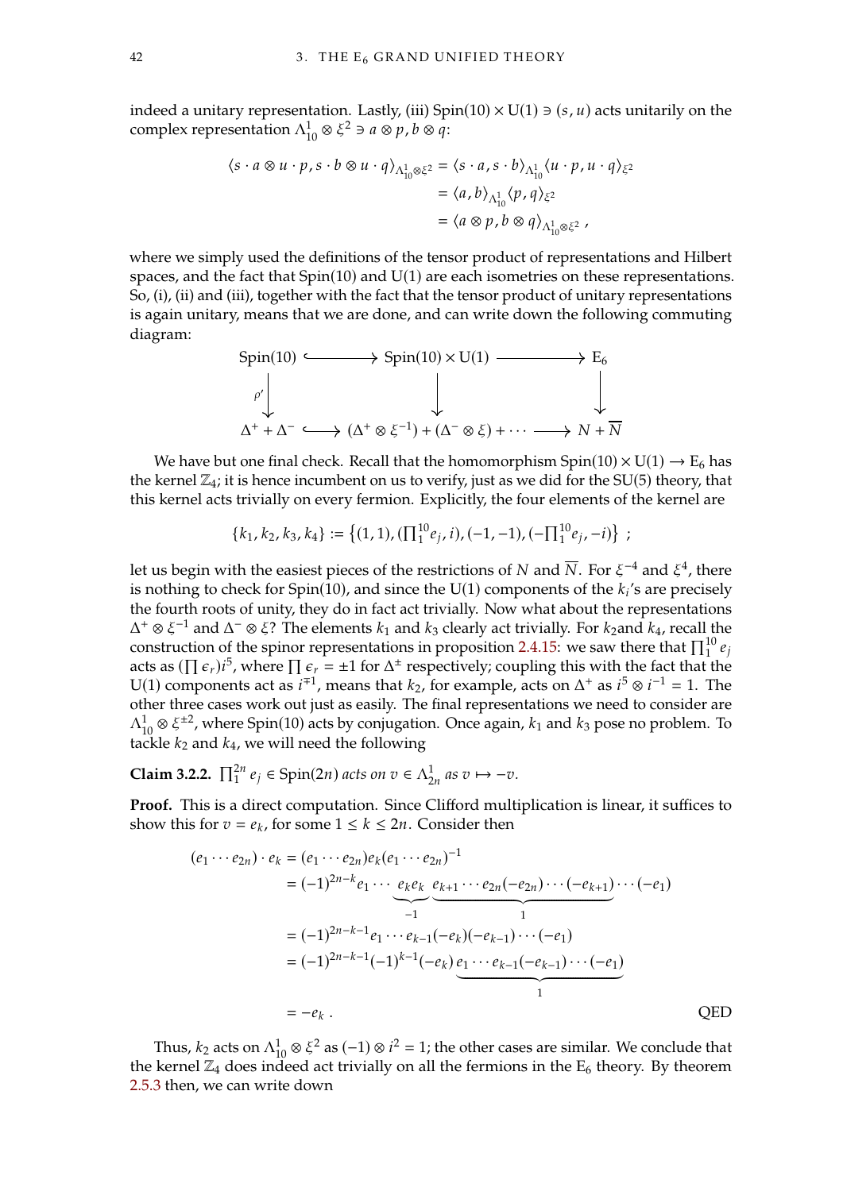indeed a unitary representation. Lastly, (iii) $\mathrm{Spin}(10) \times \mathrm{U}(1) \ni (s, u)$ acts unitarily on the complex representation $\Lambda^1_{10} \otimes \xi^2 \ni a \otimes p, b \otimes q$:

$$\begin{aligned}
\langle s \cdot a \otimes u \cdot p, s \cdot b \otimes u \cdot q \rangle_{\Lambda^1_{10} \otimes \xi^2} &= \langle s \cdot a, s \cdot b \rangle_{\Lambda^1_{10}} \langle u \cdot p, u \cdot q \rangle_{\xi^2} \\
&= \langle a, b \rangle_{\Lambda^1_{10}} \langle p, q \rangle_{\xi^2} \\
&= \langle a \otimes p, b \otimes q \rangle_{\Lambda^1_{10} \otimes \xi^2} \ ,
\end{aligned}$$

where we simply used the definitions of the tensor product of representations and Hilbert spaces, and the fact that Spin(10) and U(1) are each isometries on these representations. So, (i), (ii) and (iii), together with the fact that the tensor product of unitary representations is again unitary, means that we are done, and can write down the following commuting diagram:

$$\begin{array}{ccccc}
\mathrm{Spin}(10) & \hookrightarrow & \mathrm{Spin}(10) \times \mathrm{U}(1) & \longrightarrow & \mathrm{E}_6 \\
\downarrow \rho' & & \downarrow & & \downarrow \\
\Delta^+ + \Delta^- & \hookrightarrow & (\Delta^+ \otimes \xi^{-1}) + (\Delta^- \otimes \xi) + \cdots & \longrightarrow & N + \overline{N}
\end{array}$$

We have but one final check. Recall that the homomorphism $\mathrm{Spin}(10) \times \mathrm{U}(1) \to \mathrm{E}_6$ has the kernel $\mathbb{Z}_4$; it is hence incumbent on us to verify, just as we did for the SU(5) theory, that this kernel acts trivially on every fermion. Explicitly, the four elements of the kernel are

$$\{k_1, k_2, k_3, k_4\} := \left\{(1,1), (\textstyle\prod_1^{10} e_j, i), (-1,-1), (-\prod_1^{10} e_j, -i)\right\} \ ;$$

let us begin with the easiest pieces of the restrictions of $N$ and $\overline{N}$. For $\xi^{-4}$ and $\xi^4$, there is nothing to check for Spin(10), and since the U(1) components of the $k_i$'s are precisely the fourth roots of unity, they do in fact act trivially. Now what about the representations $\Delta^+ \otimes \xi^{-1}$ and $\Delta^- \otimes \xi$? The elements $k_1$ and $k_3$ clearly act trivially. For $k_2$and $k_4$, recall the construction of the spinor representations in proposition 2.4.15: we saw there that $\prod_1^{10} e_j$ acts as $(\prod \epsilon_r) i^5$, where $\prod \epsilon_r = \pm 1$ for $\Delta^\pm$ respectively; coupling this with the fact that the U(1) components act as $i^{\mp 1}$, means that $k_2$, for example, acts on $\Delta^+$ as $i^5 \otimes i^{-1} = 1$. The other three cases work out just as easily. The final representations we need to consider are $\Lambda^1_{10} \otimes \xi^{\pm 2}$, where Spin(10) acts by conjugation. Once again, $k_1$ and $k_3$ pose no problem. To tackle $k_2$ and $k_4$, we will need the following

**Claim 3.2.2.** *$\prod_1^{2n} e_j \in \mathrm{Spin}(2n)$ acts on $v \in \Lambda^1_{2n}$ as $v \mapsto -v$.*

**Proof.** This is a direct computation. Since Clifford multiplication is linear, it suffices to show this for $v = e_k$, for some $1 \leq k \leq 2n$. Consider then

$$\begin{aligned}
(e_1 \cdots e_{2n}) \cdot e_k &= (e_1 \cdots e_{2n}) e_k (e_1 \cdots e_{2n})^{-1} \\
&= (-1)^{2n-k} e_1 \cdots \underbrace{e_k e_k}_{-1} \underbrace{e_{k+1} \cdots e_{2n} (-e_{2n}) \cdots (-e_{k+1})}_{1} \cdots (-e_1) \\
&= (-1)^{2n-k-1} e_1 \cdots e_{k-1} (-e_k)(-e_{k-1}) \cdots (-e_1) \\
&= (-1)^{2n-k-1} (-1)^{k-1} (-e_k) \underbrace{e_1 \cdots e_{k-1} (-e_{k-1}) \cdots (-e_1)}_{1} \\
&= -e_k \ .
\end{aligned}$$

QED

Thus, $k_2$ acts on $\Lambda^1_{10} \otimes \xi^2$ as $(-1) \otimes i^2 = 1$; the other cases are similar. We conclude that the kernel $\mathbb{Z}_4$ does indeed act trivially on all the fermions in the $\mathrm{E}_6$ theory. By theorem 2.5.3 then, we can write down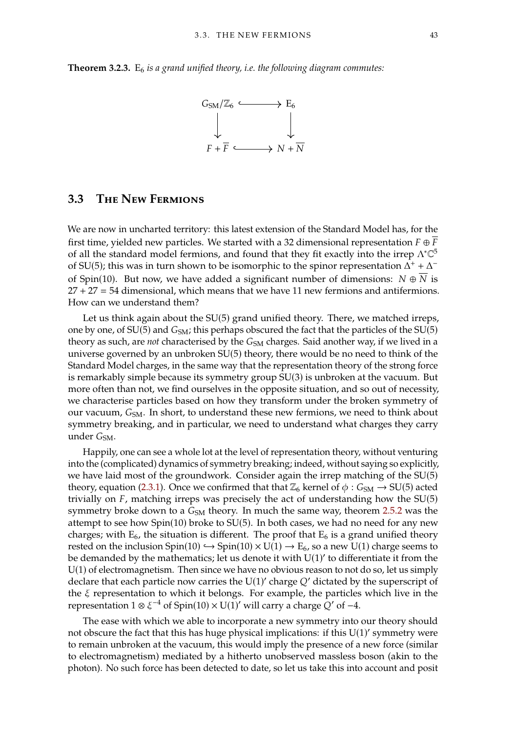**Theorem 3.2.3.** $\mathrm{E}_6$ *is a grand unified theory, i.e. the following diagram commutes:*

$$\begin{array}{ccc} G_{\mathrm{SM}}/\mathbb{Z}_6 & \hookrightarrow & \mathrm{E}_6 \\ \downarrow & & \downarrow \\ F + \overline{F} & \hookrightarrow & N + \overline{N} \end{array}$$

## 3.3 The New Fermions

We are now in uncharted territory: this latest extension of the Standard Model has, for the first time, yielded new particles. We started with a 32 dimensional representation $F \oplus \overline{F}$ of all the standard model fermions, and found that they fit exactly into the irrep $\Lambda^*\mathbb{C}^5$ of SU(5); this was in turn shown to be isomorphic to the spinor representation $\Delta^+ + \Delta^-$ of Spin(10). But now, we have added a significant number of dimensions: $N \oplus \overline{N}$ is $27 + 27 = 54$ dimensional, which means that we have 11 new fermions and antifermions. How can we understand them?

Let us think again about the SU(5) grand unified theory. There, we matched irreps, one by one, of SU(5) and $G_{\mathrm{SM}}$; this perhaps obscured the fact that the particles of the SU(5) theory as such, are *not* characterised by the $G_{\mathrm{SM}}$ charges. Said another way, if we lived in a universe governed by an unbroken SU(5) theory, there would be no need to think of the Standard Model charges, in the same way that the representation theory of the strong force is remarkably simple because its symmetry group SU(3) is unbroken at the vacuum. But more often than not, we find ourselves in the opposite situation, and so out of necessity, we characterise particles based on how they transform under the broken symmetry of our vacuum, $G_{\mathrm{SM}}$. In short, to understand these new fermions, we need to think about symmetry breaking, and in particular, we need to understand what charges they carry under $G_{\mathrm{SM}}$.

Happily, one can see a whole lot at the level of representation theory, without venturing into the (complicated) dynamics of symmetry breaking; indeed, without saying so explicitly, we have laid most of the groundwork. Consider again the irrep matching of the SU(5) theory, equation (2.3.1). Once we confirmed that that $\mathbb{Z}_6$ kernel of $\phi : G_{\mathrm{SM}} \to \mathrm{SU}(5)$ acted trivially on $F$, matching irreps was precisely the act of understanding how the SU(5) symmetry broke down to a $G_{\mathrm{SM}}$ theory. In much the same way, theorem 2.5.2 was the attempt to see how Spin(10) broke to SU(5). In both cases, we had no need for any new charges; with $\mathrm{E}_6$, the situation is different. The proof that $\mathrm{E}_6$ is a grand unified theory rested on the inclusion $\mathrm{Spin}(10) \hookrightarrow \mathrm{Spin}(10) \times \mathrm{U}(1) \to \mathrm{E}_6$, so a new U(1) charge seems to be demanded by the mathematics; let us denote it with $\mathrm{U}(1)'$ to differentiate it from the U(1) of electromagnetism. Then since we have no obvious reason to not do so, let us simply declare that each particle now carries the $\mathrm{U}(1)'$ charge $Q'$ dictated by the superscript of the $\xi$ representation to which it belongs. For example, the particles which live in the representation $1 \otimes \xi^{-4}$ of $\mathrm{Spin}(10) \times \mathrm{U}(1)'$ will carry a charge $Q'$ of $-4$.

The ease with which we able to incorporate a new symmetry into our theory should not obscure the fact that this has huge physical implications: if this $\mathrm{U}(1)'$ symmetry were to remain unbroken at the vacuum, this would imply the presence of a new force (similar to electromagnetism) mediated by a hitherto unobserved massless boson (akin to the photon). No such force has been detected to date, so let us take this into account and posit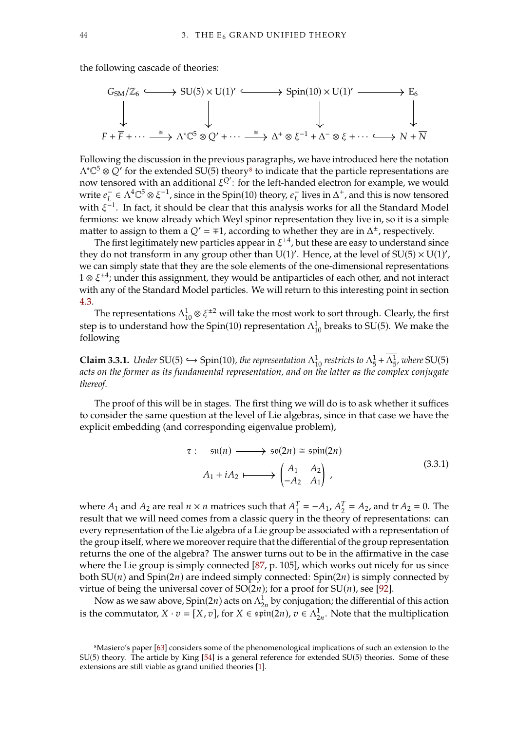the following cascade of theories:

$$
\begin{array}{ccccccc}
G_{\mathrm{SM}}/\mathbb{Z}_6 & \hookrightarrow & \mathrm{SU}(5)\times\mathrm{U}(1)' & \hookrightarrow & \mathrm{Spin}(10)\times\mathrm{U}(1)' & \longrightarrow & \mathrm{E}_6 \\
\downarrow & & \downarrow & & \downarrow & & \downarrow \\
F+\overline{F}+\cdots & \xrightarrow{\cong} & \Lambda^*\mathbb{C}^5\otimes Q'+\cdots & \xrightarrow{\cong} & \Delta^+\otimes\xi^{-1}+\Delta^-\otimes\xi+\cdots & \hookrightarrow & N+\overline{N}
\end{array}
$$

Following the discussion in the previous paragraphs, we have introduced here the notation $\Lambda^*\mathbb{C}^5 \otimes Q'$ for the extended SU(5) theory[8] to indicate that the particle representations are now tensored with an additional $\xi^{Q'}$: for the left-handed electron for example, we would write $e_L^- \in \Lambda^4\mathbb{C}^5 \otimes \xi^{-1}$, since in the Spin(10) theory, $e_L^-$ lives in $\Delta^+$, and this is now tensored with $\xi^{-1}$. In fact, it should be clear that this analysis works for all the Standard Model fermions: we know already which Weyl spinor representation they live in, so it is a simple matter to assign to them a $Q' = \mp 1$, according to whether they are in $\Delta^\pm$, respectively.

The first legitimately new particles appear in $\xi^{\pm 4}$, but these are easy to understand since they do not transform in any group other than U(1)′. Hence, at the level of SU(5) × U(1)′, we can simply state that they are the sole elements of the one-dimensional representations $1 \otimes \xi^{\pm 4}$; under this assignment, they would be antiparticles of each other, and not interact with any of the Standard Model particles. We will return to this interesting point in section 4.3.

The representations $\Lambda^1_{10} \otimes \xi^{\pm 2}$ will take the most work to sort through. Clearly, the first step is to understand how the Spin(10) representation $\Lambda^1_{10}$ breaks to SU(5). We make the following

**Claim 3.3.1.** *Under* SU(5) $\hookrightarrow$ Spin(10)*, the representation* $\Lambda^1_{10}$ *restricts to* $\Lambda^1_5 + \overline{\Lambda^1_5}$*, where* SU(5) *acts on the former as its fundamental representation, and on the latter as the complex conjugate thereof.*

The proof of this will be in stages. The first thing we will do is to ask whether it suffices to consider the same question at the level of Lie algebras, since in that case we have the explicit embedding (and corresponding eigenvalue problem),

$$
\begin{aligned}
\tau: \quad \mathfrak{su}(n) &\longrightarrow \mathfrak{so}(2n) \cong \mathfrak{spin}(2n) \\
A_1 + iA_2 &\longmapsto \begin{pmatrix} A_1 & A_2 \\ -A_2 & A_1 \end{pmatrix},
\end{aligned}
\tag{3.3.1}
$$

where $A_1$ and $A_2$ are real $n \times n$ matrices such that $A_1^T = -A_1$, $A_2^T = A_2$, and $\operatorname{tr} A_2 = 0$. The result that we will need comes from a classic query in the theory of representations: can every representation of the Lie algebra of a Lie group be associated with a representation of the group itself, where we moreover require that the differential of the group representation returns the one of the algebra? The answer turns out to be in the affirmative in the case where the Lie group is simply connected [87, p. 105], which works out nicely for us since both SU($n$) and Spin($2n$) are indeed simply connected: Spin($2n$) is simply connected by virtue of being the universal cover of SO($2n$); for a proof for SU($n$), see [92].

Now as we saw above, Spin($2n$) acts on $\Lambda^1_{2n}$ by conjugation; the differential of this action is the commutator, $X \cdot v = [X, v]$, for $X \in \mathfrak{spin}(2n)$, $v \in \Lambda^1_{2n}$. Note that the multiplication

[8] Masiero's paper [63] considers some of the phenomenological implications of such an extension to the SU(5) theory. The article by King [54] is a general reference for extended SU(5) theories. Some of these extensions are still viable as grand unified theories [1].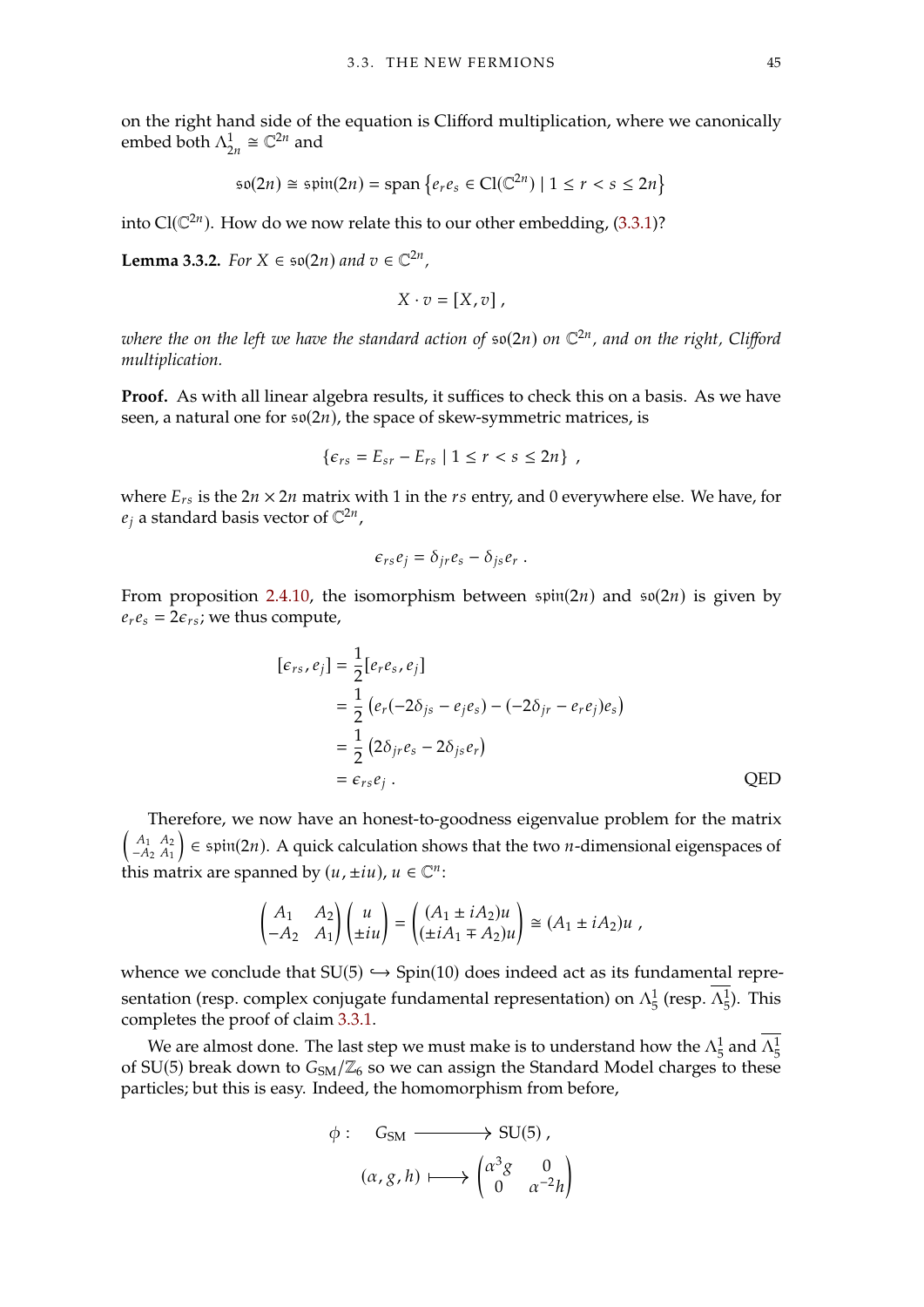on the right hand side of the equation is Clifford multiplication, where we canonically embed both $\Lambda^1_{2n} \cong \mathbb{C}^{2n}$ and

$$\mathfrak{so}(2n) \cong \mathfrak{spin}(2n) = \text{span}\left\{e_r e_s \in \text{Cl}(\mathbb{C}^{2n}) \mid 1 \le r < s \le 2n\right\}$$

into $\text{Cl}(\mathbb{C}^{2n})$. How do we now relate this to our other embedding, (3.3.1)?

**Lemma 3.3.2.** *For $X \in \mathfrak{so}(2n)$ and $v \in \mathbb{C}^{2n}$,*

$$X \cdot v = [X, v] \,,$$

*where the on the left we have the standard action of $\mathfrak{so}(2n)$ on $\mathbb{C}^{2n}$, and on the right, Clifford multiplication.*

**Proof.** As with all linear algebra results, it suffices to check this on a basis. As we have seen, a natural one for $\mathfrak{so}(2n)$, the space of skew-symmetric matrices, is

$$\{\epsilon_{rs} = E_{sr} - E_{rs} \mid 1 \le r < s \le 2n\} \ ,$$

where $E_{rs}$ is the $2n \times 2n$ matrix with 1 in the $rs$ entry, and 0 everywhere else. We have, for $e_j$ a standard basis vector of $\mathbb{C}^{2n}$,

$$\epsilon_{rs} e_j = \delta_{jr} e_s - \delta_{js} e_r \ .$$

From proposition 2.4.10, the isomorphism between $\mathfrak{spin}(2n)$ and $\mathfrak{so}(2n)$ is given by $e_r e_s = 2\epsilon_{rs}$; we thus compute,

$$\begin{aligned}
[\epsilon_{rs}, e_j] &= \frac{1}{2}[e_r e_s, e_j] \\
&= \frac{1}{2}\left(e_r(-2\delta_{js} - e_j e_s) - (-2\delta_{jr} - e_r e_j) e_s\right) \\
&= \frac{1}{2}\left(2\delta_{jr} e_s - 2\delta_{js} e_r\right) \\
&= \epsilon_{rs} e_j \ .
\end{aligned}$$

QED

Therefore, we now have an honest-to-goodness eigenvalue problem for the matrix $\begin{pmatrix} A_1 & A_2 \\ -A_2 & A_1 \end{pmatrix} \in \mathfrak{spin}(2n)$. A quick calculation shows that the two $n$-dimensional eigenspaces of this matrix are spanned by $(u, \pm iu)$, $u \in \mathbb{C}^n$:

$$\begin{pmatrix} A_1 & A_2 \\ -A_2 & A_1 \end{pmatrix} \begin{pmatrix} u \\ \pm iu \end{pmatrix} = \begin{pmatrix} (A_1 \pm iA_2)u \\ (\pm iA_1 \mp A_2)u \end{pmatrix} \cong (A_1 \pm iA_2)u \ ,$$

whence we conclude that $\text{SU}(5) \hookrightarrow \text{Spin}(10)$ does indeed act as its fundamental representation (resp. complex conjugate fundamental representation) on $\Lambda^1_5$ (resp. $\overline{\Lambda^1_5}$). This completes the proof of claim 3.3.1.

We are almost done. The last step we must make is to understand how the $\Lambda^1_5$ and $\overline{\Lambda^1_5}$ of SU(5) break down to $G_{\text{SM}}/\mathbb{Z}_6$ so we can assign the Standard Model charges to these particles; but this is easy. Indeed, the homomorphism from before,

$$\begin{aligned}
\phi: \quad G_{\text{SM}} &\longrightarrow \text{SU}(5) \ , \\
(\alpha, g, h) &\longmapsto \begin{pmatrix} \alpha^3 g & 0 \\ 0 & \alpha^{-2} h \end{pmatrix}
\end{aligned}$$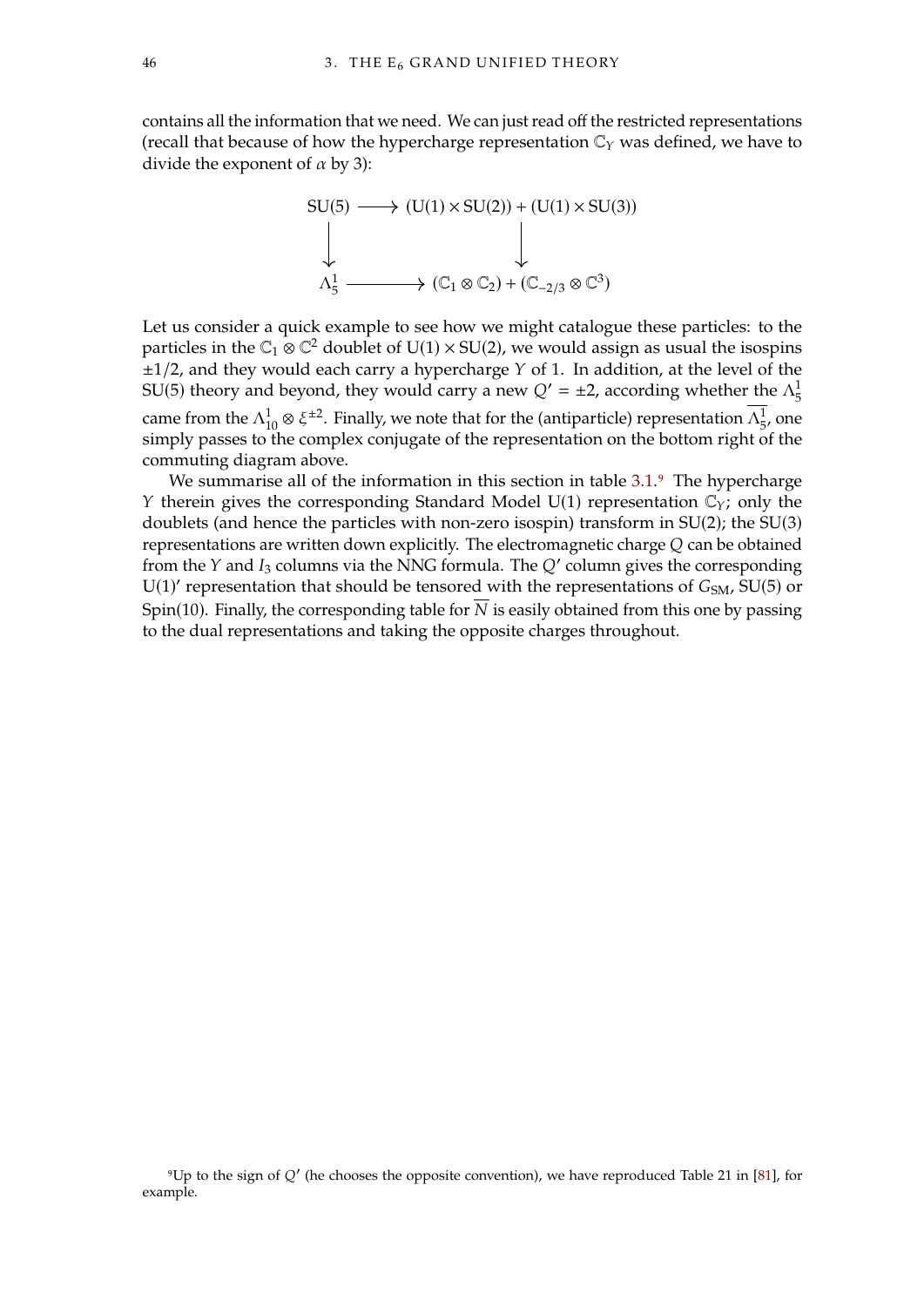contains all the information that we need. We can just read off the restricted representations (recall that because of how the hypercharge representation $\mathbb{C}_Y$ was defined, we have to divide the exponent of $\alpha$ by 3):

$$
\begin{array}{ccc}
\mathrm{SU}(5) & \longrightarrow & (\mathrm{U}(1) \times \mathrm{SU}(2)) + (\mathrm{U}(1) \times \mathrm{SU}(3)) \\
\downarrow & & \downarrow \\
\Lambda^1_5 & \longrightarrow & (\mathbb{C}_1 \otimes \mathbb{C}_2) + (\mathbb{C}_{-2/3} \otimes \mathbb{C}^3)
\end{array}
$$

Let us consider a quick example to see how we might catalogue these particles: to the particles in the $\mathbb{C}_1 \otimes \mathbb{C}^2$ doublet of $\mathrm{U}(1) \times \mathrm{SU}(2)$, we would assign as usual the isospins $\pm 1/2$, and they would each carry a hypercharge $Y$ of 1. In addition, at the level of the SU(5) theory and beyond, they would carry a new $Q' = \pm 2$, according whether the $\Lambda^1_5$ came from the $\Lambda^1_{10} \otimes \xi^{\pm 2}$. Finally, we note that for the (antiparticle) representation $\overline{\Lambda^1_5}$, one simply passes to the complex conjugate of the representation on the bottom right of the commuting diagram above.

We summarise all of the information in this section in table 3.1.[9] The hypercharge $Y$ therein gives the corresponding Standard Model U(1) representation $\mathbb{C}_Y$; only the doublets (and hence the particles with non-zero isospin) transform in SU(2); the SU(3) representations are written down explicitly. The electromagnetic charge $Q$ can be obtained from the $Y$ and $I_3$ columns via the NNG formula. The $Q'$ column gives the corresponding $\mathrm{U}(1)'$ representation that should be tensored with the representations of $G_{\mathrm{SM}}$, SU(5) or Spin(10). Finally, the corresponding table for $\overline{N}$ is easily obtained from this one by passing to the dual representations and taking the opposite charges throughout.

[9] Up to the sign of $Q'$ (he chooses the opposite convention), we have reproduced Table 21 in [81], for example.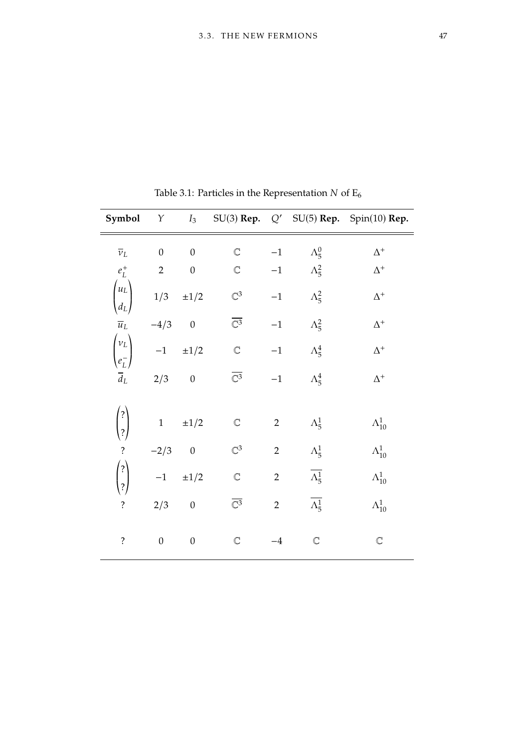Table 3.1: Particles in the Representation $N$ of $E_6$

| **Symbol** | $Y$ | $I_3$ | SU(3) **Rep.** | $Q'$ | SU(5) **Rep.** | Spin(10) **Rep.** |
|---|---|---|---|---|---|---|
| $\overline{\nu}_L$ | $0$ | $0$ | $\mathbb{C}$ | $-1$ | $\Lambda^0_5$ | $\Delta^+$ |
| $e^+_L$ | $2$ | $0$ | $\mathbb{C}$ | $-1$ | $\Lambda^2_5$ | $\Delta^+$ |
| $\begin{pmatrix} u_L \\ d_L \end{pmatrix}$ | $1/3$ | $\pm 1/2$ | $\mathbb{C}^3$ | $-1$ | $\Lambda^2_5$ | $\Delta^+$ |
| $\overline{u}_L$ | $-4/3$ | $0$ | $\overline{\mathbb{C}^3}$ | $-1$ | $\Lambda^2_5$ | $\Delta^+$ |
| $\begin{pmatrix} \nu_L \\ e^-_L \end{pmatrix}$ | $-1$ | $\pm 1/2$ | $\mathbb{C}$ | $-1$ | $\Lambda^4_5$ | $\Delta^+$ |
| $\overline{d}_L$ | $2/3$ | $0$ | $\overline{\mathbb{C}^3}$ | $-1$ | $\Lambda^4_5$ | $\Delta^+$ |
| $\begin{pmatrix} ? \\ ? \end{pmatrix}$ | $1$ | $\pm 1/2$ | $\mathbb{C}$ | $2$ | $\Lambda^1_5$ | $\Lambda^1_{10}$ |
| ? | $-2/3$ | $0$ | $\mathbb{C}^3$ | $2$ | $\Lambda^1_5$ | $\Lambda^1_{10}$ |
| $\begin{pmatrix} ? \\ ? \end{pmatrix}$ | $-1$ | $\pm 1/2$ | $\mathbb{C}$ | $2$ | $\overline{\Lambda^1_5}$ | $\Lambda^1_{10}$ |
| ? | $2/3$ | $0$ | $\overline{\mathbb{C}^3}$ | $2$ | $\overline{\Lambda^1_5}$ | $\Lambda^1_{10}$ |
| ? | $0$ | $0$ | $\mathbb{C}$ | $-4$ | $\mathbb{C}$ | $\mathbb{C}$ |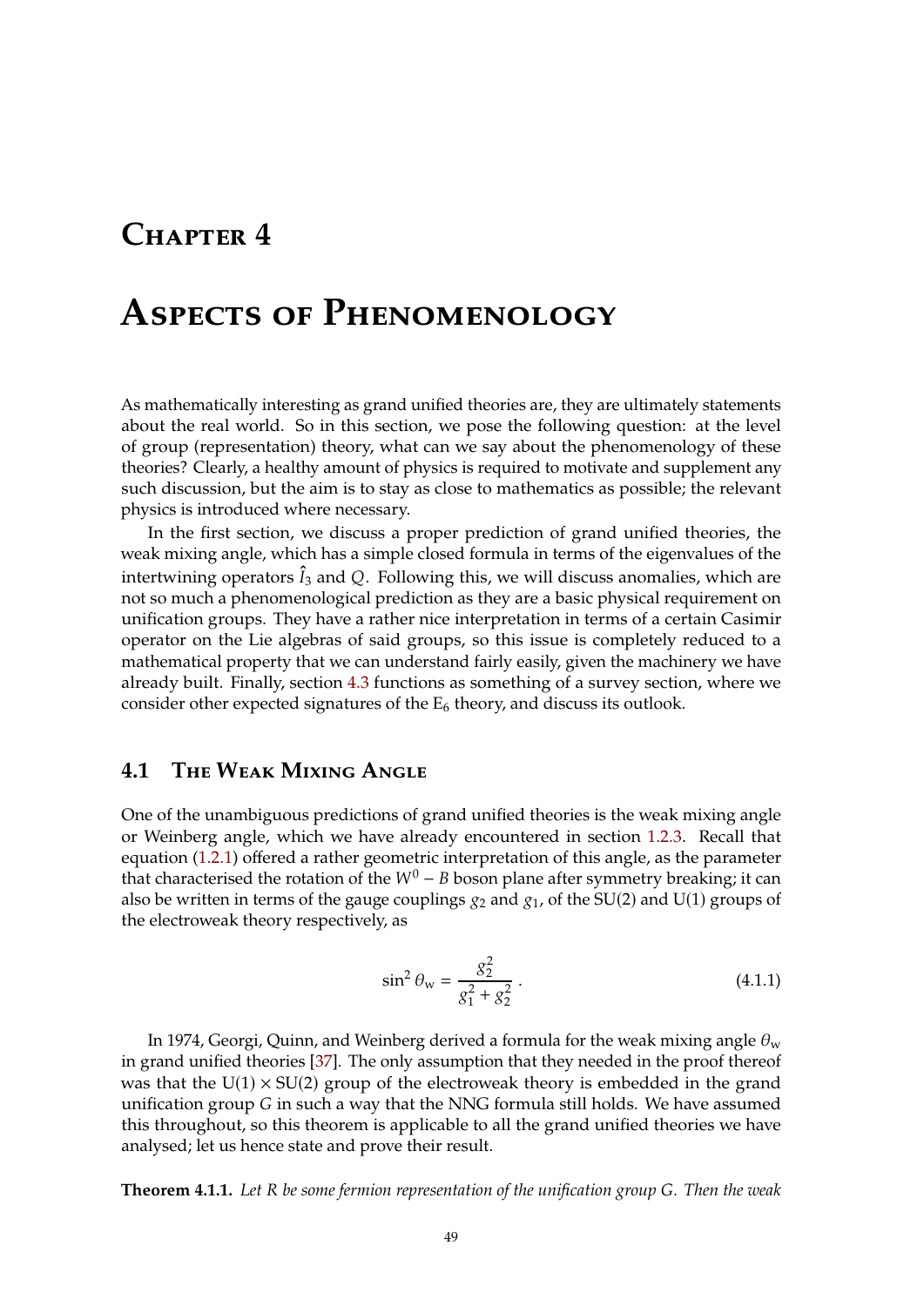# Chapter 4

# Aspects of Phenomenology

As mathematically interesting as grand unified theories are, they are ultimately statements about the real world. So in this section, we pose the following question: at the level of group (representation) theory, what can we say about the phenomenology of these theories? Clearly, a healthy amount of physics is required to motivate and supplement any such discussion, but the aim is to stay as close to mathematics as possible; the relevant physics is introduced where necessary.

In the first section, we discuss a proper prediction of grand unified theories, the weak mixing angle, which has a simple closed formula in terms of the eigenvalues of the intertwining operators $\hat{I}_3$ and $Q$. Following this, we will discuss anomalies, which are not so much a phenomenological prediction as they are a basic physical requirement on unification groups. They have a rather nice interpretation in terms of a certain Casimir operator on the Lie algebras of said groups, so this issue is completely reduced to a mathematical property that we can understand fairly easily, given the machinery we have already built. Finally, section 4.3 functions as something of a survey section, where we consider other expected signatures of the $E_6$ theory, and discuss its outlook.

## 4.1 The Weak Mixing Angle

One of the unambiguous predictions of grand unified theories is the weak mixing angle or Weinberg angle, which we have already encountered in section 1.2.3. Recall that equation (1.2.1) offered a rather geometric interpretation of this angle, as the parameter that characterised the rotation of the $W^0 - B$ boson plane after symmetry breaking; it can also be written in terms of the gauge couplings $g_2$ and $g_1$, of the SU(2) and U(1) groups of the electroweak theory respectively, as

$$\sin^2 \theta_{\mathrm{w}} = \frac{g_2^2}{g_1^2 + g_2^2} \,. \tag{4.1.1}$$

In 1974, Georgi, Quinn, and Weinberg derived a formula for the weak mixing angle $\theta_{\mathrm{w}}$ in grand unified theories [37]. The only assumption that they needed in the proof thereof was that the $\mathrm{U}(1) \times \mathrm{SU}(2)$ group of the electroweak theory is embedded in the grand unification group $G$ in such a way that the NNG formula still holds. We have assumed this throughout, so this theorem is applicable to all the grand unified theories we have analysed; let us hence state and prove their result.

**Theorem 4.1.1.** *Let $R$ be some fermion representation of the unification group $G$. Then the weak*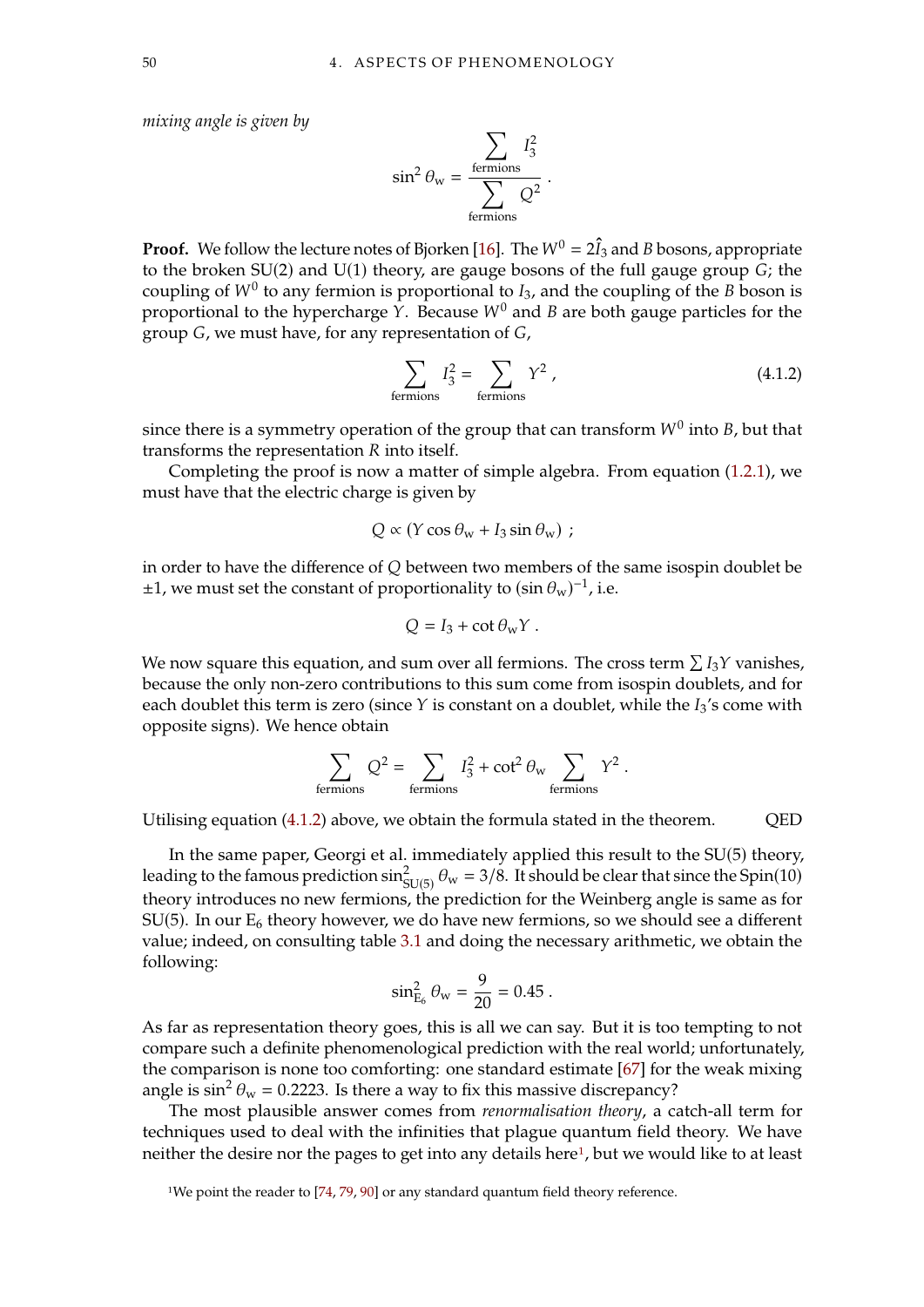*mixing angle is given by*

$$\sin^2\theta_{\rm w} = \frac{\displaystyle\sum_{\rm fermions} I_3^2}{\displaystyle\sum_{\rm fermions} Q^2} \,.$$

**Proof.** We follow the lecture notes of Bjorken [16]. The $W^0 = 2\hat{I}_3$ and $B$ bosons, appropriate to the broken SU(2) and U(1) theory, are gauge bosons of the full gauge group $G$; the coupling of $W^0$ to any fermion is proportional to $I_3$, and the coupling of the $B$ boson is proportional to the hypercharge $Y$. Because $W^0$ and $B$ are both gauge particles for the group $G$, we must have, for any representation of $G$,

$$\sum_{\rm fermions} I_3^2 = \sum_{\rm fermions} Y^2 \,, \tag{4.1.2}$$

since there is a symmetry operation of the group that can transform $W^0$ into $B$, but that transforms the representation $R$ into itself.

Completing the proof is now a matter of simple algebra. From equation (1.2.1), we must have that the electric charge is given by

$$Q \propto (Y\cos\theta_{\rm w} + I_3\sin\theta_{\rm w}) \;;$$

in order to have the difference of $Q$ between two members of the same isospin doublet be $\pm 1$, we must set the constant of proportionality to $(\sin\theta_{\rm w})^{-1}$, i.e.

$$Q = I_3 + \cot\theta_{\rm w} Y \,.$$

We now square this equation, and sum over all fermions. The cross term $\sum I_3 Y$ vanishes, because the only non-zero contributions to this sum come from isospin doublets, and for each doublet this term is zero (since $Y$ is constant on a doublet, while the $I_3$'s come with opposite signs). We hence obtain

$$\sum_{\rm fermions} Q^2 = \sum_{\rm fermions} I_3^2 + \cot^2\theta_{\rm w} \sum_{\rm fermions} Y^2 \,.$$

Utilising equation (4.1.2) above, we obtain the formula stated in the theorem. QED

In the same paper, Georgi et al. immediately applied this result to the SU(5) theory, leading to the famous prediction $\sin^2_{\rm SU(5)}\theta_{\rm w} = 3/8$. It should be clear that since the Spin(10) theory introduces no new fermions, the prediction for the Weinberg angle is same as for SU(5). In our $\mathrm{E}_6$ theory however, we do have new fermions, so we should see a different value; indeed, on consulting table 3.1 and doing the necessary arithmetic, we obtain the following:

$$\sin^2_{\mathrm{E}_6}\theta_{\rm w} = \frac{9}{20} = 0.45 \,.$$

As far as representation theory goes, this is all we can say. But it is too tempting to not compare such a definite phenomenological prediction with the real world; unfortunately, the comparison is none too comforting: one standard estimate [67] for the weak mixing angle is $\sin^2\theta_{\rm w} = 0.2223$. Is there a way to fix this massive discrepancy?

The most plausible answer comes from *renormalisation theory*, a catch-all term for techniques used to deal with the infinities that plague quantum field theory. We have neither the desire nor the pages to get into any details here[1], but we would like to at least

[1] We point the reader to [74, 79, 90] or any standard quantum field theory reference.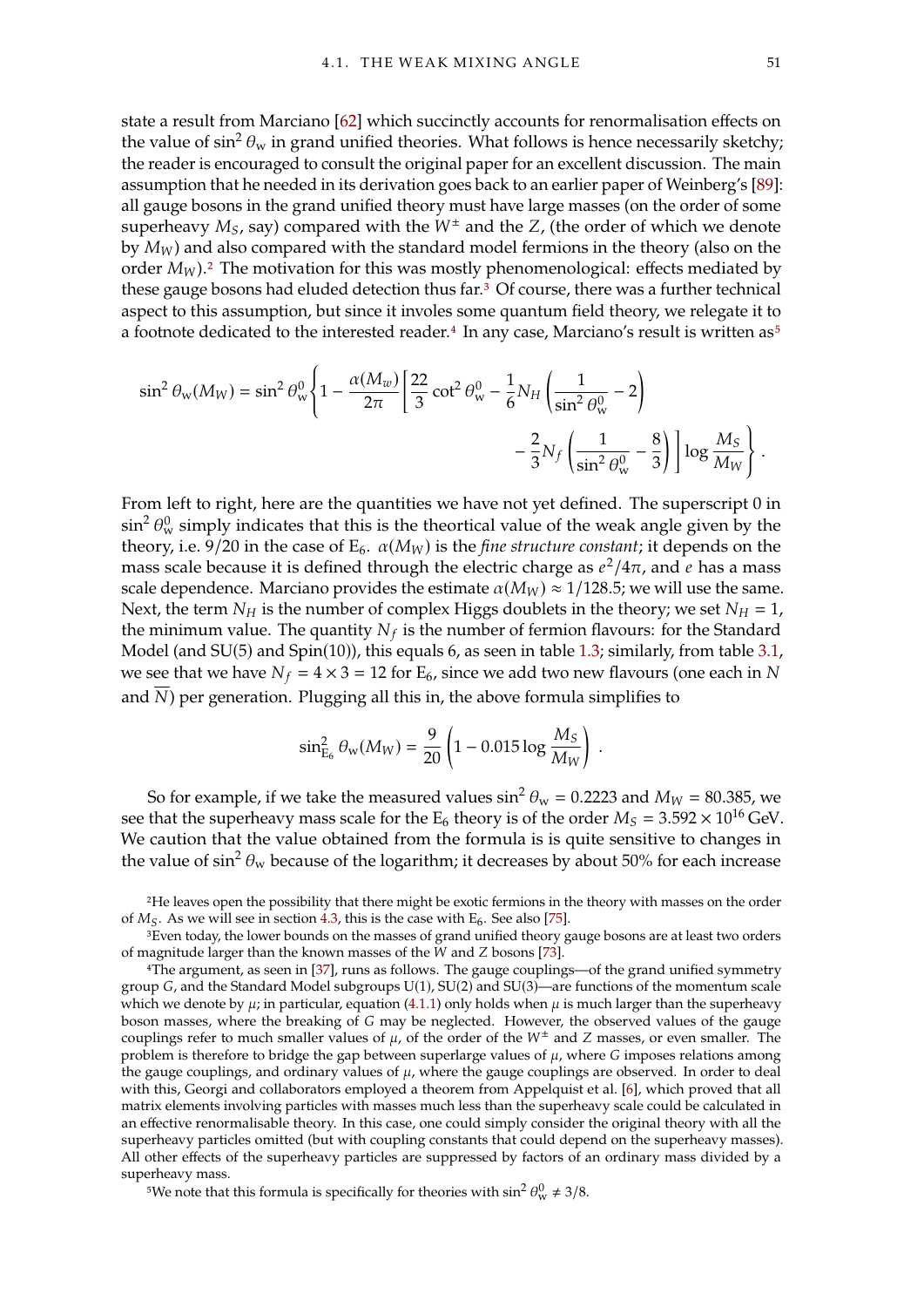state a result from Marciano [62] which succinctly accounts for renormalisation effects on the value of $\sin^2\theta_{\text{w}}$ in grand unified theories. What follows is hence necessarily sketchy; the reader is encouraged to consult the original paper for an excellent discussion. The main assumption that he needed in its derivation goes back to an earlier paper of Weinberg's [89]: all gauge bosons in the grand unified theory must have large masses (on the order of some superheavy $M_S$, say) compared with the $W^\pm$ and the $Z$, (the order of which we denote by $M_W$) and also compared with the standard model fermions in the theory (also on the order $M_W$).[2] The motivation for this was mostly phenomenological: effects mediated by these gauge bosons had eluded detection thus far.[3] Of course, there was a further technical aspect to this assumption, but since it involes some quantum field theory, we relegate it to a footnote dedicated to the interested reader.[4] In any case, Marciano's result is written as[5]

$$\sin^2\theta_{\text{w}}(M_W) = \sin^2\theta_{\text{w}}^0\left\{1 - \frac{\alpha(M_w)}{2\pi}\left[\frac{22}{3}\cot^2\theta_{\text{w}}^0 - \frac{1}{6}N_H\left(\frac{1}{\sin^2\theta_{\text{w}}^0} - 2\right)\right.\right.$$
$$\left.\left. - \frac{2}{3}N_f\left(\frac{1}{\sin^2\theta_{\text{w}}^0} - \frac{8}{3}\right)\right]\log\frac{M_S}{M_W}\right\}.$$

From left to right, here are the quantities we have not yet defined. The superscript 0 in $\sin^2\theta_{\text{w}}^0$ simply indicates that this is the theortical value of the weak angle given by the theory, i.e. 9/20 in the case of $\text{E}_6$. $\alpha(M_W)$ is the *fine structure constant*; it depends on the mass scale because it is defined through the electric charge as $e^2/4\pi$, and $e$ has a mass scale dependence. Marciano provides the estimate $\alpha(M_W) \approx 1/128.5$; we will use the same. Next, the term $N_H$ is the number of complex Higgs doublets in the theory; we set $N_H = 1$, the minimum value. The quantity $N_f$ is the number of fermion flavours: for the Standard Model (and SU(5) and Spin(10)), this equals 6, as seen in table 1.3; similarly, from table 3.1, we see that we have $N_f = 4 \times 3 = 12$ for $\text{E}_6$, since we add two new flavours (one each in $N$ and $\overline{N}$) per generation. Plugging all this in, the above formula simplifies to

$$\sin^2_{\text{E}_6}\theta_{\text{w}}(M_W) = \frac{9}{20}\left(1 - 0.015\log\frac{M_S}{M_W}\right).$$

So for example, if we take the measured values $\sin^2\theta_{\text{w}} = 0.2223$ and $M_W = 80.385$, we see that the superheavy mass scale for the $\text{E}_6$ theory is of the order $M_S = 3.592 \times 10^{16}$ GeV. We caution that the value obtained from the formula is is quite sensitive to changes in the value of $\sin^2\theta_{\text{w}}$ because of the logarithm; it decreases by about 50% for each increase

[2] He leaves open the possibility that there might be exotic fermions in the theory with masses on the order of $M_S$. As we will see in section 4.3, this is the case with $\text{E}_6$. See also [75].

[3] Even today, the lower bounds on the masses of grand unified theory gauge bosons are at least two orders of magnitude larger than the known masses of the $W$ and $Z$ bosons [73].

[4] The argument, as seen in [37], runs as follows. The gauge couplings—of the grand unified symmetry group $G$, and the Standard Model subgroups U(1), SU(2) and SU(3)—are functions of the momentum scale which we denote by $\mu$; in particular, equation (4.1.1) only holds when $\mu$ is much larger than the superheavy boson masses, where the breaking of $G$ may be neglected. However, the observed values of the gauge couplings refer to much smaller values of $\mu$, of the order of the $W^\pm$ and $Z$ masses, or even smaller. The problem is therefore to bridge the gap between superlarge values of $\mu$, where $G$ imposes relations among the gauge couplings, and ordinary values of $\mu$, where the gauge couplings are observed. In order to deal with this, Georgi and collaborators employed a theorem from Appelquist et al. [6], which proved that all matrix elements involving particles with masses much less than the superheavy scale could be calculated in an effective renormalisable theory. In this case, one could simply consider the original theory with all the superheavy particles omitted (but with coupling constants that could depend on the superheavy masses). All other effects of the superheavy particles are suppressed by factors of an ordinary mass divided by a superheavy mass.

[5] We note that this formula is specifically for theories with $\sin^2\theta_{\text{w}}^0 \neq 3/8$.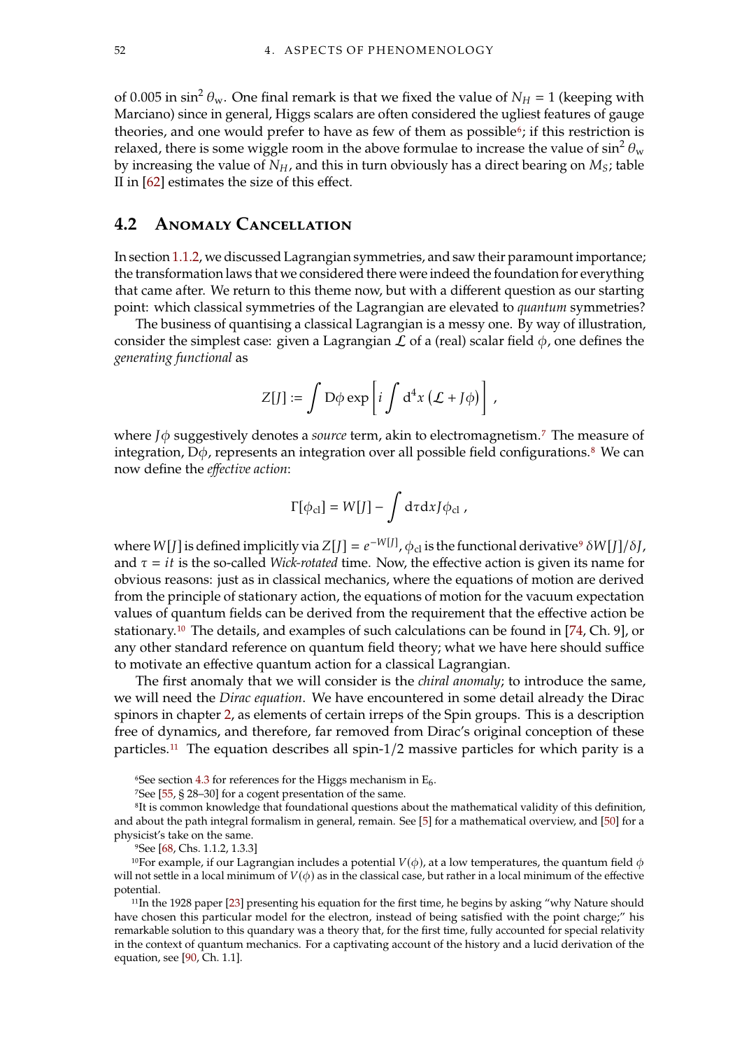of 0.005 in $\sin^2\theta_\text{w}$. One final remark is that we fixed the value of $N_H = 1$ (keeping with Marciano) since in general, Higgs scalars are often considered the ugliest features of gauge theories, and one would prefer to have as few of them as possible[6]; if this restriction is relaxed, there is some wiggle room in the above formulae to increase the value of $\sin^2\theta_\text{w}$ by increasing the value of $N_H$, and this in turn obviously has a direct bearing on $M_S$; table II in [62] estimates the size of this effect.

## 4.2 Anomaly Cancellation

In section 1.1.2, we discussed Lagrangian symmetries, and saw their paramount importance; the transformation laws that we considered there were indeed the foundation for everything that came after. We return to this theme now, but with a different question as our starting point: which classical symmetries of the Lagrangian are elevated to *quantum* symmetries?

The business of quantising a classical Lagrangian is a messy one. By way of illustration, consider the simplest case: given a Lagrangian $\mathcal{L}$ of a (real) scalar field $\phi$, one defines the *generating functional* as

$$Z[J] := \int \mathrm{D}\phi \exp\left[ i \int \mathrm{d}^4 x \left( \mathcal{L} + J\phi \right) \right] ,$$

where $J\phi$ suggestively denotes a *source* term, akin to electromagnetism.[7] The measure of integration, $\mathrm{D}\phi$, represents an integration over all possible field configurations.[8] We can now define the *effective action*:

$$\Gamma[\phi_\text{cl}] = W[J] - \int \mathrm{d}\tau \mathrm{d}x J \phi_\text{cl} ,$$

where $W[J]$ is defined implicitly via $Z[J] = e^{-W[J]}$, $\phi_\text{cl}$ is the functional derivative[9] $\delta W[J]/\delta J$, and $\tau = it$ is the so-called *Wick-rotated* time. Now, the effective action is given its name for obvious reasons: just as in classical mechanics, where the equations of motion are derived from the principle of stationary action, the equations of motion for the vacuum expectation values of quantum fields can be derived from the requirement that the effective action be stationary.[10] The details, and examples of such calculations can be found in [74, Ch. 9], or any other standard reference on quantum field theory; what we have here should suffice to motivate an effective quantum action for a classical Lagrangian.

The first anomaly that we will consider is the *chiral anomaly*; to introduce the same, we will need the *Dirac equation*. We have encountered in some detail already the Dirac spinors in chapter 2, as elements of certain irreps of the Spin groups. This is a description free of dynamics, and therefore, far removed from Dirac's original conception of these particles.[11] The equation describes all spin-1/2 massive particles for which parity is a

[6] See section 4.3 for references for the Higgs mechanism in $E_6$.

[7] See [55, § 28–30] for a cogent presentation of the same.

[8] It is common knowledge that foundational questions about the mathematical validity of this definition, and about the path integral formalism in general, remain. See [5] for a mathematical overview, and [50] for a physicist's take on the same.

[9] See [68, Chs. 1.1.2, 1.3.3]

[10] For example, if our Lagrangian includes a potential $V(\phi)$, at a low temperatures, the quantum field $\phi$ will not settle in a local minimum of $V(\phi)$ as in the classical case, but rather in a local minimum of the effective potential.

[11] In the 1928 paper [23] presenting his equation for the first time, he begins by asking "why Nature should have chosen this particular model for the electron, instead of being satisfied with the point charge;" his remarkable solution to this quandary was a theory that, for the first time, fully accounted for special relativity in the context of quantum mechanics. For a captivating account of the history and a lucid derivation of the equation, see [90, Ch. 1.1].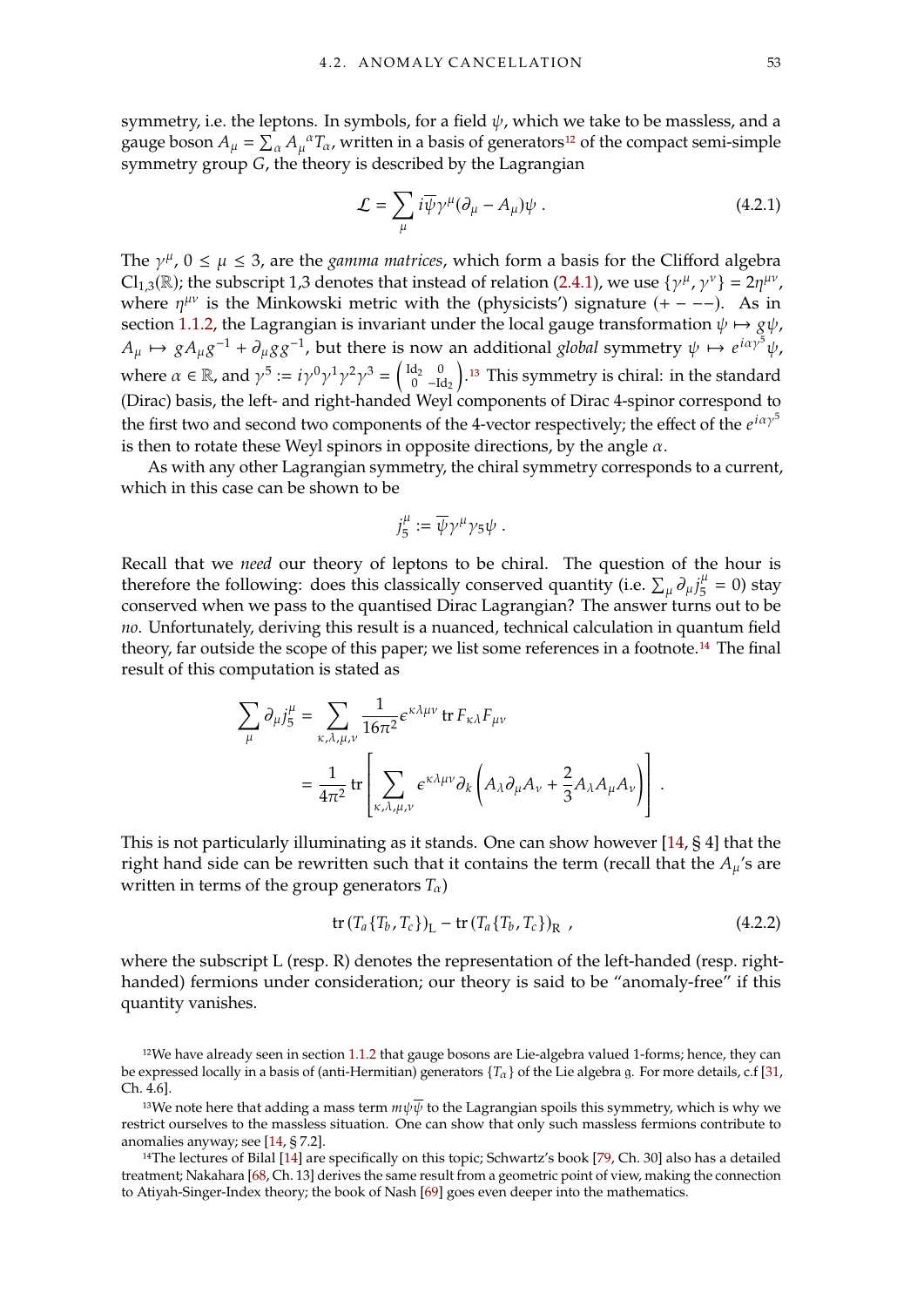symmetry, i.e. the leptons. In symbols, for a field $\psi$, which we take to be massless, and a gauge boson $A_\mu = \sum_\alpha A_\mu{}^\alpha T_\alpha$, written in a basis of generators[12] of the compact semi-simple symmetry group $G$, the theory is described by the Lagrangian

$$\mathcal{L} = \sum_\mu i\overline{\psi}\gamma^\mu(\partial_\mu - A_\mu)\psi \ . \tag{4.2.1}$$

The $\gamma^\mu$, $0 \leq \mu \leq 3$, are the *gamma matrices*, which form a basis for the Clifford algebra $\mathrm{Cl}_{1,3}(\mathbb{R})$; the subscript 1,3 denotes that instead of relation (2.4.1), we use $\{\gamma^\mu, \gamma^\nu\} = 2\eta^{\mu\nu}$, where $\eta^{\mu\nu}$ is the Minkowski metric with the (physicists') signature $(+ - - -)$. As in section 1.1.2, the Lagrangian is invariant under the local gauge transformation $\psi \mapsto g\psi$, $A_\mu \mapsto gA_\mu g^{-1} + \partial_\mu g g^{-1}$, but there is now an additional *global* symmetry $\psi \mapsto e^{i\alpha\gamma^5}\psi$, where $\alpha \in \mathbb{R}$, and $\gamma^5 := i\gamma^0\gamma^1\gamma^2\gamma^3 = \begin{pmatrix} \mathrm{Id}_2 & 0 \\ 0 & -\mathrm{Id}_2 \end{pmatrix}$.[13] This symmetry is chiral: in the standard (Dirac) basis, the left- and right-handed Weyl components of Dirac 4-spinor correspond to the first two and second two components of the 4-vector respectively; the effect of the $e^{i\alpha\gamma^5}$ is then to rotate these Weyl spinors in opposite directions, by the angle $\alpha$.

As with any other Lagrangian symmetry, the chiral symmetry corresponds to a current, which in this case can be shown to be

$$j_5^\mu := \overline{\psi}\gamma^\mu\gamma_5\psi \ .$$

Recall that we *need* our theory of leptons to be chiral. The question of the hour is therefore the following: does this classically conserved quantity (i.e. $\sum_\mu \partial_\mu j_5^\mu = 0$) stay conserved when we pass to the quantised Dirac Lagrangian? The answer turns out to be *no*. Unfortunately, deriving this result is a nuanced, technical calculation in quantum field theory, far outside the scope of this paper; we list some references in a footnote.[14] The final result of this computation is stated as

$$\begin{aligned}
\sum_\mu \partial_\mu j_5^\mu &= \sum_{\kappa,\lambda,\mu,\nu} \frac{1}{16\pi^2}\epsilon^{\kappa\lambda\mu\nu}\,\mathrm{tr}\,F_{\kappa\lambda}F_{\mu\nu} \\
&= \frac{1}{4\pi^2}\,\mathrm{tr}\left[\sum_{\kappa,\lambda,\mu,\nu}\epsilon^{\kappa\lambda\mu\nu}\partial_k\left(A_\lambda\partial_\mu A_\nu + \frac{2}{3}A_\lambda A_\mu A_\nu\right)\right] .
\end{aligned}$$

This is not particularly illuminating as it stands. One can show however [14, § 4] that the right hand side can be rewritten such that it contains the term (recall that the $A_\mu$'s are written in terms of the group generators $T_\alpha$)

$$\mathrm{tr}\,(T_a\{T_b, T_c\})_{\mathrm{L}} - \mathrm{tr}\,(T_a\{T_b, T_c\})_{\mathrm{R}} \ , \tag{4.2.2}$$

where the subscript L (resp. R) denotes the representation of the left-handed (resp. right-handed) fermions under consideration; our theory is said to be "anomaly-free" if this quantity vanishes.

---

[12] We have already seen in section 1.1.2 that gauge bosons are Lie-algebra valued 1-forms; hence, they can be expressed locally in a basis of (anti-Hermitian) generators $\{T_\alpha\}$ of the Lie algebra $\mathfrak{g}$. For more details, c.f [31, Ch. 4.6].

[13] We note here that adding a mass term $m\psi\overline{\psi}$ to the Lagrangian spoils this symmetry, which is why we restrict ourselves to the massless situation. One can show that only such massless fermions contribute to anomalies anyway; see [14, § 7.2].

[14] The lectures of Bilal [14] are specifically on this topic; Schwartz's book [79, Ch. 30] also has a detailed treatment; Nakahara [68, Ch. 13] derives the same result from a geometric point of view, making the connection to Atiyah-Singer-Index theory; the book of Nash [69] goes even deeper into the mathematics.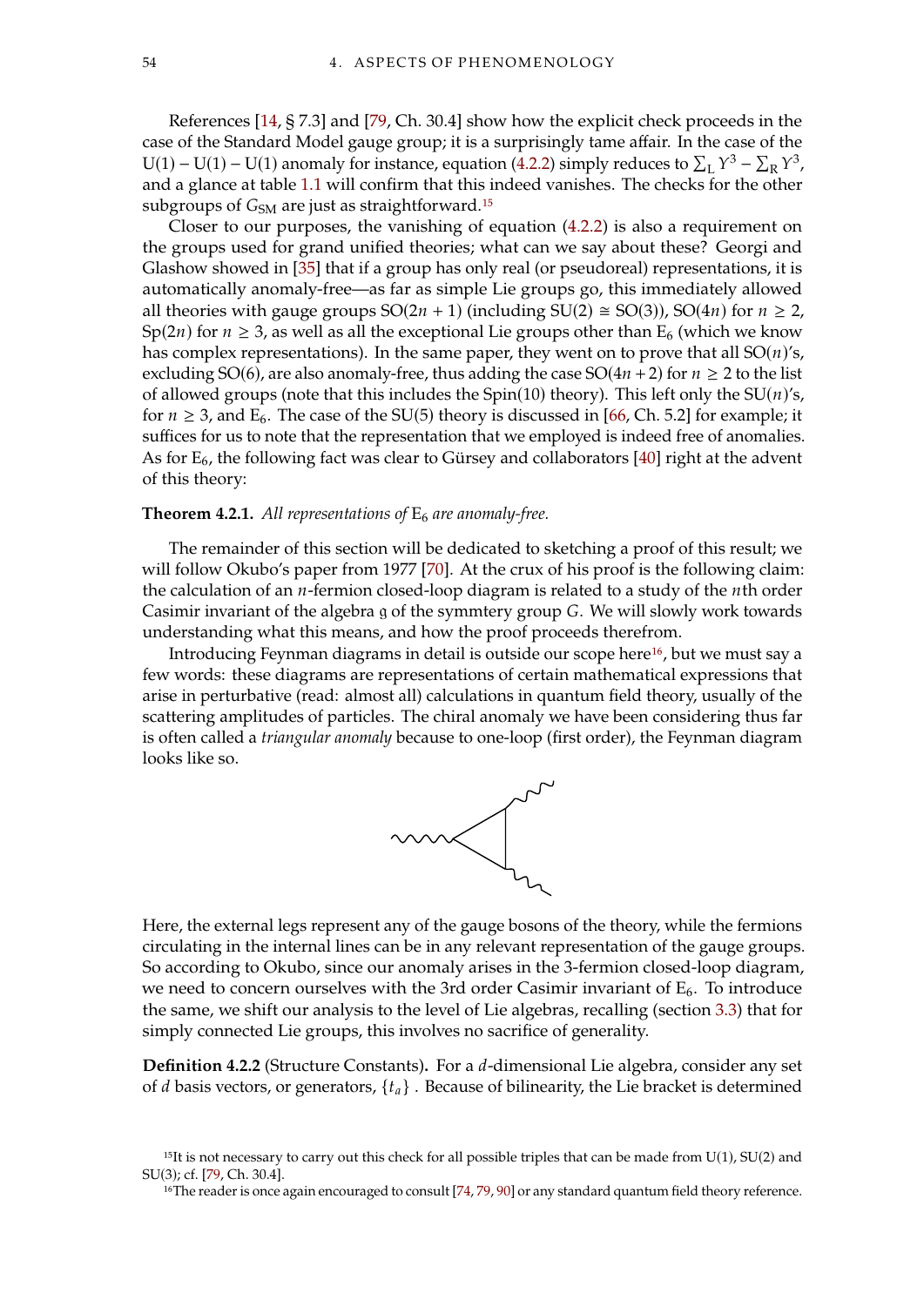References [14, § 7.3] and [79, Ch. 30.4] show how the explicit check proceeds in the case of the Standard Model gauge group; it is a surprisingly tame affair. In the case of the U(1) – U(1) – U(1) anomaly for instance, equation (4.2.2) simply reduces to $\sum_L Y^3 - \sum_R Y^3$, and a glance at table 1.1 will confirm that this indeed vanishes. The checks for the other subgroups of $G_{\text{SM}}$ are just as straightforward.[15]

Closer to our purposes, the vanishing of equation (4.2.2) is also a requirement on the groups used for grand unified theories; what can we say about these? Georgi and Glashow showed in [35] that if a group has only real (or pseudoreal) representations, it is automatically anomaly-free—as far as simple Lie groups go, this immediately allowed all theories with gauge groups SO($2n+1$) (including SU(2) ≅ SO(3)), SO($4n$) for $n \geq 2$, Sp($2n$) for $n \geq 3$, as well as all the exceptional Lie groups other than $\text{E}_6$ (which we know has complex representations). In the same paper, they went on to prove that all SO($n$)'s, excluding SO(6), are also anomaly-free, thus adding the case SO($4n+2$) for $n \geq 2$ to the list of allowed groups (note that this includes the Spin(10) theory). This left only the SU($n$)'s, for $n \geq 3$, and $\text{E}_6$. The case of the SU(5) theory is discussed in [66, Ch. 5.2] for example; it suffices for us to note that the representation that we employed is indeed free of anomalies. As for $\text{E}_6$, the following fact was clear to Gürsey and collaborators [40] right at the advent of this theory:

**Theorem 4.2.1.** *All representations of* $\text{E}_6$ *are anomaly-free.*

The remainder of this section will be dedicated to sketching a proof of this result; we will follow Okubo's paper from 1977 [70]. At the crux of his proof is the following claim: the calculation of an $n$-fermion closed-loop diagram is related to a study of the $n$th order Casimir invariant of the algebra $\mathfrak{g}$ of the symmtery group $G$. We will slowly work towards understanding what this means, and how the proof proceeds therefrom.

Introducing Feynman diagrams in detail is outside our scope here[16], but we must say a few words: these diagrams are representations of certain mathematical expressions that arise in perturbative (read: almost all) calculations in quantum field theory, usually of the scattering amplitudes of particles. The chiral anomaly we have been considering thus far is often called a *triangular anomaly* because to one-loop (first order), the Feynman diagram looks like so.

Here, the external legs represent any of the gauge bosons of the theory, while the fermions circulating in the internal lines can be in any relevant representation of the gauge groups. So according to Okubo, since our anomaly arises in the 3-fermion closed-loop diagram, we need to concern ourselves with the 3rd order Casimir invariant of $\text{E}_6$. To introduce the same, we shift our analysis to the level of Lie algebras, recalling (section 3.3) that for simply connected Lie groups, this involves no sacrifice of generality.

**Definition 4.2.2** (Structure Constants)**.** For a $d$-dimensional Lie algebra, consider any set of $d$ basis vectors, or generators, $\{t_a\}$ . Because of bilinearity, the Lie bracket is determined

[15] It is not necessary to carry out this check for all possible triples that can be made from U(1), SU(2) and SU(3); cf. [79, Ch. 30.4].

[16] The reader is once again encouraged to consult [74, 79, 90] or any standard quantum field theory reference.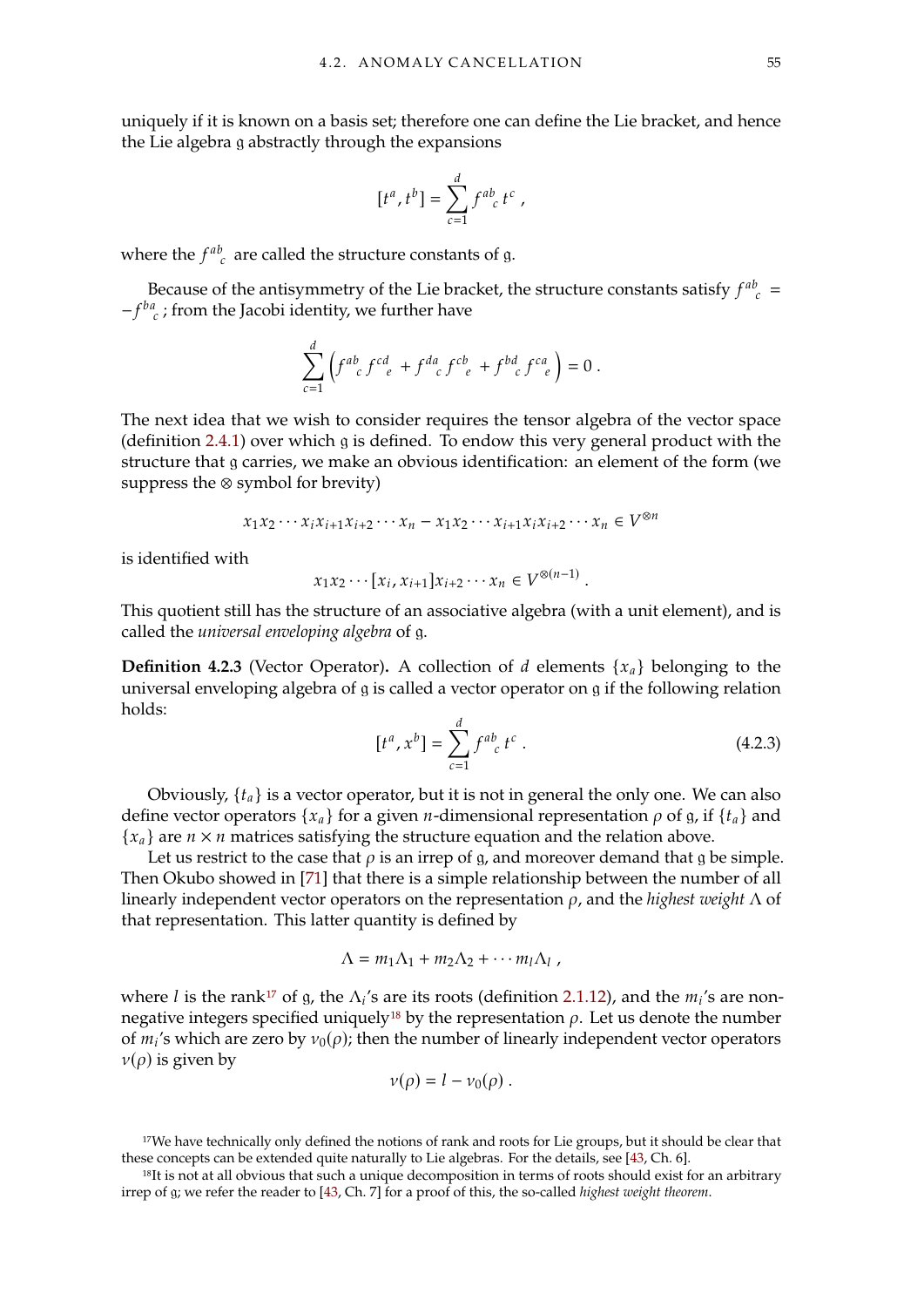uniquely if it is known on a basis set; therefore one can define the Lie bracket, and hence the Lie algebra $\mathfrak{g}$ abstractly through the expansions

$$[t^a, t^b] = \sum_{c=1}^{d} f^{ab}_{\ \ c}\, t^c \ ,$$

where the $f^{ab}_{\ \ c}$ are called the structure constants of $\mathfrak{g}$.

Because of the antisymmetry of the Lie bracket, the structure constants satisfy $f^{ab}_{\ \ c} = -f^{ba}_{\ \ c}$ ; from the Jacobi identity, we further have

$$\sum_{c=1}^{d} \left( f^{ab}_{\ \ c} f^{cd}_{\ \ e} + f^{da}_{\ \ c} f^{cb}_{\ \ e} + f^{bd}_{\ \ c} f^{ca}_{\ \ e} \right) = 0 \ .$$

The next idea that we wish to consider requires the tensor algebra of the vector space (definition 2.4.1) over which $\mathfrak{g}$ is defined. To endow this very general product with the structure that $\mathfrak{g}$ carries, we make an obvious identification: an element of the form (we suppress the $\otimes$ symbol for brevity)

$$x_1 x_2 \cdots x_i x_{i+1} x_{i+2} \cdots x_n - x_1 x_2 \cdots x_{i+1} x_i x_{i+2} \cdots x_n \in V^{\otimes n}$$

is identified with

$$x_1 x_2 \cdots [x_i, x_{i+1}] x_{i+2} \cdots x_n \in V^{\otimes (n-1)} \ .$$

This quotient still has the structure of an associative algebra (with a unit element), and is called the *universal enveloping algebra* of $\mathfrak{g}$.

**Definition 4.2.3** (Vector Operator)**.** A collection of $d$ elements $\{x_a\}$ belonging to the universal enveloping algebra of $\mathfrak{g}$ is called a vector operator on $\mathfrak{g}$ if the following relation holds:

$$[t^a, x^b] = \sum_{c=1}^{d} f^{ab}_{\ \ c}\, t^c \ . \tag{4.2.3}$$

Obviously, $\{t_a\}$ is a vector operator, but it is not in general the only one. We can also define vector operators $\{x_a\}$ for a given $n$-dimensional representation $\rho$ of $\mathfrak{g}$, if $\{t_a\}$ and $\{x_a\}$ are $n \times n$ matrices satisfying the structure equation and the relation above.

Let us restrict to the case that $\rho$ is an irrep of $\mathfrak{g}$, and moreover demand that $\mathfrak{g}$ be simple. Then Okubo showed in [71] that there is a simple relationship between the number of all linearly independent vector operators on the representation $\rho$, and the *highest weight* $\Lambda$ of that representation. This latter quantity is defined by

$$\Lambda = m_1 \Lambda_1 + m_2 \Lambda_2 + \cdots m_l \Lambda_l \ ,$$

where $l$ is the rank[17] of $\mathfrak{g}$, the $\Lambda_i$'s are its roots (definition 2.1.12), and the $m_i$'s are non-negative integers specified uniquely[18] by the representation $\rho$. Let us denote the number of $m_i$'s which are zero by $\nu_0(\rho)$; then the number of linearly independent vector operators $\nu(\rho)$ is given by

$$\nu(\rho) = l - \nu_0(\rho) \ .$$

[17] We have technically only defined the notions of rank and roots for Lie groups, but it should be clear that these concepts can be extended quite naturally to Lie algebras. For the details, see [43, Ch. 6].

[18] It is not at all obvious that such a unique decomposition in terms of roots should exist for an arbitrary irrep of $\mathfrak{g}$; we refer the reader to [43, Ch. 7] for a proof of this, the so-called *highest weight theorem*.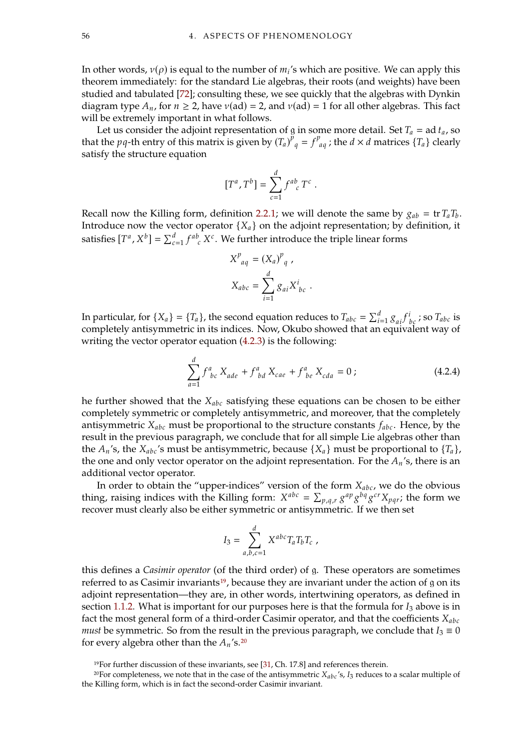In other words, $\nu(\rho)$ is equal to the number of $m_i$'s which are positive. We can apply this theorem immediately: for the standard Lie algebras, their roots (and weights) have been studied and tabulated [72]; consulting these, we see quickly that the algebras with Dynkin diagram type $A_n$, for $n \geq 2$, have $\nu(\text{ad}) = 2$, and $\nu(\text{ad}) = 1$ for all other algebras. This fact will be extremely important in what follows.

Let us consider the adjoint representation of $\mathfrak{g}$ in some more detail. Set $T_a = \text{ad}\, t_a$, so that the $pq$-th entry of this matrix is given by $(T_a)^p{}_q = f^p{}_{aq}$ ; the $d \times d$ matrices $\{T_a\}$ clearly satisfy the structure equation

$$[T^a, T^b] = \sum_{c=1}^{d} f^{ab}{}_c \, T^c \ .$$

Recall now the Killing form, definition 2.2.1; we will denote the same by $g_{ab} = \operatorname{tr} T_a T_b$. Introduce now the vector operator $\{X_a\}$ on the adjoint representation; by definition, it satisfies $[T^a, X^b] = \sum_{c=1}^{d} f^{ab}{}_c \, X^c$. We further introduce the triple linear forms

$$X^p{}_{aq} = (X_a)^p{}_q \ ,$$
$$X_{abc} = \sum_{i=1}^{d} g_{ai} X^i{}_{bc} \ .$$

In particular, for $\{X_a\} = \{T_a\}$, the second equation reduces to $T_{abc} = \sum_{i=1}^{d} g_{ai} f^i{}_{bc}$ ; so $T_{abc}$ is completely antisymmetric in its indices. Now, Okubo showed that an equivalent way of writing the vector operator equation (4.2.3) is the following:

$$\sum_{a=1}^{d} f^a{}_{bc} \, X_{ade} + f^a{}_{bd} \, X_{cae} + f^a{}_{be} \, X_{cda} = 0 \ ; \tag{4.2.4}$$

he further showed that the $X_{abc}$ satisfying these equations can be chosen to be either completely symmetric or completely antisymmetric, and moreover, that the completely antisymmetric $X_{abc}$ must be proportional to the structure constants $f_{abc}$. Hence, by the result in the previous paragraph, we conclude that for all simple Lie algebras other than the $A_n$'s, the $X_{abc}$'s must be antisymmetric, because $\{X_a\}$ must be proportional to $\{T_a\}$, the one and only vector operator on the adjoint representation. For the $A_n$'s, there is an additional vector operator.

In order to obtain the "upper-indices" version of the form $X_{abc}$, we do the obvious thing, raising indices with the Killing form: $X^{abc} = \sum_{p,q,r} g^{ap} g^{bq} g^{cr} X_{pqr}$; the form we recover must clearly also be either symmetric or antisymmetric. If we then set

$$I_3 = \sum_{a,b,c=1}^{d} X^{abc} T_a T_b T_c \ ,$$

this defines a *Casimir operator* (of the third order) of $\mathfrak{g}$. These operators are sometimes referred to as Casimir invariants[19], because they are invariant under the action of $\mathfrak{g}$ on its adjoint representation—they are, in other words, intertwining operators, as defined in section 1.1.2. What is important for our purposes here is that the formula for $I_3$ above is in fact the most general form of a third-order Casimir operator, and that the coefficients $X_{abc}$ *must* be symmetric. So from the result in the previous paragraph, we conclude that $I_3 \equiv 0$ for every algebra other than the $A_n$'s.[20]

[19] For further discussion of these invariants, see [31, Ch. 17.8] and references therein.

[20] For completeness, we note that in the case of the antisymmetric $X_{abc}$'s, $I_3$ reduces to a scalar multiple of the Killing form, which is in fact the second-order Casimir invariant.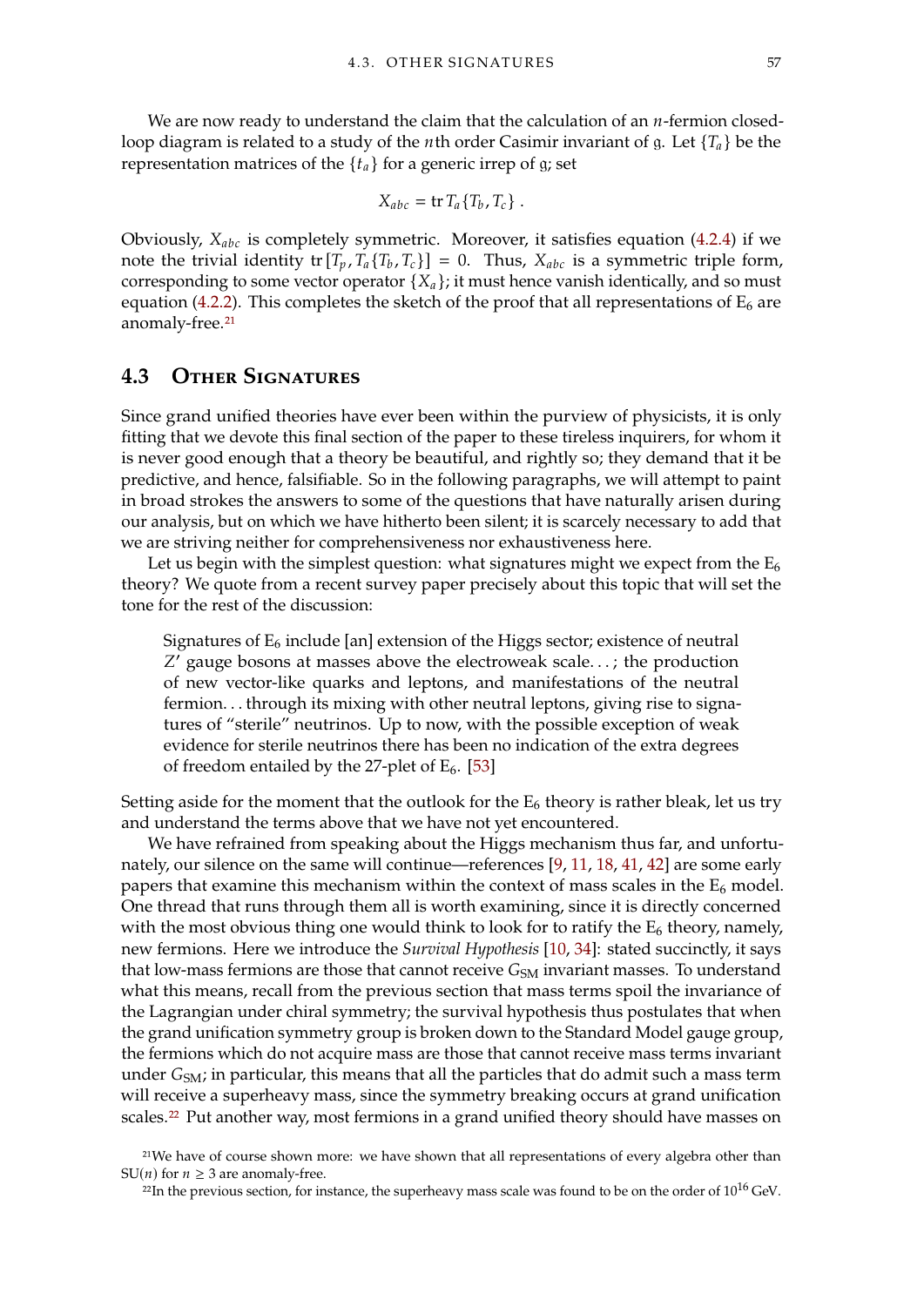We are now ready to understand the claim that the calculation of an $n$-fermion closed-loop diagram is related to a study of the $n$th order Casimir invariant of $\mathfrak{g}$. Let $\{T_a\}$ be the representation matrices of the $\{t_a\}$ for a generic irrep of $\mathfrak{g}$; set

$$X_{abc} = \operatorname{tr} T_a \{T_b, T_c\} .$$

Obviously, $X_{abc}$ is completely symmetric. Moreover, it satisfies equation (4.2.4) if we note the trivial identity $\operatorname{tr}[T_p, T_a\{T_b, T_c\}] = 0$. Thus, $X_{abc}$ is a symmetric triple form, corresponding to some vector operator $\{X_a\}$; it must hence vanish identically, and so must equation (4.2.2). This completes the sketch of the proof that all representations of $E_6$ are anomaly-free.[21]

## 4.3 Other Signatures

Since grand unified theories have ever been within the purview of physicists, it is only fitting that we devote this final section of the paper to these tireless inquirers, for whom it is never good enough that a theory be beautiful, and rightly so; they demand that it be predictive, and hence, falsifiable. So in the following paragraphs, we will attempt to paint in broad strokes the answers to some of the questions that have naturally arisen during our analysis, but on which we have hitherto been silent; it is scarcely necessary to add that we are striving neither for comprehensiveness nor exhaustiveness here.

Let us begin with the simplest question: what signatures might we expect from the $E_6$ theory? We quote from a recent survey paper precisely about this topic that will set the tone for the rest of the discussion:

> Signatures of $E_6$ include [an] extension of the Higgs sector; existence of neutral $Z'$ gauge bosons at masses above the electroweak scale. . . ; the production of new vector-like quarks and leptons, and manifestations of the neutral fermion. . . through its mixing with other neutral leptons, giving rise to signatures of "sterile" neutrinos. Up to now, with the possible exception of weak evidence for sterile neutrinos there has been no indication of the extra degrees of freedom entailed by the 27-plet of $E_6$. [53]

Setting aside for the moment that the outlook for the $E_6$ theory is rather bleak, let us try and understand the terms above that we have not yet encountered.

We have refrained from speaking about the Higgs mechanism thus far, and unfortunately, our silence on the same will continue—references [9, 11, 18, 41, 42] are some early papers that examine this mechanism within the context of mass scales in the $E_6$ model. One thread that runs through them all is worth examining, since it is directly concerned with the most obvious thing one would think to look for to ratify the $E_6$ theory, namely, new fermions. Here we introduce the *Survival Hypothesis* [10, 34]: stated succinctly, it says that low-mass fermions are those that cannot receive $G_{\text{SM}}$ invariant masses. To understand what this means, recall from the previous section that mass terms spoil the invariance of the Lagrangian under chiral symmetry; the survival hypothesis thus postulates that when the grand unification symmetry group is broken down to the Standard Model gauge group, the fermions which do not acquire mass are those that cannot receive mass terms invariant under $G_{\text{SM}}$; in particular, this means that all the particles that do admit such a mass term will receive a superheavy mass, since the symmetry breaking occurs at grand unification scales.[22] Put another way, most fermions in a grand unified theory should have masses on

[21] We have of course shown more: we have shown that all representations of every algebra other than $SU(n)$ for $n \geq 3$ are anomaly-free.

[22] In the previous section, for instance, the superheavy mass scale was found to be on the order of $10^{16}$ GeV.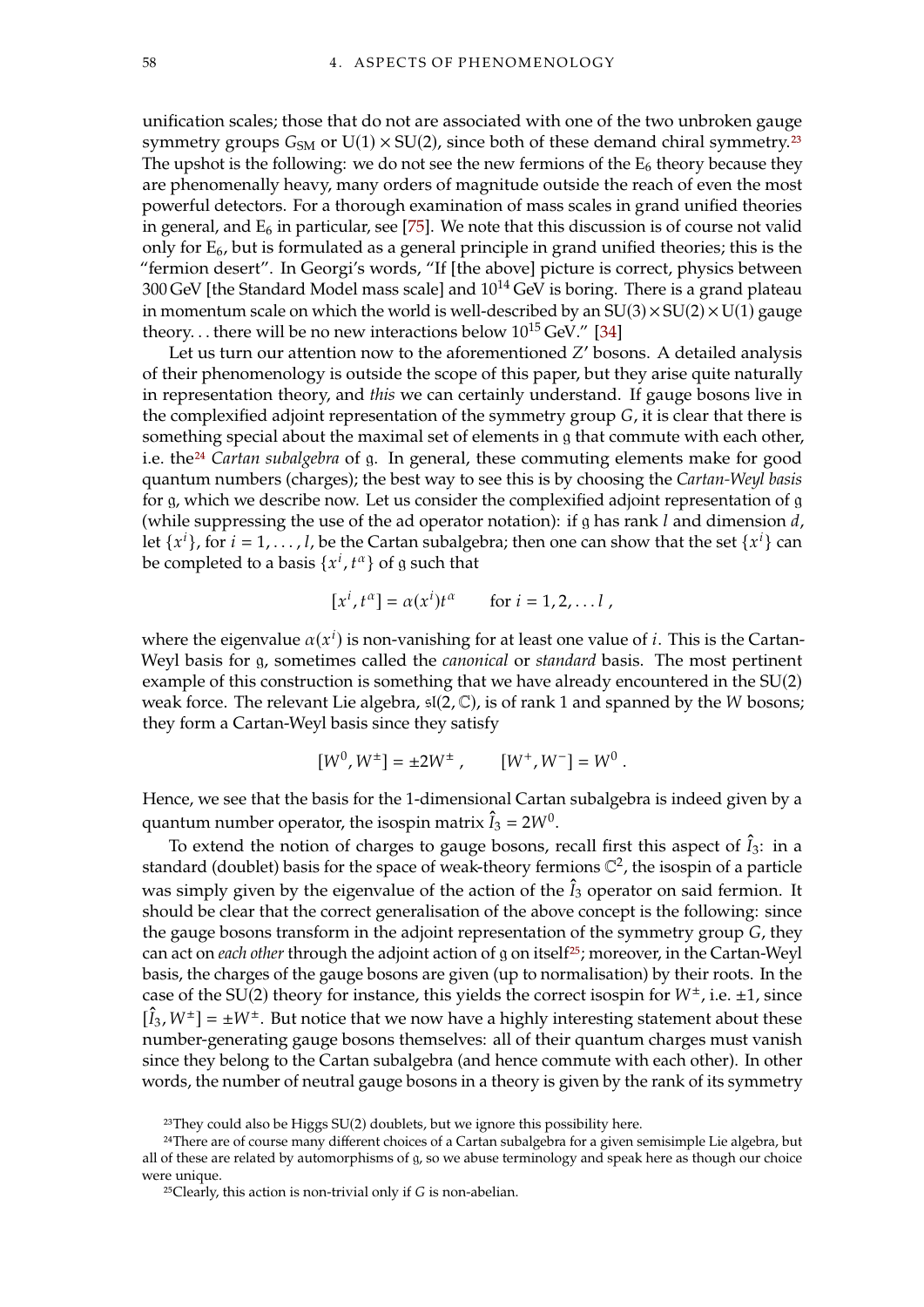unification scales; those that do not are associated with one of the two unbroken gauge symmetry groups $G_{\text{SM}}$ or $\text{U}(1) \times \text{SU}(2)$, since both of these demand chiral symmetry.[23] The upshot is the following: we do not see the new fermions of the $\text{E}_6$ theory because they are phenomenally heavy, many orders of magnitude outside the reach of even the most powerful detectors. For a thorough examination of mass scales in grand unified theories in general, and $\text{E}_6$ in particular, see [75]. We note that this discussion is of course not valid only for $\text{E}_6$, but is formulated as a general principle in grand unified theories; this is the "fermion desert". In Georgi's words, "If [the above] picture is correct, physics between 300 GeV [the Standard Model mass scale] and $10^{14}$ GeV is boring. There is a grand plateau in momentum scale on which the world is well-described by an $\text{SU}(3) \times \text{SU}(2) \times \text{U}(1)$ gauge theory. . . there will be no new interactions below $10^{15}$ GeV." [34]

Let us turn our attention now to the aforementioned $Z'$ bosons. A detailed analysis of their phenomenology is outside the scope of this paper, but they arise quite naturally in representation theory, and *this* we can certainly understand. If gauge bosons live in the complexified adjoint representation of the symmetry group $G$, it is clear that there is something special about the maximal set of elements in $\mathfrak{g}$ that commute with each other, i.e. the[24] *Cartan subalgebra* of $\mathfrak{g}$. In general, these commuting elements make for good quantum numbers (charges); the best way to see this is by choosing the *Cartan-Weyl basis* for $\mathfrak{g}$, which we describe now. Let us consider the complexified adjoint representation of $\mathfrak{g}$ (while suppressing the use of the ad operator notation): if $\mathfrak{g}$ has rank $l$ and dimension $d$, let $\{x^i\}$, for $i = 1, \ldots, l$, be the Cartan subalgebra; then one can show that the set $\{x^i\}$ can be completed to a basis $\{x^i, t^\alpha\}$ of $\mathfrak{g}$ such that

$$[x^i, t^\alpha] = \alpha(x^i)t^\alpha \qquad \text{for } i = 1, 2, \ldots l \, ,$$

where the eigenvalue $\alpha(x^i)$ is non-vanishing for at least one value of $i$. This is the Cartan-Weyl basis for $\mathfrak{g}$, sometimes called the *canonical* or *standard* basis. The most pertinent example of this construction is something that we have already encountered in the SU(2) weak force. The relevant Lie algebra, $\mathfrak{sl}(2, \mathbb{C})$, is of rank 1 and spanned by the $W$ bosons; they form a Cartan-Weyl basis since they satisfy

$$[W^0, W^\pm] = \pm 2W^\pm \, , \qquad [W^+, W^-] = W^0 \, .$$

Hence, we see that the basis for the 1-dimensional Cartan subalgebra is indeed given by a quantum number operator, the isospin matrix $\hat{I}_3 = 2W^0$.

To extend the notion of charges to gauge bosons, recall first this aspect of $\hat{I}_3$: in a standard (doublet) basis for the space of weak-theory fermions $\mathbb{C}^2$, the isospin of a particle was simply given by the eigenvalue of the action of the $\hat{I}_3$ operator on said fermion. It should be clear that the correct generalisation of the above concept is the following: since the gauge bosons transform in the adjoint representation of the symmetry group $G$, they can act on *each other* through the adjoint action of $\mathfrak{g}$ on itself[25]; moreover, in the Cartan-Weyl basis, the charges of the gauge bosons are given (up to normalisation) by their roots. In the case of the SU(2) theory for instance, this yields the correct isospin for $W^\pm$, i.e. $\pm 1$, since $[\hat{I}_3, W^\pm] = \pm W^\pm$. But notice that we now have a highly interesting statement about these number-generating gauge bosons themselves: all of their quantum charges must vanish since they belong to the Cartan subalgebra (and hence commute with each other). In other words, the number of neutral gauge bosons in a theory is given by the rank of its symmetry

[23] They could also be Higgs SU(2) doublets, but we ignore this possibility here.

[24] There are of course many different choices of a Cartan subalgebra for a given semisimple Lie algebra, but all of these are related by automorphisms of $\mathfrak{g}$, so we abuse terminology and speak here as though our choice were unique.

[25] Clearly, this action is non-trivial only if $G$ is non-abelian.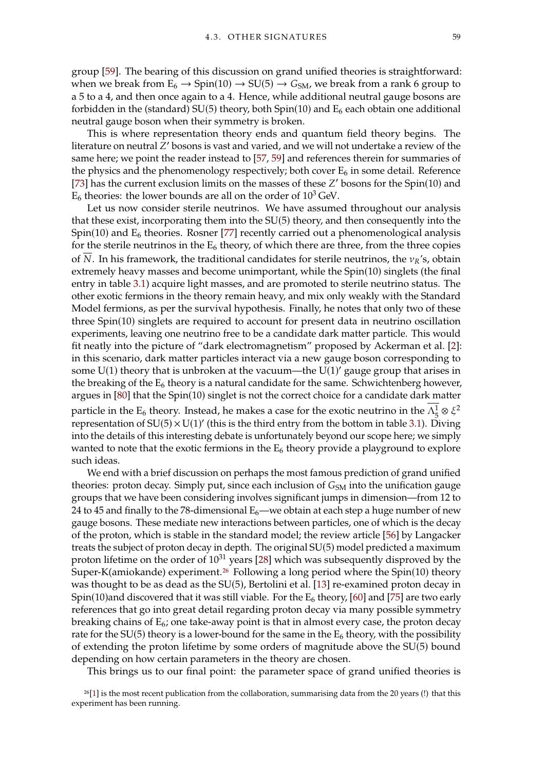group [59]. The bearing of this discussion on grand unified theories is straightforward: when we break from $\mathrm{E}_6 \to \mathrm{Spin}(10) \to \mathrm{SU}(5) \to G_{\mathrm{SM}}$, we break from a rank 6 group to a 5 to a 4, and then once again to a 4. Hence, while additional neutral gauge bosons are forbidden in the (standard) SU(5) theory, both Spin(10) and $\mathrm{E}_6$ each obtain one additional neutral gauge boson when their symmetry is broken.

This is where representation theory ends and quantum field theory begins. The literature on neutral $Z'$ bosons is vast and varied, and we will not undertake a review of the same here; we point the reader instead to [57, 59] and references therein for summaries of the physics and the phenomenology respectively; both cover $\mathrm{E}_6$ in some detail. Reference [73] has the current exclusion limits on the masses of these $Z'$ bosons for the Spin(10) and $\mathrm{E}_6$ theories: the lower bounds are all on the order of $10^3$ GeV.

Let us now consider sterile neutrinos. We have assumed throughout our analysis that these exist, incorporating them into the SU(5) theory, and then consequently into the Spin(10) and $\mathrm{E}_6$ theories. Rosner [77] recently carried out a phenomenological analysis for the sterile neutrinos in the $\mathrm{E}_6$ theory, of which there are three, from the three copies of $\overline{N}$. In his framework, the traditional candidates for sterile neutrinos, the $\nu_R$'s, obtain extremely heavy masses and become unimportant, while the Spin(10) singlets (the final entry in table 3.1) acquire light masses, and are promoted to sterile neutrino status. The other exotic fermions in the theory remain heavy, and mix only weakly with the Standard Model fermions, as per the survival hypothesis. Finally, he notes that only two of these three Spin(10) singlets are required to account for present data in neutrino oscillation experiments, leaving one neutrino free to be a candidate dark matter particle. This would fit neatly into the picture of "dark electromagnetism" proposed by Ackerman et al. [2]: in this scenario, dark matter particles interact via a new gauge boson corresponding to some U(1) theory that is unbroken at the vacuum—the U(1)$'$ gauge group that arises in the breaking of the $\mathrm{E}_6$ theory is a natural candidate for the same. Schwichtenberg however, argues in [80] that the Spin(10) singlet is not the correct choice for a candidate dark matter particle in the $\mathrm{E}_6$ theory. Instead, he makes a case for the exotic neutrino in the $\overline{\Lambda^1_5} \otimes \xi^2$ representation of $\mathrm{SU}(5) \times \mathrm{U}(1)'$ (this is the third entry from the bottom in table 3.1). Diving into the details of this interesting debate is unfortunately beyond our scope here; we simply wanted to note that the exotic fermions in the $\mathrm{E}_6$ theory provide a playground to explore such ideas.

We end with a brief discussion on perhaps the most famous prediction of grand unified theories: proton decay. Simply put, since each inclusion of $G_{\mathrm{SM}}$ into the unification gauge groups that we have been considering involves significant jumps in dimension—from 12 to 24 to 45 and finally to the 78-dimensional $\mathrm{E}_6$—we obtain at each step a huge number of new gauge bosons. These mediate new interactions between particles, one of which is the decay of the proton, which is stable in the standard model; the review article [56] by Langacker treats the subject of proton decay in depth. The original SU(5) model predicted a maximum proton lifetime on the order of $10^{31}$ years [28] which was subsequently disproved by the Super-K(amiokande) experiment.[26] Following a long period where the Spin(10) theory was thought to be as dead as the SU(5), Bertolini et al. [13] re-examined proton decay in Spin(10)and discovered that it was still viable. For the $\mathrm{E}_6$ theory, [60] and [75] are two early references that go into great detail regarding proton decay via many possible symmetry breaking chains of $\mathrm{E}_6$; one take-away point is that in almost every case, the proton decay rate for the SU(5) theory is a lower-bound for the same in the $\mathrm{E}_6$ theory, with the possibility of extending the proton lifetime by some orders of magnitude above the SU(5) bound depending on how certain parameters in the theory are chosen.

This brings us to our final point: the parameter space of grand unified theories is

[26][1] is the most recent publication from the collaboration, summarising data from the 20 years (!) that this experiment has been running.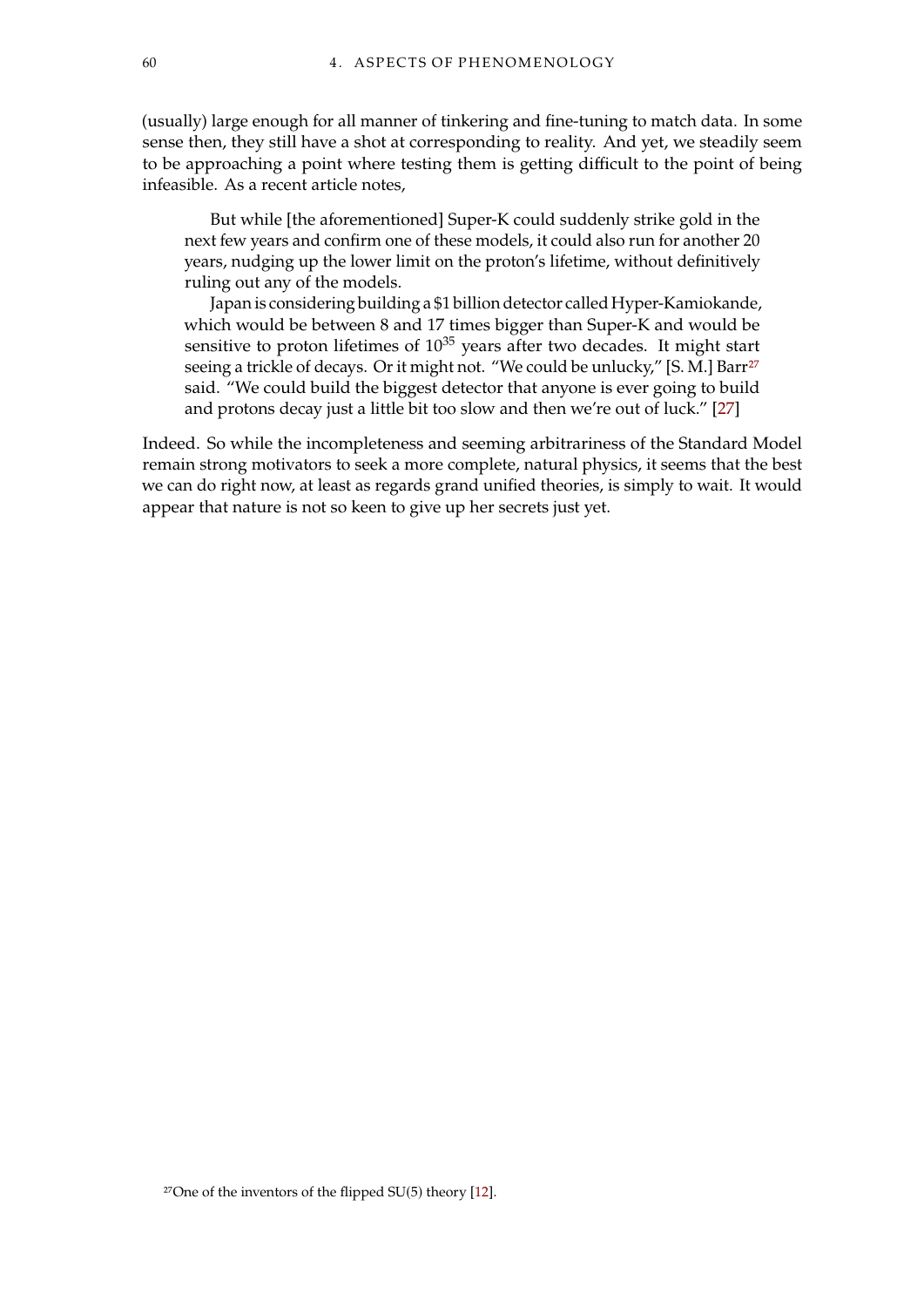(usually) large enough for all manner of tinkering and fine-tuning to match data. In some sense then, they still have a shot at corresponding to reality. And yet, we steadily seem to be approaching a point where testing them is getting difficult to the point of being infeasible. As a recent article notes,

> But while [the aforementioned] Super-K could suddenly strike gold in the next few years and confirm one of these models, it could also run for another 20 years, nudging up the lower limit on the proton's lifetime, without definitively ruling out any of the models.
>
> Japan is considering building a $1 billion detector called Hyper-Kamiokande, which would be between 8 and 17 times bigger than Super-K and would be sensitive to proton lifetimes of $10^{35}$ years after two decades. It might start seeing a trickle of decays. Or it might not. "We could be unlucky," [S. M.] Barr[27] said. "We could build the biggest detector that anyone is ever going to build and protons decay just a little bit too slow and then we're out of luck." [27]

Indeed. So while the incompleteness and seeming arbitrariness of the Standard Model remain strong motivators to seek a more complete, natural physics, it seems that the best we can do right now, at least as regards grand unified theories, is simply to wait. It would appear that nature is not so keen to give up her secrets just yet.

[27] One of the inventors of the flipped SU(5) theory [12].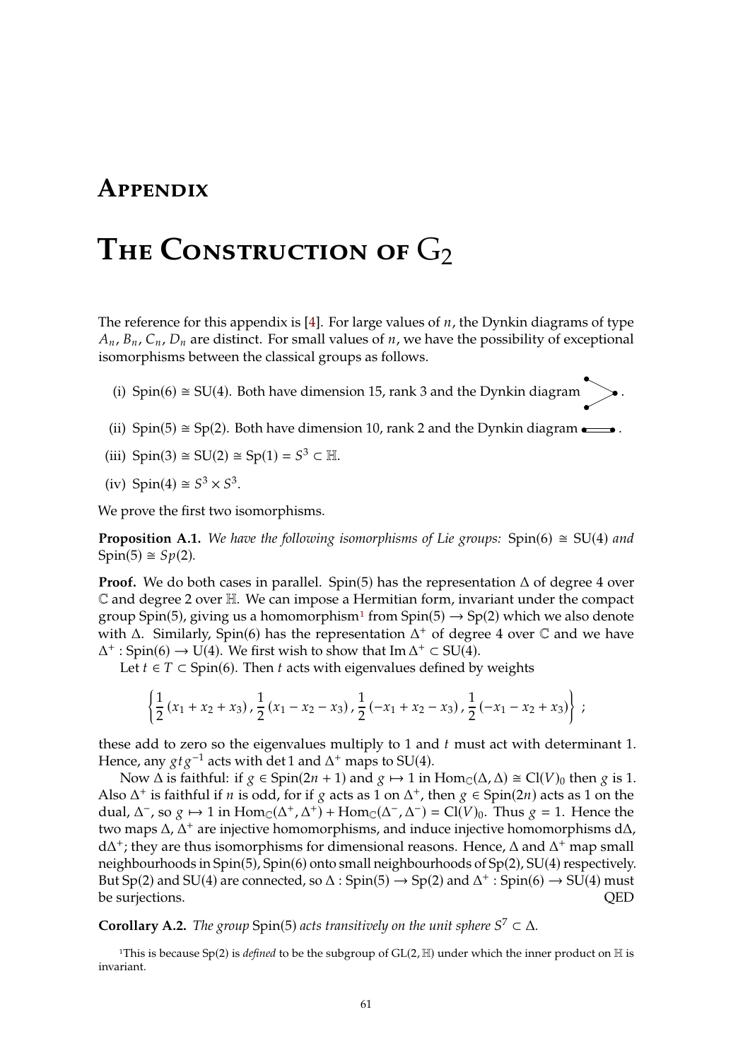# Appendix

# The Construction of $G_2$

The reference for this appendix is [4]. For large values of $n$, the Dynkin diagrams of type $A_n, B_n, C_n, D_n$ are distinct. For small values of $n$, we have the possibility of exceptional isomorphisms between the classical groups as follows.

(i) $\mathrm{Spin}(6) \cong \mathrm{SU}(4)$. Both have dimension 15, rank 3 and the Dynkin diagram .

(ii) $\mathrm{Spin}(5) \cong \mathrm{Sp}(2)$. Both have dimension 10, rank 2 and the Dynkin diagram .

(iii) $\mathrm{Spin}(3) \cong \mathrm{SU}(2) \cong \mathrm{Sp}(1) = S^3 \subset \mathbb{H}$.

(iv) $\mathrm{Spin}(4) \cong S^3 \times S^3$.

We prove the first two isomorphisms.

**Proposition A.1.** *We have the following isomorphisms of Lie groups:* $\mathrm{Spin}(6) \cong \mathrm{SU}(4)$ *and* $\mathrm{Spin}(5) \cong Sp(2)$.

**Proof.** We do both cases in parallel. $\mathrm{Spin}(5)$ has the representation $\Delta$ of degree 4 over $\mathbb{C}$ and degree 2 over $\mathbb{H}$. We can impose a Hermitian form, invariant under the compact group $\mathrm{Spin}(5)$, giving us a homomorphism[1] from $\mathrm{Spin}(5) \to \mathrm{Sp}(2)$ which we also denote with $\Delta$. Similarly, $\mathrm{Spin}(6)$ has the representation $\Delta^+$ of degree 4 over $\mathbb{C}$ and we have $\Delta^+ : \mathrm{Spin}(6) \to \mathrm{U}(4)$. We first wish to show that $\mathrm{Im}\,\Delta^+ \subset \mathrm{SU}(4)$.

Let $t \in T \subset \mathrm{Spin}(6)$. Then $t$ acts with eigenvalues defined by weights

$$\left\{ \frac{1}{2}(x_1 + x_2 + x_3), \frac{1}{2}(x_1 - x_2 - x_3), \frac{1}{2}(-x_1 + x_2 - x_3), \frac{1}{2}(-x_1 - x_2 + x_3) \right\} ;$$

these add to zero so the eigenvalues multiply to 1 and $t$ must act with determinant 1. Hence, any $gtg^{-1}$ acts with det 1 and $\Delta^+$ maps to $\mathrm{SU}(4)$.

Now $\Delta$ is faithful: if $g \in \mathrm{Spin}(2n+1)$ and $g \mapsto 1$ in $\mathrm{Hom}_{\mathbb{C}}(\Delta, \Delta) \cong \mathrm{Cl}(V)_0$ then $g$ is 1. Also $\Delta^+$ is faithful if $n$ is odd, for if $g$ acts as 1 on $\Delta^+$, then $g \in \mathrm{Spin}(2n)$ acts as 1 on the dual, $\Delta^-$, so $g \mapsto 1$ in $\mathrm{Hom}_{\mathbb{C}}(\Delta^+, \Delta^+) + \mathrm{Hom}_{\mathbb{C}}(\Delta^-, \Delta^-) = \mathrm{Cl}(V)_0$. Thus $g = 1$. Hence the two maps $\Delta, \Delta^+$ are injective homomorphisms, and induce injective homomorphisms $\mathrm{d}\Delta$, $\mathrm{d}\Delta^+$; they are thus isomorphisms for dimensional reasons. Hence, $\Delta$ and $\Delta^+$ map small neighbourhoods in $\mathrm{Spin}(5)$, $\mathrm{Spin}(6)$ onto small neighbourhoods of $\mathrm{Sp}(2)$, $\mathrm{SU}(4)$ respectively. But $\mathrm{Sp}(2)$ and $\mathrm{SU}(4)$ are connected, so $\Delta : \mathrm{Spin}(5) \to \mathrm{Sp}(2)$ and $\Delta^+ : \mathrm{Spin}(6) \to \mathrm{SU}(4)$ must be surjections. QED

**Corollary A.2.** *The group* $\mathrm{Spin}(5)$ *acts transitively on the unit sphere* $S^7 \subset \Delta$.

[1] This is because $\mathrm{Sp}(2)$ is *defined* to be the subgroup of $\mathrm{GL}(2, \mathbb{H})$ under which the inner product on $\mathbb{H}$ is invariant.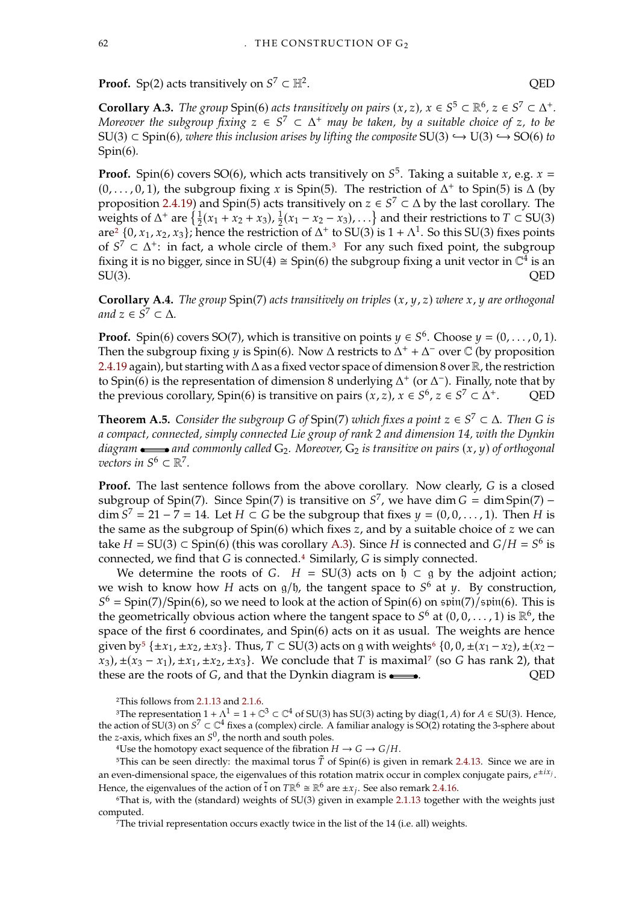**Proof.** Sp(2) acts transitively on $S^7 \subset \mathbb{H}^2$. QED

**Corollary A.3.** *The group* Spin(6) *acts transitively on pairs* $(x, z)$*,* $x \in S^5 \subset \mathbb{R}^6$*,* $z \in S^7 \subset \Delta^+$*. Moreover the subgroup fixing* $z \in S^7 \subset \Delta^+$ *may be taken, by a suitable choice of* $z$*, to be* $\mathrm{SU}(3) \subset \mathrm{Spin}(6)$*, where this inclusion arises by lifting the composite* $\mathrm{SU}(3) \hookrightarrow \mathrm{U}(3) \hookrightarrow \mathrm{SO}(6)$ *to* Spin(6)*.*

**Proof.** Spin(6) covers SO(6), which acts transitively on $S^5$. Taking a suitable $x$, e.g. $x = (0, \dots, 0, 1)$, the subgroup fixing $x$ is Spin(5). The restriction of $\Delta^+$ to Spin(5) is $\Delta$ (by proposition 2.4.19) and Spin(5) acts transitively on $z \in S^7 \subset \Delta$ by the last corollary. The weights of $\Delta^+$ are $\left\{\frac{1}{2}(x_1 + x_2 + x_3), \frac{1}{2}(x_1 - x_2 - x_3), \dots\right\}$ and their restrictions to $T \subset \mathrm{SU}(3)$ are[2] $\{0, x_1, x_2, x_3\}$; hence the restriction of $\Delta^+$ to SU(3) is $1 + \Lambda^1$. So this SU(3) fixes points of $S^7 \subset \Delta^+$: in fact, a whole circle of them.[3] For any such fixed point, the subgroup fixing it is no bigger, since in $\mathrm{SU}(4) \cong \mathrm{Spin}(6)$ the subgroup fixing a unit vector in $\mathbb{C}^4$ is an SU(3). QED

**Corollary A.4.** *The group* Spin(7) *acts transitively on triples* $(x, y, z)$ *where* $x, y$ *are orthogonal and* $z \in S^7 \subset \Delta$*.*

**Proof.** Spin(6) covers SO(7), which is transitive on points $y \in S^6$. Choose $y = (0, \dots, 0, 1)$. Then the subgroup fixing $y$ is Spin(6). Now $\Delta$ restricts to $\Delta^+ + \Delta^-$ over $\mathbb{C}$ (by proposition 2.4.19 again), but starting with $\Delta$ as a fixed vector space of dimension 8 over $\mathbb{R}$, the restriction to Spin(6) is the representation of dimension 8 underlying $\Delta^+$ (or $\Delta^-$). Finally, note that by the previous corollary, Spin(6) is transitive on pairs $(x, z)$, $x \in S^6$, $z \in S^7 \subset \Delta^+$. QED

**Theorem A.5.** *Consider the subgroup* $G$ *of* Spin(7) *which fixes a point* $z \in S^7 \subset \Delta$*. Then* $G$ *is a compact, connected, simply connected Lie group of rank 2 and dimension 14, with the Dynkin diagram* ●≡≡● *and commonly called* $\mathrm{G}_2$*. Moreover,* $\mathrm{G}_2$ *is transitive on pairs* $(x, y)$ *of orthogonal vectors in* $S^6 \subset \mathbb{R}^7$*.*

**Proof.** The last sentence follows from the above corollary. Now clearly, $G$ is a closed subgroup of Spin(7). Since Spin(7) is transitive on $S^7$, we have $\dim G = \dim \mathrm{Spin}(7) - \dim S^7 = 21 - 7 = 14$. Let $H \subset G$ be the subgroup that fixes $y = (0, 0, \dots, 1)$. Then $H$ is the same as the subgroup of Spin(6) which fixes $z$, and by a suitable choice of $z$ we can take $H = \mathrm{SU}(3) \subset \mathrm{Spin}(6)$ (this was corollary A.3). Since $H$ is connected and $G/H = S^6$ is connected, we find that $G$ is connected.[4] Similarly, $G$ is simply connected.

We determine the roots of $G$. $H = \mathrm{SU}(3)$ acts on $\mathfrak{h} \subset \mathfrak{g}$ by the adjoint action; we wish to know how $H$ acts on $\mathfrak{g}/\mathfrak{h}$, the tangent space to $S^6$ at $y$. By construction, $S^6 = \mathrm{Spin}(7)/\mathrm{Spin}(6)$, so we need to look at the action of Spin(6) on $\mathfrak{spin}(7)/\mathfrak{spin}(6)$. This is the geometrically obvious action where the tangent space to $S^6$ at $(0, 0, \dots, 1)$ is $\mathbb{R}^6$, the space of the first 6 coordinates, and Spin(6) acts on it as usual. The weights are hence given by[5] $\{\pm x_1, \pm x_2, \pm x_3\}$. Thus, $T \subset \mathrm{SU}(3)$ acts on $\mathfrak{g}$ with weights[6] $\{0, 0, \pm(x_1 - x_2), \pm(x_2 - x_3), \pm(x_3 - x_1), \pm x_1, \pm x_2, \pm x_3\}$. We conclude that $T$ is maximal[7] (so $G$ has rank 2), that these are the roots of $G$, and that the Dynkin diagram is ●≡≡●. QED

[2] This follows from 2.1.13 and 2.1.6.

[3] The representation $1 + \Lambda^1 = 1 + \mathbb{C}^3 \subset \mathbb{C}^4$ of SU(3) has SU(3) acting by $\mathrm{diag}(1, A)$ for $A \in \mathrm{SU}(3)$. Hence, the action of SU(3) on $S^7 \subset \mathbb{C}^4$ fixes a (complex) circle. A familiar analogy is SO(2) rotating the 3-sphere about the $z$-axis, which fixes an $S^0$, the north and south poles.

[4] Use the homotopy exact sequence of the fibration $H \to G \to G/H$.

[5] This can be seen directly: the maximal torus $\tilde{T}$ of Spin(6) is given in remark 2.4.13. Since we are in an even-dimensional space, the eigenvalues of this rotation matrix occur in complex conjugate pairs, $e^{\pm i x_j}$. Hence, the eigenvalues of the action of $\tilde{\mathfrak{t}}$ on $T\mathbb{R}^6 \cong \mathbb{R}^6$ are $\pm x_j$. See also remark 2.4.16.

[6] That is, with the (standard) weights of SU(3) given in example 2.1.13 together with the weights just computed.

[7] The trivial representation occurs exactly twice in the list of the 14 (i.e. all) weights.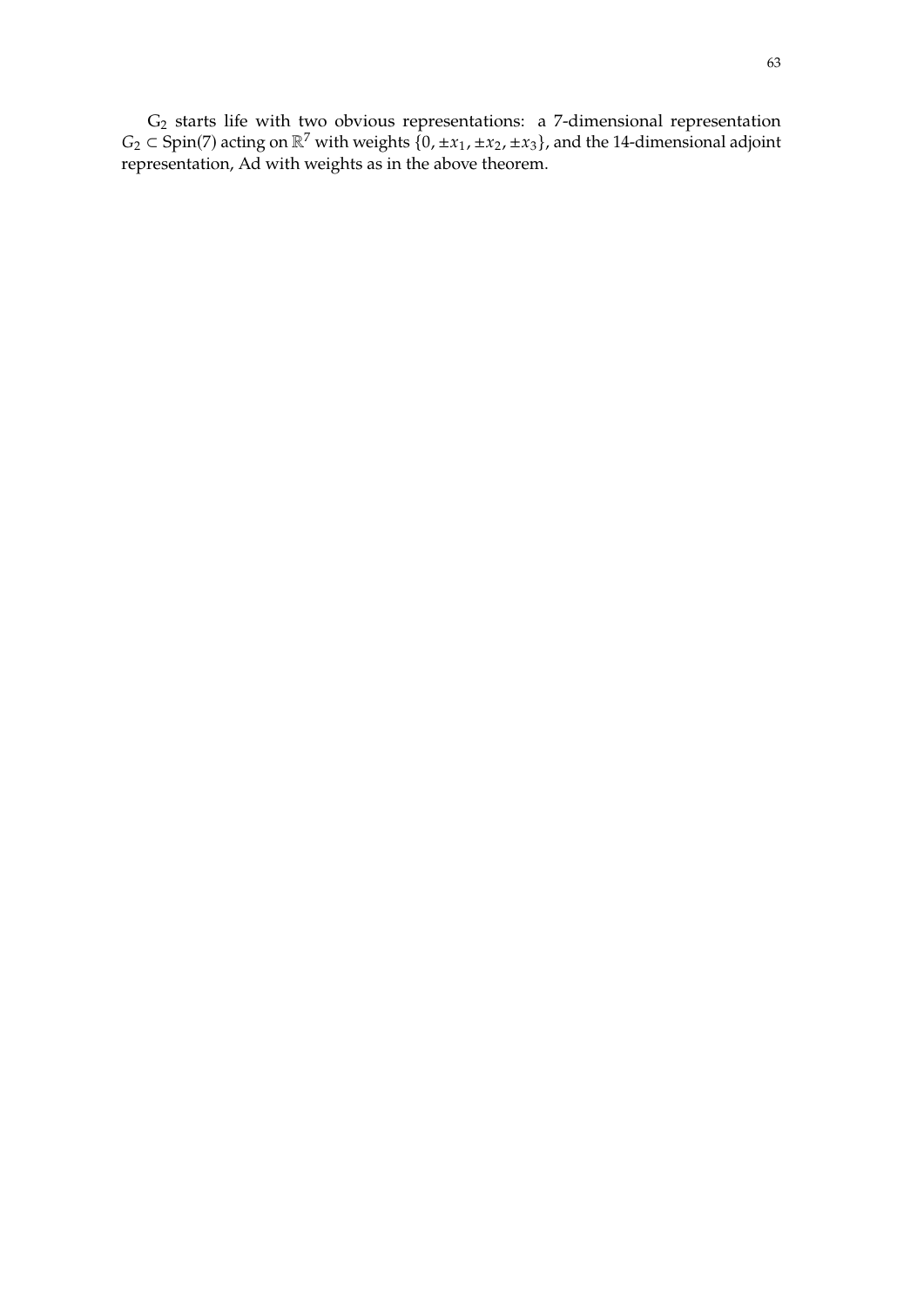$G_2$ starts life with two obvious representations: a 7-dimensional representation $G_2 \subset \mathrm{Spin}(7)$ acting on $\mathbb{R}^7$ with weights $\{0, \pm x_1, \pm x_2, \pm x_3\}$, and the 14-dimensional adjoint representation, Ad with weights as in the above theorem.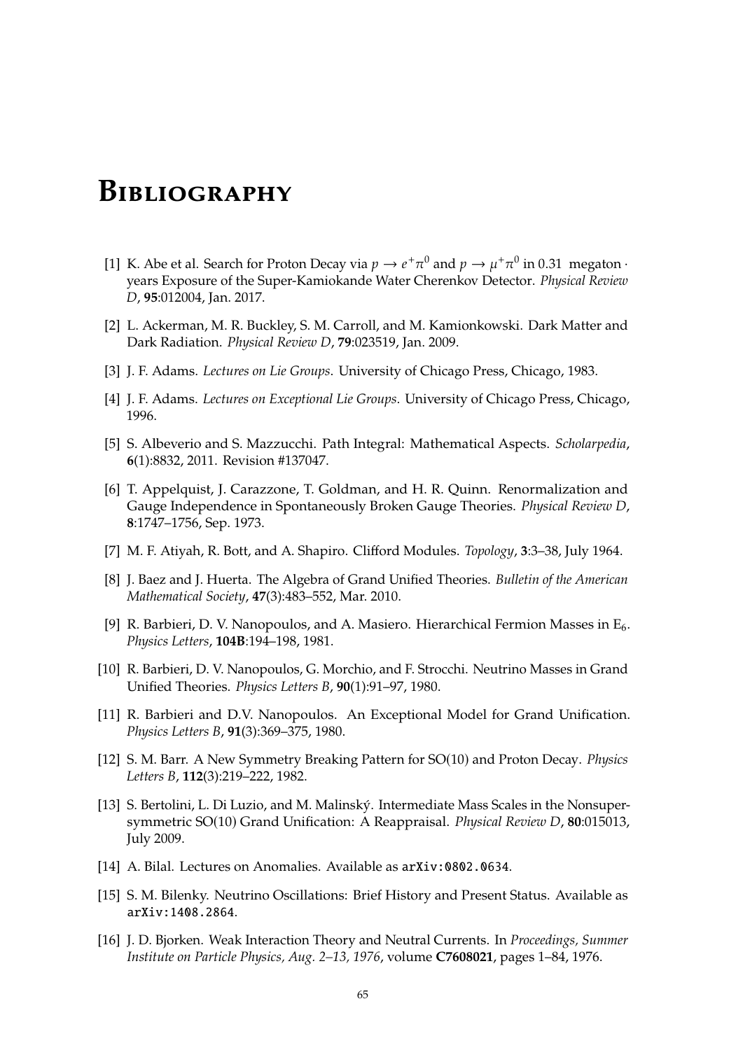# Bibliography

[1] K. Abe et al. Search for Proton Decay via $p \to e^+\pi^0$ and $p \to \mu^+\pi^0$ in 0.31 megaton $\cdot$ years Exposure of the Super-Kamiokande Water Cherenkov Detector. *Physical Review D*, **95**:012004, Jan. 2017.

[2] L. Ackerman, M. R. Buckley, S. M. Carroll, and M. Kamionkowski. Dark Matter and Dark Radiation. *Physical Review D*, **79**:023519, Jan. 2009.

[3] J. F. Adams. *Lectures on Lie Groups*. University of Chicago Press, Chicago, 1983.

[4] J. F. Adams. *Lectures on Exceptional Lie Groups*. University of Chicago Press, Chicago, 1996.

[5] S. Albeverio and S. Mazzucchi. Path Integral: Mathematical Aspects. *Scholarpedia*, **6**(1):8832, 2011. Revision #137047.

[6] T. Appelquist, J. Carazzone, T. Goldman, and H. R. Quinn. Renormalization and Gauge Independence in Spontaneously Broken Gauge Theories. *Physical Review D*, **8**:1747–1756, Sep. 1973.

[7] M. F. Atiyah, R. Bott, and A. Shapiro. Clifford Modules. *Topology*, **3**:3–38, July 1964.

[8] J. Baez and J. Huerta. The Algebra of Grand Unified Theories. *Bulletin of the American Mathematical Society*, **47**(3):483–552, Mar. 2010.

[9] R. Barbieri, D. V. Nanopoulos, and A. Masiero. Hierarchical Fermion Masses in $E_6$. *Physics Letters*, **104B**:194–198, 1981.

[10] R. Barbieri, D. V. Nanopoulos, G. Morchio, and F. Strocchi. Neutrino Masses in Grand Unified Theories. *Physics Letters B*, **90**(1):91–97, 1980.

[11] R. Barbieri and D.V. Nanopoulos. An Exceptional Model for Grand Unification. *Physics Letters B*, **91**(3):369–375, 1980.

[12] S. M. Barr. A New Symmetry Breaking Pattern for SO(10) and Proton Decay. *Physics Letters B*, **112**(3):219–222, 1982.

[13] S. Bertolini, L. Di Luzio, and M. Malinský. Intermediate Mass Scales in the Nonsupersymmetric SO(10) Grand Unification: A Reappraisal. *Physical Review D*, **80**:015013, July 2009.

[14] A. Bilal. Lectures on Anomalies. Available as `arXiv:0802.0634`.

[15] S. M. Bilenky. Neutrino Oscillations: Brief History and Present Status. Available as `arXiv:1408.2864`.

[16] J. D. Bjorken. Weak Interaction Theory and Neutral Currents. In *Proceedings, Summer Institute on Particle Physics, Aug. 2–13, 1976*, volume **C7608021**, pages 1–84, 1976.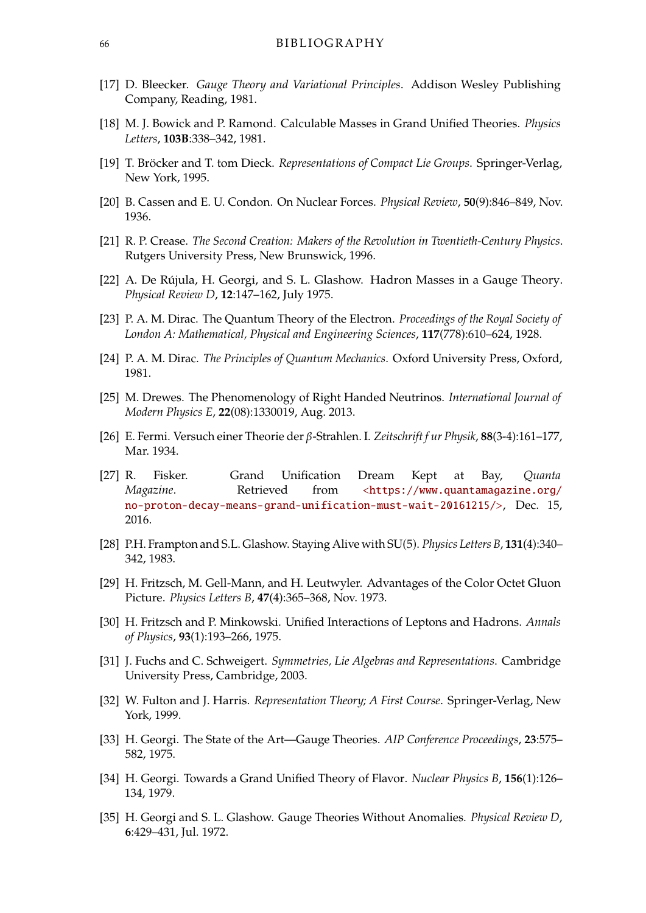[17] D. Bleecker. *Gauge Theory and Variational Principles*. Addison Wesley Publishing Company, Reading, 1981.

[18] M. J. Bowick and P. Ramond. Calculable Masses in Grand Unified Theories. *Physics Letters*, **103B**:338–342, 1981.

[19] T. Bröcker and T. tom Dieck. *Representations of Compact Lie Groups*. Springer-Verlag, New York, 1995.

[20] B. Cassen and E. U. Condon. On Nuclear Forces. *Physical Review*, **50**(9):846–849, Nov. 1936.

[21] R. P. Crease. *The Second Creation: Makers of the Revolution in Twentieth-Century Physics*. Rutgers University Press, New Brunswick, 1996.

[22] A. De Rújula, H. Georgi, and S. L. Glashow. Hadron Masses in a Gauge Theory. *Physical Review D*, **12**:147–162, July 1975.

[23] P. A. M. Dirac. The Quantum Theory of the Electron. *Proceedings of the Royal Society of London A: Mathematical, Physical and Engineering Sciences*, **117**(778):610–624, 1928.

[24] P. A. M. Dirac. *The Principles of Quantum Mechanics*. Oxford University Press, Oxford, 1981.

[25] M. Drewes. The Phenomenology of Right Handed Neutrinos. *International Journal of Modern Physics E*, **22**(08):1330019, Aug. 2013.

[26] E. Fermi. Versuch einer Theorie der $\beta$-Strahlen. I. *Zeitschrift f ur Physik*, **88**(3-4):161–177, Mar. 1934.

[27] R. Fisker. Grand Unification Dream Kept at Bay, *Quanta Magazine*. Retrieved from <https://www.quantamagazine.org/no-proton-decay-means-grand-unification-must-wait-20161215/>, Dec. 15, 2016.

[28] P.H. Frampton and S.L. Glashow. Staying Alive with SU(5). *Physics Letters B*, **131**(4):340–342, 1983.

[29] H. Fritzsch, M. Gell-Mann, and H. Leutwyler. Advantages of the Color Octet Gluon Picture. *Physics Letters B*, **47**(4):365–368, Nov. 1973.

[30] H. Fritzsch and P. Minkowski. Unified Interactions of Leptons and Hadrons. *Annals of Physics*, **93**(1):193–266, 1975.

[31] J. Fuchs and C. Schweigert. *Symmetries, Lie Algebras and Representations*. Cambridge University Press, Cambridge, 2003.

[32] W. Fulton and J. Harris. *Representation Theory; A First Course*. Springer-Verlag, New York, 1999.

[33] H. Georgi. The State of the Art—Gauge Theories. *AIP Conference Proceedings*, **23**:575–582, 1975.

[34] H. Georgi. Towards a Grand Unified Theory of Flavor. *Nuclear Physics B*, **156**(1):126–134, 1979.

[35] H. Georgi and S. L. Glashow. Gauge Theories Without Anomalies. *Physical Review D*, **6**:429–431, Jul. 1972.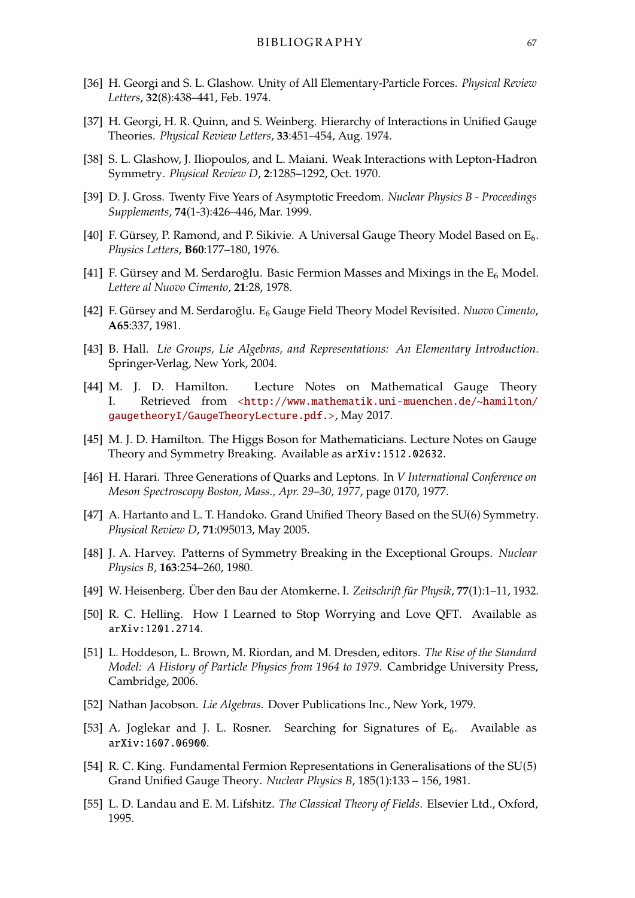[36] H. Georgi and S. L. Glashow. Unity of All Elementary-Particle Forces. *Physical Review Letters*, **32**(8):438–441, Feb. 1974.

[37] H. Georgi, H. R. Quinn, and S. Weinberg. Hierarchy of Interactions in Unified Gauge Theories. *Physical Review Letters*, **33**:451–454, Aug. 1974.

[38] S. L. Glashow, J. Iliopoulos, and L. Maiani. Weak Interactions with Lepton-Hadron Symmetry. *Physical Review D*, **2**:1285–1292, Oct. 1970.

[39] D. J. Gross. Twenty Five Years of Asymptotic Freedom. *Nuclear Physics B - Proceedings Supplements*, **74**(1-3):426–446, Mar. 1999.

[40] F. Gürsey, P. Ramond, and P. Sikivie. A Universal Gauge Theory Model Based on $E_6$. *Physics Letters*, **B60**:177–180, 1976.

[41] F. Gürsey and M. Serdaroğlu. Basic Fermion Masses and Mixings in the $E_6$ Model. *Lettere al Nuovo Cimento*, **21**:28, 1978.

[42] F. Gürsey and M. Serdaroğlu. $E_6$ Gauge Field Theory Model Revisited. *Nuovo Cimento*, **A65**:337, 1981.

[43] B. Hall. *Lie Groups, Lie Algebras, and Representations: An Elementary Introduction*. Springer-Verlag, New York, 2004.

[44] M. J. D. Hamilton. Lecture Notes on Mathematical Gauge Theory I. Retrieved from <http://www.mathematik.uni-muenchen.de/~hamilton/gaugetheoryI/GaugeTheoryLecture.pdf.>, May 2017.

[45] M. J. D. Hamilton. The Higgs Boson for Mathematicians. Lecture Notes on Gauge Theory and Symmetry Breaking. Available as arXiv:1512.02632.

[46] H. Harari. Three Generations of Quarks and Leptons. In *V International Conference on Meson Spectroscopy Boston, Mass., Apr. 29–30, 1977*, page 0170, 1977.

[47] A. Hartanto and L. T. Handoko. Grand Unified Theory Based on the SU(6) Symmetry. *Physical Review D*, **71**:095013, May 2005.

[48] J. A. Harvey. Patterns of Symmetry Breaking in the Exceptional Groups. *Nuclear Physics B*, **163**:254–260, 1980.

[49] W. Heisenberg. Über den Bau der Atomkerne. I. *Zeitschrift für Physik*, **77**(1):1–11, 1932.

[50] R. C. Helling. How I Learned to Stop Worrying and Love QFT. Available as arXiv:1201.2714.

[51] L. Hoddeson, L. Brown, M. Riordan, and M. Dresden, editors. *The Rise of the Standard Model: A History of Particle Physics from 1964 to 1979*. Cambridge University Press, Cambridge, 2006.

[52] Nathan Jacobson. *Lie Algebras*. Dover Publications Inc., New York, 1979.

[53] A. Joglekar and J. L. Rosner. Searching for Signatures of $E_6$. Available as arXiv:1607.06900.

[54] R. C. King. Fundamental Fermion Representations in Generalisations of the SU(5) Grand Unified Gauge Theory. *Nuclear Physics B*, 185(1):133 – 156, 1981.

[55] L. D. Landau and E. M. Lifshitz. *The Classical Theory of Fields*. Elsevier Ltd., Oxford, 1995.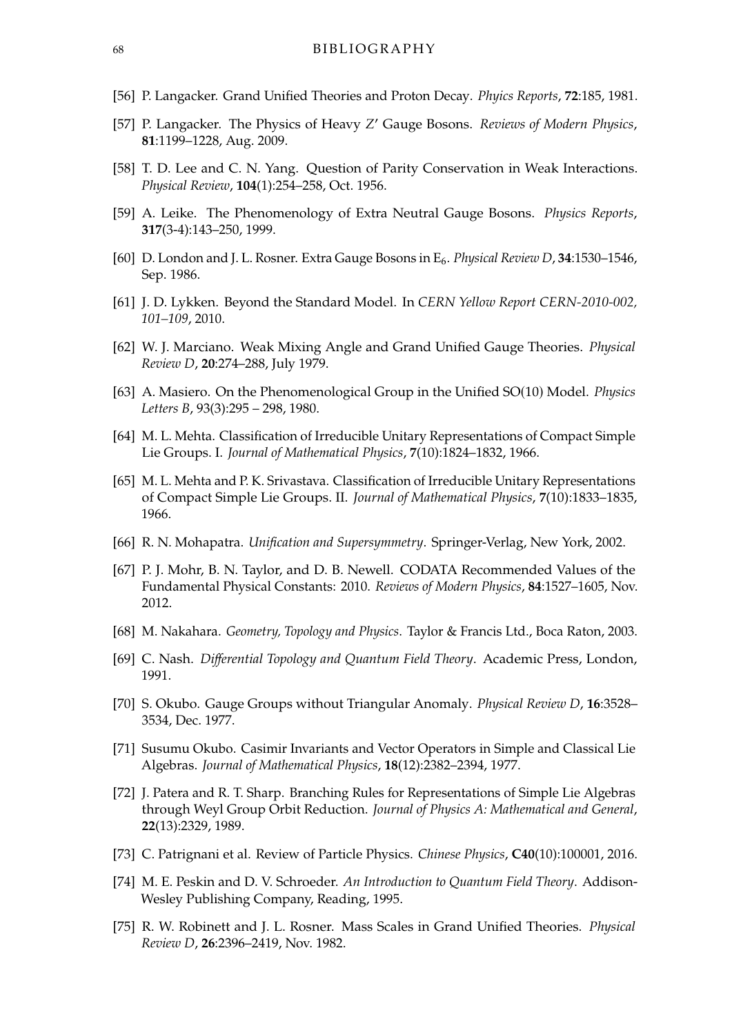[56] P. Langacker. Grand Unified Theories and Proton Decay. *Phyics Reports*, **72**:185, 1981.

[57] P. Langacker. The Physics of Heavy $Z'$ Gauge Bosons. *Reviews of Modern Physics*, **81**:1199–1228, Aug. 2009.

[58] T. D. Lee and C. N. Yang. Question of Parity Conservation in Weak Interactions. *Physical Review*, **104**(1):254–258, Oct. 1956.

[59] A. Leike. The Phenomenology of Extra Neutral Gauge Bosons. *Physics Reports*, **317**(3-4):143–250, 1999.

[60] D. London and J. L. Rosner. Extra Gauge Bosons in $E_6$. *Physical Review D*, **34**:1530–1546, Sep. 1986.

[61] J. D. Lykken. Beyond the Standard Model. In *CERN Yellow Report CERN-2010-002, 101–109*, 2010.

[62] W. J. Marciano. Weak Mixing Angle and Grand Unified Gauge Theories. *Physical Review D*, **20**:274–288, July 1979.

[63] A. Masiero. On the Phenomenological Group in the Unified SO(10) Model. *Physics Letters B*, 93(3):295 – 298, 1980.

[64] M. L. Mehta. Classification of Irreducible Unitary Representations of Compact Simple Lie Groups. I. *Journal of Mathematical Physics*, **7**(10):1824–1832, 1966.

[65] M. L. Mehta and P. K. Srivastava. Classification of Irreducible Unitary Representations of Compact Simple Lie Groups. II. *Journal of Mathematical Physics*, **7**(10):1833–1835, 1966.

[66] R. N. Mohapatra. *Unification and Supersymmetry*. Springer-Verlag, New York, 2002.

[67] P. J. Mohr, B. N. Taylor, and D. B. Newell. CODATA Recommended Values of the Fundamental Physical Constants: 2010. *Reviews of Modern Physics*, **84**:1527–1605, Nov. 2012.

[68] M. Nakahara. *Geometry, Topology and Physics*. Taylor & Francis Ltd., Boca Raton, 2003.

[69] C. Nash. *Differential Topology and Quantum Field Theory*. Academic Press, London, 1991.

[70] S. Okubo. Gauge Groups without Triangular Anomaly. *Physical Review D*, **16**:3528–3534, Dec. 1977.

[71] Susumu Okubo. Casimir Invariants and Vector Operators in Simple and Classical Lie Algebras. *Journal of Mathematical Physics*, **18**(12):2382–2394, 1977.

[72] J. Patera and R. T. Sharp. Branching Rules for Representations of Simple Lie Algebras through Weyl Group Orbit Reduction. *Journal of Physics A: Mathematical and General*, **22**(13):2329, 1989.

[73] C. Patrignani et al. Review of Particle Physics. *Chinese Physics*, **C40**(10):100001, 2016.

[74] M. E. Peskin and D. V. Schroeder. *An Introduction to Quantum Field Theory*. Addison-Wesley Publishing Company, Reading, 1995.

[75] R. W. Robinett and J. L. Rosner. Mass Scales in Grand Unified Theories. *Physical Review D*, **26**:2396–2419, Nov. 1982.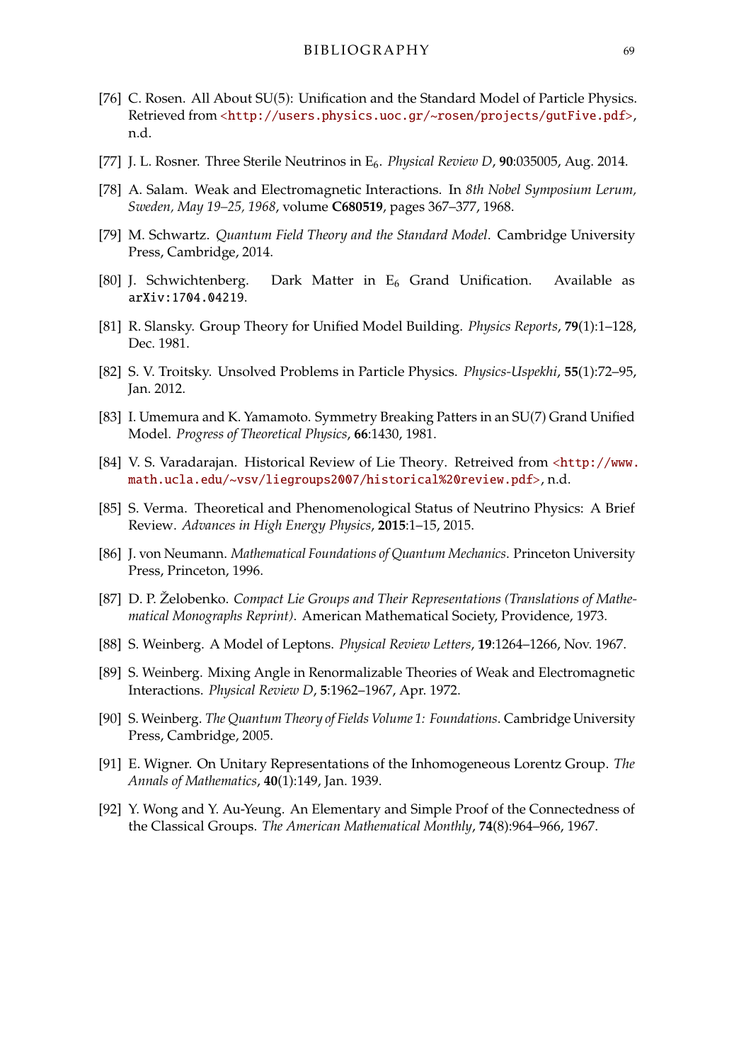[76] C. Rosen. All About SU(5): Unification and the Standard Model of Particle Physics. Retrieved from <http://users.physics.uoc.gr/~rosen/projects/gutFive.pdf>, n.d.

[77] J. L. Rosner. Three Sterile Neutrinos in $E_6$. *Physical Review D*, **90**:035005, Aug. 2014.

[78] A. Salam. Weak and Electromagnetic Interactions. In *8th Nobel Symposium Lerum, Sweden, May 19–25, 1968*, volume **C680519**, pages 367–377, 1968.

[79] M. Schwartz. *Quantum Field Theory and the Standard Model*. Cambridge University Press, Cambridge, 2014.

[80] J. Schwichtenberg. Dark Matter in $E_6$ Grand Unification. Available as arXiv:1704.04219.

[81] R. Slansky. Group Theory for Unified Model Building. *Physics Reports*, **79**(1):1–128, Dec. 1981.

[82] S. V. Troitsky. Unsolved Problems in Particle Physics. *Physics-Uspekhi*, **55**(1):72–95, Jan. 2012.

[83] I. Umemura and K. Yamamoto. Symmetry Breaking Patters in an SU(7) Grand Unified Model. *Progress of Theoretical Physics*, **66**:1430, 1981.

[84] V. S. Varadarajan. Historical Review of Lie Theory. Retreived from <http://www.math.ucla.edu/~vsv/liegroups2007/historical%20review.pdf>, n.d.

[85] S. Verma. Theoretical and Phenomenological Status of Neutrino Physics: A Brief Review. *Advances in High Energy Physics*, **2015**:1–15, 2015.

[86] J. von Neumann. *Mathematical Foundations of Quantum Mechanics*. Princeton University Press, Princeton, 1996.

[87] D. P. Želobenko. *Compact Lie Groups and Their Representations (Translations of Mathematical Monographs Reprint)*. American Mathematical Society, Providence, 1973.

[88] S. Weinberg. A Model of Leptons. *Physical Review Letters*, **19**:1264–1266, Nov. 1967.

[89] S. Weinberg. Mixing Angle in Renormalizable Theories of Weak and Electromagnetic Interactions. *Physical Review D*, **5**:1962–1967, Apr. 1972.

[90] S. Weinberg. *The Quantum Theory of Fields Volume 1: Foundations*. Cambridge University Press, Cambridge, 2005.

[91] E. Wigner. On Unitary Representations of the Inhomogeneous Lorentz Group. *The Annals of Mathematics*, **40**(1):149, Jan. 1939.

[92] Y. Wong and Y. Au-Yeung. An Elementary and Simple Proof of the Connectedness of the Classical Groups. *The American Mathematical Monthly*, **74**(8):964–966, 1967.